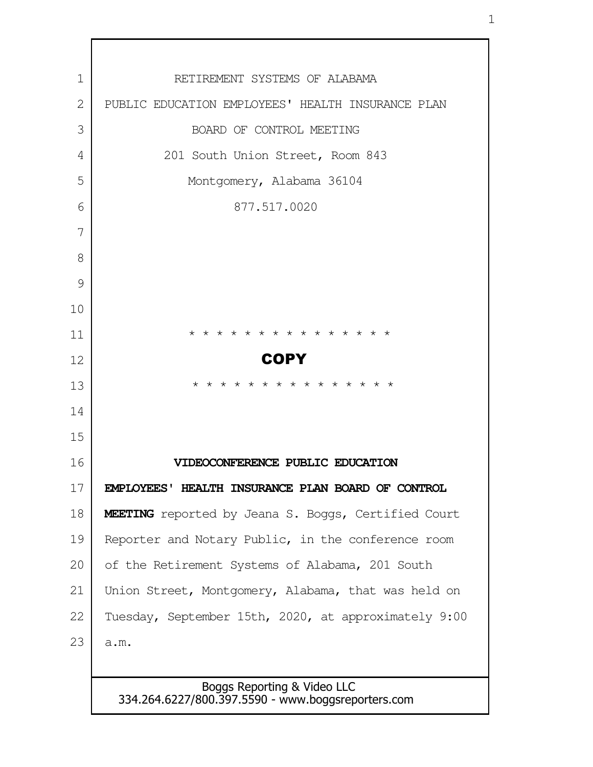RETIREMENT SYSTEMS OF ALABAMA

PUBLIC EDUCATION EMPLOYEES' HEALTH INSURANCE PLAN

BOARD OF CONTROL MEETING

201 South Union Street, Room 843

Montgomery, Alabama 36104

877.517.0020

* * * * * * * * * * * * * * *

**COPY**

* * * * * * * * * * * * * * *

**VIDEOCONFERENCE PUBLIC EDUCATION EMPLOYEES' HEALTH INSURANCE PLAN BOARD OF CONTROL MEETING** reported by Jeana S. Boggs, Certified Court Reporter and Notary Public, in the conference room of the Retirement Systems of Alabama, 201 South Union Street, Montgomery, Alabama, that was held on Tuesday, September 15th, 2020, at approximately 9:00 a.m.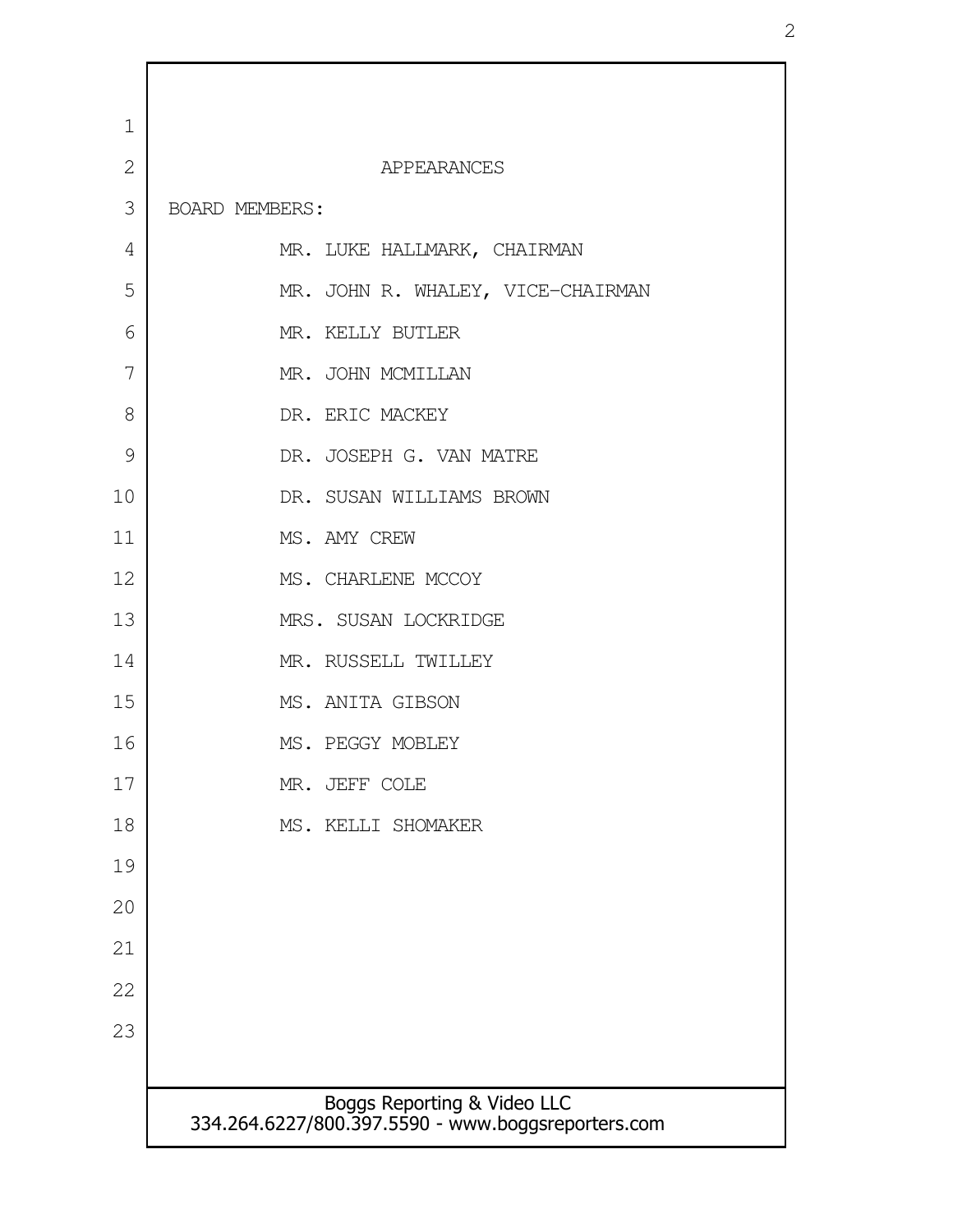## APPEARANCES

BOARD MEMBERS:

MR. LUKE HALLMARK, CHAIRMAN

MR. JOHN R. WHALEY, VICE-CHAIRMAN

MR. KELLY BUTLER

MR. JOHN MCMILLAN

DR. ERIC MACKEY

DR. JOSEPH G. VAN MATRE

DR. SUSAN WILLIAMS BROWN

MS. AMY CREW

MS. CHARLENE MCCOY

MRS. SUSAN LOCKRIDGE

MR. RUSSELL TWILLEY

MS. ANITA GIBSON

MS. PEGGY MOBLEY

MR. JEFF COLE

MS. KELLI SHOMAKER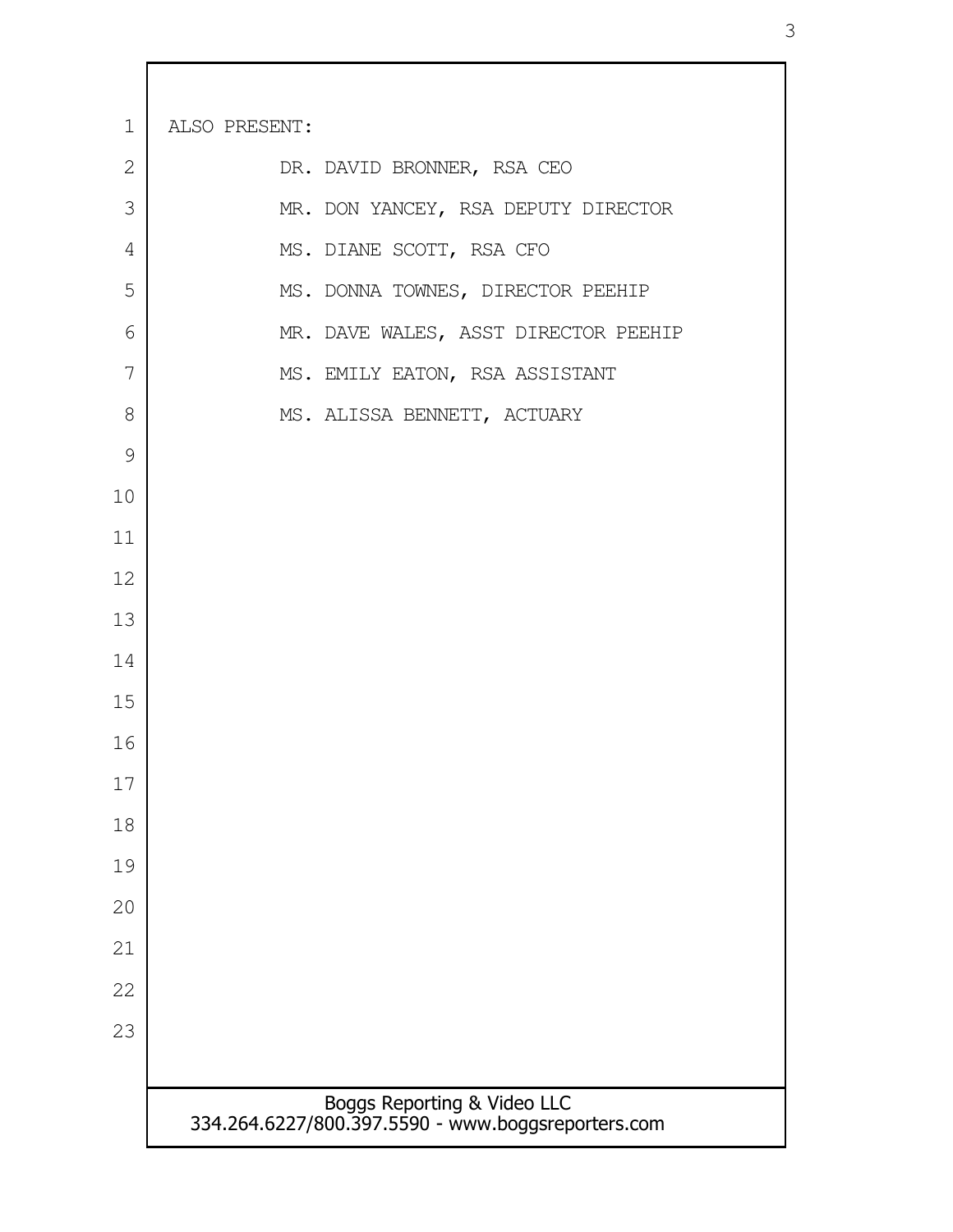ALSO PRESENT:

DR. DAVID BRONNER, RSA CEO

MR. DON YANCEY, RSA DEPUTY DIRECTOR

MS. DIANE SCOTT, RSA CFO

MS. DONNA TOWNES, DIRECTOR PEEHIP

MR. DAVE WALES, ASST DIRECTOR PEEHIP

MS. EMILY EATON, RSA ASSISTANT

MS. ALISSA BENNETT, ACTUARY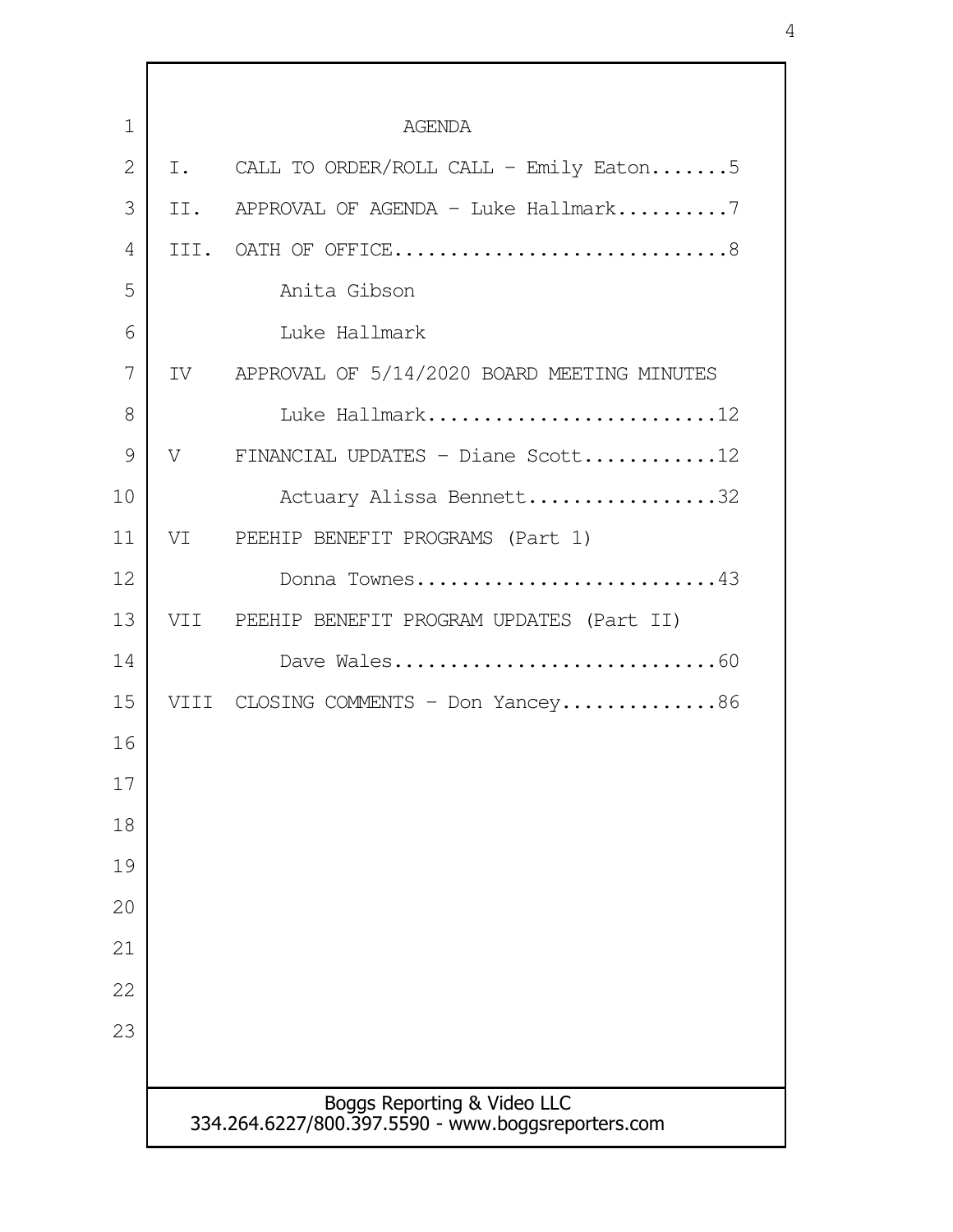# AGENDA

I. CALL TO ORDER/ROLL CALL - Emily Eaton.......5

II. APPROVAL OF AGENDA - Luke Hallmark..........7

III. OATH OF OFFICE..............................8

    Anita Gibson

    Luke Hallmark

IV APPROVAL OF 5/14/2020 BOARD MEETING MINUTES

    Luke Hallmark..........................12

V FINANCIAL UPDATES - Diane Scott............12

    Actuary Alissa Bennett.................32

VI PEEHIP BENEFIT PROGRAMS (Part 1)

    Donna Townes...........................43

VII PEEHIP BENEFIT PROGRAM UPDATES (Part II)

    Dave Wales.............................60

VIII CLOSING COMMENTS - Don Yancey..............86

Boggs Reporting & Video LLC
334.264.6227/800.397.5590 - www.boggsreporters.com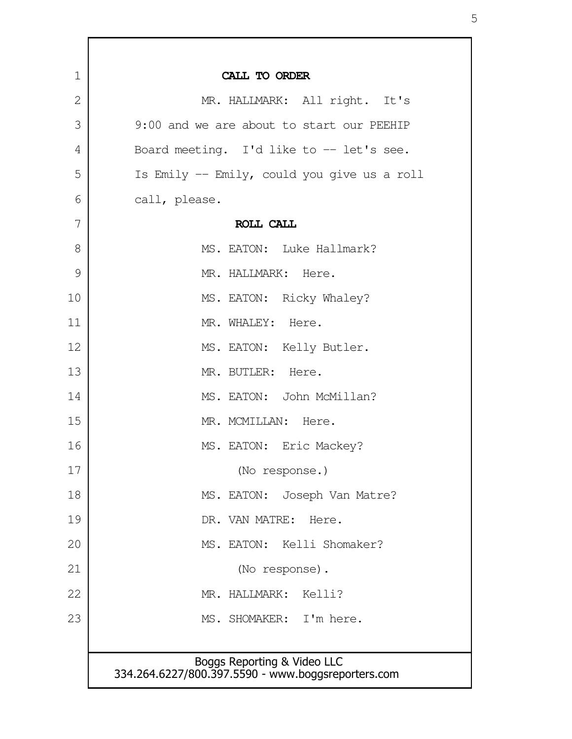**CALL TO ORDER**

MR. HALLMARK: All right. It's 9:00 and we are about to start our PEEHIP Board meeting. I'd like to -- let's see. Is Emily -- Emily, could you give us a roll call, please.

**ROLL CALL**

MS. EATON: Luke Hallmark?

MR. HALLMARK: Here.

MS. EATON: Ricky Whaley?

MR. WHALEY: Here.

MS. EATON: Kelly Butler.

MR. BUTLER: Here.

MS. EATON: John McMillan?

MR. MCMILLAN: Here.

MS. EATON: Eric Mackey?

(No response.)

MS. EATON: Joseph Van Matre?

DR. VAN MATRE: Here.

MS. EATON: Kelli Shomaker?

(No response).

MR. HALLMARK: Kelli?

MS. SHOMAKER: I'm here.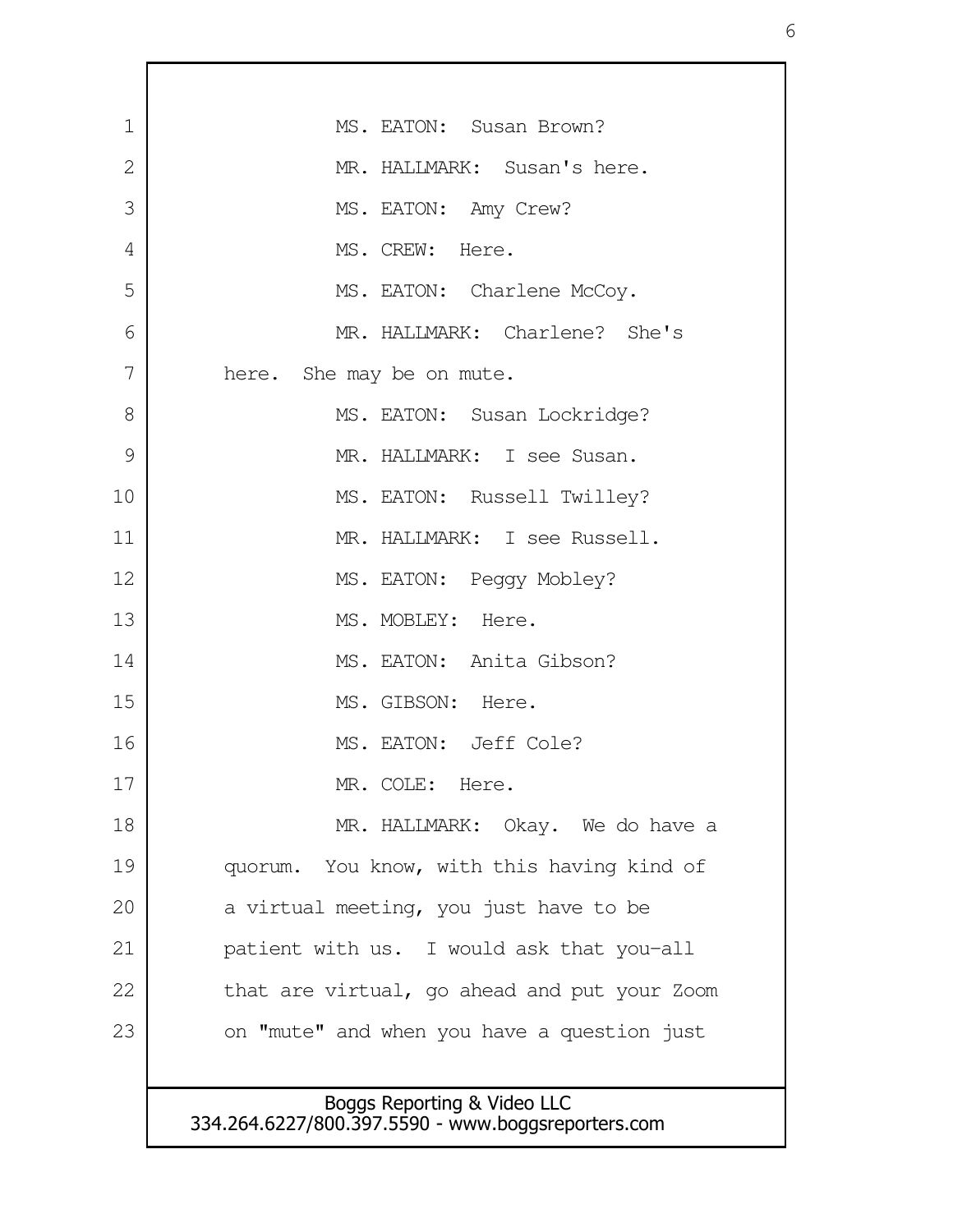MS. EATON: Susan Brown?

MR. HALLMARK: Susan's here.

MS. EATON: Amy Crew?

MS. CREW: Here.

MS. EATON: Charlene McCoy.

MR. HALLMARK: Charlene? She's here. She may be on mute.

MS. EATON: Susan Lockridge?

MR. HALLMARK: I see Susan.

MS. EATON: Russell Twilley?

MR. HALLMARK: I see Russell.

MS. EATON: Peggy Mobley?

MS. MOBLEY: Here.

MS. EATON: Anita Gibson?

MS. GIBSON: Here.

MS. EATON: Jeff Cole?

MR. COLE: Here.

MR. HALLMARK: Okay. We do have a quorum. You know, with this having kind of a virtual meeting, you just have to be patient with us. I would ask that you-all that are virtual, go ahead and put your Zoom on "mute" and when you have a question just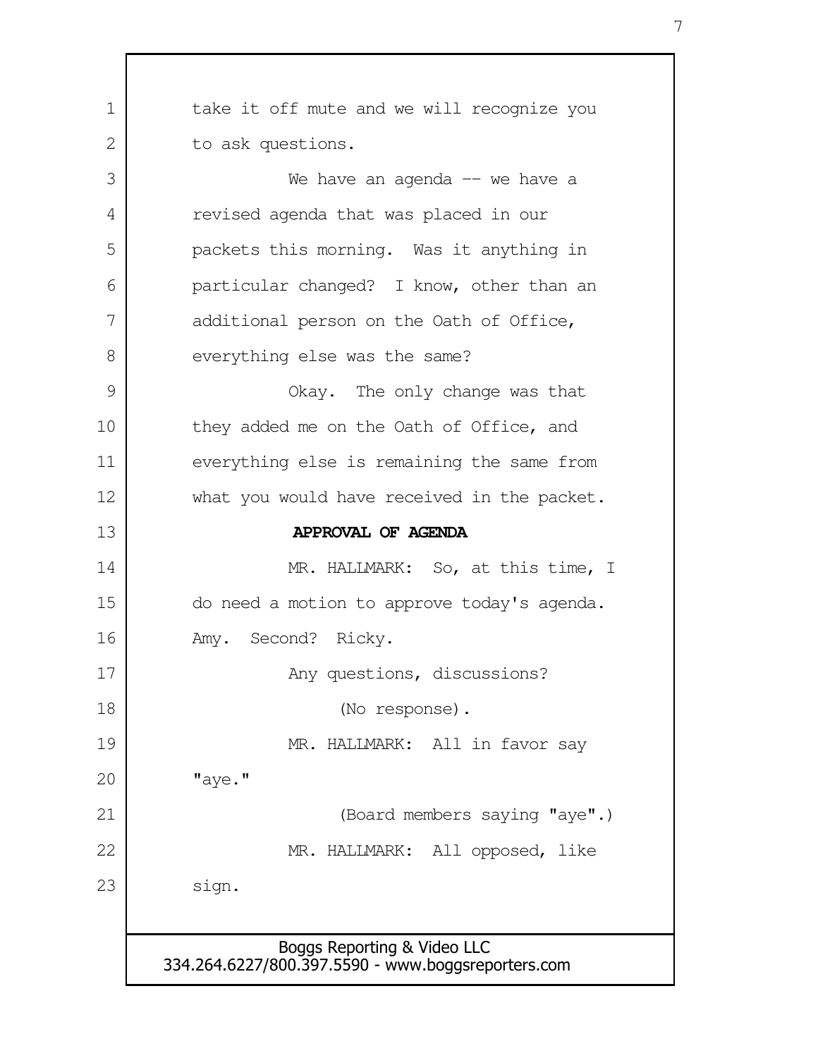take it off mute and we will recognize you to ask questions.

We have an agenda -- we have a revised agenda that was placed in our packets this morning. Was it anything in particular changed? I know, other than an additional person on the Oath of Office, everything else was the same?

Okay. The only change was that they added me on the Oath of Office, and everything else is remaining the same from what you would have received in the packet.

**APPROVAL OF AGENDA**

MR. HALLMARK: So, at this time, I do need a motion to approve today's agenda. Amy. Second? Ricky.

Any questions, discussions?

(No response).

MR. HALLMARK: All in favor say "aye."

(Board members saying "aye".)

MR. HALLMARK: All opposed, like sign.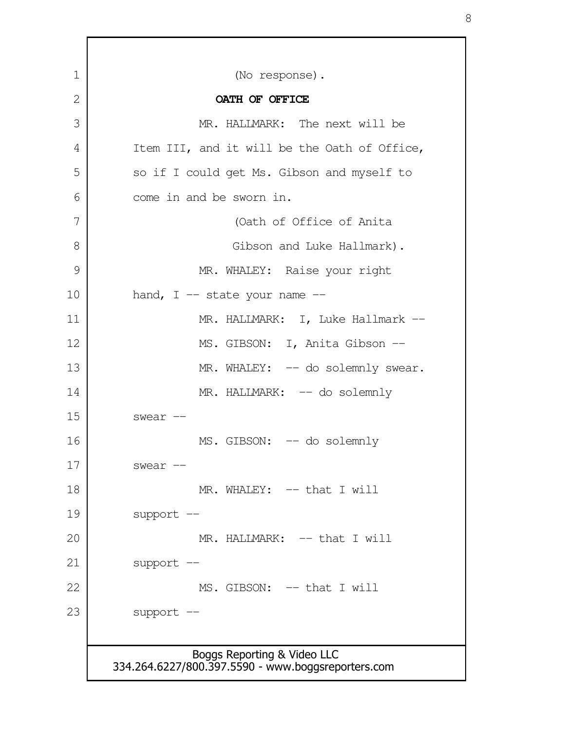(No response).

**OATH OF OFFICE**

MR. HALLMARK: The next will be Item III, and it will be the Oath of Office, so if I could get Ms. Gibson and myself to come in and be sworn in.

(Oath of Office of Anita Gibson and Luke Hallmark).

MR. WHALEY: Raise your right hand, I -- state your name --

MR. HALLMARK: I, Luke Hallmark --

MS. GIBSON: I, Anita Gibson --

MR. WHALEY: -- do solemnly swear.

MR. HALLMARK: -- do solemnly swear --

MS. GIBSON: -- do solemnly swear --

MR. WHALEY: -- that I will support --

MR. HALLMARK: -- that I will support --

MS. GIBSON: -- that I will support --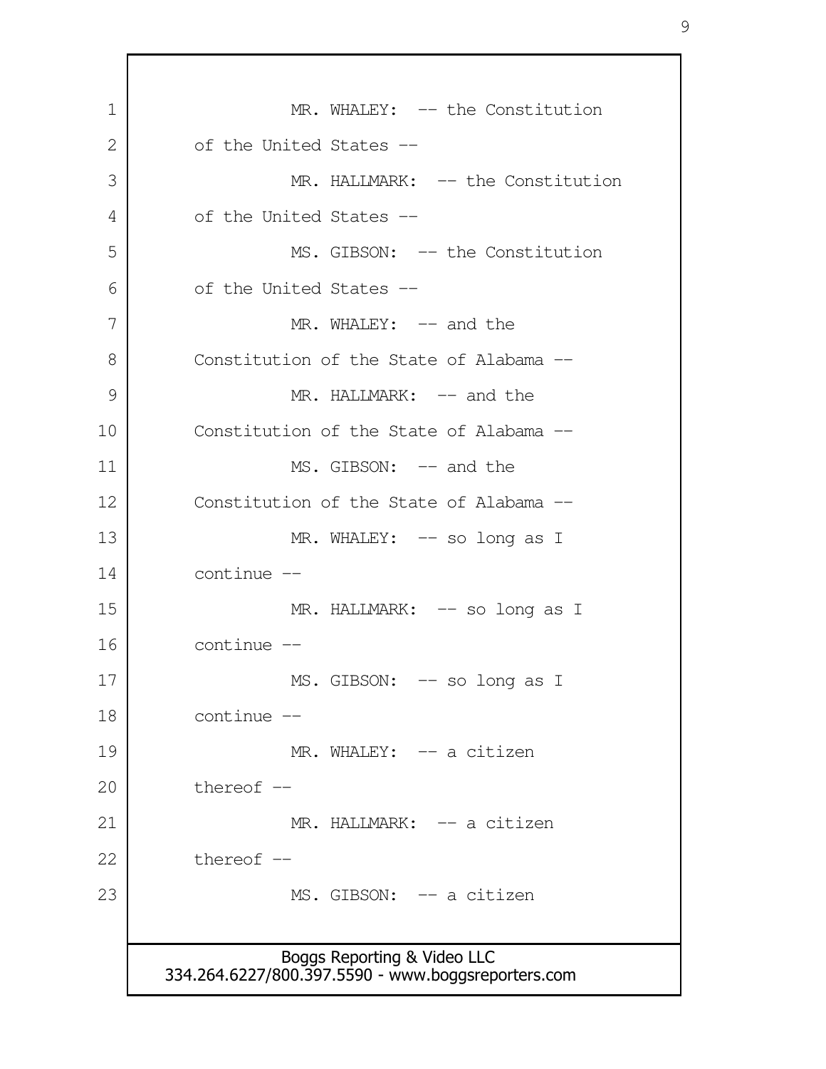MR. WHALEY: -- the Constitution of the United States --

MR. HALLMARK: -- the Constitution of the United States --

MS. GIBSON: -- the Constitution of the United States --

MR. WHALEY: -- and the Constitution of the State of Alabama --

MR. HALLMARK: -- and the Constitution of the State of Alabama --

MS. GIBSON: -- and the Constitution of the State of Alabama --

MR. WHALEY: -- so long as I continue --

MR. HALLMARK: -- so long as I continue --

MS. GIBSON: -- so long as I continue --

MR. WHALEY: -- a citizen thereof --

MR. HALLMARK: -- a citizen thereof --

MS. GIBSON: -- a citizen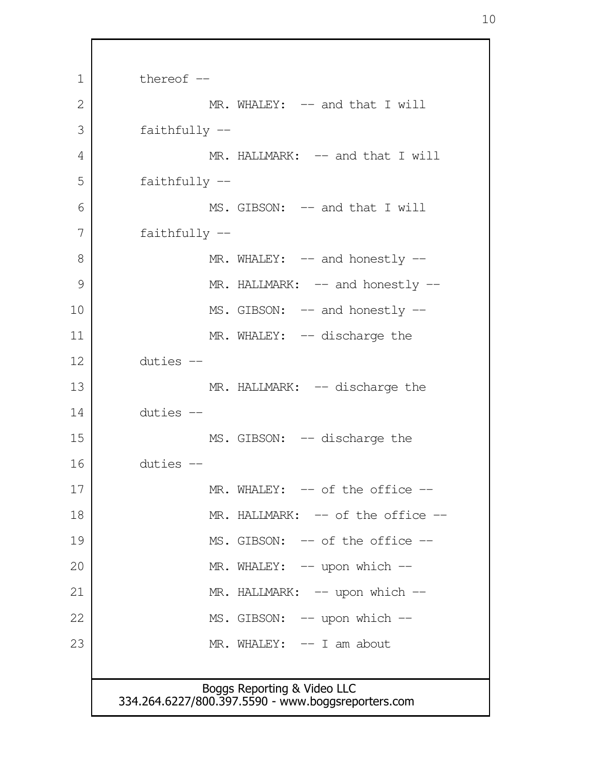thereof --

MR. WHALEY: -- and that I will faithfully --

MR. HALLMARK: -- and that I will faithfully --

MS. GIBSON: -- and that I will faithfully --

MR. WHALEY: -- and honestly --

MR. HALLMARK: -- and honestly --

MS. GIBSON: -- and honestly --

MR. WHALEY: -- discharge the duties --

MR. HALLMARK: -- discharge the duties --

MS. GIBSON: -- discharge the duties --

MR. WHALEY: -- of the office --

MR. HALLMARK: -- of the office --

MS. GIBSON: -- of the office --

MR. WHALEY: -- upon which --

MR. HALLMARK: -- upon which --

MS. GIBSON: -- upon which --

MR. WHALEY: -- I am about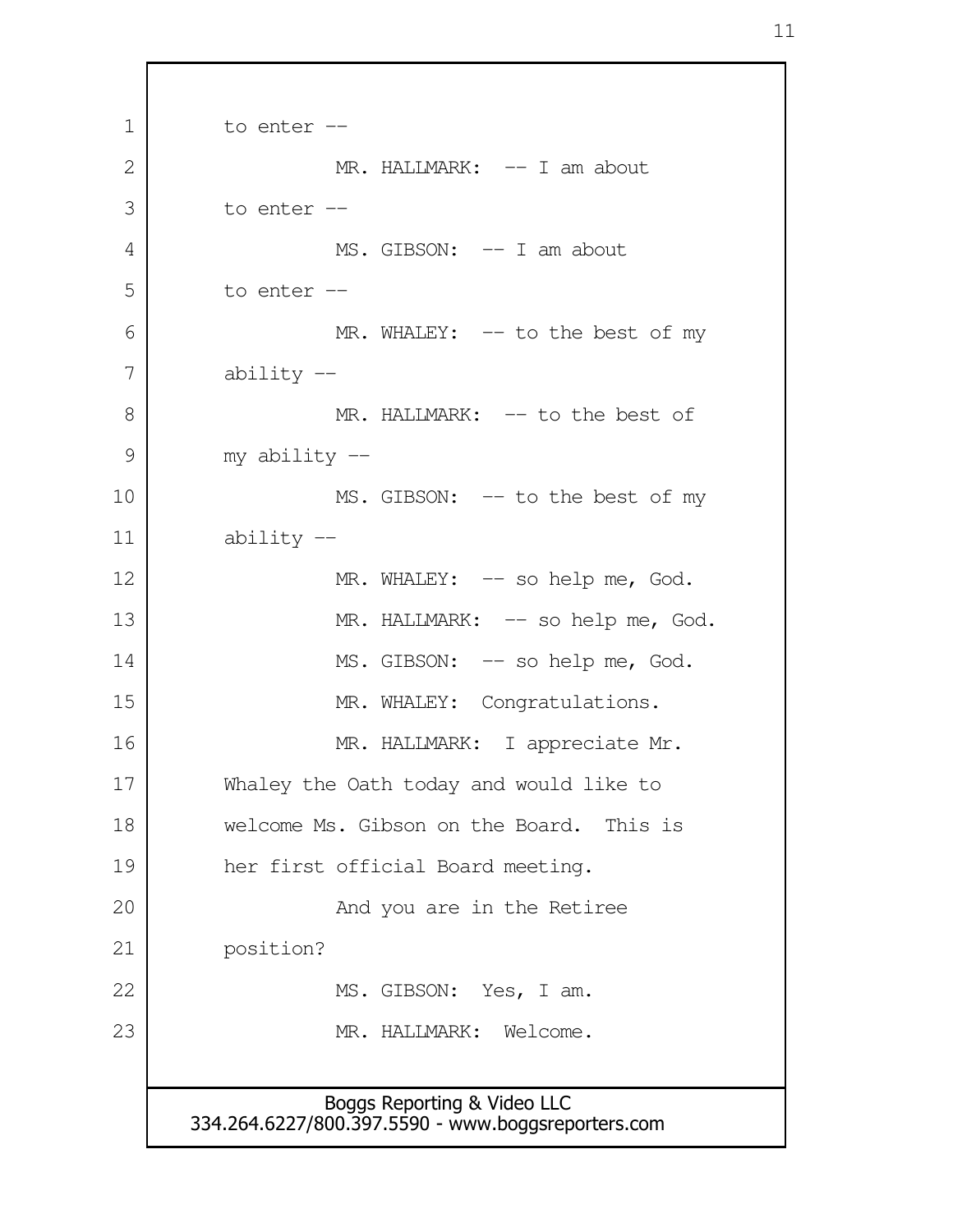to enter --

MR. HALLMARK: -- I am about to enter --

MS. GIBSON: -- I am about to enter --

MR. WHALEY: -- to the best of my ability --

MR. HALLMARK: -- to the best of my ability --

MS. GIBSON: -- to the best of my ability --

MR. WHALEY: -- so help me, God.

MR. HALLMARK: -- so help me, God.

MS. GIBSON: -- so help me, God.

MR. WHALEY: Congratulations.

MR. HALLMARK: I appreciate Mr. Whaley the Oath today and would like to welcome Ms. Gibson on the Board. This is her first official Board meeting.

And you are in the Retiree position?

MS. GIBSON: Yes, I am.

MR. HALLMARK: Welcome.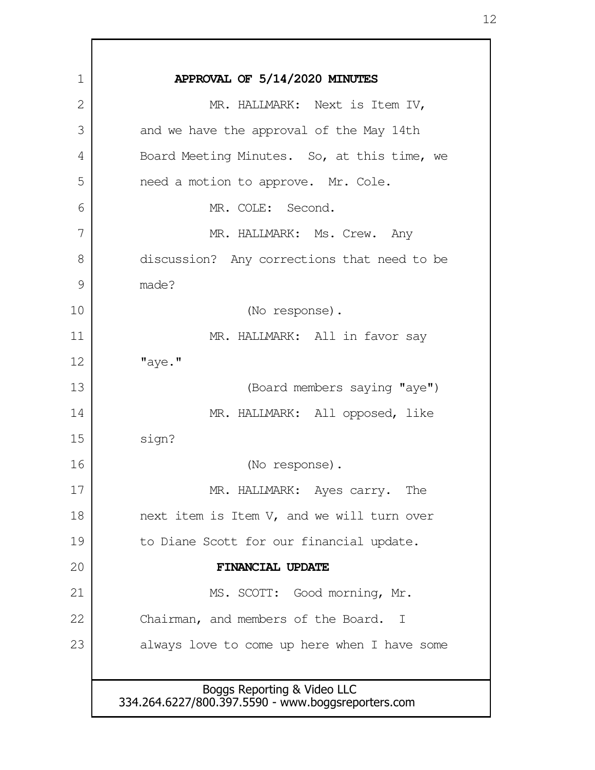**APPROVAL OF 5/14/2020 MINUTES**

MR. HALLMARK: Next is Item IV, and we have the approval of the May 14th Board Meeting Minutes. So, at this time, we need a motion to approve. Mr. Cole.

MR. COLE: Second.

MR. HALLMARK: Ms. Crew. Any discussion? Any corrections that need to be made?

(No response).

MR. HALLMARK: All in favor say "aye."

(Board members saying "aye")

MR. HALLMARK: All opposed, like sign?

(No response).

MR. HALLMARK: Ayes carry. The next item is Item V, and we will turn over to Diane Scott for our financial update.

**FINANCIAL UPDATE**

MS. SCOTT: Good morning, Mr. Chairman, and members of the Board. I always love to come up here when I have some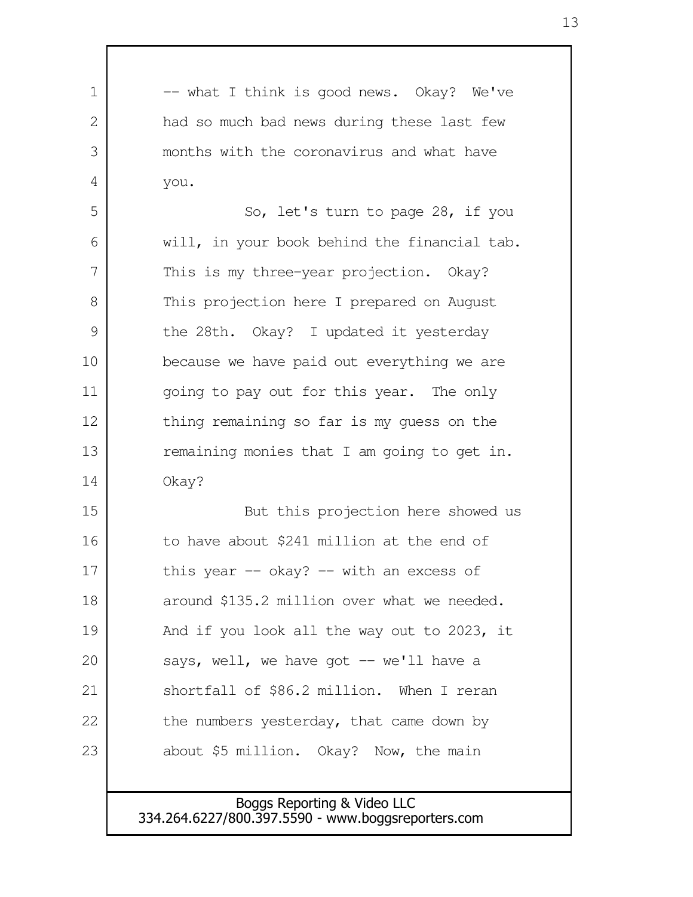-- what I think is good news. Okay? We've had so much bad news during these last few months with the coronavirus and what have you.

So, let's turn to page 28, if you will, in your book behind the financial tab. This is my three-year projection. Okay? This projection here I prepared on August the 28th. Okay? I updated it yesterday because we have paid out everything we are going to pay out for this year. The only thing remaining so far is my guess on the remaining monies that I am going to get in. Okay?

But this projection here showed us to have about $241 million at the end of this year -- okay? -- with an excess of around $135.2 million over what we needed. And if you look all the way out to 2023, it says, well, we have got -- we'll have a shortfall of $86.2 million. When I reran the numbers yesterday, that came down by about $5 million. Okay? Now, the main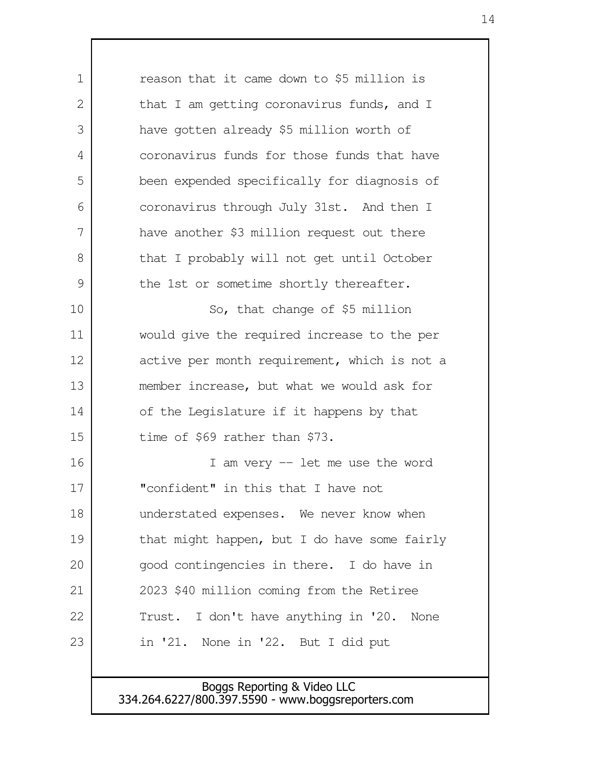reason that it came down to $5 million is that I am getting coronavirus funds, and I have gotten already $5 million worth of coronavirus funds for those funds that have been expended specifically for diagnosis of coronavirus through July 31st. And then I have another $3 million request out there that I probably will not get until October the 1st or sometime shortly thereafter.

So, that change of $5 million would give the required increase to the per active per month requirement, which is not a member increase, but what we would ask for of the Legislature if it happens by that time of $69 rather than $73.

I am very -- let me use the word "confident" in this that I have not understated expenses. We never know when that might happen, but I do have some fairly good contingencies in there. I do have in 2023 $40 million coming from the Retiree Trust. I don't have anything in '20. None in '21. None in '22. But I did put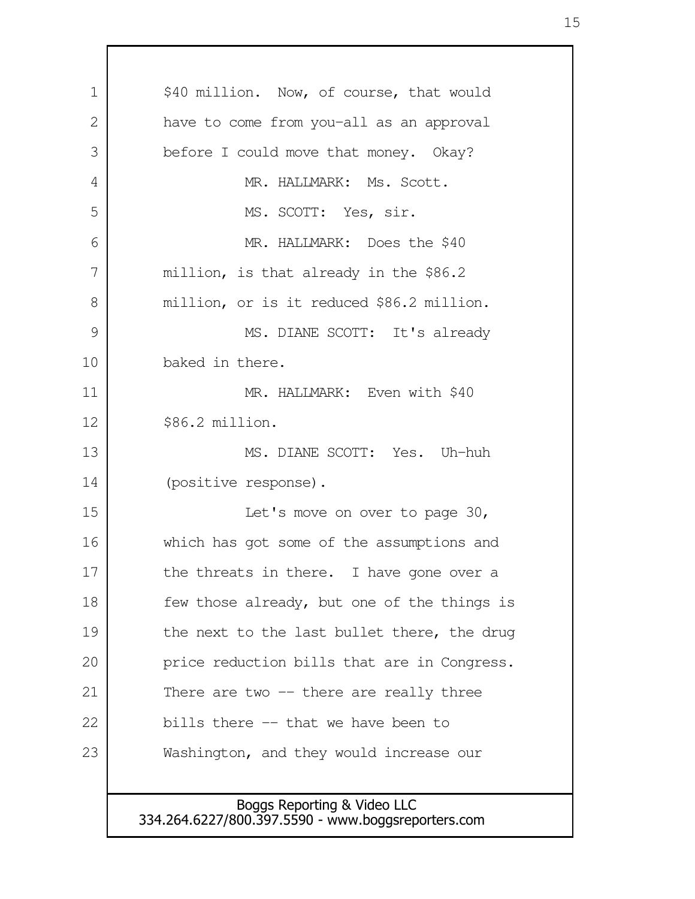$40 million. Now, of course, that would have to come from you-all as an approval before I could move that money. Okay?

MR. HALLMARK: Ms. Scott.

MS. SCOTT: Yes, sir.

MR. HALLMARK: Does the $40 million, is that already in the $86.2 million, or is it reduced $86.2 million.

MS. DIANE SCOTT: It's already baked in there.

MR. HALLMARK: Even with $40 $86.2 million.

MS. DIANE SCOTT: Yes. Uh-huh (positive response).

Let's move on over to page 30, which has got some of the assumptions and the threats in there. I have gone over a few those already, but one of the things is the next to the last bullet there, the drug price reduction bills that are in Congress. There are two -- there are really three bills there -- that we have been to Washington, and they would increase our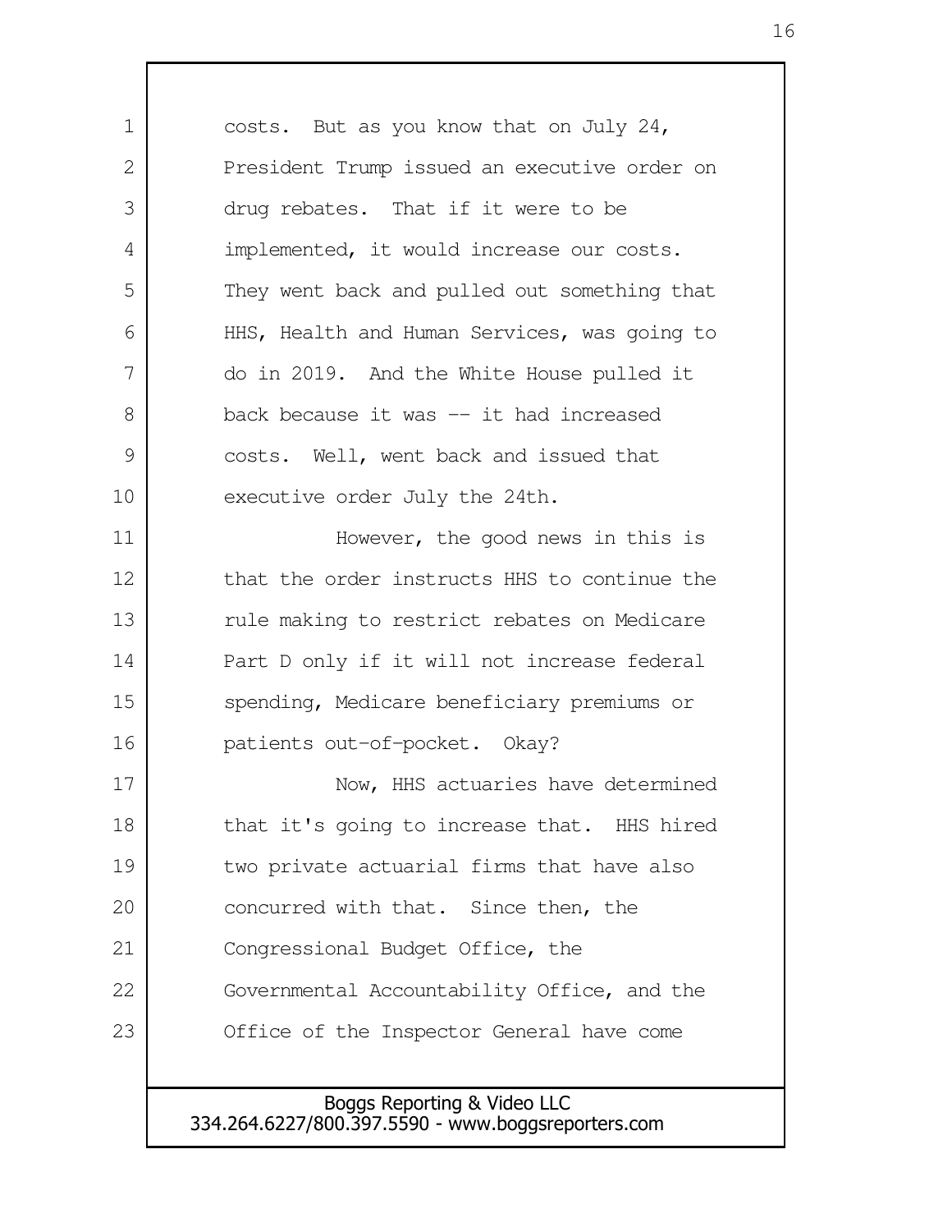costs. But as you know that on July 24, President Trump issued an executive order on drug rebates. That if it were to be implemented, it would increase our costs. They went back and pulled out something that HHS, Health and Human Services, was going to do in 2019. And the White House pulled it back because it was -- it had increased costs. Well, went back and issued that executive order July the 24th.

However, the good news in this is that the order instructs HHS to continue the rule making to restrict rebates on Medicare Part D only if it will not increase federal spending, Medicare beneficiary premiums or patients out-of-pocket. Okay?

Now, HHS actuaries have determined that it's going to increase that. HHS hired two private actuarial firms that have also concurred with that. Since then, the Congressional Budget Office, the Governmental Accountability Office, and the Office of the Inspector General have come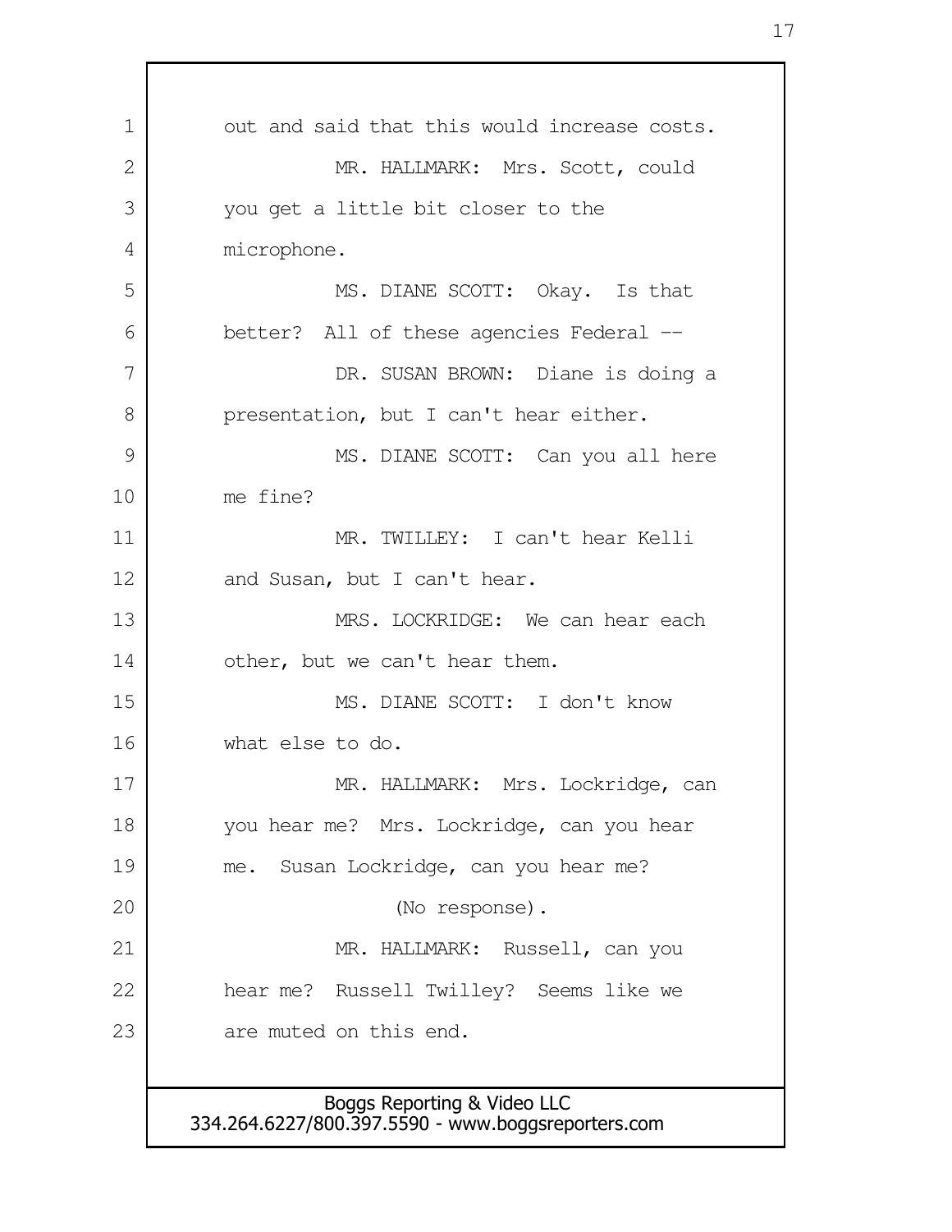out and said that this would increase costs.

MR. HALLMARK: Mrs. Scott, could you get a little bit closer to the microphone.

MS. DIANE SCOTT: Okay. Is that better? All of these agencies Federal --

DR. SUSAN BROWN: Diane is doing a presentation, but I can't hear either.

MS. DIANE SCOTT: Can you all here me fine?

MR. TWILLEY: I can't hear Kelli and Susan, but I can't hear.

MRS. LOCKRIDGE: We can hear each other, but we can't hear them.

MS. DIANE SCOTT: I don't know what else to do.

MR. HALLMARK: Mrs. Lockridge, can you hear me? Mrs. Lockridge, can you hear me. Susan Lockridge, can you hear me?

(No response).

MR. HALLMARK: Russell, can you hear me? Russell Twilley? Seems like we are muted on this end.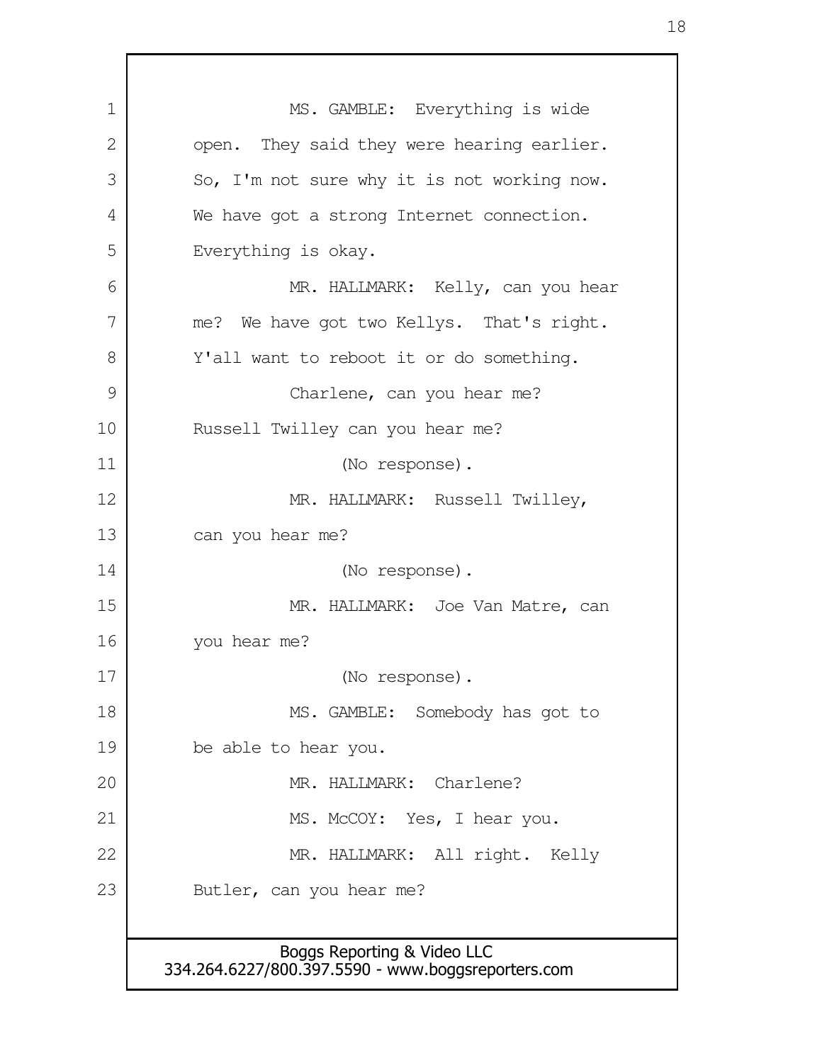MS. GAMBLE: Everything is wide open. They said they were hearing earlier. So, I'm not sure why it is not working now. We have got a strong Internet connection. Everything is okay.

MR. HALLMARK: Kelly, can you hear me? We have got two Kellys. That's right. Y'all want to reboot it or do something.

Charlene, can you hear me? Russell Twilley can you hear me?

(No response).

MR. HALLMARK: Russell Twilley, can you hear me?

(No response).

MR. HALLMARK: Joe Van Matre, can you hear me?

(No response).

MS. GAMBLE: Somebody has got to be able to hear you.

MR. HALLMARK: Charlene?

MS. McCOY: Yes, I hear you.

MR. HALLMARK: All right. Kelly Butler, can you hear me?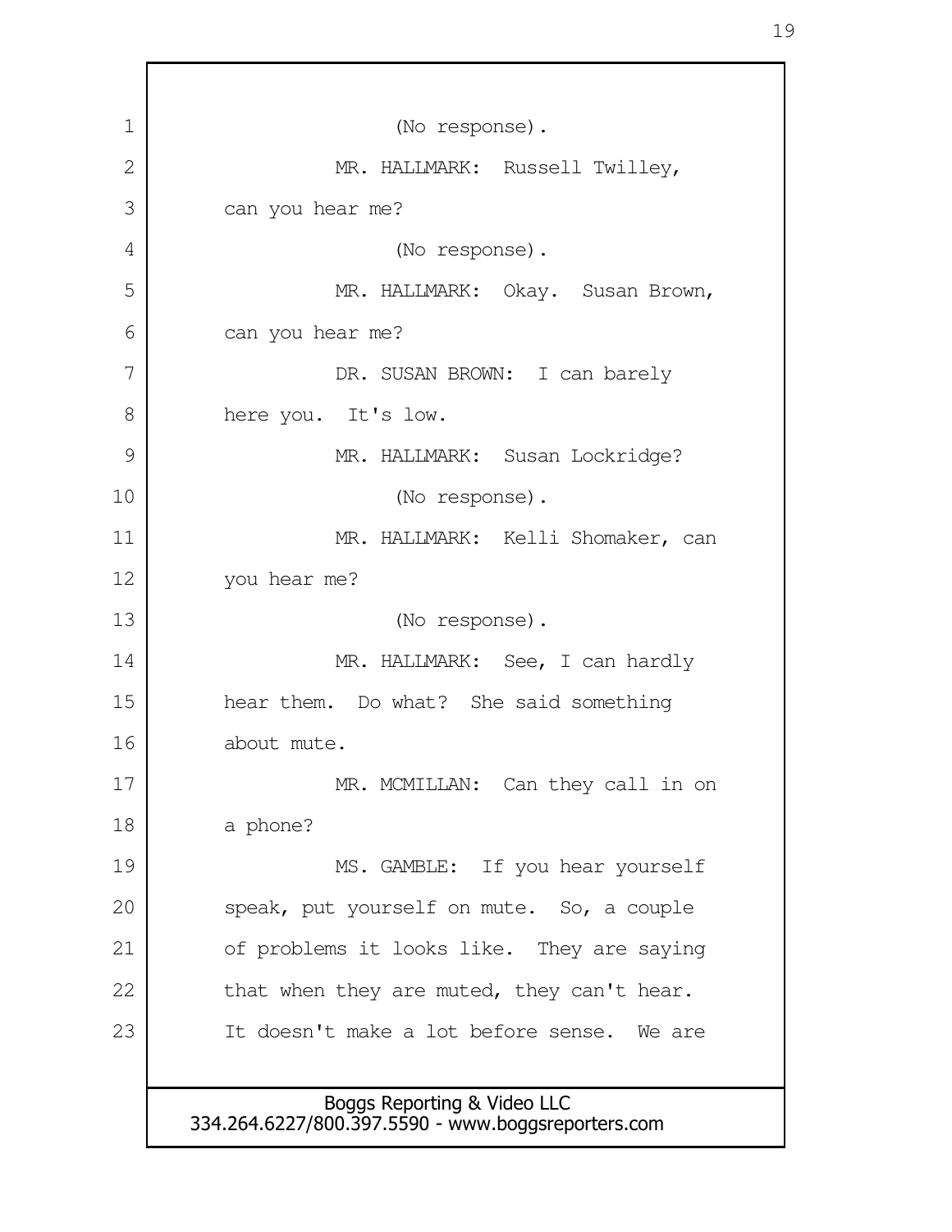(No response).

MR. HALLMARK: Russell Twilley, can you hear me?

(No response).

MR. HALLMARK: Okay. Susan Brown, can you hear me?

DR. SUSAN BROWN: I can barely here you. It's low.

MR. HALLMARK: Susan Lockridge?

(No response).

MR. HALLMARK: Kelli Shomaker, can you hear me?

(No response).

MR. HALLMARK: See, I can hardly hear them. Do what? She said something about mute.

MR. MCMILLAN: Can they call in on a phone?

MS. GAMBLE: If you hear yourself speak, put yourself on mute. So, a couple of problems it looks like. They are saying that when they are muted, they can't hear. It doesn't make a lot before sense. We are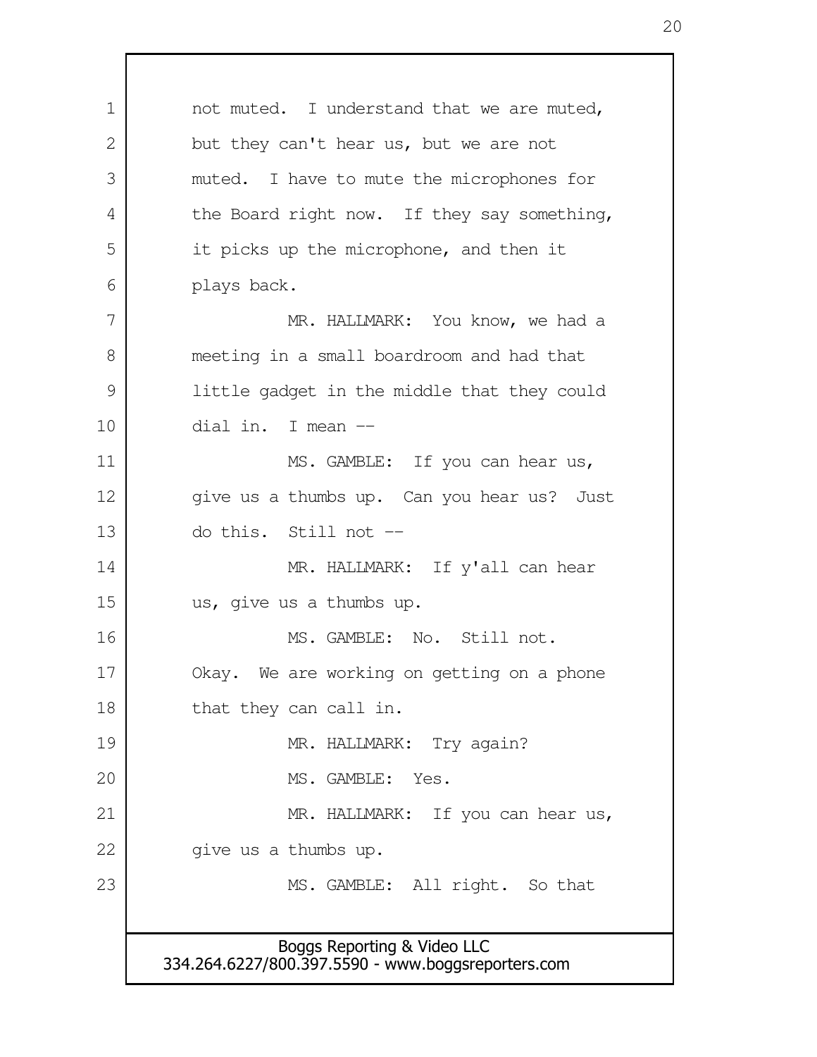not muted. I understand that we are muted, but they can't hear us, but we are not muted. I have to mute the microphones for the Board right now. If they say something, it picks up the microphone, and then it plays back.

MR. HALLMARK: You know, we had a meeting in a small boardroom and had that little gadget in the middle that they could dial in. I mean --

MS. GAMBLE: If you can hear us, give us a thumbs up. Can you hear us? Just do this. Still not --

MR. HALLMARK: If y'all can hear us, give us a thumbs up.

MS. GAMBLE: No. Still not. Okay. We are working on getting on a phone that they can call in.

MR. HALLMARK: Try again?

MS. GAMBLE: Yes.

MR. HALLMARK: If you can hear us, give us a thumbs up.

MS. GAMBLE: All right. So that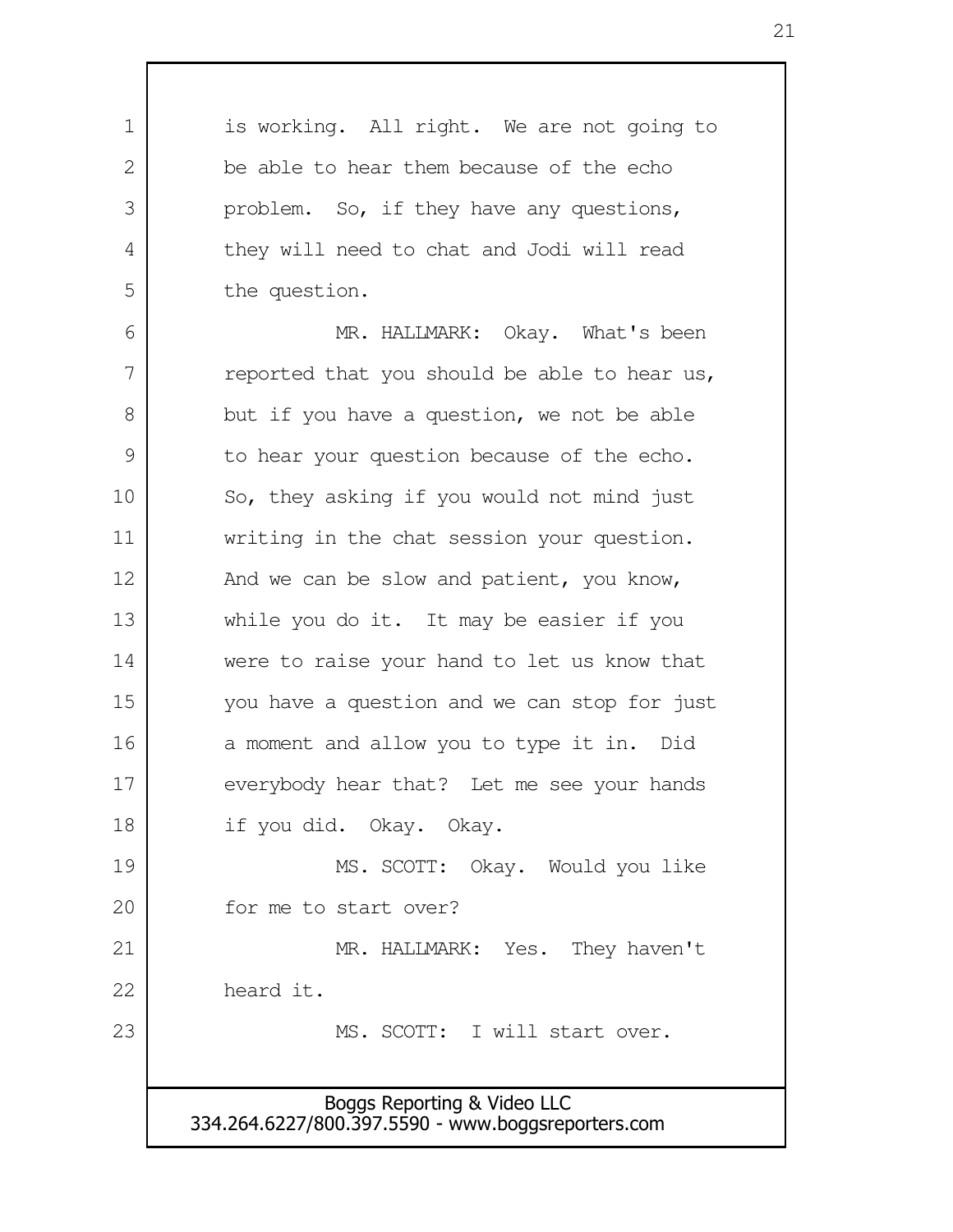is working. All right. We are not going to be able to hear them because of the echo problem. So, if they have any questions, they will need to chat and Jodi will read the question.

MR. HALLMARK: Okay. What's been reported that you should be able to hear us, but if you have a question, we not be able to hear your question because of the echo. So, they asking if you would not mind just writing in the chat session your question. And we can be slow and patient, you know, while you do it. It may be easier if you were to raise your hand to let us know that you have a question and we can stop for just a moment and allow you to type it in. Did everybody hear that? Let me see your hands if you did. Okay. Okay.

MS. SCOTT: Okay. Would you like for me to start over?

MR. HALLMARK: Yes. They haven't heard it.

MS. SCOTT: I will start over.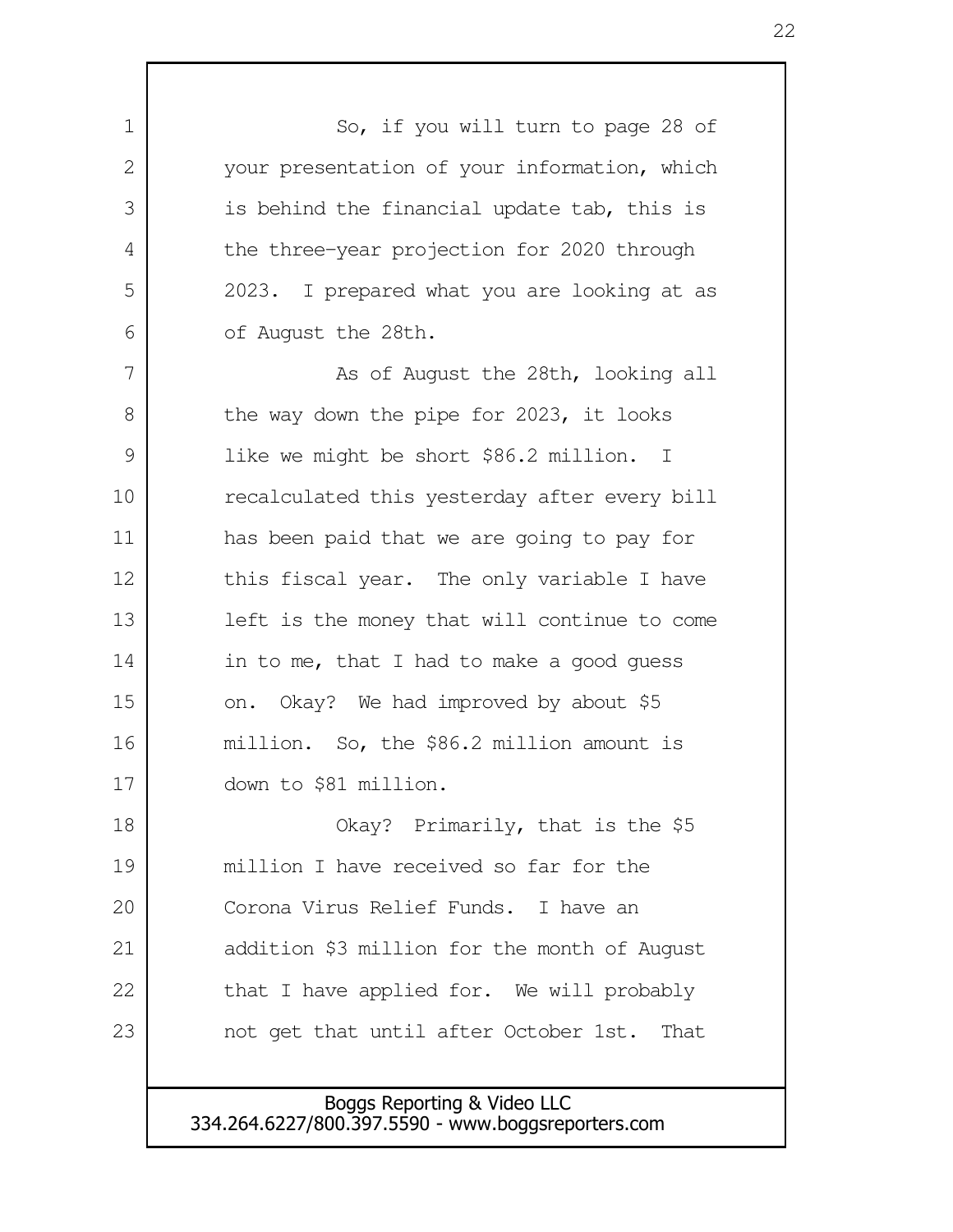So, if you will turn to page 28 of your presentation of your information, which is behind the financial update tab, this is the three-year projection for 2020 through 2023. I prepared what you are looking at as of August the 28th.

As of August the 28th, looking all the way down the pipe for 2023, it looks like we might be short $86.2 million. I recalculated this yesterday after every bill has been paid that we are going to pay for this fiscal year. The only variable I have left is the money that will continue to come in to me, that I had to make a good guess on. Okay? We had improved by about $5 million. So, the $86.2 million amount is down to $81 million.

Okay? Primarily, that is the $5 million I have received so far for the Corona Virus Relief Funds. I have an addition $3 million for the month of August that I have applied for. We will probably not get that until after October 1st. That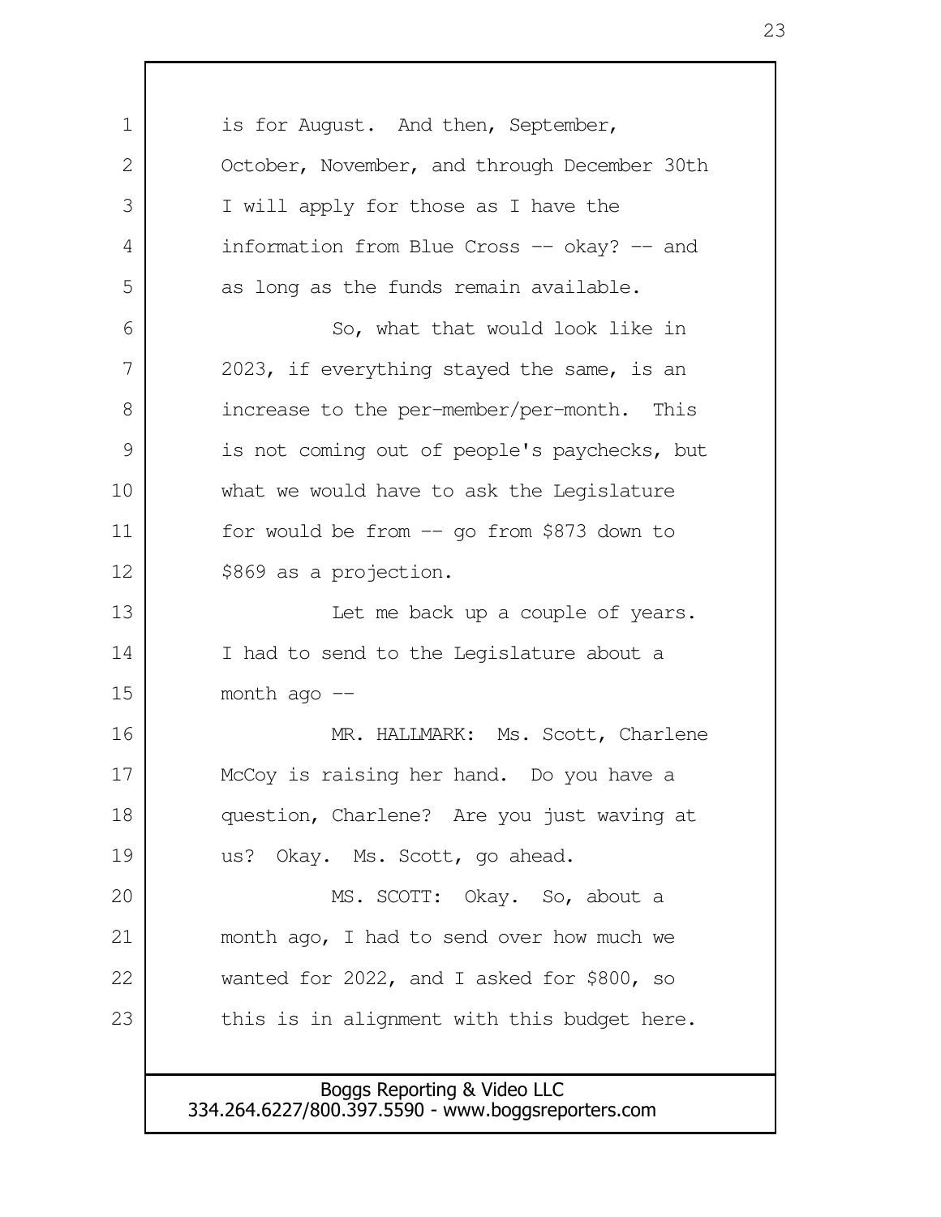is for August. And then, September, October, November, and through December 30th I will apply for those as I have the information from Blue Cross -- okay? -- and as long as the funds remain available.

So, what that would look like in 2023, if everything stayed the same, is an increase to the per-member/per-month. This is not coming out of people's paychecks, but what we would have to ask the Legislature for would be from -- go from $873 down to $869 as a projection.

Let me back up a couple of years. I had to send to the Legislature about a month ago --

MR. HALLMARK: Ms. Scott, Charlene McCoy is raising her hand. Do you have a question, Charlene? Are you just waving at us? Okay. Ms. Scott, go ahead.

MS. SCOTT: Okay. So, about a month ago, I had to send over how much we wanted for 2022, and I asked for $800, so this is in alignment with this budget here.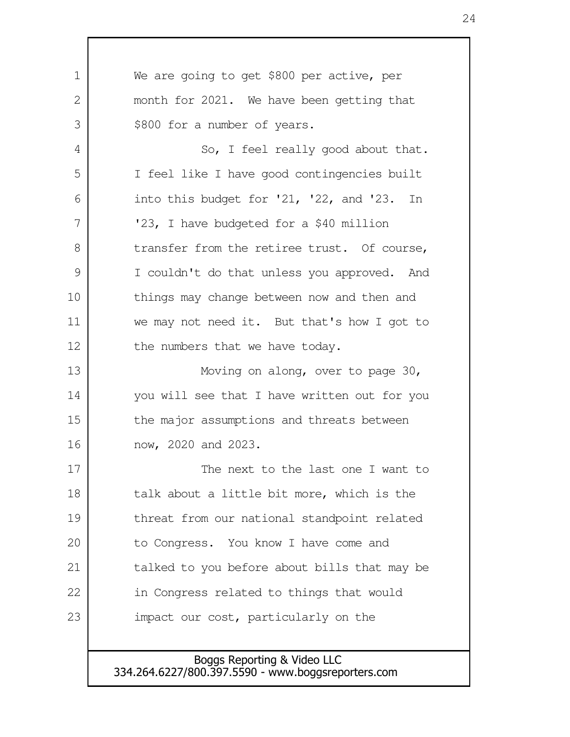We are going to get $800 per active, per month for 2021. We have been getting that $800 for a number of years.

So, I feel really good about that. I feel like I have good contingencies built into this budget for '21, '22, and '23. In '23, I have budgeted for a $40 million transfer from the retiree trust. Of course, I couldn't do that unless you approved. And things may change between now and then and we may not need it. But that's how I got to the numbers that we have today.

Moving on along, over to page 30, you will see that I have written out for you the major assumptions and threats between now, 2020 and 2023.

The next to the last one I want to talk about a little bit more, which is the threat from our national standpoint related to Congress. You know I have come and talked to you before about bills that may be in Congress related to things that would impact our cost, particularly on the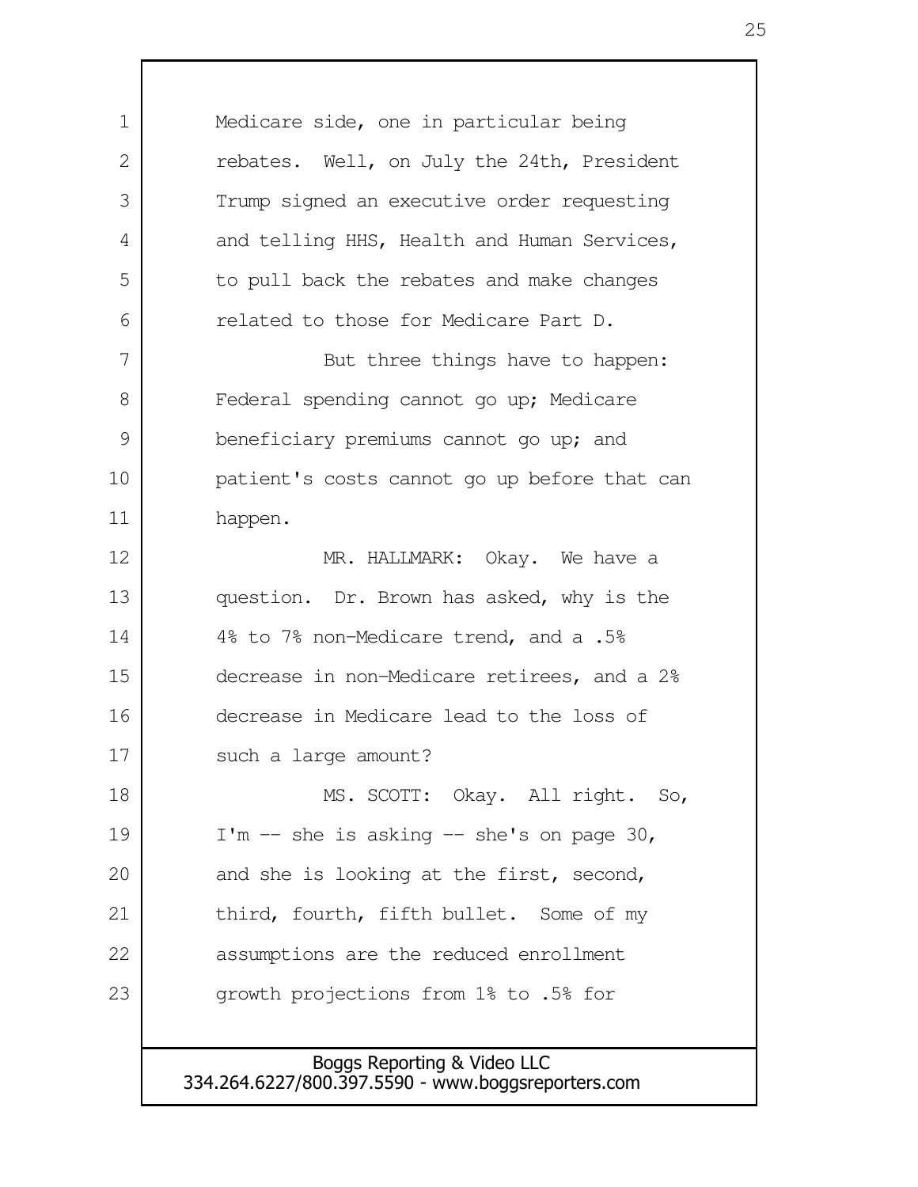Medicare side, one in particular being rebates. Well, on July the 24th, President Trump signed an executive order requesting and telling HHS, Health and Human Services, to pull back the rebates and make changes related to those for Medicare Part D.

But three things have to happen: Federal spending cannot go up; Medicare beneficiary premiums cannot go up; and patient's costs cannot go up before that can happen.

MR. HALLMARK: Okay. We have a question. Dr. Brown has asked, why is the 4% to 7% non-Medicare trend, and a .5% decrease in non-Medicare retirees, and a 2% decrease in Medicare lead to the loss of such a large amount?

MS. SCOTT: Okay. All right. So, I'm -- she is asking -- she's on page 30, and she is looking at the first, second, third, fourth, fifth bullet. Some of my assumptions are the reduced enrollment growth projections from 1% to .5% for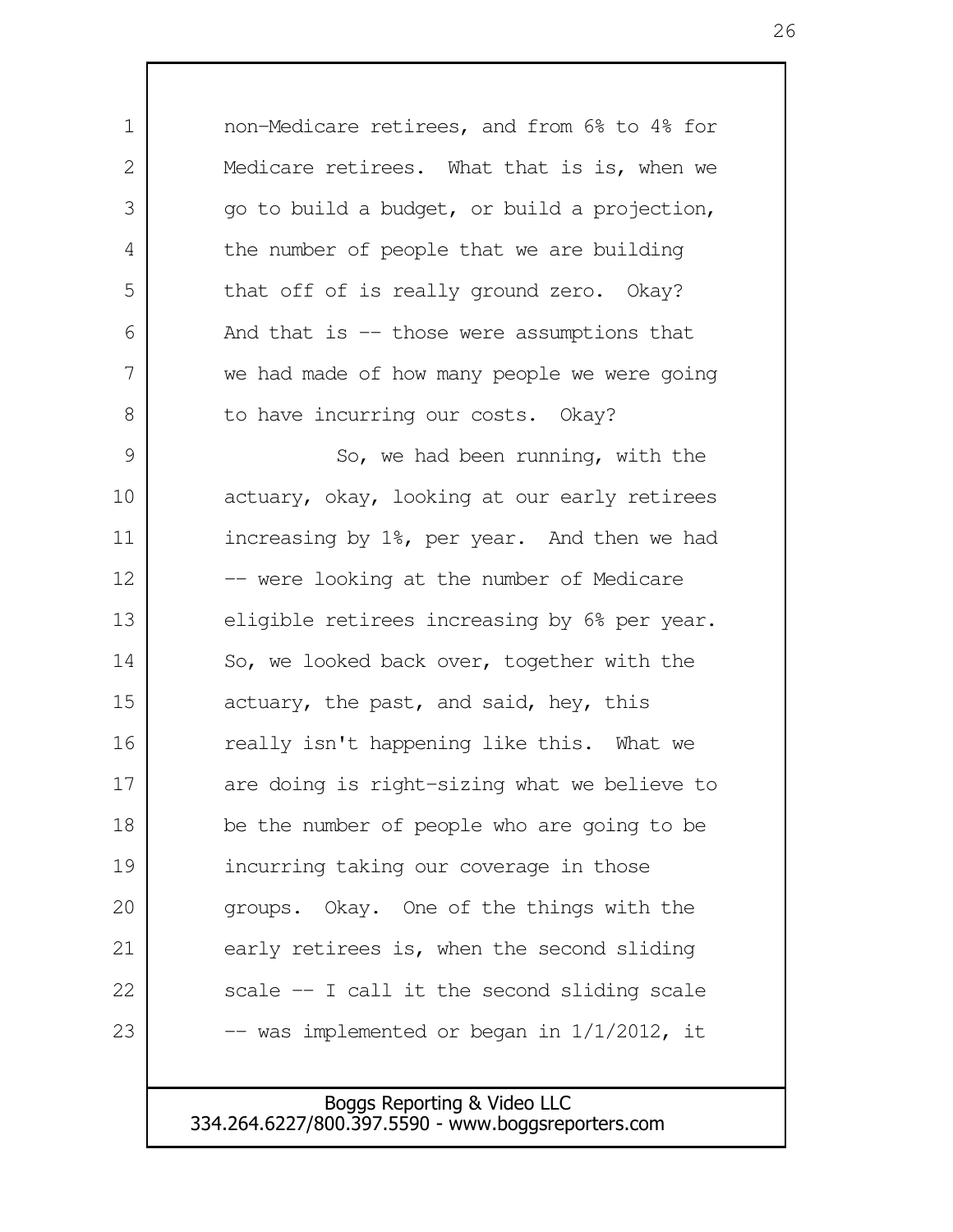non-Medicare retirees, and from 6% to 4% for Medicare retirees. What that is is, when we go to build a budget, or build a projection, the number of people that we are building that off of is really ground zero. Okay? And that is -- those were assumptions that we had made of how many people we were going to have incurring our costs. Okay?

So, we had been running, with the actuary, okay, looking at our early retirees increasing by 1%, per year. And then we had -- were looking at the number of Medicare eligible retirees increasing by 6% per year. So, we looked back over, together with the actuary, the past, and said, hey, this really isn't happening like this. What we are doing is right-sizing what we believe to be the number of people who are going to be incurring taking our coverage in those groups. Okay. One of the things with the early retirees is, when the second sliding scale -- I call it the second sliding scale -- was implemented or began in 1/1/2012, it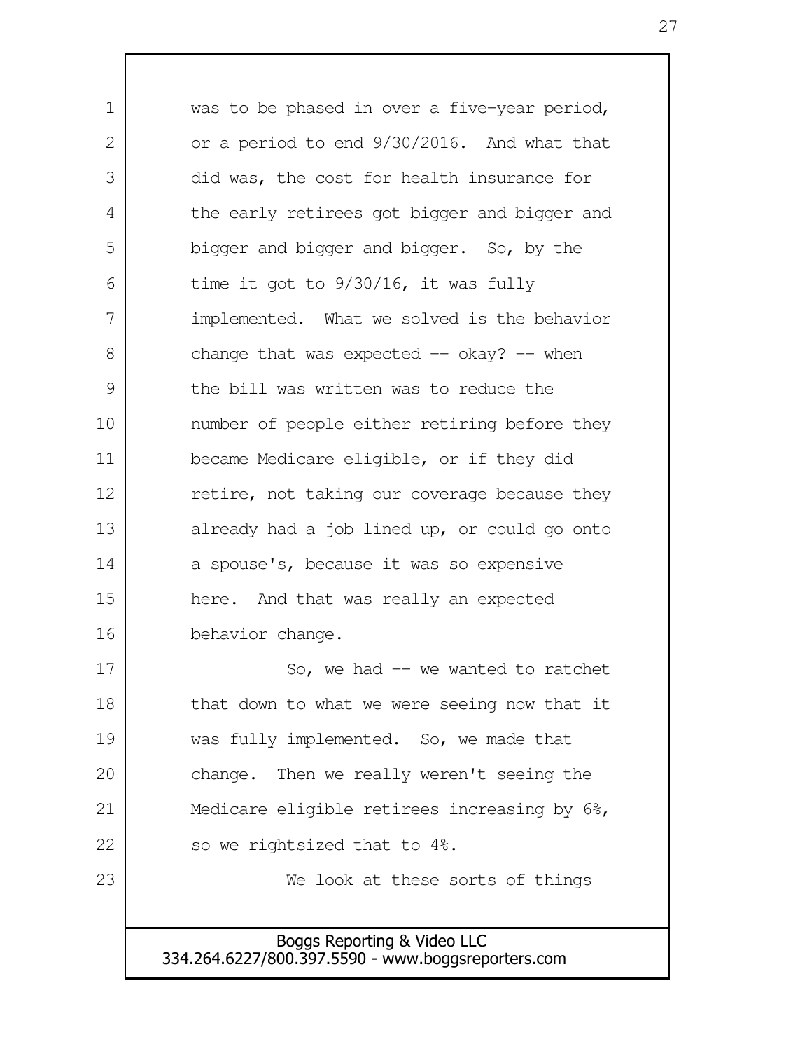was to be phased in over a five-year period, or a period to end 9/30/2016. And what that did was, the cost for health insurance for the early retirees got bigger and bigger and bigger and bigger and bigger. So, by the time it got to 9/30/16, it was fully implemented. What we solved is the behavior change that was expected -- okay? -- when the bill was written was to reduce the number of people either retiring before they became Medicare eligible, or if they did retire, not taking our coverage because they already had a job lined up, or could go onto a spouse's, because it was so expensive here. And that was really an expected behavior change.

So, we had -- we wanted to ratchet that down to what we were seeing now that it was fully implemented. So, we made that change. Then we really weren't seeing the Medicare eligible retirees increasing by 6%, so we rightsized that to 4%.

We look at these sorts of things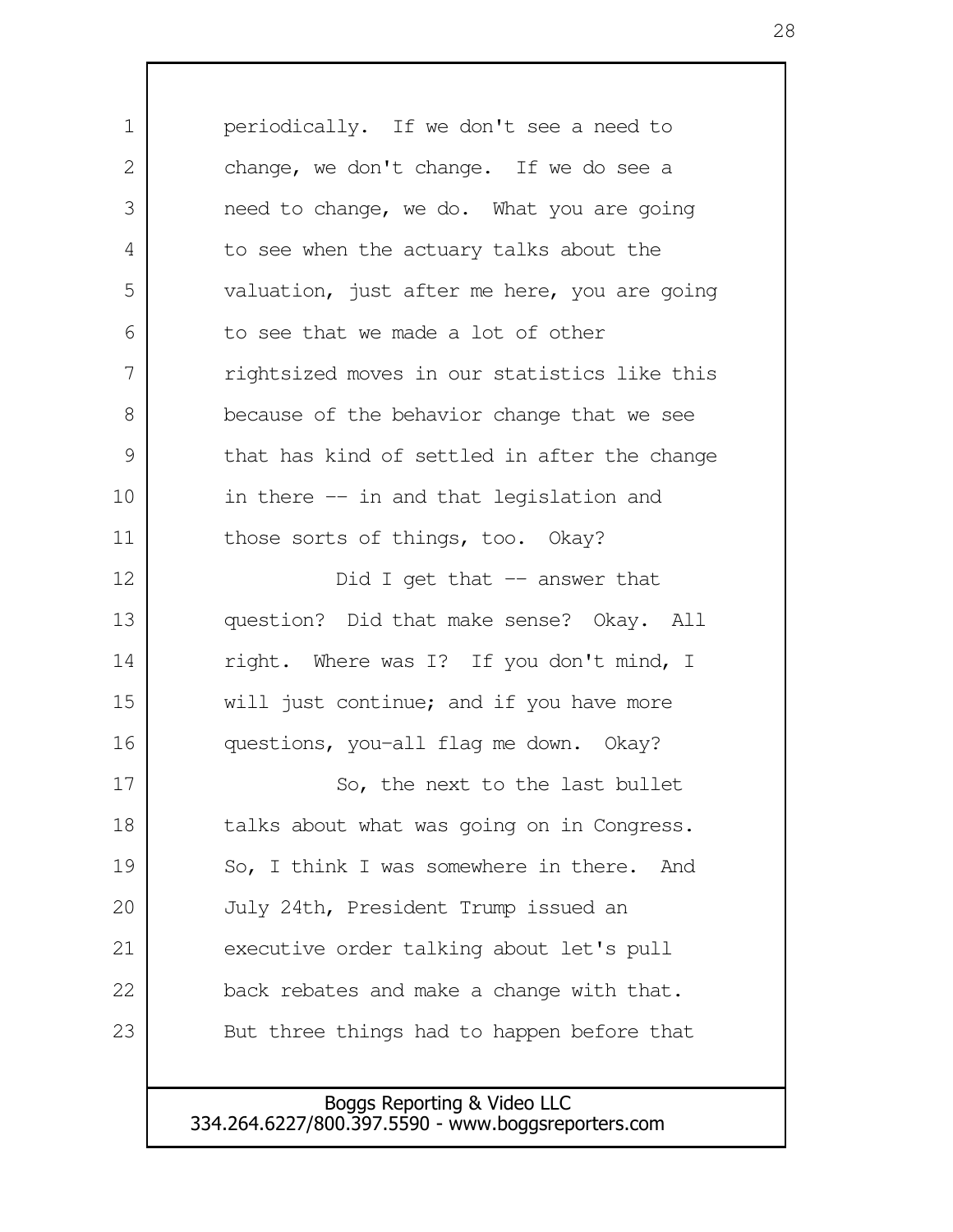periodically. If we don't see a need to change, we don't change. If we do see a need to change, we do. What you are going to see when the actuary talks about the valuation, just after me here, you are going to see that we made a lot of other rightsized moves in our statistics like this because of the behavior change that we see that has kind of settled in after the change in there -- in and that legislation and those sorts of things, too. Okay?

Did I get that -- answer that question? Did that make sense? Okay. All right. Where was I? If you don't mind, I will just continue; and if you have more questions, you-all flag me down. Okay?

So, the next to the last bullet talks about what was going on in Congress. So, I think I was somewhere in there. And July 24th, President Trump issued an executive order talking about let's pull back rebates and make a change with that. But three things had to happen before that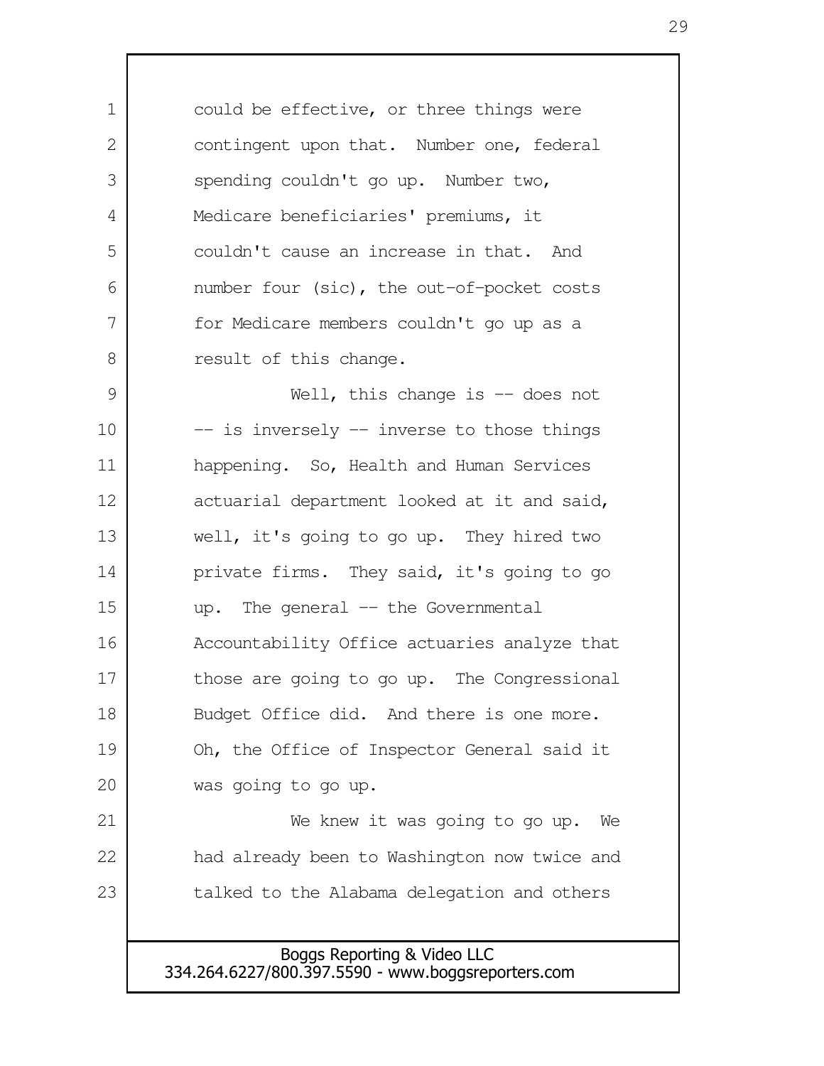could be effective, or three things were contingent upon that. Number one, federal spending couldn't go up. Number two, Medicare beneficiaries' premiums, it couldn't cause an increase in that. And number four (sic), the out-of-pocket costs for Medicare members couldn't go up as a result of this change.

Well, this change is -- does not -- is inversely -- inverse to those things happening. So, Health and Human Services actuarial department looked at it and said, well, it's going to go up. They hired two private firms. They said, it's going to go up. The general -- the Governmental Accountability Office actuaries analyze that those are going to go up. The Congressional Budget Office did. And there is one more. Oh, the Office of Inspector General said it was going to go up.

We knew it was going to go up. We had already been to Washington now twice and talked to the Alabama delegation and others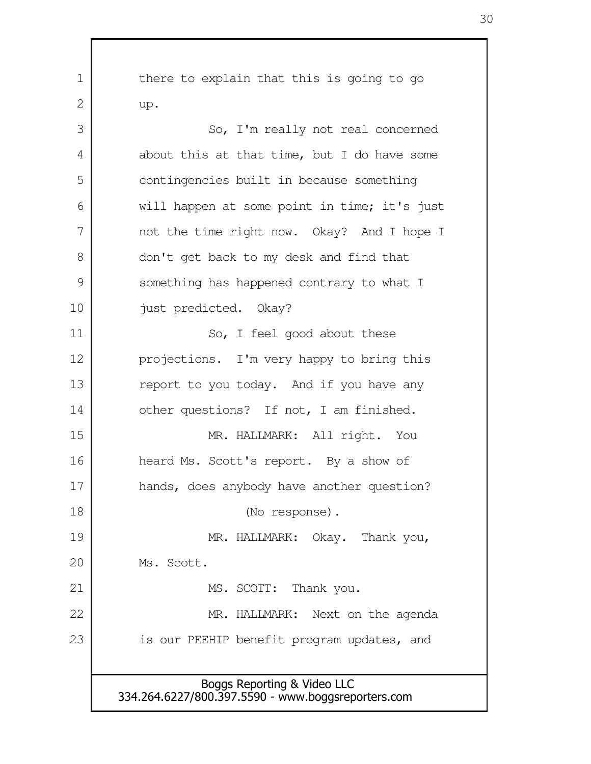there to explain that this is going to go up.

So, I'm really not real concerned about this at that time, but I do have some contingencies built in because something will happen at some point in time; it's just not the time right now. Okay? And I hope I don't get back to my desk and find that something has happened contrary to what I just predicted. Okay?

So, I feel good about these projections. I'm very happy to bring this report to you today. And if you have any other questions? If not, I am finished.

MR. HALLMARK: All right. You heard Ms. Scott's report. By a show of hands, does anybody have another question?

(No response).

MR. HALLMARK: Okay. Thank you, Ms. Scott.

MS. SCOTT: Thank you.

MR. HALLMARK: Next on the agenda is our PEEHIP benefit program updates, and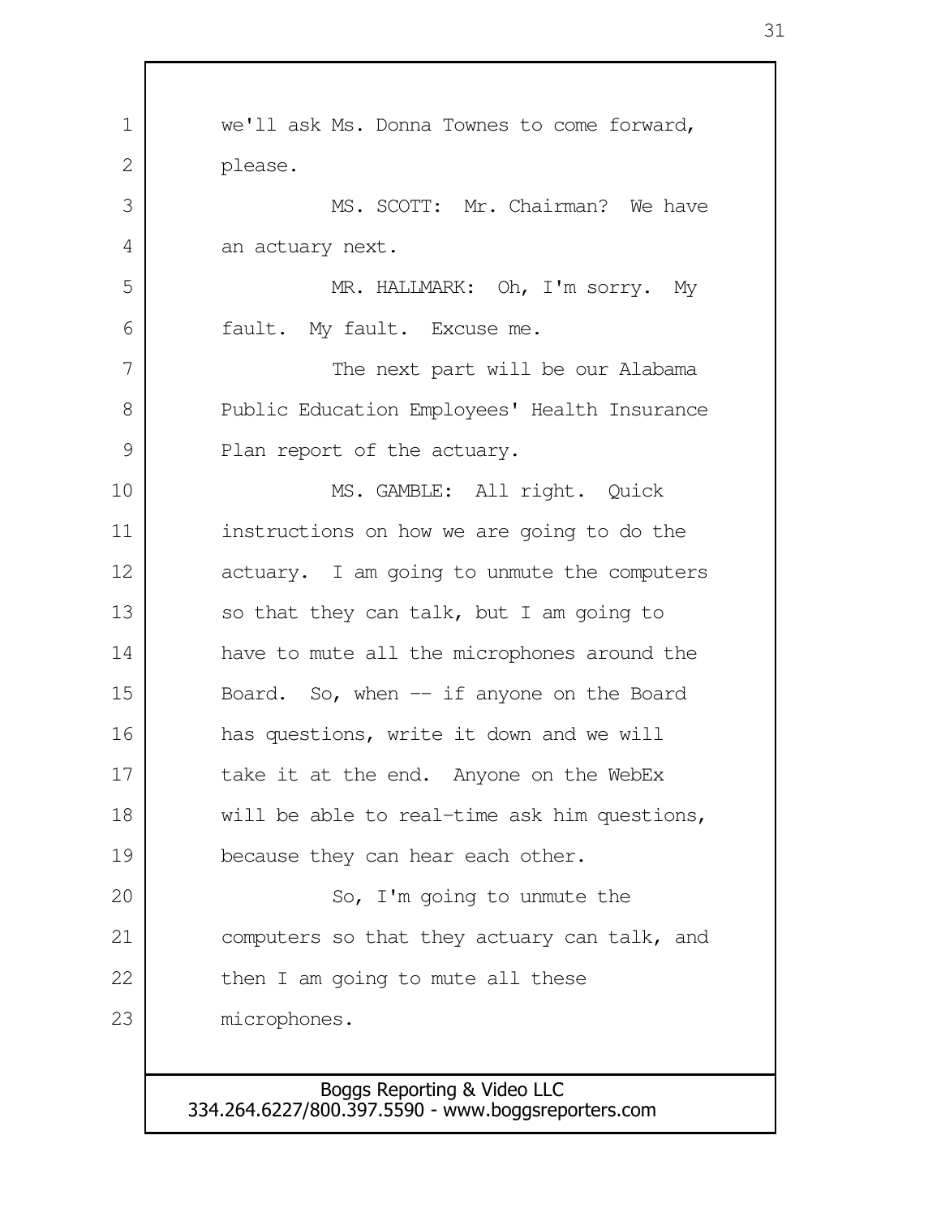we'll ask Ms. Donna Townes to come forward, please.

MS. SCOTT: Mr. Chairman? We have an actuary next.

MR. HALLMARK: Oh, I'm sorry. My fault. My fault. Excuse me.

The next part will be our Alabama Public Education Employees' Health Insurance Plan report of the actuary.

MS. GAMBLE: All right. Quick instructions on how we are going to do the actuary. I am going to unmute the computers so that they can talk, but I am going to have to mute all the microphones around the Board. So, when -- if anyone on the Board has questions, write it down and we will take it at the end. Anyone on the WebEx will be able to real-time ask him questions, because they can hear each other.

So, I'm going to unmute the computers so that they actuary can talk, and then I am going to mute all these microphones.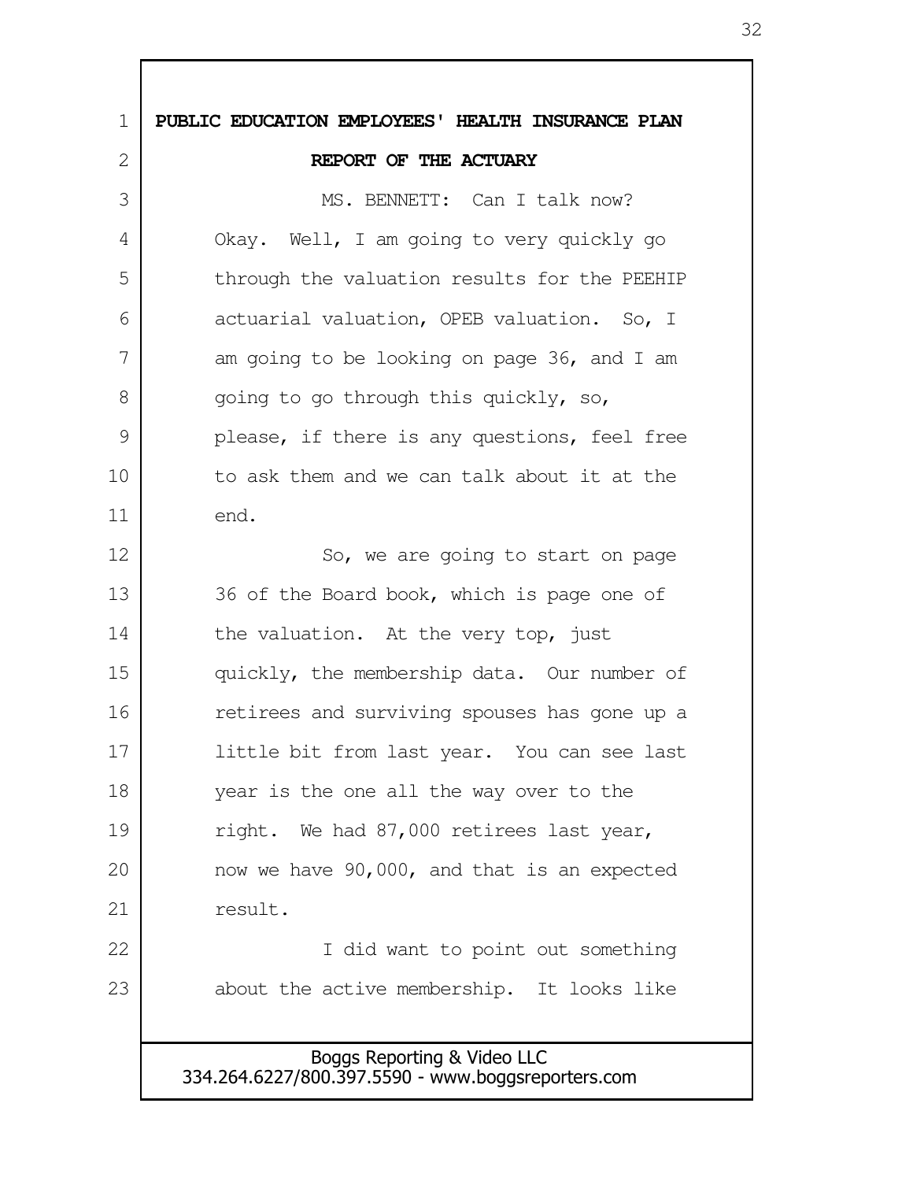**PUBLIC EDUCATION EMPLOYEES' HEALTH INSURANCE PLAN**

**REPORT OF THE ACTUARY**

MS. BENNETT: Can I talk now? Okay. Well, I am going to very quickly go through the valuation results for the PEEHIP actuarial valuation, OPEB valuation. So, I am going to be looking on page 36, and I am going to go through this quickly, so, please, if there is any questions, feel free to ask them and we can talk about it at the end.

So, we are going to start on page 36 of the Board book, which is page one of the valuation. At the very top, just quickly, the membership data. Our number of retirees and surviving spouses has gone up a little bit from last year. You can see last year is the one all the way over to the right. We had 87,000 retirees last year, now we have 90,000, and that is an expected result.

I did want to point out something about the active membership. It looks like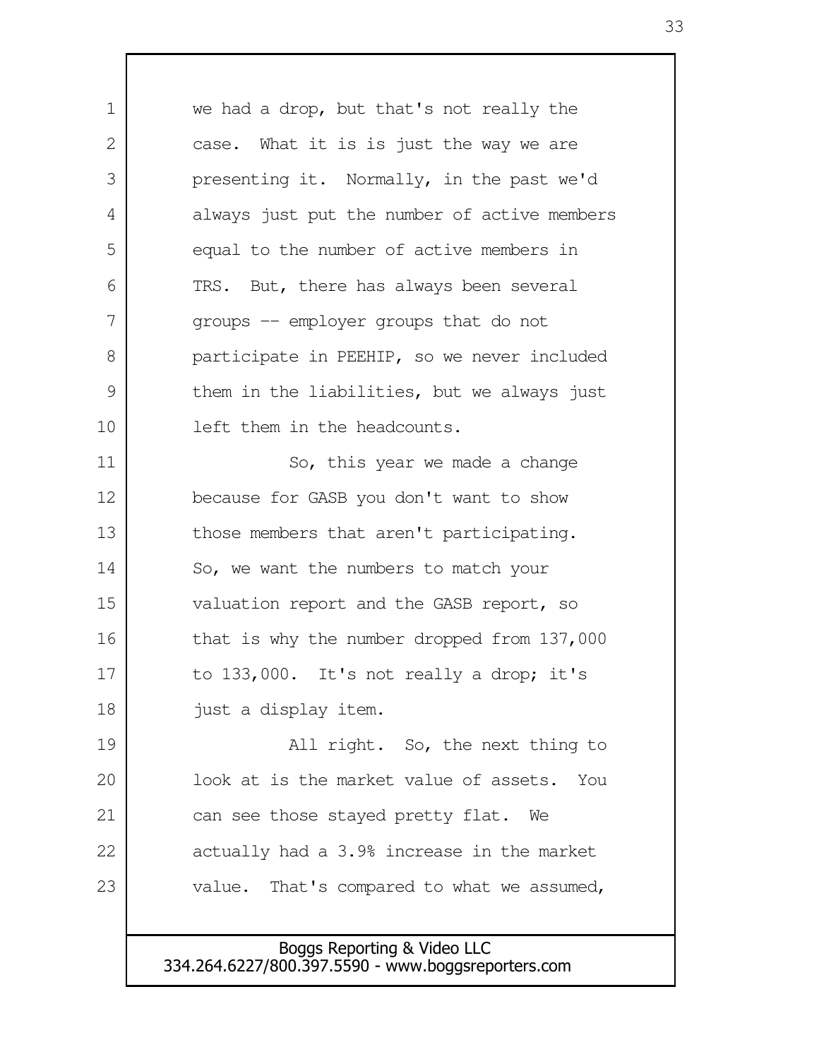we had a drop, but that's not really the case. What it is is just the way we are presenting it. Normally, in the past we'd always just put the number of active members equal to the number of active members in TRS. But, there has always been several groups -- employer groups that do not participate in PEEHIP, so we never included them in the liabilities, but we always just left them in the headcounts.

So, this year we made a change because for GASB you don't want to show those members that aren't participating. So, we want the numbers to match your valuation report and the GASB report, so that is why the number dropped from 137,000 to 133,000. It's not really a drop; it's just a display item.

All right. So, the next thing to look at is the market value of assets. You can see those stayed pretty flat. We actually had a 3.9% increase in the market value. That's compared to what we assumed,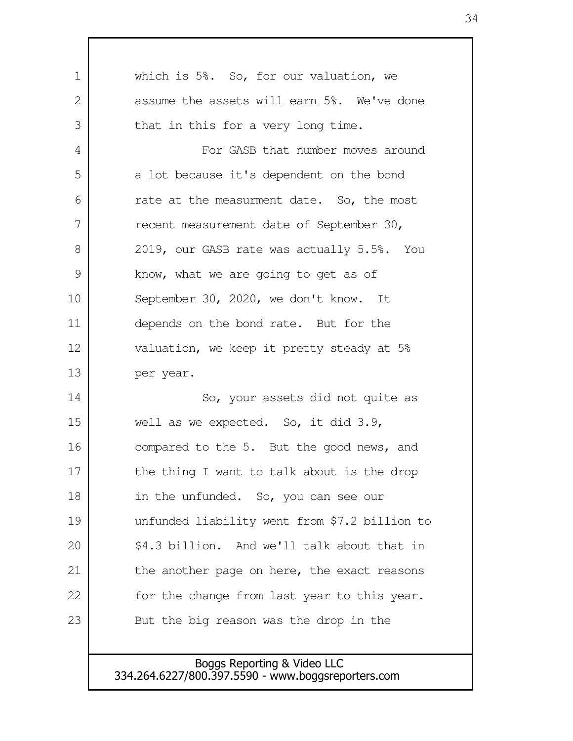which is 5%. So, for our valuation, we assume the assets will earn 5%. We've done that in this for a very long time.

For GASB that number moves around a lot because it's dependent on the bond rate at the measurment date. So, the most recent measurement date of September 30, 2019, our GASB rate was actually 5.5%. You know, what we are going to get as of September 30, 2020, we don't know. It depends on the bond rate. But for the valuation, we keep it pretty steady at 5% per year.

So, your assets did not quite as well as we expected. So, it did 3.9, compared to the 5. But the good news, and the thing I want to talk about is the drop in the unfunded. So, you can see our unfunded liability went from $7.2 billion to $4.3 billion. And we'll talk about that in the another page on here, the exact reasons for the change from last year to this year. But the big reason was the drop in the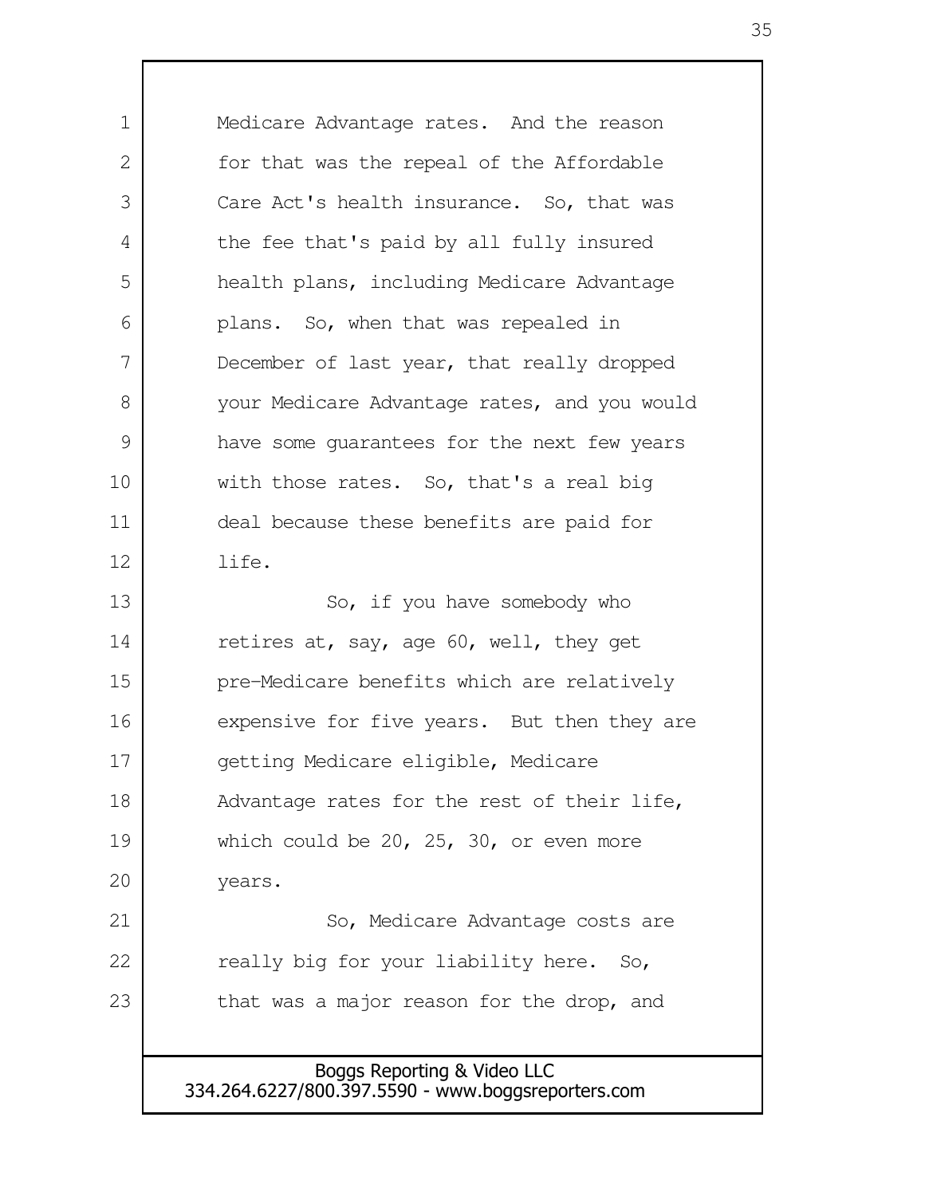Medicare Advantage rates. And the reason for that was the repeal of the Affordable Care Act's health insurance. So, that was the fee that's paid by all fully insured health plans, including Medicare Advantage plans. So, when that was repealed in December of last year, that really dropped your Medicare Advantage rates, and you would have some guarantees for the next few years with those rates. So, that's a real big deal because these benefits are paid for life.

So, if you have somebody who retires at, say, age 60, well, they get pre-Medicare benefits which are relatively expensive for five years. But then they are getting Medicare eligible, Medicare Advantage rates for the rest of their life, which could be 20, 25, 30, or even more years.

So, Medicare Advantage costs are really big for your liability here. So, that was a major reason for the drop, and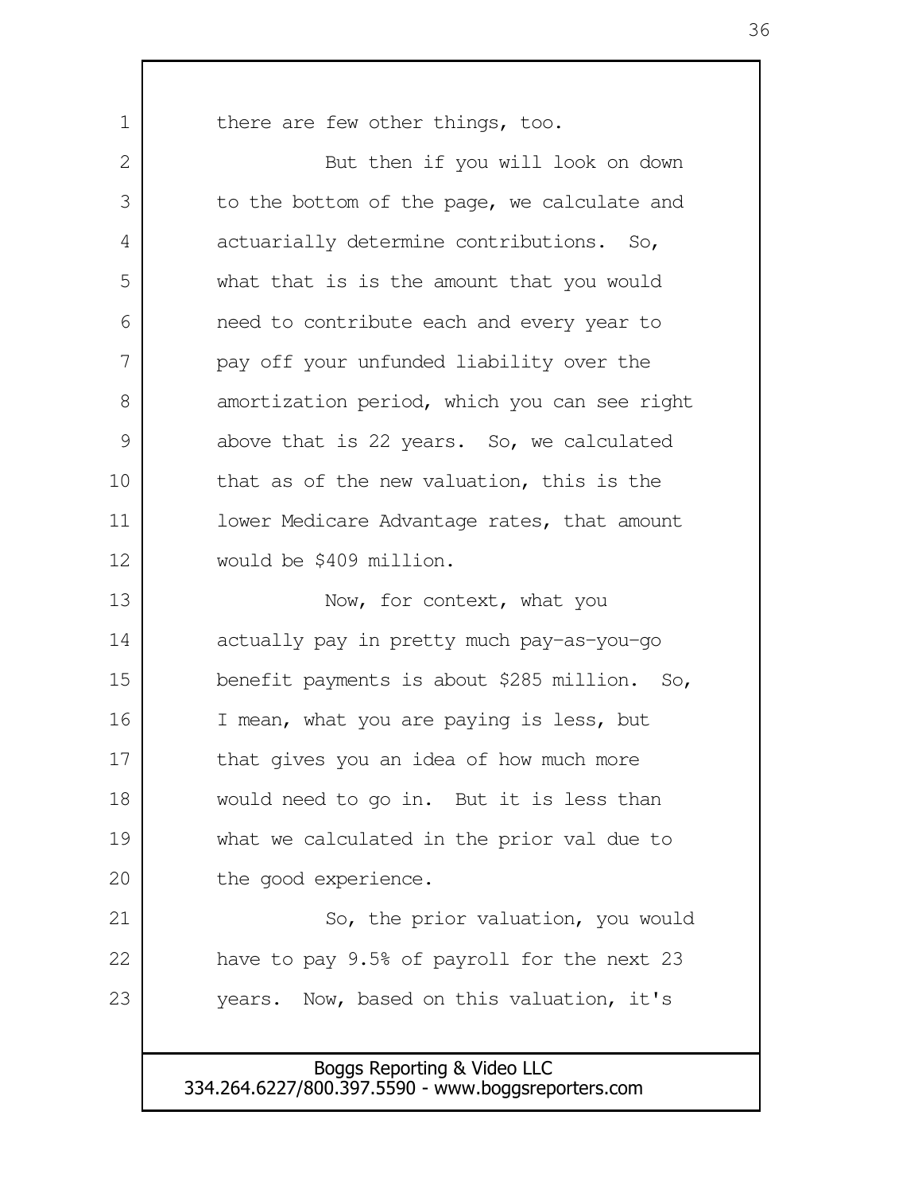there are few other things, too.

But then if you will look on down to the bottom of the page, we calculate and actuarially determine contributions. So, what that is is the amount that you would need to contribute each and every year to pay off your unfunded liability over the amortization period, which you can see right above that is 22 years. So, we calculated that as of the new valuation, this is the lower Medicare Advantage rates, that amount would be $409 million.

Now, for context, what you actually pay in pretty much pay-as-you-go benefit payments is about $285 million. So, I mean, what you are paying is less, but that gives you an idea of how much more would need to go in. But it is less than what we calculated in the prior val due to the good experience.

So, the prior valuation, you would have to pay 9.5% of payroll for the next 23 years. Now, based on this valuation, it's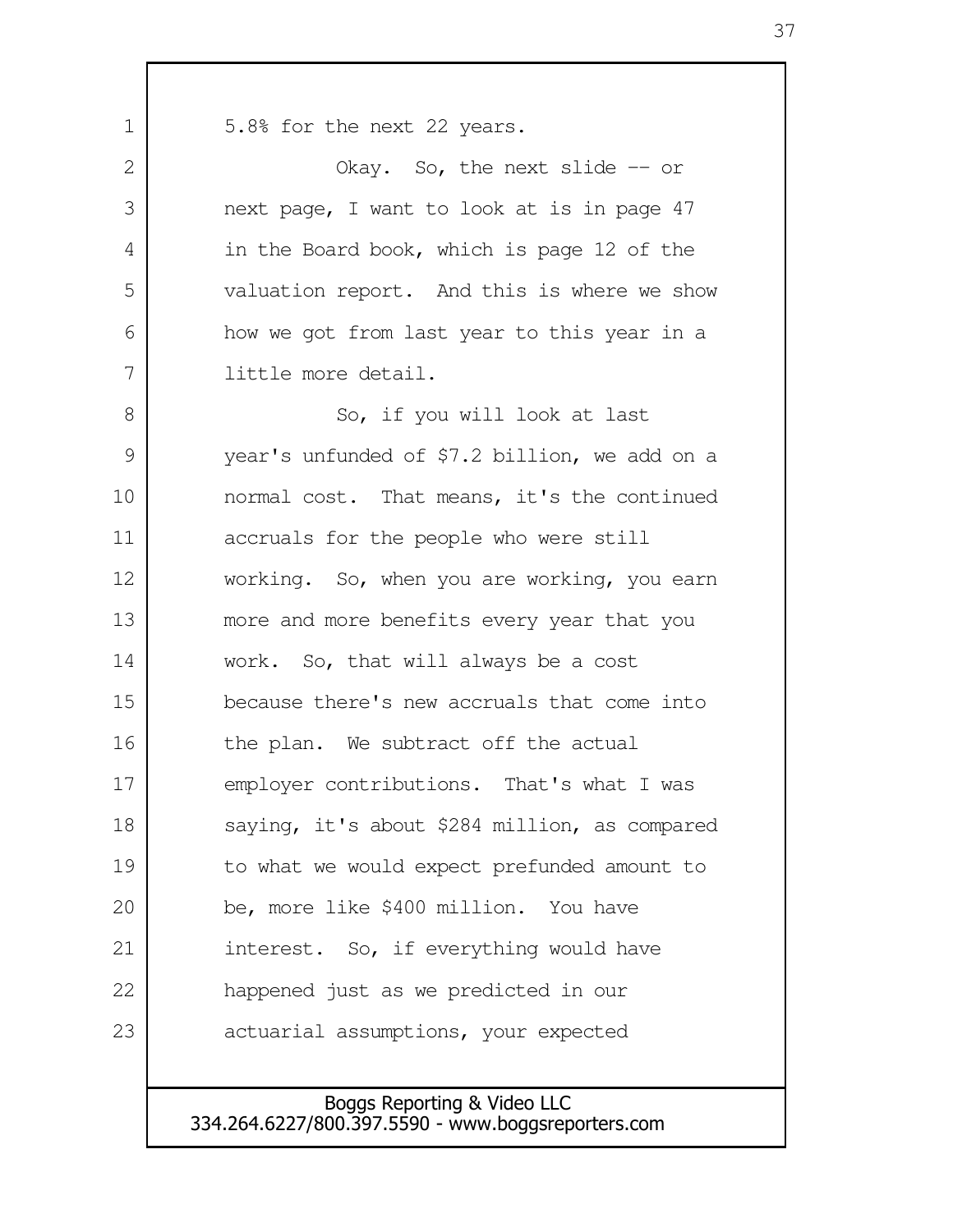5.8% for the next 22 years.

Okay. So, the next slide -- or next page, I want to look at is in page 47 in the Board book, which is page 12 of the valuation report. And this is where we show how we got from last year to this year in a little more detail.

So, if you will look at last year's unfunded of $7.2 billion, we add on a normal cost. That means, it's the continued accruals for the people who were still working. So, when you are working, you earn more and more benefits every year that you work. So, that will always be a cost because there's new accruals that come into the plan. We subtract off the actual employer contributions. That's what I was saying, it's about $284 million, as compared to what we would expect prefunded amount to be, more like $400 million. You have interest. So, if everything would have happened just as we predicted in our actuarial assumptions, your expected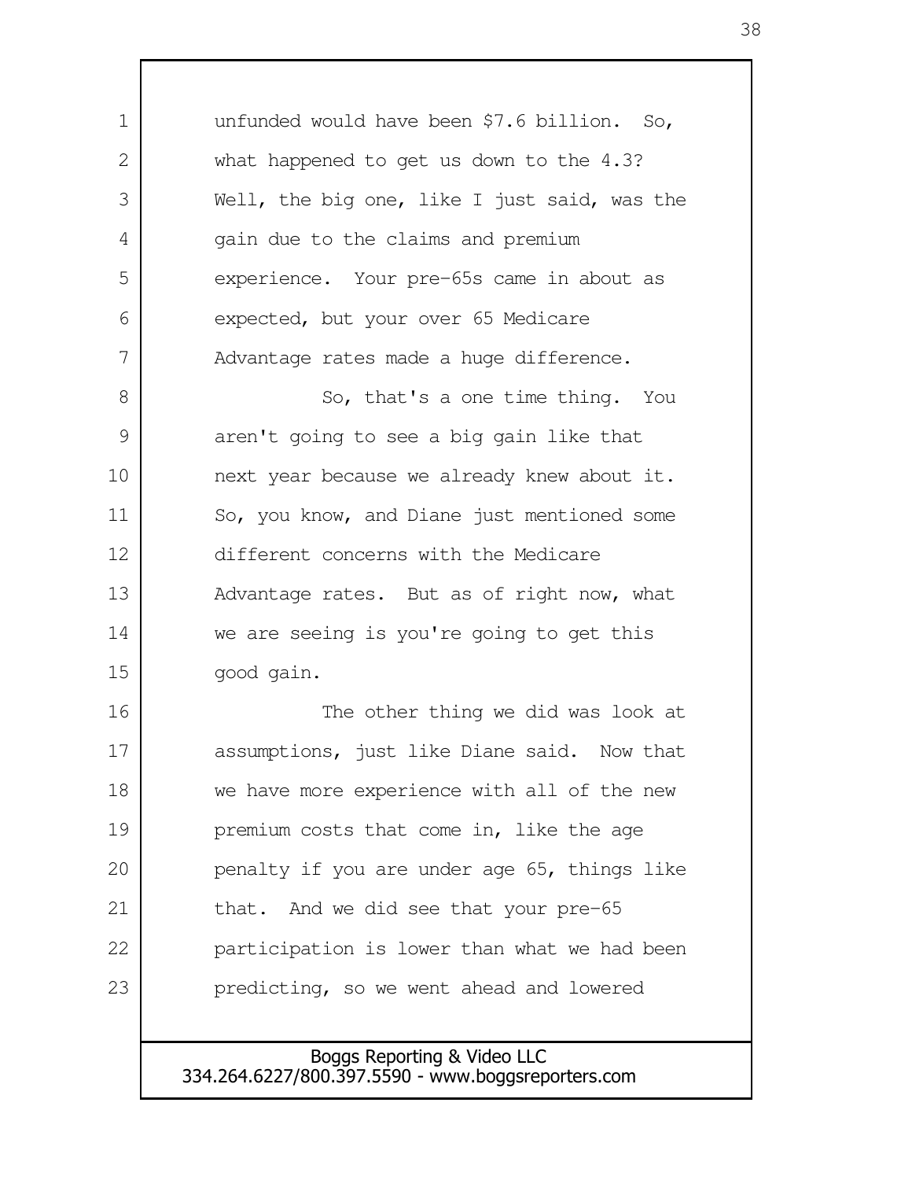unfunded would have been $7.6 billion. So, what happened to get us down to the 4.3? Well, the big one, like I just said, was the gain due to the claims and premium experience. Your pre-65s came in about as expected, but your over 65 Medicare Advantage rates made a huge difference.

So, that's a one time thing. You aren't going to see a big gain like that next year because we already knew about it. So, you know, and Diane just mentioned some different concerns with the Medicare Advantage rates. But as of right now, what we are seeing is you're going to get this good gain.

The other thing we did was look at assumptions, just like Diane said. Now that we have more experience with all of the new premium costs that come in, like the age penalty if you are under age 65, things like that. And we did see that your pre-65 participation is lower than what we had been predicting, so we went ahead and lowered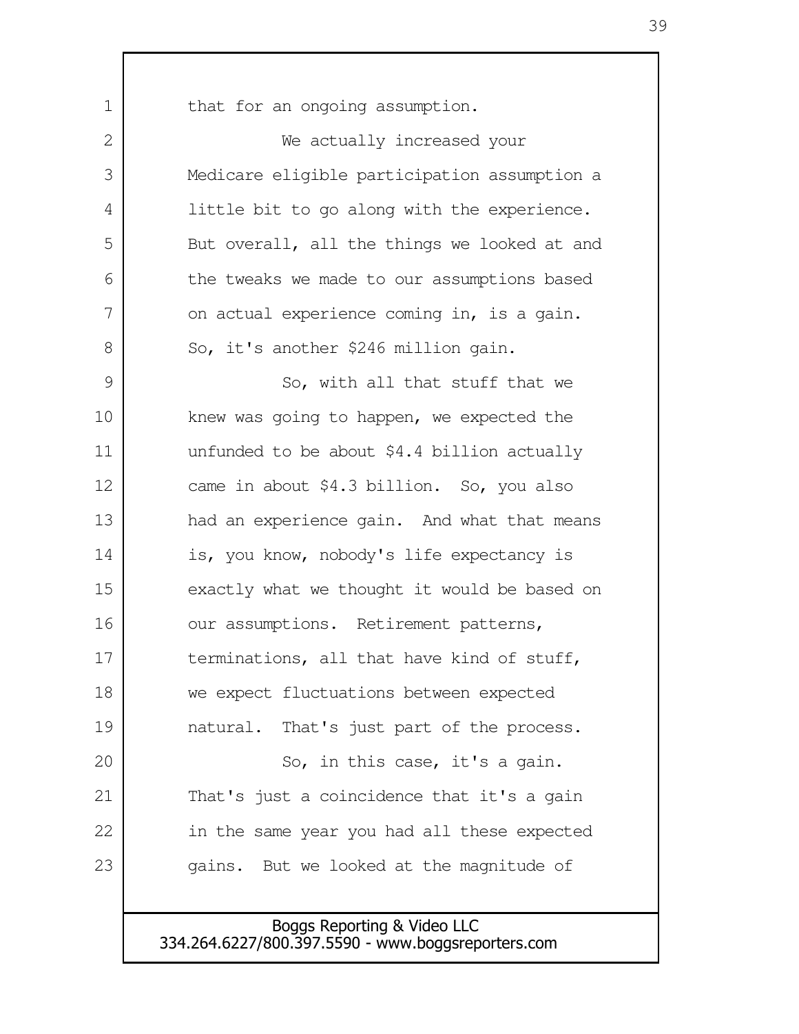that for an ongoing assumption.

We actually increased your Medicare eligible participation assumption a little bit to go along with the experience. But overall, all the things we looked at and the tweaks we made to our assumptions based on actual experience coming in, is a gain. So, it's another $246 million gain.

So, with all that stuff that we knew was going to happen, we expected the unfunded to be about $4.4 billion actually came in about $4.3 billion. So, you also had an experience gain. And what that means is, you know, nobody's life expectancy is exactly what we thought it would be based on our assumptions. Retirement patterns, terminations, all that have kind of stuff, we expect fluctuations between expected natural. That's just part of the process.

So, in this case, it's a gain. That's just a coincidence that it's a gain in the same year you had all these expected gains. But we looked at the magnitude of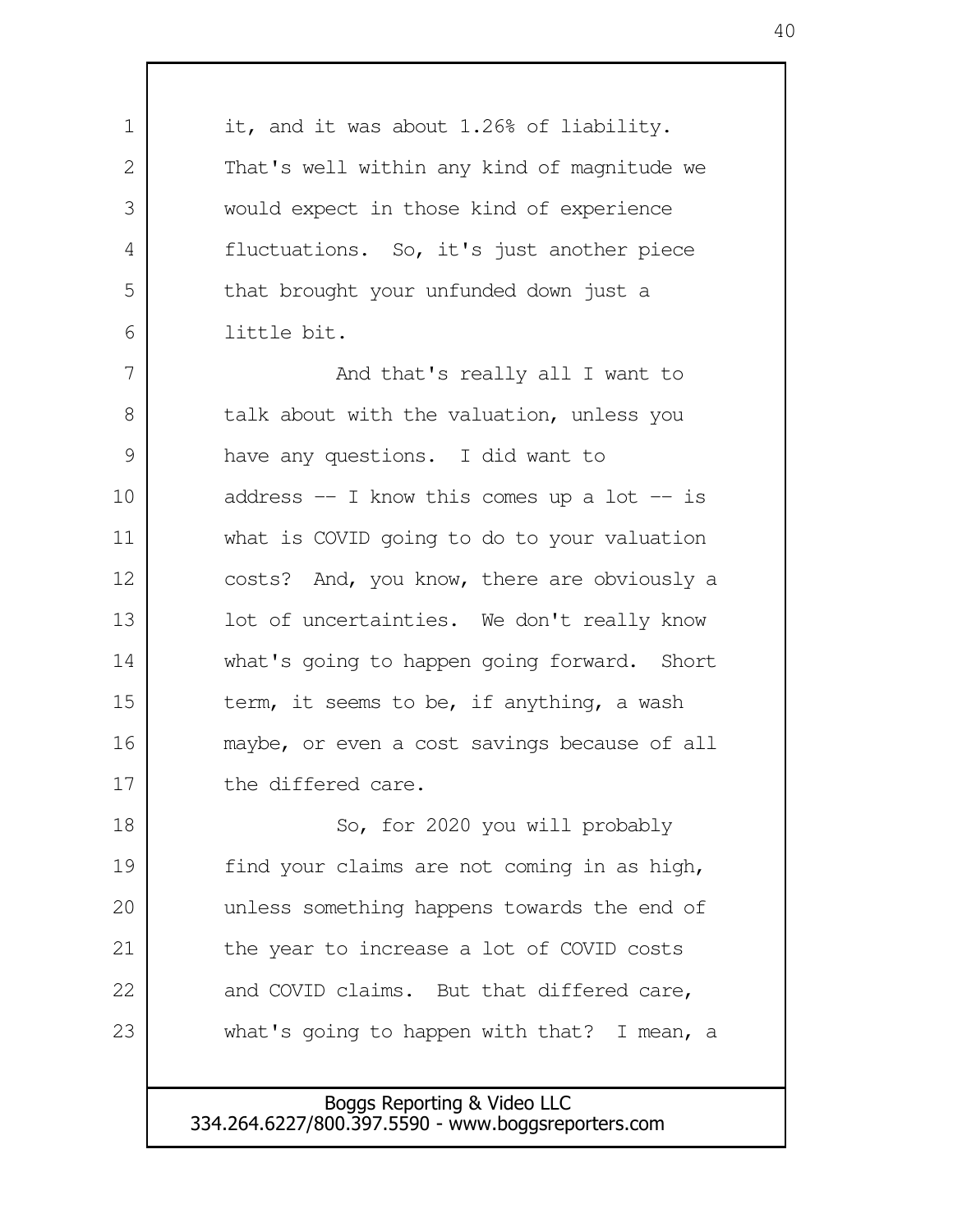it, and it was about 1.26% of liability. That's well within any kind of magnitude we would expect in those kind of experience fluctuations. So, it's just another piece that brought your unfunded down just a little bit.

And that's really all I want to talk about with the valuation, unless you have any questions. I did want to address -- I know this comes up a lot -- is what is COVID going to do to your valuation costs? And, you know, there are obviously a lot of uncertainties. We don't really know what's going to happen going forward. Short term, it seems to be, if anything, a wash maybe, or even a cost savings because of all the differed care.

So, for 2020 you will probably find your claims are not coming in as high, unless something happens towards the end of the year to increase a lot of COVID costs and COVID claims. But that differed care, what's going to happen with that? I mean, a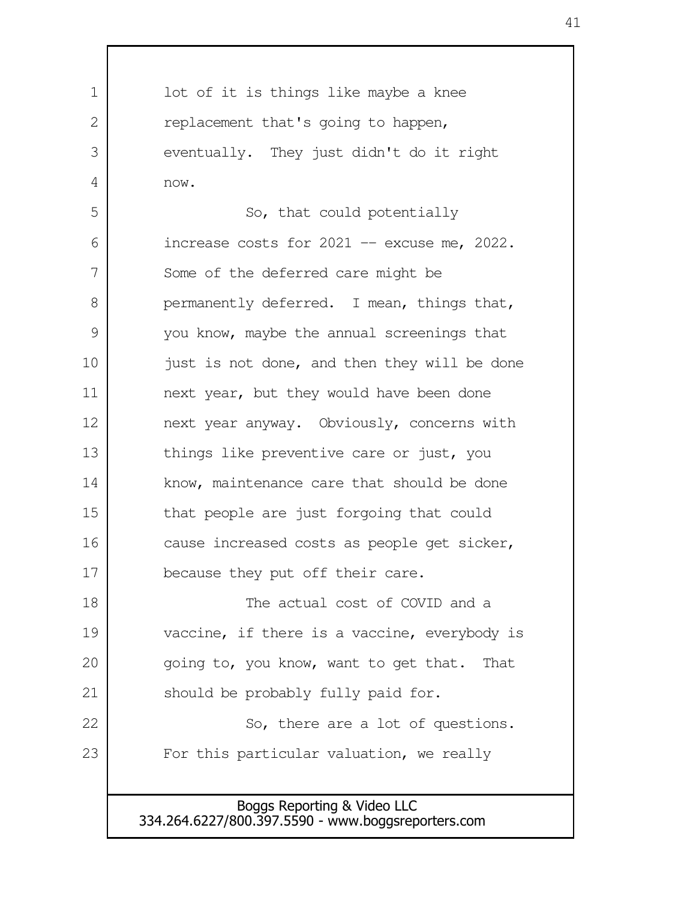lot of it is things like maybe a knee replacement that's going to happen, eventually. They just didn't do it right now.

So, that could potentially increase costs for 2021 -- excuse me, 2022. Some of the deferred care might be permanently deferred. I mean, things that, you know, maybe the annual screenings that just is not done, and then they will be done next year, but they would have been done next year anyway. Obviously, concerns with things like preventive care or just, you know, maintenance care that should be done that people are just forgoing that could cause increased costs as people get sicker, because they put off their care.

The actual cost of COVID and a vaccine, if there is a vaccine, everybody is going to, you know, want to get that. That should be probably fully paid for.

So, there are a lot of questions. For this particular valuation, we really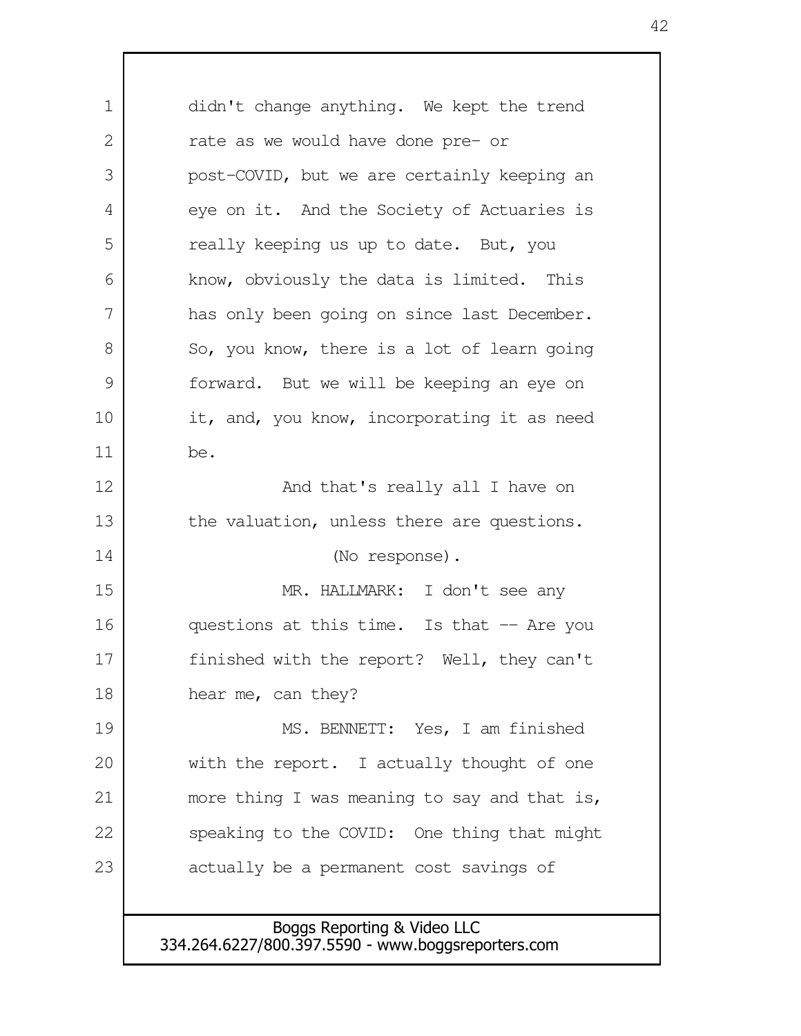didn't change anything. We kept the trend rate as we would have done pre- or post-COVID, but we are certainly keeping an eye on it. And the Society of Actuaries is really keeping us up to date. But, you know, obviously the data is limited. This has only been going on since last December. So, you know, there is a lot of learn going forward. But we will be keeping an eye on it, and, you know, incorporating it as need be.

And that's really all I have on the valuation, unless there are questions.

(No response).

MR. HALLMARK: I don't see any questions at this time. Is that -- Are you finished with the report? Well, they can't hear me, can they?

MS. BENNETT: Yes, I am finished with the report. I actually thought of one more thing I was meaning to say and that is, speaking to the COVID: One thing that might actually be a permanent cost savings of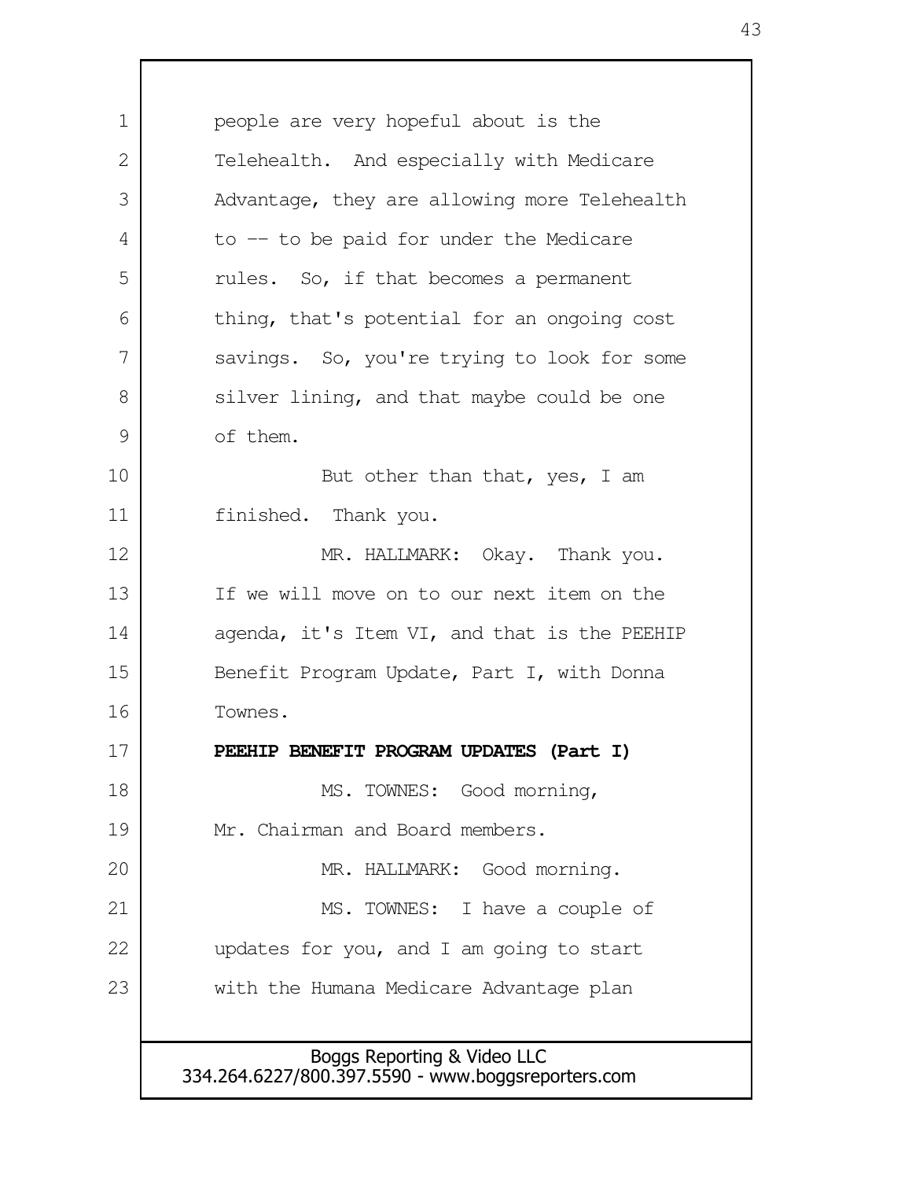people are very hopeful about is the Telehealth. And especially with Medicare Advantage, they are allowing more Telehealth to -- to be paid for under the Medicare rules. So, if that becomes a permanent thing, that's potential for an ongoing cost savings. So, you're trying to look for some silver lining, and that maybe could be one of them.

But other than that, yes, I am finished. Thank you.

MR. HALLMARK: Okay. Thank you. If we will move on to our next item on the agenda, it's Item VI, and that is the PEEHIP Benefit Program Update, Part I, with Donna Townes.

**PEEHIP BENEFIT PROGRAM UPDATES (Part I)**

MS. TOWNES: Good morning, Mr. Chairman and Board members.

MR. HALLMARK: Good morning.

MS. TOWNES: I have a couple of updates for you, and I am going to start with the Humana Medicare Advantage plan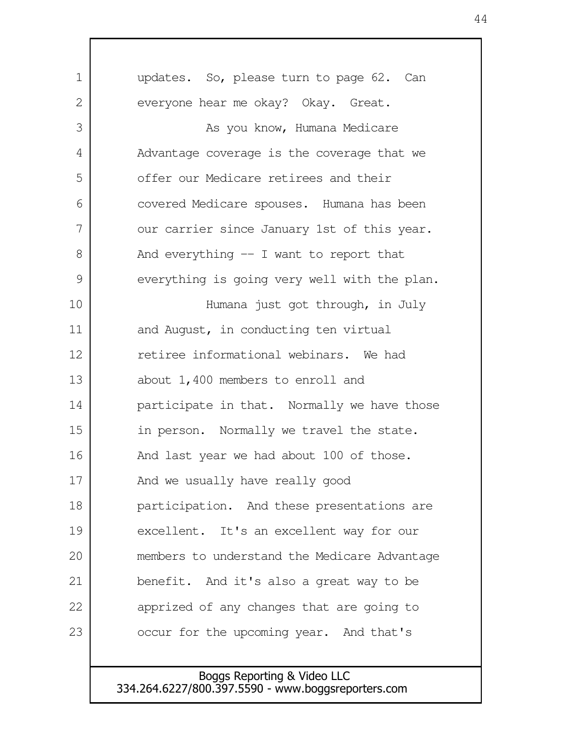updates. So, please turn to page 62. Can everyone hear me okay? Okay. Great.

As you know, Humana Medicare Advantage coverage is the coverage that we offer our Medicare retirees and their covered Medicare spouses. Humana has been our carrier since January 1st of this year. And everything -- I want to report that everything is going very well with the plan.

Humana just got through, in July and August, in conducting ten virtual retiree informational webinars. We had about 1,400 members to enroll and participate in that. Normally we have those in person. Normally we travel the state. And last year we had about 100 of those. And we usually have really good participation. And these presentations are excellent. It's an excellent way for our members to understand the Medicare Advantage benefit. And it's also a great way to be apprized of any changes that are going to occur for the upcoming year. And that's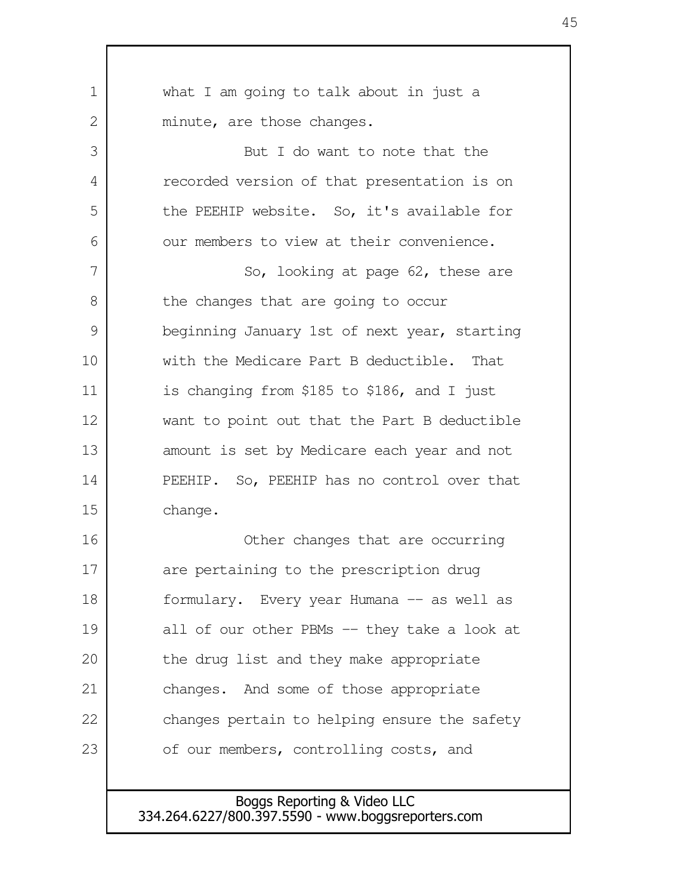what I am going to talk about in just a minute, are those changes.

But I do want to note that the recorded version of that presentation is on the PEEHIP website. So, it's available for our members to view at their convenience.

So, looking at page 62, these are the changes that are going to occur beginning January 1st of next year, starting with the Medicare Part B deductible. That is changing from $185 to $186, and I just want to point out that the Part B deductible amount is set by Medicare each year and not PEEHIP. So, PEEHIP has no control over that change.

Other changes that are occurring are pertaining to the prescription drug formulary. Every year Humana -- as well as all of our other PBMs -- they take a look at the drug list and they make appropriate changes. And some of those appropriate changes pertain to helping ensure the safety of our members, controlling costs, and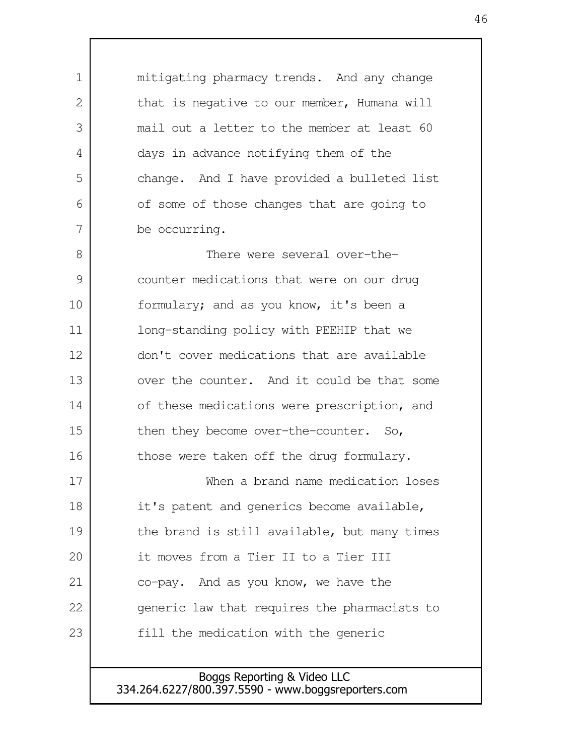mitigating pharmacy trends. And any change that is negative to our member, Humana will mail out a letter to the member at least 60 days in advance notifying them of the change. And I have provided a bulleted list of some of those changes that are going to be occurring.

There were several over-the-counter medications that were on our drug formulary; and as you know, it's been a long-standing policy with PEEHIP that we don't cover medications that are available over the counter. And it could be that some of these medications were prescription, and then they become over-the-counter. So, those were taken off the drug formulary.

When a brand name medication loses it's patent and generics become available, the brand is still available, but many times it moves from a Tier II to a Tier III co-pay. And as you know, we have the generic law that requires the pharmacists to fill the medication with the generic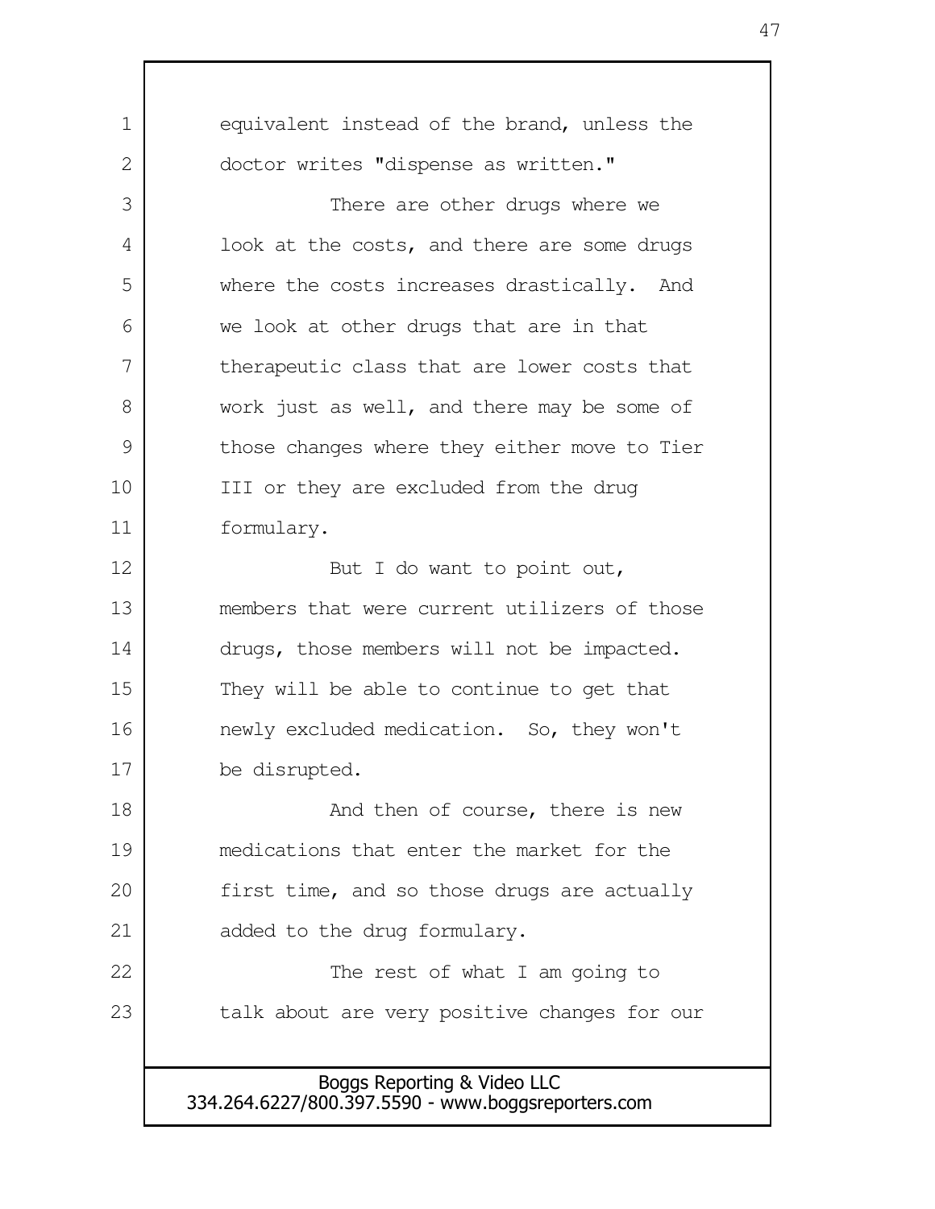equivalent instead of the brand, unless the doctor writes "dispense as written."

There are other drugs where we look at the costs, and there are some drugs where the costs increases drastically. And we look at other drugs that are in that therapeutic class that are lower costs that work just as well, and there may be some of those changes where they either move to Tier III or they are excluded from the drug formulary.

But I do want to point out, members that were current utilizers of those drugs, those members will not be impacted. They will be able to continue to get that newly excluded medication. So, they won't be disrupted.

And then of course, there is new medications that enter the market for the first time, and so those drugs are actually added to the drug formulary.

The rest of what I am going to talk about are very positive changes for our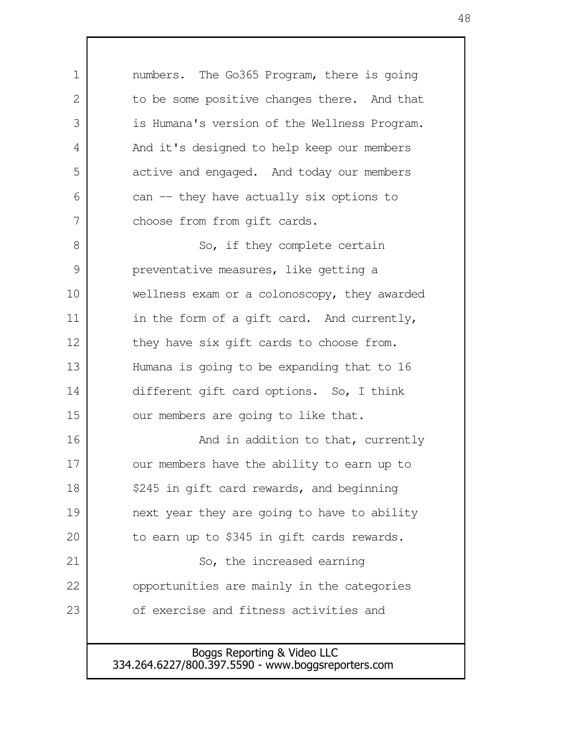numbers. The Go365 Program, there is going to be some positive changes there. And that is Humana's version of the Wellness Program. And it's designed to help keep our members active and engaged. And today our members can -- they have actually six options to choose from from gift cards.

So, if they complete certain preventative measures, like getting a wellness exam or a colonoscopy, they awarded in the form of a gift card. And currently, they have six gift cards to choose from. Humana is going to be expanding that to 16 different gift card options. So, I think our members are going to like that.

And in addition to that, currently our members have the ability to earn up to $245 in gift card rewards, and beginning next year they are going to have to ability to earn up to $345 in gift cards rewards.

So, the increased earning opportunities are mainly in the categories of exercise and fitness activities and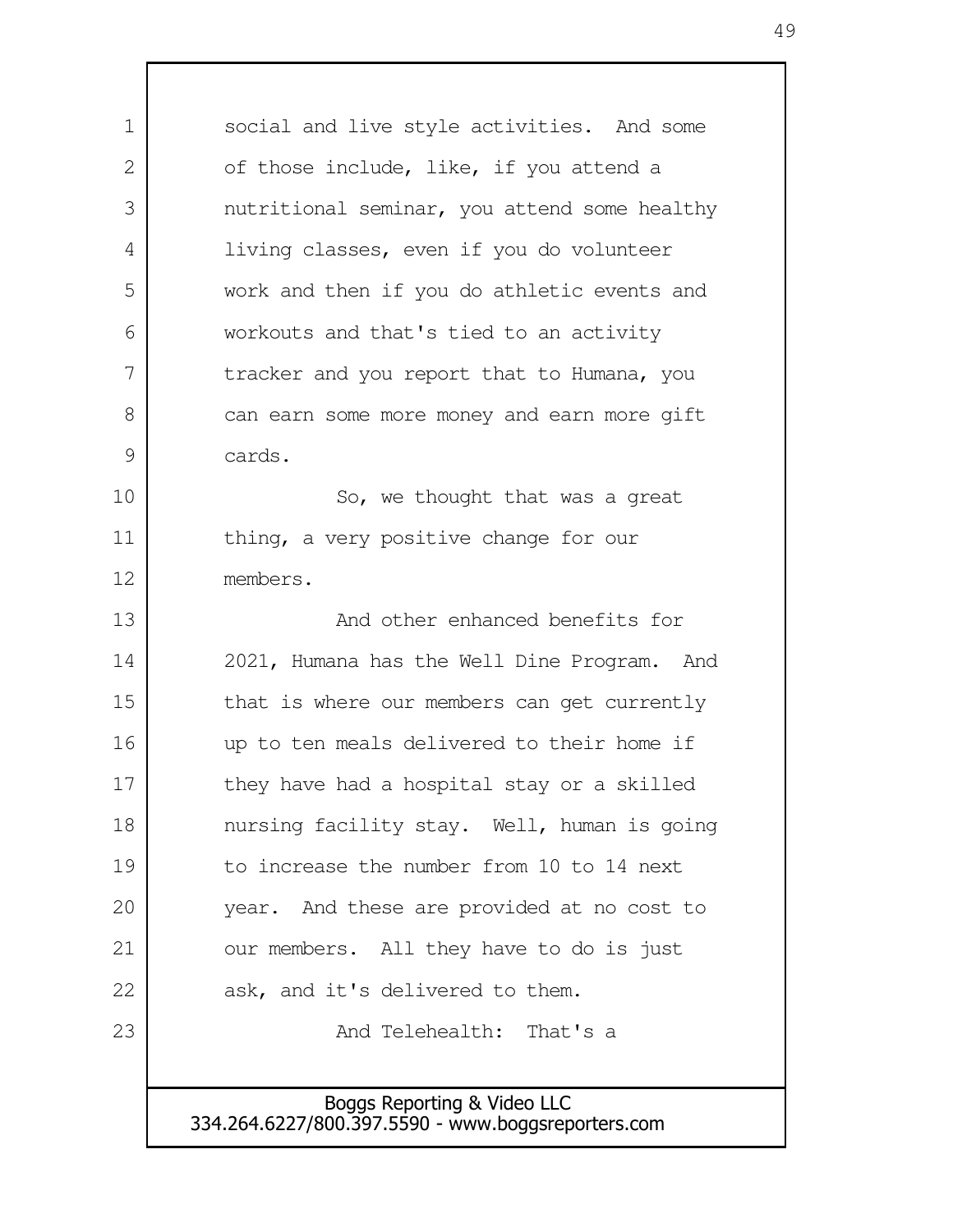social and live style activities. And some of those include, like, if you attend a nutritional seminar, you attend some healthy living classes, even if you do volunteer work and then if you do athletic events and workouts and that's tied to an activity tracker and you report that to Humana, you can earn some more money and earn more gift cards.

So, we thought that was a great thing, a very positive change for our members.

And other enhanced benefits for 2021, Humana has the Well Dine Program. And that is where our members can get currently up to ten meals delivered to their home if they have had a hospital stay or a skilled nursing facility stay. Well, human is going to increase the number from 10 to 14 next year. And these are provided at no cost to our members. All they have to do is just ask, and it's delivered to them.

And Telehealth: That's a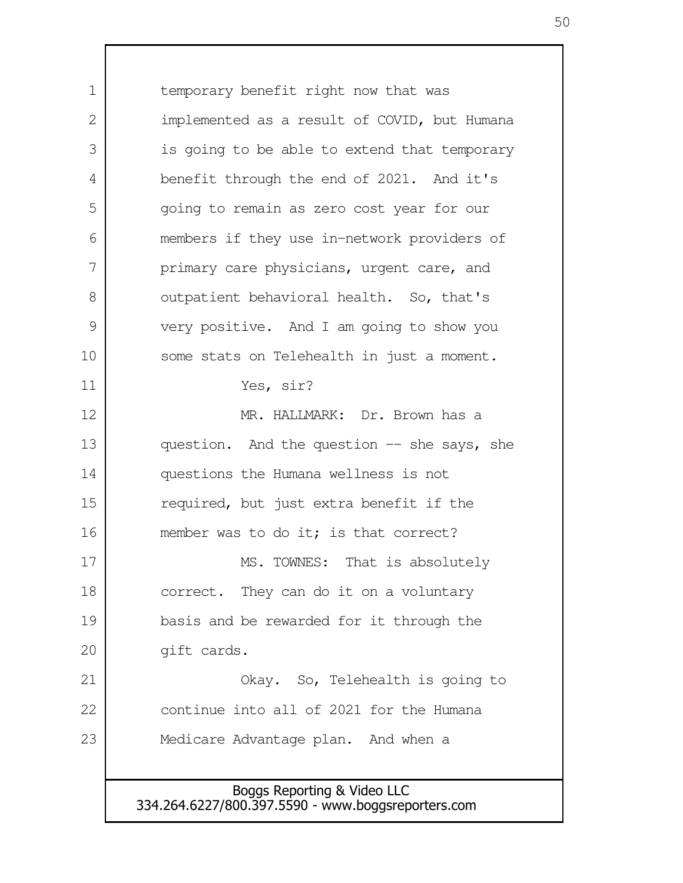temporary benefit right now that was implemented as a result of COVID, but Humana is going to be able to extend that temporary benefit through the end of 2021. And it's going to remain as zero cost year for our members if they use in-network providers of primary care physicians, urgent care, and outpatient behavioral health. So, that's very positive. And I am going to show you some stats on Telehealth in just a moment.

Yes, sir?

MR. HALLMARK: Dr. Brown has a question. And the question -- she says, she questions the Humana wellness is not required, but just extra benefit if the member was to do it; is that correct?

MS. TOWNES: That is absolutely correct. They can do it on a voluntary basis and be rewarded for it through the gift cards.

Okay. So, Telehealth is going to continue into all of 2021 for the Humana Medicare Advantage plan. And when a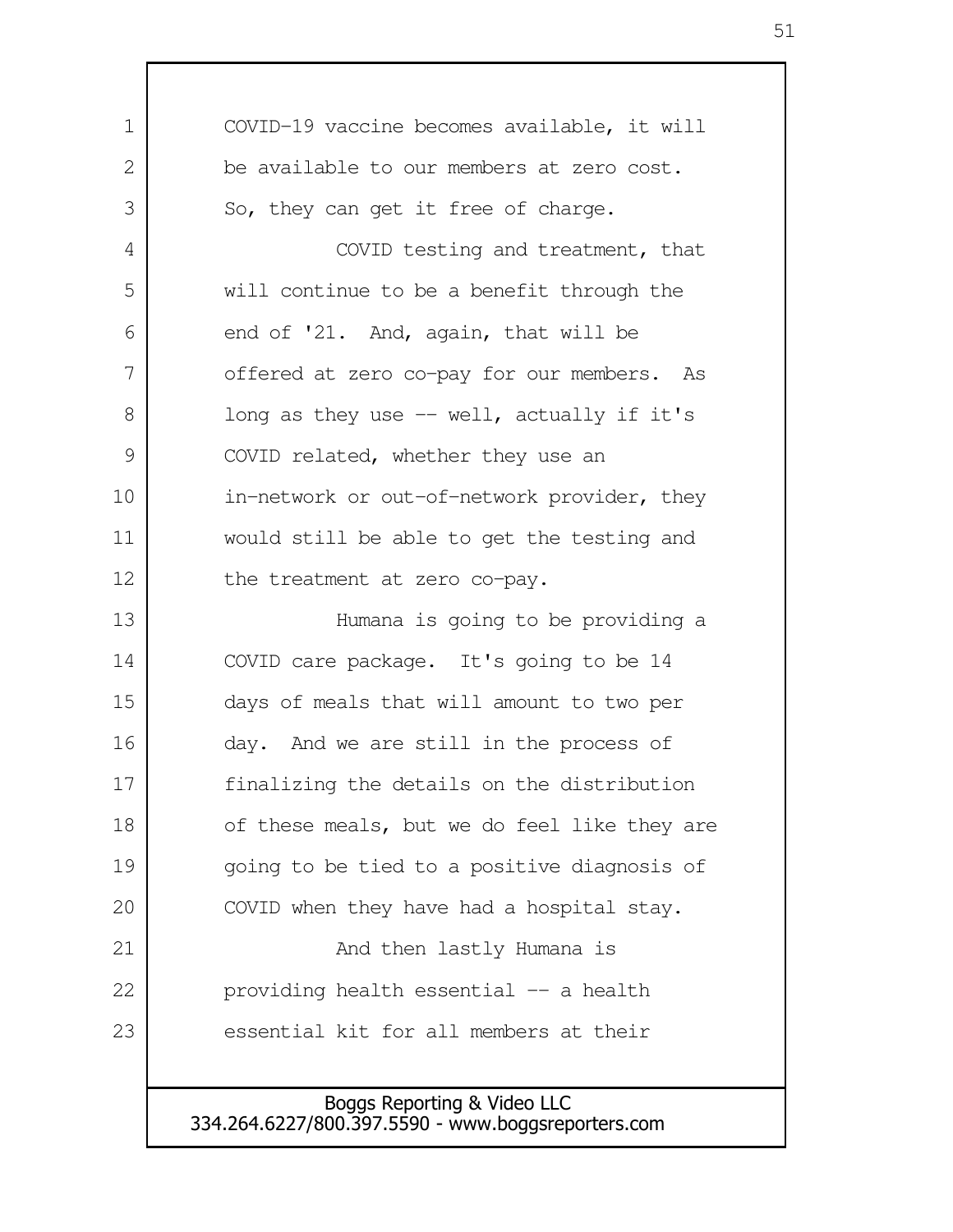COVID-19 vaccine becomes available, it will be available to our members at zero cost. So, they can get it free of charge.

COVID testing and treatment, that will continue to be a benefit through the end of '21. And, again, that will be offered at zero co-pay for our members. As long as they use -- well, actually if it's COVID related, whether they use an in-network or out-of-network provider, they would still be able to get the testing and the treatment at zero co-pay.

Humana is going to be providing a COVID care package. It's going to be 14 days of meals that will amount to two per day. And we are still in the process of finalizing the details on the distribution of these meals, but we do feel like they are going to be tied to a positive diagnosis of COVID when they have had a hospital stay.

And then lastly Humana is providing health essential -- a health essential kit for all members at their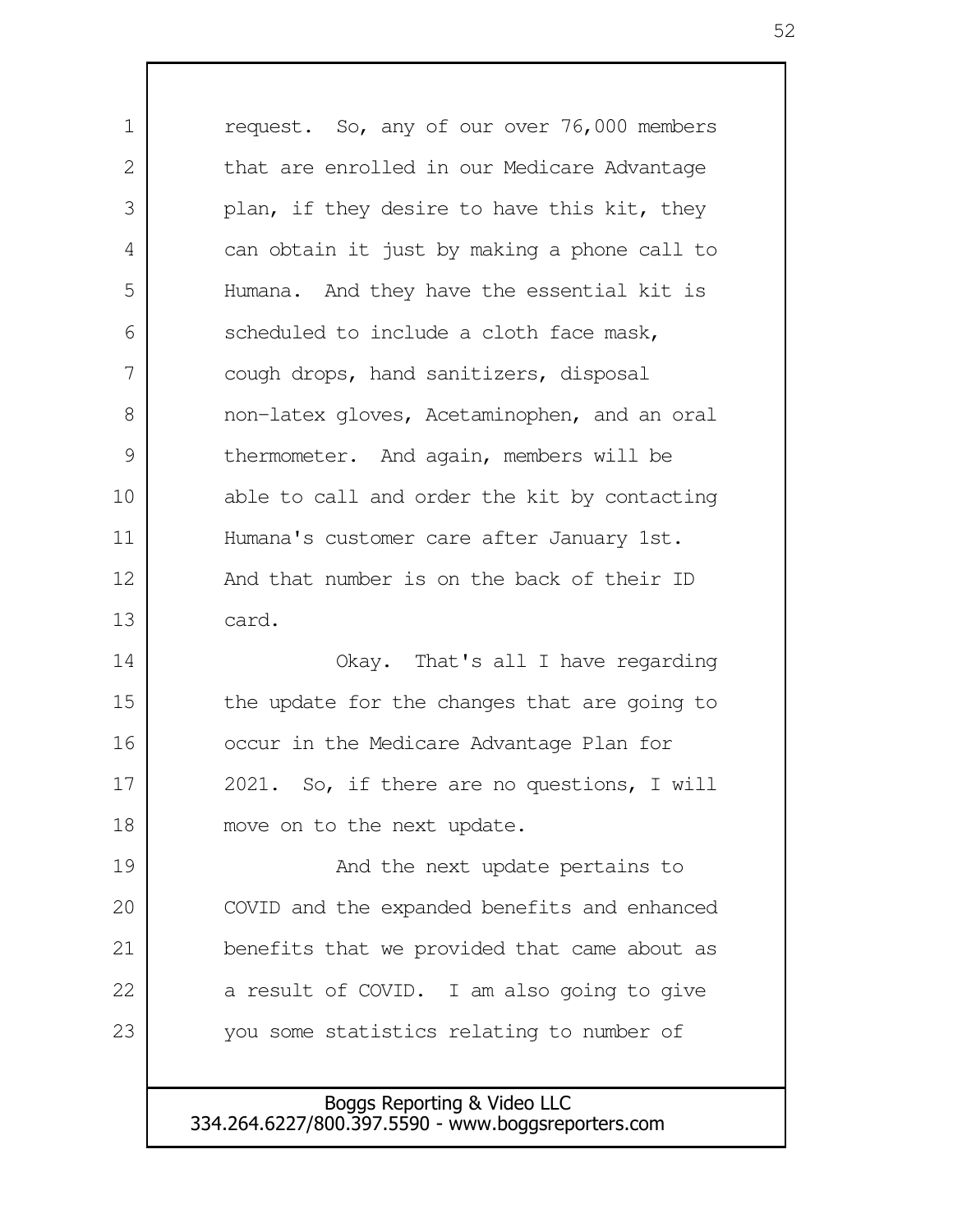request. So, any of our over 76,000 members that are enrolled in our Medicare Advantage plan, if they desire to have this kit, they can obtain it just by making a phone call to Humana. And they have the essential kit is scheduled to include a cloth face mask, cough drops, hand sanitizers, disposal non-latex gloves, Acetaminophen, and an oral thermometer. And again, members will be able to call and order the kit by contacting Humana's customer care after January 1st. And that number is on the back of their ID card.

Okay. That's all I have regarding the update for the changes that are going to occur in the Medicare Advantage Plan for 2021. So, if there are no questions, I will move on to the next update.

And the next update pertains to COVID and the expanded benefits and enhanced benefits that we provided that came about as a result of COVID. I am also going to give you some statistics relating to number of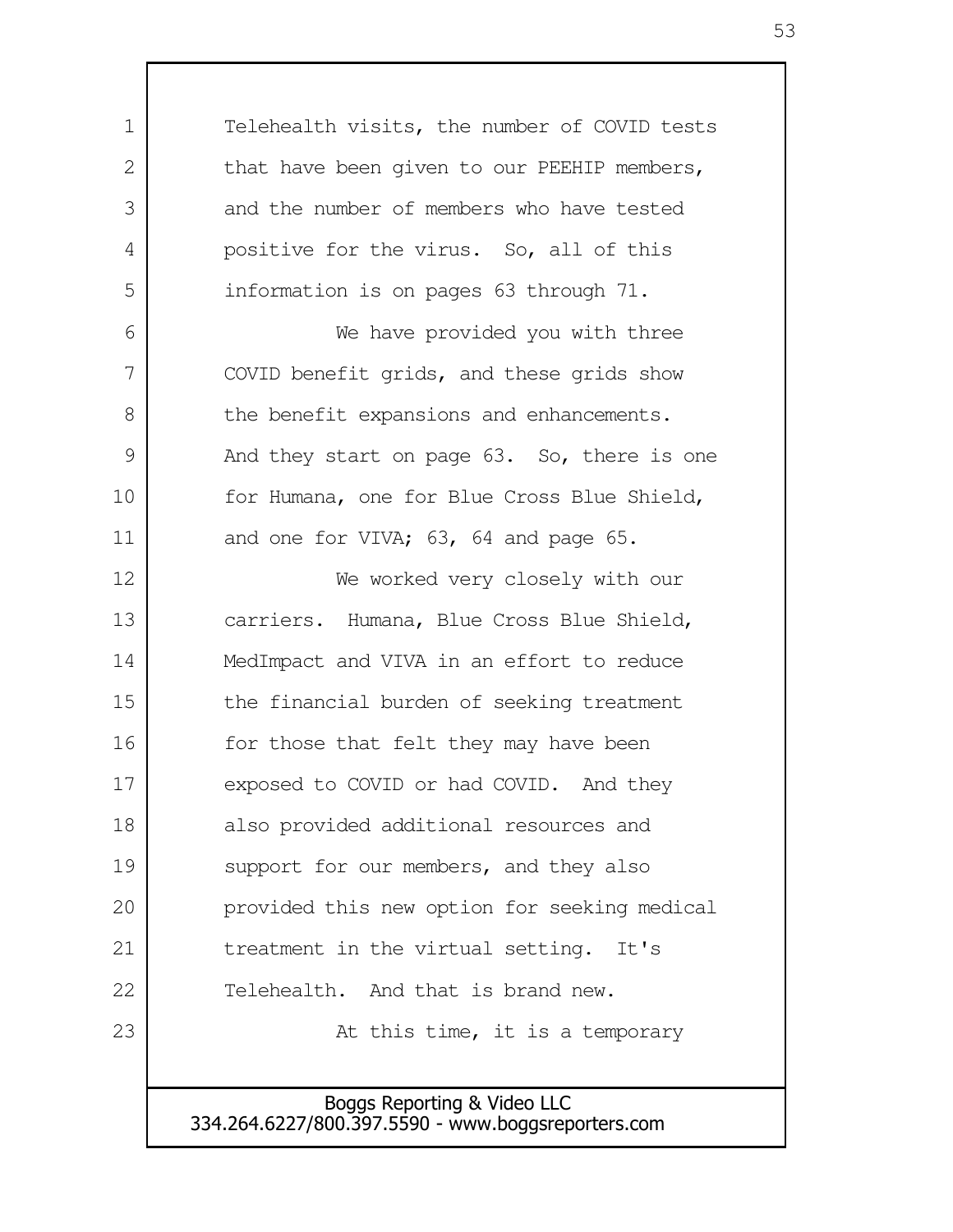Telehealth visits, the number of COVID tests that have been given to our PEEHIP members, and the number of members who have tested positive for the virus. So, all of this information is on pages 63 through 71.

We have provided you with three COVID benefit grids, and these grids show the benefit expansions and enhancements. And they start on page 63. So, there is one for Humana, one for Blue Cross Blue Shield, and one for VIVA; 63, 64 and page 65.

We worked very closely with our carriers. Humana, Blue Cross Blue Shield, MedImpact and VIVA in an effort to reduce the financial burden of seeking treatment for those that felt they may have been exposed to COVID or had COVID. And they also provided additional resources and support for our members, and they also provided this new option for seeking medical treatment in the virtual setting. It's Telehealth. And that is brand new.

At this time, it is a temporary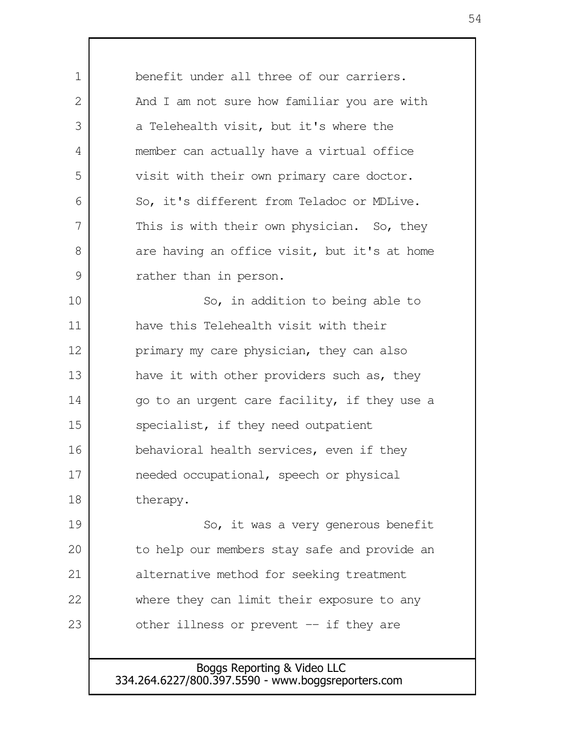benefit under all three of our carriers. And I am not sure how familiar you are with a Telehealth visit, but it's where the member can actually have a virtual office visit with their own primary care doctor. So, it's different from Teladoc or MDLive. This is with their own physician. So, they are having an office visit, but it's at home rather than in person.

So, in addition to being able to have this Telehealth visit with their primary my care physician, they can also have it with other providers such as, they go to an urgent care facility, if they use a specialist, if they need outpatient behavioral health services, even if they needed occupational, speech or physical therapy.

So, it was a very generous benefit to help our members stay safe and provide an alternative method for seeking treatment where they can limit their exposure to any other illness or prevent -- if they are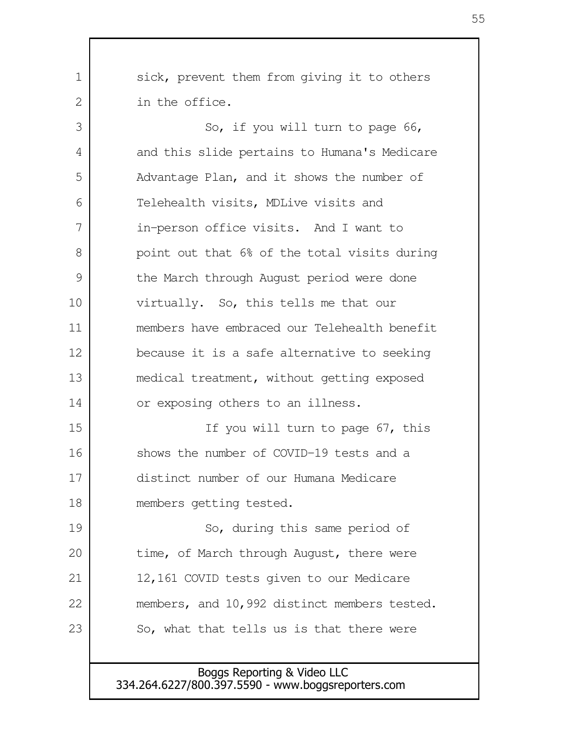sick, prevent them from giving it to others in the office.

So, if you will turn to page 66, and this slide pertains to Humana's Medicare Advantage Plan, and it shows the number of Telehealth visits, MDLive visits and in-person office visits. And I want to point out that 6% of the total visits during the March through August period were done virtually. So, this tells me that our members have embraced our Telehealth benefit because it is a safe alternative to seeking medical treatment, without getting exposed or exposing others to an illness.

If you will turn to page 67, this shows the number of COVID-19 tests and a distinct number of our Humana Medicare members getting tested.

So, during this same period of time, of March through August, there were 12,161 COVID tests given to our Medicare members, and 10,992 distinct members tested. So, what that tells us is that there were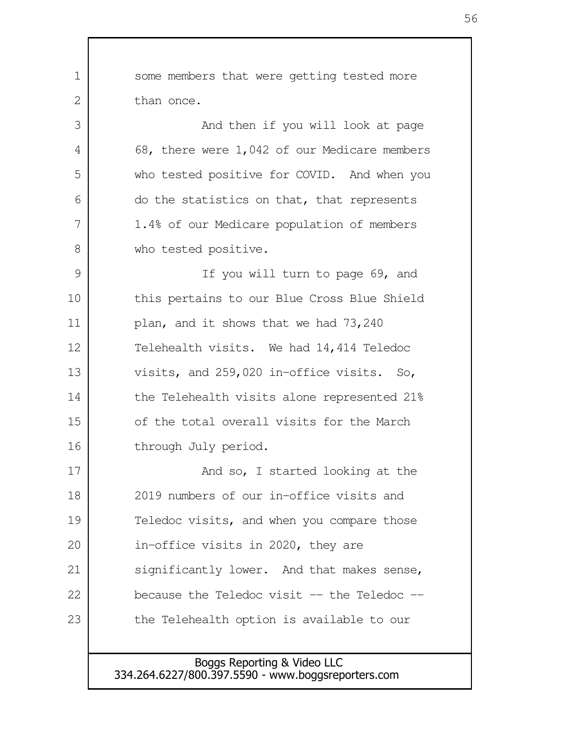some members that were getting tested more than once.

And then if you will look at page 68, there were 1,042 of our Medicare members who tested positive for COVID. And when you do the statistics on that, that represents 1.4% of our Medicare population of members who tested positive.

If you will turn to page 69, and this pertains to our Blue Cross Blue Shield plan, and it shows that we had 73,240 Telehealth visits. We had 14,414 Teledoc visits, and 259,020 in-office visits. So, the Telehealth visits alone represented 21% of the total overall visits for the March through July period.

And so, I started looking at the 2019 numbers of our in-office visits and Teledoc visits, and when you compare those in-office visits in 2020, they are significantly lower. And that makes sense, because the Teledoc visit -- the Teledoc -- the Telehealth option is available to our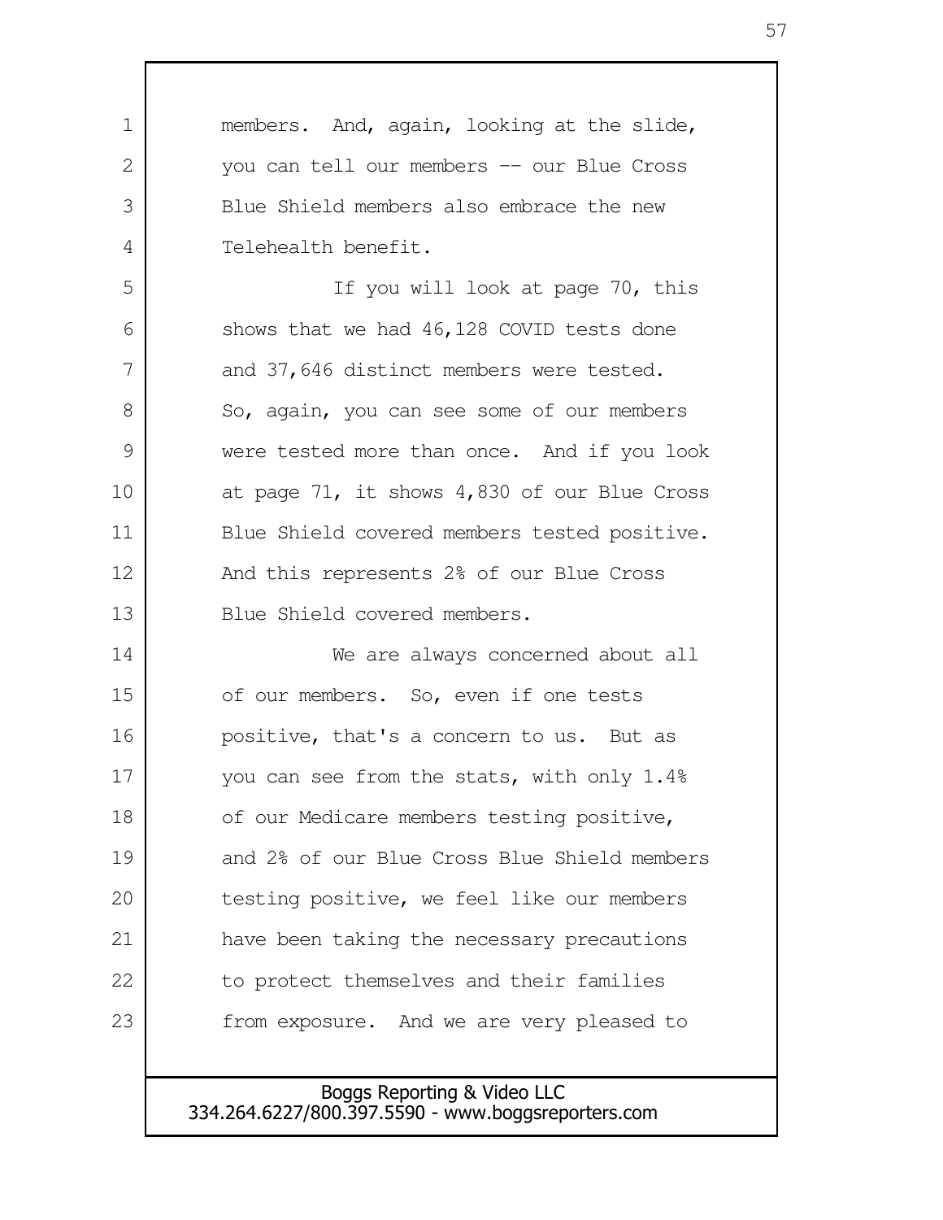members. And, again, looking at the slide, you can tell our members -- our Blue Cross Blue Shield members also embrace the new Telehealth benefit.

If you will look at page 70, this shows that we had 46,128 COVID tests done and 37,646 distinct members were tested. So, again, you can see some of our members were tested more than once. And if you look at page 71, it shows 4,830 of our Blue Cross Blue Shield covered members tested positive. And this represents 2% of our Blue Cross Blue Shield covered members.

We are always concerned about all of our members. So, even if one tests positive, that's a concern to us. But as you can see from the stats, with only 1.4% of our Medicare members testing positive, and 2% of our Blue Cross Blue Shield members testing positive, we feel like our members have been taking the necessary precautions to protect themselves and their families from exposure. And we are very pleased to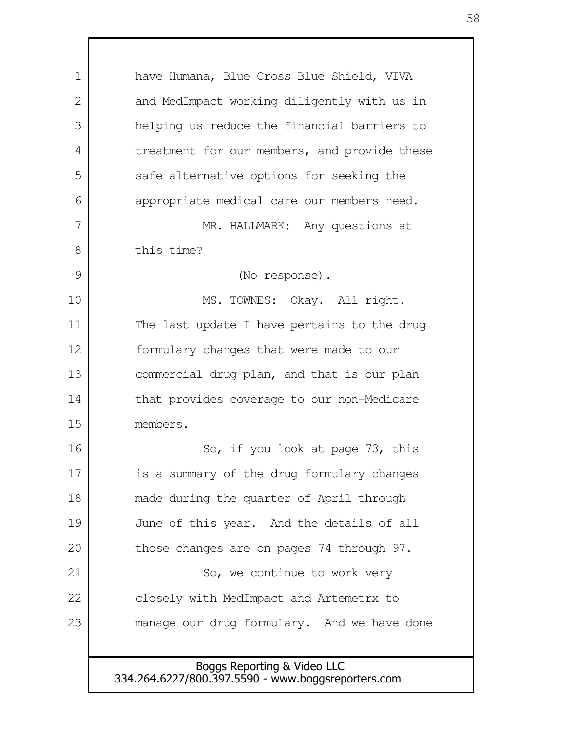have Humana, Blue Cross Blue Shield, VIVA and MedImpact working diligently with us in helping us reduce the financial barriers to treatment for our members, and provide these safe alternative options for seeking the appropriate medical care our members need.

MR. HALLMARK: Any questions at this time?

(No response).

MS. TOWNES: Okay. All right. The last update I have pertains to the drug formulary changes that were made to our commercial drug plan, and that is our plan that provides coverage to our non-Medicare members.

So, if you look at page 73, this is a summary of the drug formulary changes made during the quarter of April through June of this year. And the details of all those changes are on pages 74 through 97.

So, we continue to work very closely with MedImpact and Artemetrx to manage our drug formulary. And we have done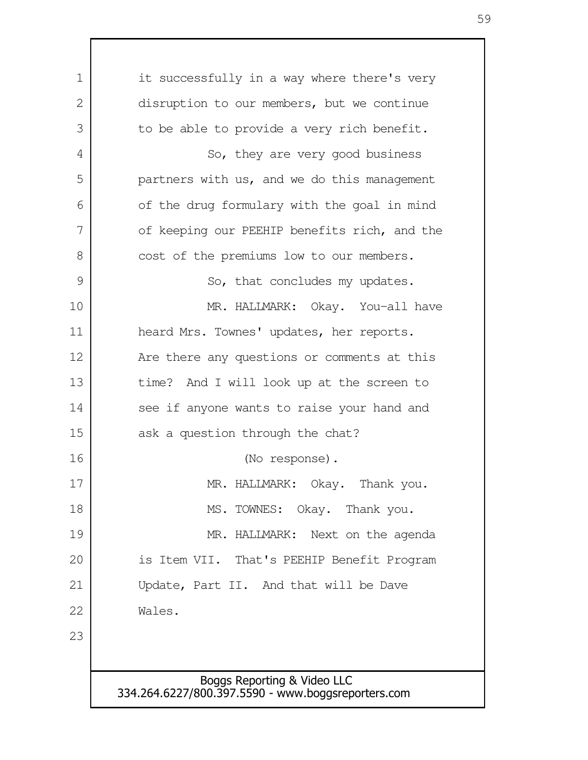it successfully in a way where there's very disruption to our members, but we continue to be able to provide a very rich benefit.

So, they are very good business partners with us, and we do this management of the drug formulary with the goal in mind of keeping our PEEHIP benefits rich, and the cost of the premiums low to our members.

So, that concludes my updates.

MR. HALLMARK: Okay. You-all have heard Mrs. Townes' updates, her reports. Are there any questions or comments at this time? And I will look up at the screen to see if anyone wants to raise your hand and ask a question through the chat?

(No response).

MR. HALLMARK: Okay. Thank you.

MS. TOWNES: Okay. Thank you.

MR. HALLMARK: Next on the agenda is Item VII. That's PEEHIP Benefit Program Update, Part II. And that will be Dave Wales.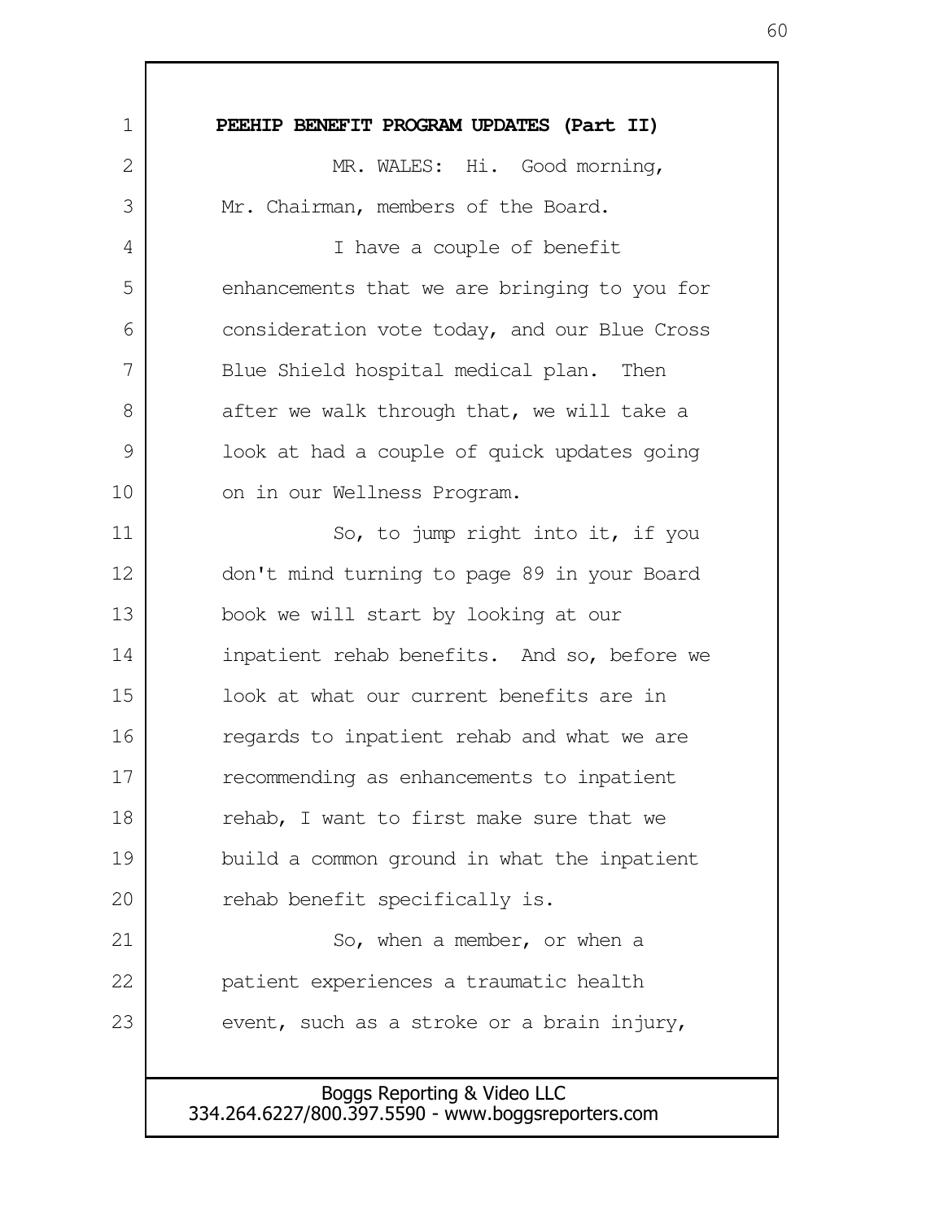**PEEHIP BENEFIT PROGRAM UPDATES (Part II)**

MR. WALES: Hi. Good morning, Mr. Chairman, members of the Board.

I have a couple of benefit enhancements that we are bringing to you for consideration vote today, and our Blue Cross Blue Shield hospital medical plan. Then after we walk through that, we will take a look at had a couple of quick updates going on in our Wellness Program.

So, to jump right into it, if you don't mind turning to page 89 in your Board book we will start by looking at our inpatient rehab benefits. And so, before we look at what our current benefits are in regards to inpatient rehab and what we are recommending as enhancements to inpatient rehab, I want to first make sure that we build a common ground in what the inpatient rehab benefit specifically is.

So, when a member, or when a patient experiences a traumatic health event, such as a stroke or a brain injury,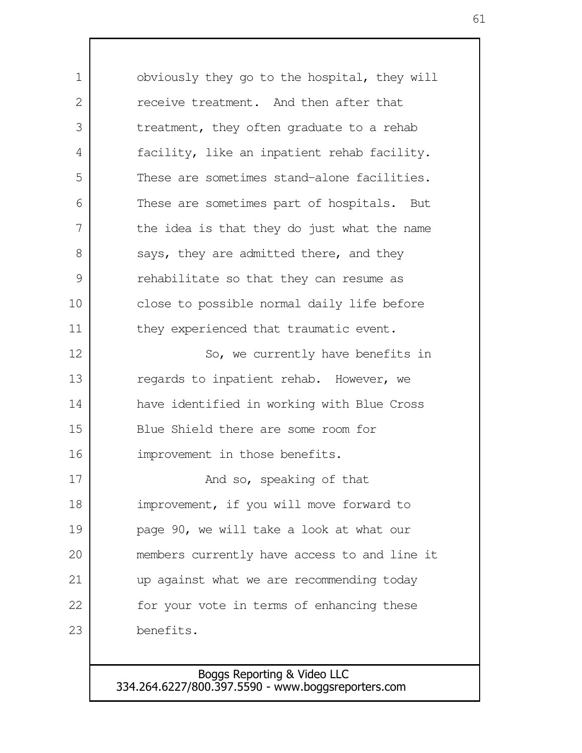obviously they go to the hospital, they will receive treatment. And then after that treatment, they often graduate to a rehab facility, like an inpatient rehab facility. These are sometimes stand-alone facilities. These are sometimes part of hospitals. But the idea is that they do just what the name says, they are admitted there, and they rehabilitate so that they can resume as close to possible normal daily life before they experienced that traumatic event.

So, we currently have benefits in regards to inpatient rehab. However, we have identified in working with Blue Cross Blue Shield there are some room for improvement in those benefits.

And so, speaking of that improvement, if you will move forward to page 90, we will take a look at what our members currently have access to and line it up against what we are recommending today for your vote in terms of enhancing these benefits.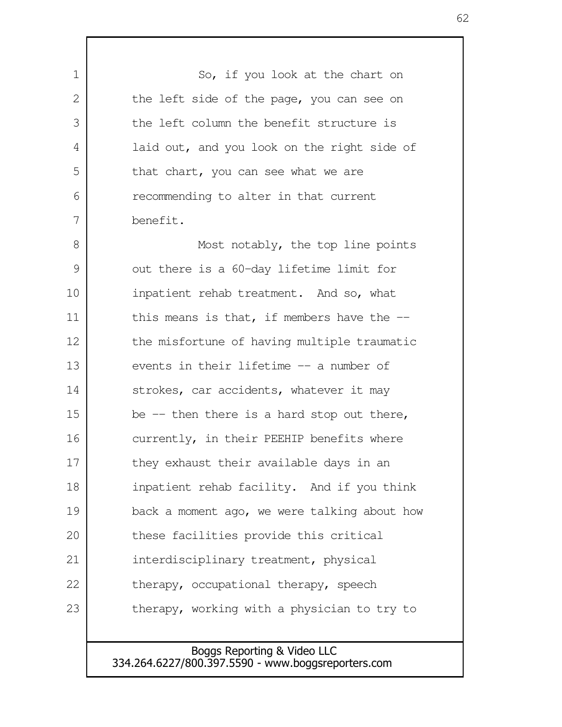So, if you look at the chart on the left side of the page, you can see on the left column the benefit structure is laid out, and you look on the right side of that chart, you can see what we are recommending to alter in that current benefit.

Most notably, the top line points out there is a 60-day lifetime limit for inpatient rehab treatment. And so, what this means is that, if members have the -- the misfortune of having multiple traumatic events in their lifetime -- a number of strokes, car accidents, whatever it may be -- then there is a hard stop out there, currently, in their PEEHIP benefits where they exhaust their available days in an inpatient rehab facility. And if you think back a moment ago, we were talking about how these facilities provide this critical interdisciplinary treatment, physical therapy, occupational therapy, speech therapy, working with a physician to try to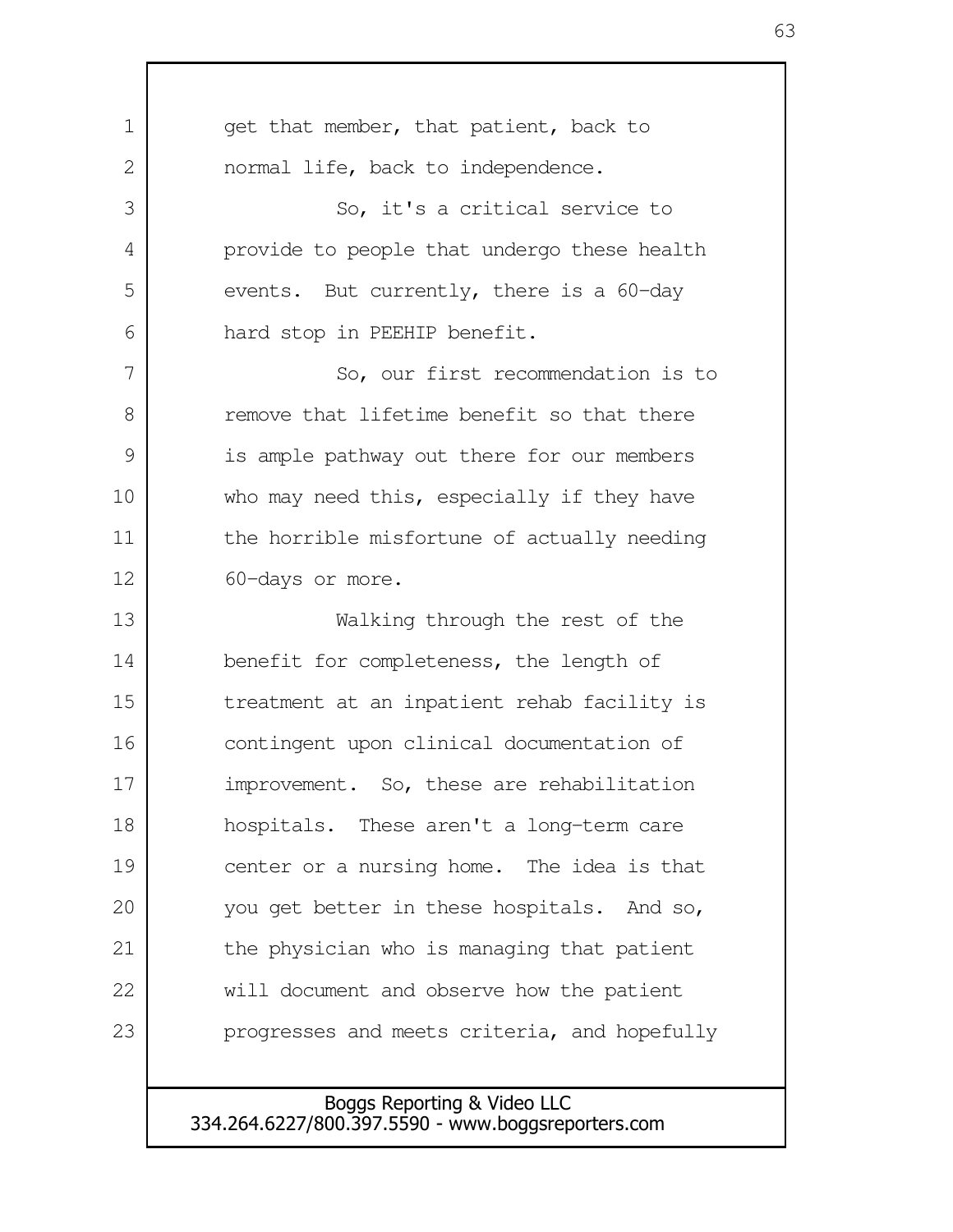get that member, that patient, back to normal life, back to independence.

So, it's a critical service to provide to people that undergo these health events. But currently, there is a 60-day hard stop in PEEHIP benefit.

So, our first recommendation is to remove that lifetime benefit so that there is ample pathway out there for our members who may need this, especially if they have the horrible misfortune of actually needing 60-days or more.

Walking through the rest of the benefit for completeness, the length of treatment at an inpatient rehab facility is contingent upon clinical documentation of improvement. So, these are rehabilitation hospitals. These aren't a long-term care center or a nursing home. The idea is that you get better in these hospitals. And so, the physician who is managing that patient will document and observe how the patient progresses and meets criteria, and hopefully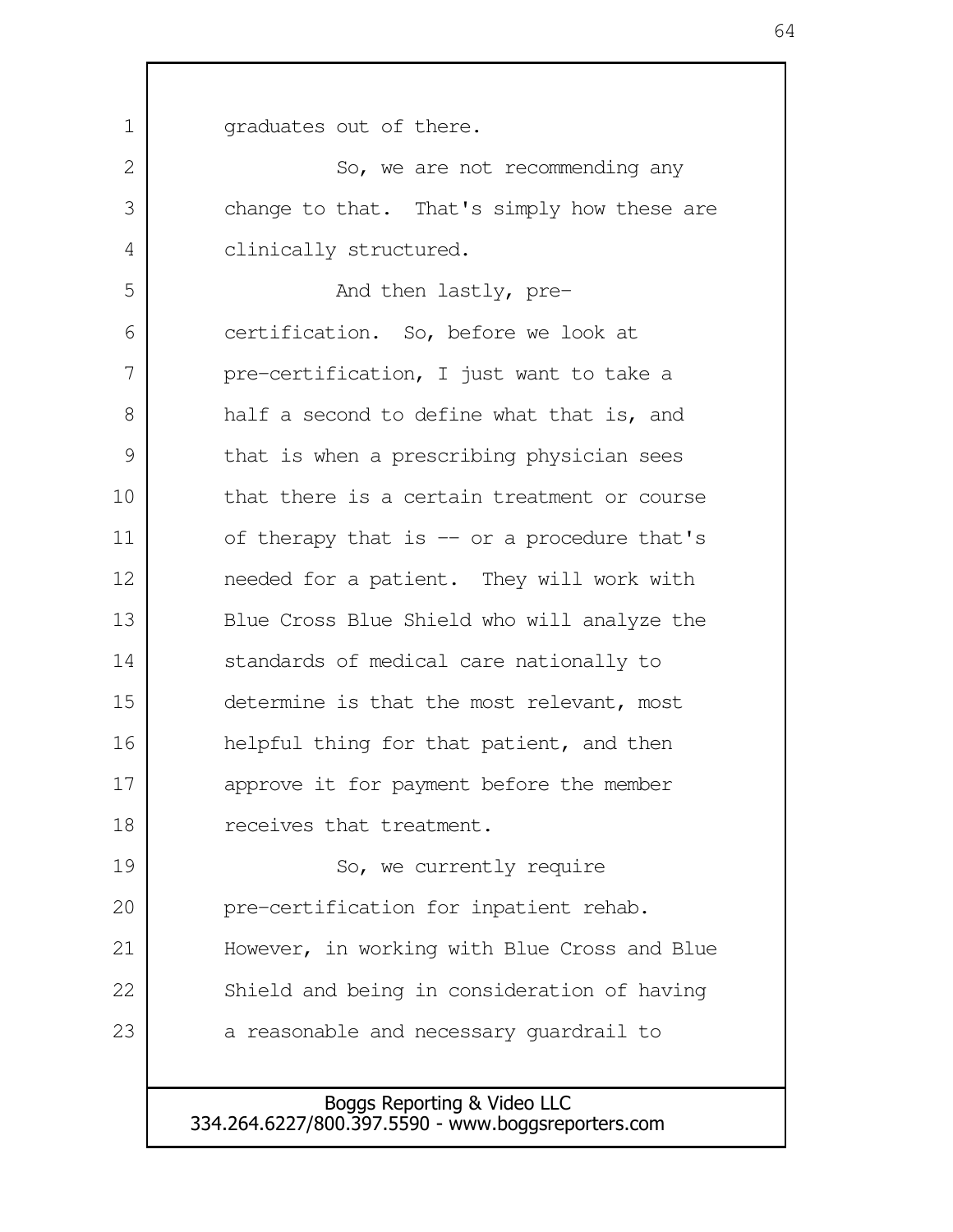graduates out of there.

So, we are not recommending any change to that. That's simply how these are clinically structured.

And then lastly, pre-certification. So, before we look at pre-certification, I just want to take a half a second to define what that is, and that is when a prescribing physician sees that there is a certain treatment or course of therapy that is -- or a procedure that's needed for a patient. They will work with Blue Cross Blue Shield who will analyze the standards of medical care nationally to determine is that the most relevant, most helpful thing for that patient, and then approve it for payment before the member receives that treatment.

So, we currently require pre-certification for inpatient rehab. However, in working with Blue Cross and Blue Shield and being in consideration of having a reasonable and necessary guardrail to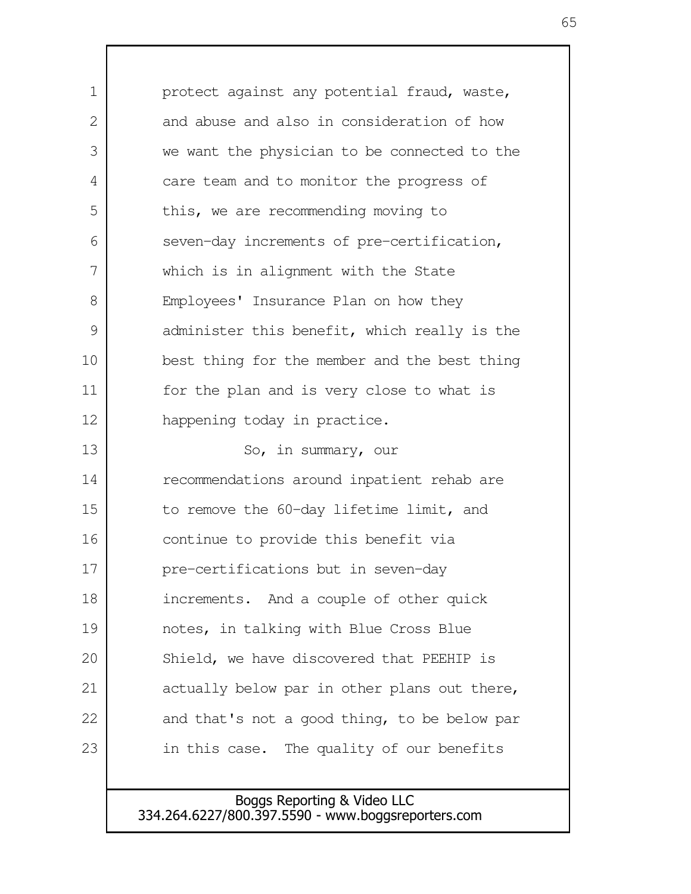protect against any potential fraud, waste, and abuse and also in consideration of how we want the physician to be connected to the care team and to monitor the progress of this, we are recommending moving to seven-day increments of pre-certification, which is in alignment with the State Employees' Insurance Plan on how they administer this benefit, which really is the best thing for the member and the best thing for the plan and is very close to what is happening today in practice.

So, in summary, our recommendations around inpatient rehab are to remove the 60-day lifetime limit, and continue to provide this benefit via pre-certifications but in seven-day increments. And a couple of other quick notes, in talking with Blue Cross Blue Shield, we have discovered that PEEHIP is actually below par in other plans out there, and that's not a good thing, to be below par in this case. The quality of our benefits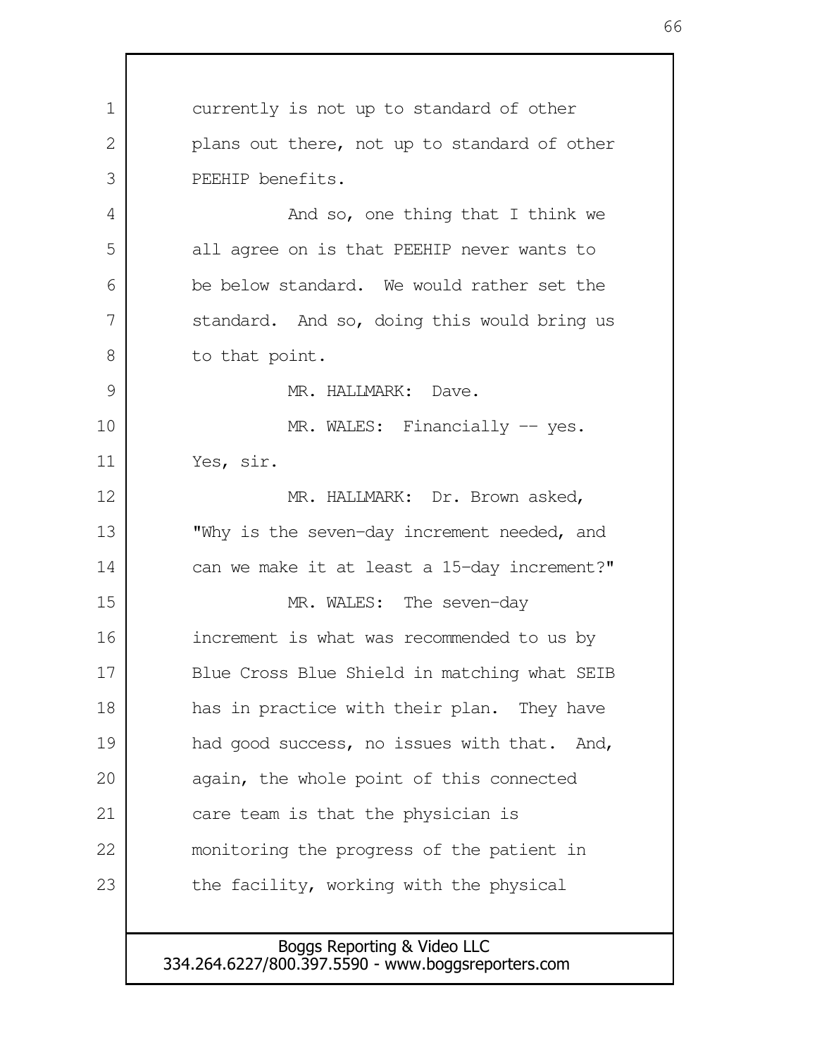currently is not up to standard of other plans out there, not up to standard of other PEEHIP benefits.

And so, one thing that I think we all agree on is that PEEHIP never wants to be below standard. We would rather set the standard. And so, doing this would bring us to that point.

MR. HALLMARK: Dave.

MR. WALES: Financially -- yes. Yes, sir.

MR. HALLMARK: Dr. Brown asked, "Why is the seven-day increment needed, and can we make it at least a 15-day increment?"

MR. WALES: The seven-day increment is what was recommended to us by Blue Cross Blue Shield in matching what SEIB has in practice with their plan. They have had good success, no issues with that. And, again, the whole point of this connected care team is that the physician is monitoring the progress of the patient in the facility, working with the physical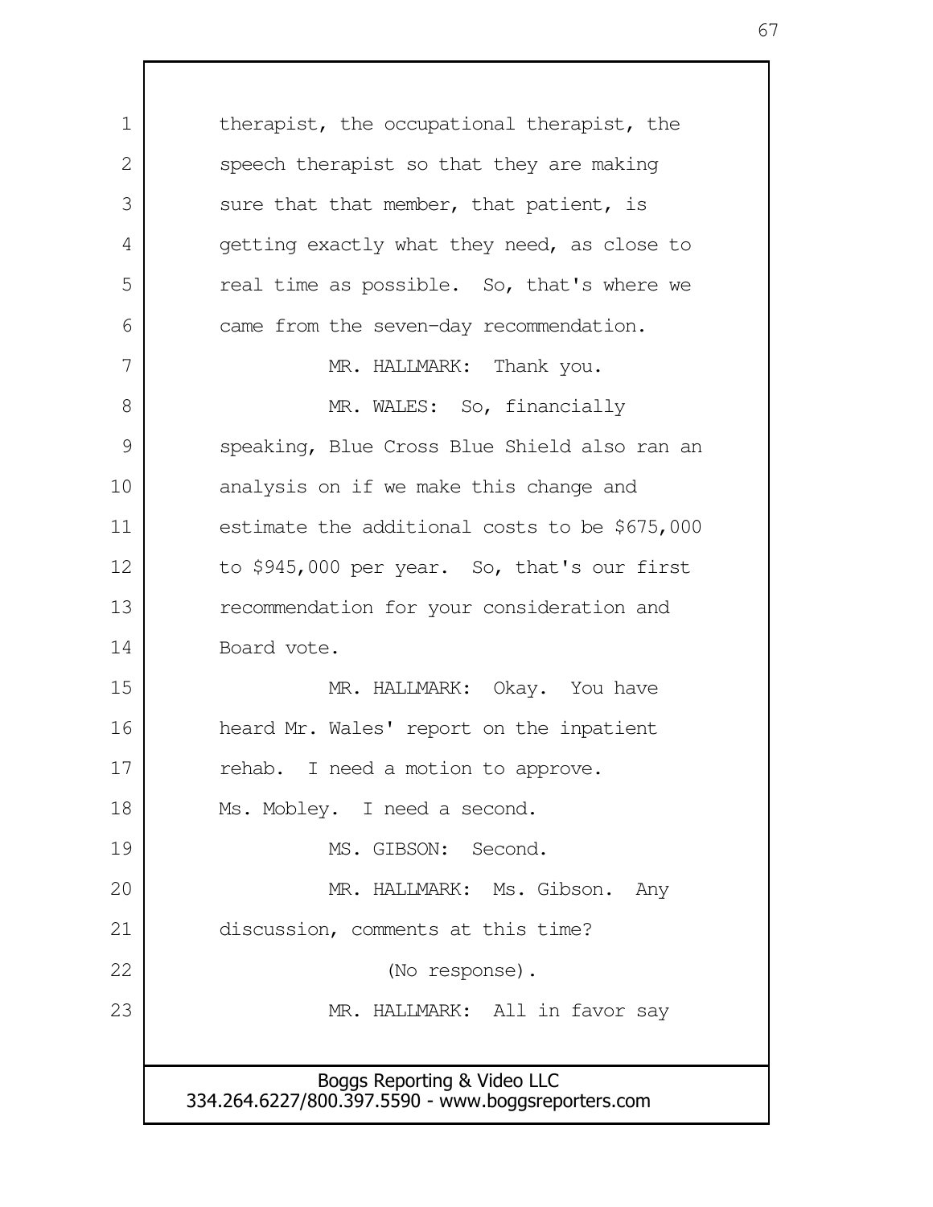therapist, the occupational therapist, the speech therapist so that they are making sure that that member, that patient, is getting exactly what they need, as close to real time as possible. So, that's where we came from the seven-day recommendation.

MR. HALLMARK: Thank you.

MR. WALES: So, financially speaking, Blue Cross Blue Shield also ran an analysis on if we make this change and estimate the additional costs to be $675,000 to $945,000 per year. So, that's our first recommendation for your consideration and Board vote.

MR. HALLMARK: Okay. You have heard Mr. Wales' report on the inpatient rehab. I need a motion to approve. Ms. Mobley. I need a second.

MS. GIBSON: Second.

MR. HALLMARK: Ms. Gibson. Any discussion, comments at this time?

(No response).

MR. HALLMARK: All in favor say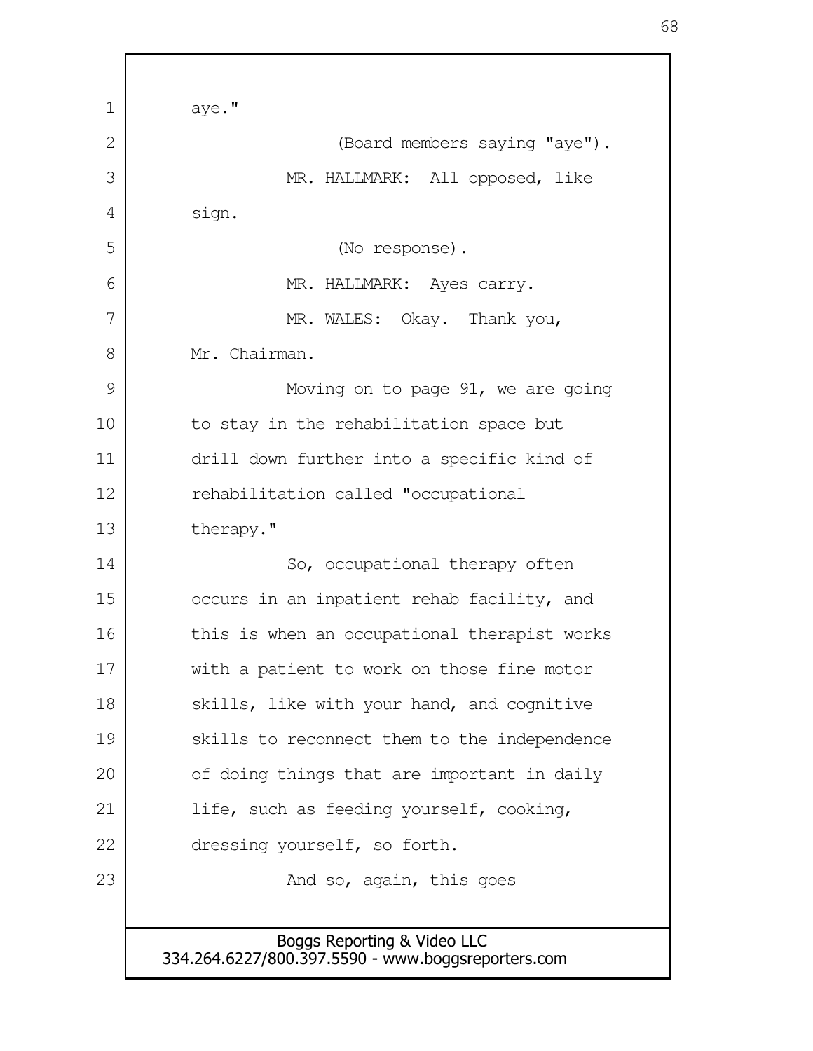aye."

(Board members saying "aye").

MR. HALLMARK: All opposed, like sign.

(No response).

MR. HALLMARK: Ayes carry.

MR. WALES: Okay. Thank you, Mr. Chairman.

Moving on to page 91, we are going to stay in the rehabilitation space but drill down further into a specific kind of rehabilitation called "occupational therapy."

So, occupational therapy often occurs in an inpatient rehab facility, and this is when an occupational therapist works with a patient to work on those fine motor skills, like with your hand, and cognitive skills to reconnect them to the independence of doing things that are important in daily life, such as feeding yourself, cooking, dressing yourself, so forth.

And so, again, this goes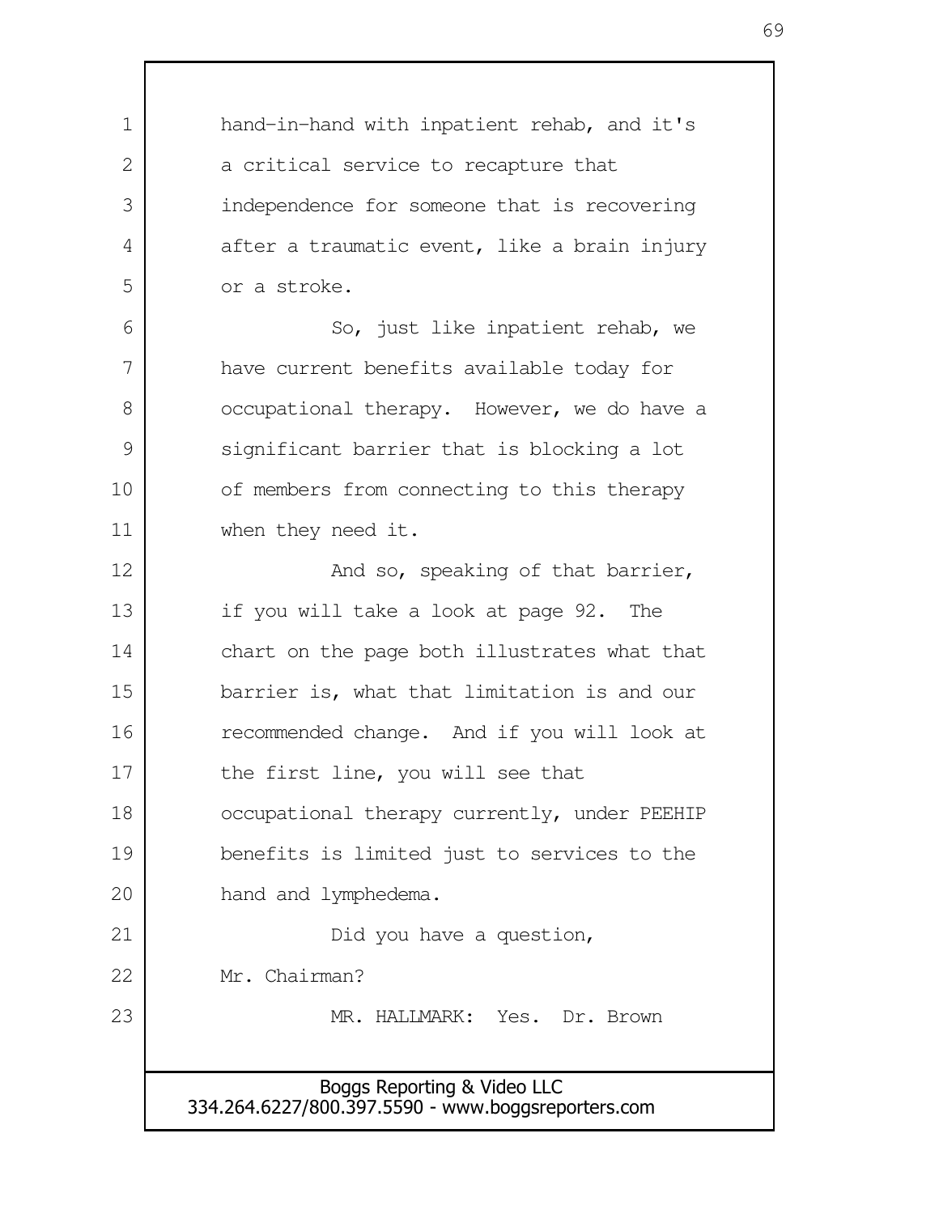hand-in-hand with inpatient rehab, and it's a critical service to recapture that independence for someone that is recovering after a traumatic event, like a brain injury or a stroke.

So, just like inpatient rehab, we have current benefits available today for occupational therapy. However, we do have a significant barrier that is blocking a lot of members from connecting to this therapy when they need it.

And so, speaking of that barrier, if you will take a look at page 92. The chart on the page both illustrates what that barrier is, what that limitation is and our recommended change. And if you will look at the first line, you will see that occupational therapy currently, under PEEHIP benefits is limited just to services to the hand and lymphedema.

Did you have a question, Mr. Chairman?

MR. HALLMARK: Yes. Dr. Brown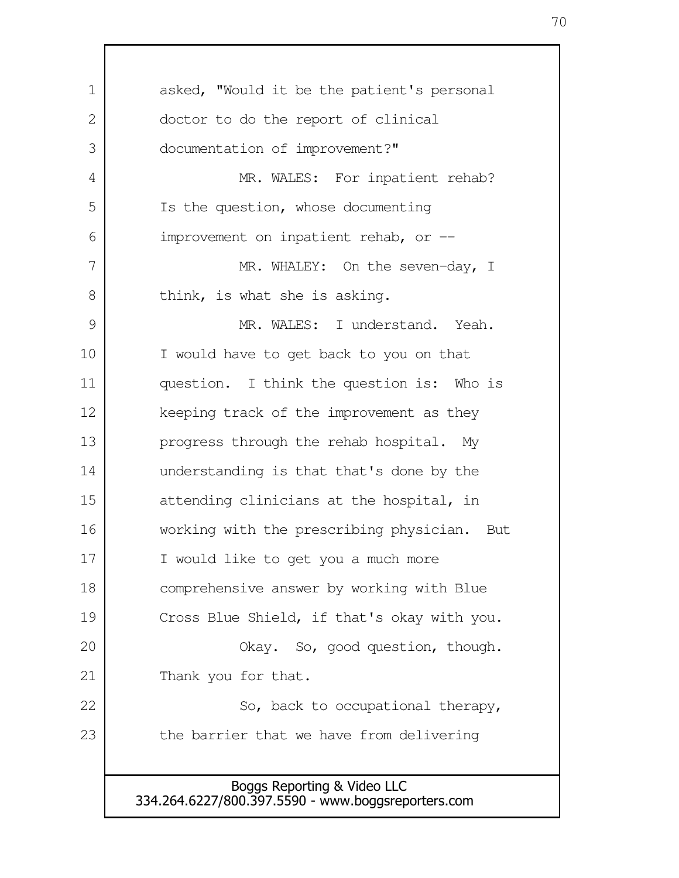asked, "Would it be the patient's personal doctor to do the report of clinical documentation of improvement?"

MR. WALES: For inpatient rehab? Is the question, whose documenting improvement on inpatient rehab, or --

MR. WHALEY: On the seven-day, I think, is what she is asking.

MR. WALES: I understand. Yeah. I would have to get back to you on that question. I think the question is: Who is keeping track of the improvement as they progress through the rehab hospital. My understanding is that that's done by the attending clinicians at the hospital, in working with the prescribing physician. But I would like to get you a much more comprehensive answer by working with Blue Cross Blue Shield, if that's okay with you.

Okay. So, good question, though. Thank you for that.

So, back to occupational therapy, the barrier that we have from delivering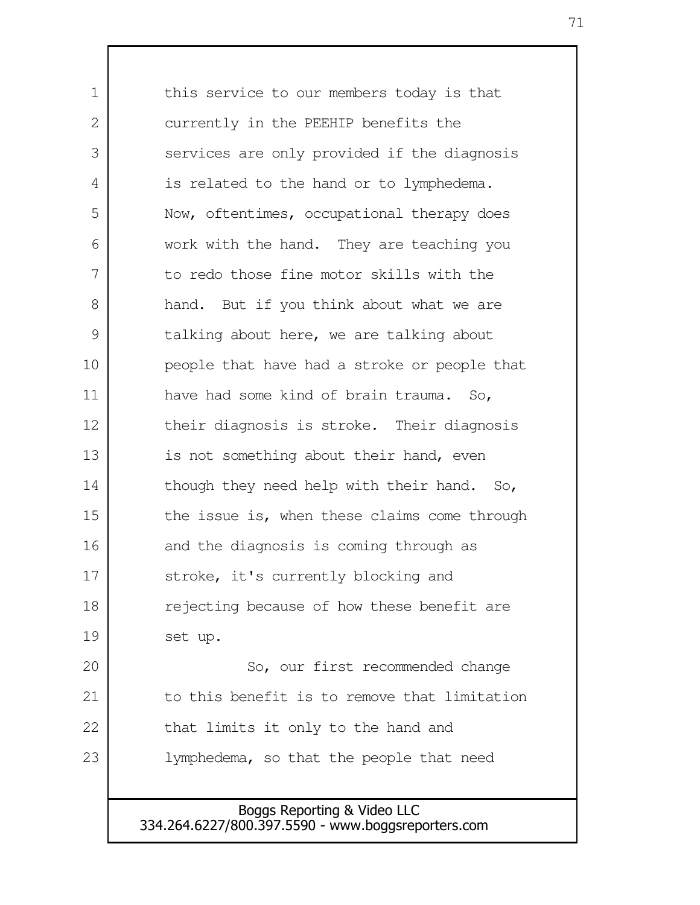this service to our members today is that currently in the PEEHIP benefits the services are only provided if the diagnosis is related to the hand or to lymphedema. Now, oftentimes, occupational therapy does work with the hand. They are teaching you to redo those fine motor skills with the hand. But if you think about what we are talking about here, we are talking about people that have had a stroke or people that have had some kind of brain trauma. So, their diagnosis is stroke. Their diagnosis is not something about their hand, even though they need help with their hand. So, the issue is, when these claims come through and the diagnosis is coming through as stroke, it's currently blocking and rejecting because of how these benefit are set up.

So, our first recommended change to this benefit is to remove that limitation that limits it only to the hand and lymphedema, so that the people that need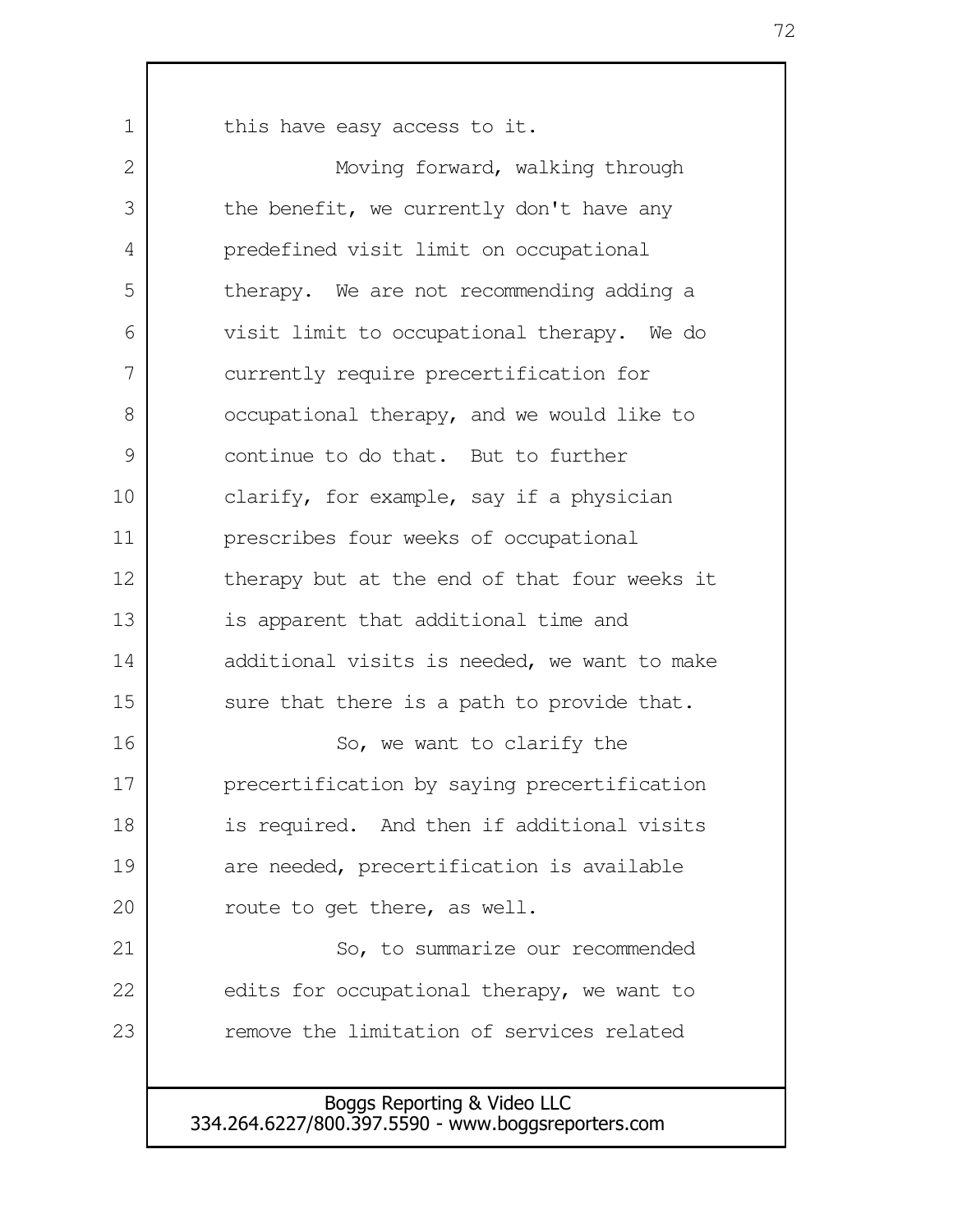this have easy access to it.

Moving forward, walking through the benefit, we currently don't have any predefined visit limit on occupational therapy. We are not recommending adding a visit limit to occupational therapy. We do currently require precertification for occupational therapy, and we would like to continue to do that. But to further clarify, for example, say if a physician prescribes four weeks of occupational therapy but at the end of that four weeks it is apparent that additional time and additional visits is needed, we want to make sure that there is a path to provide that.

So, we want to clarify the precertification by saying precertification is required. And then if additional visits are needed, precertification is available route to get there, as well.

So, to summarize our recommended edits for occupational therapy, we want to remove the limitation of services related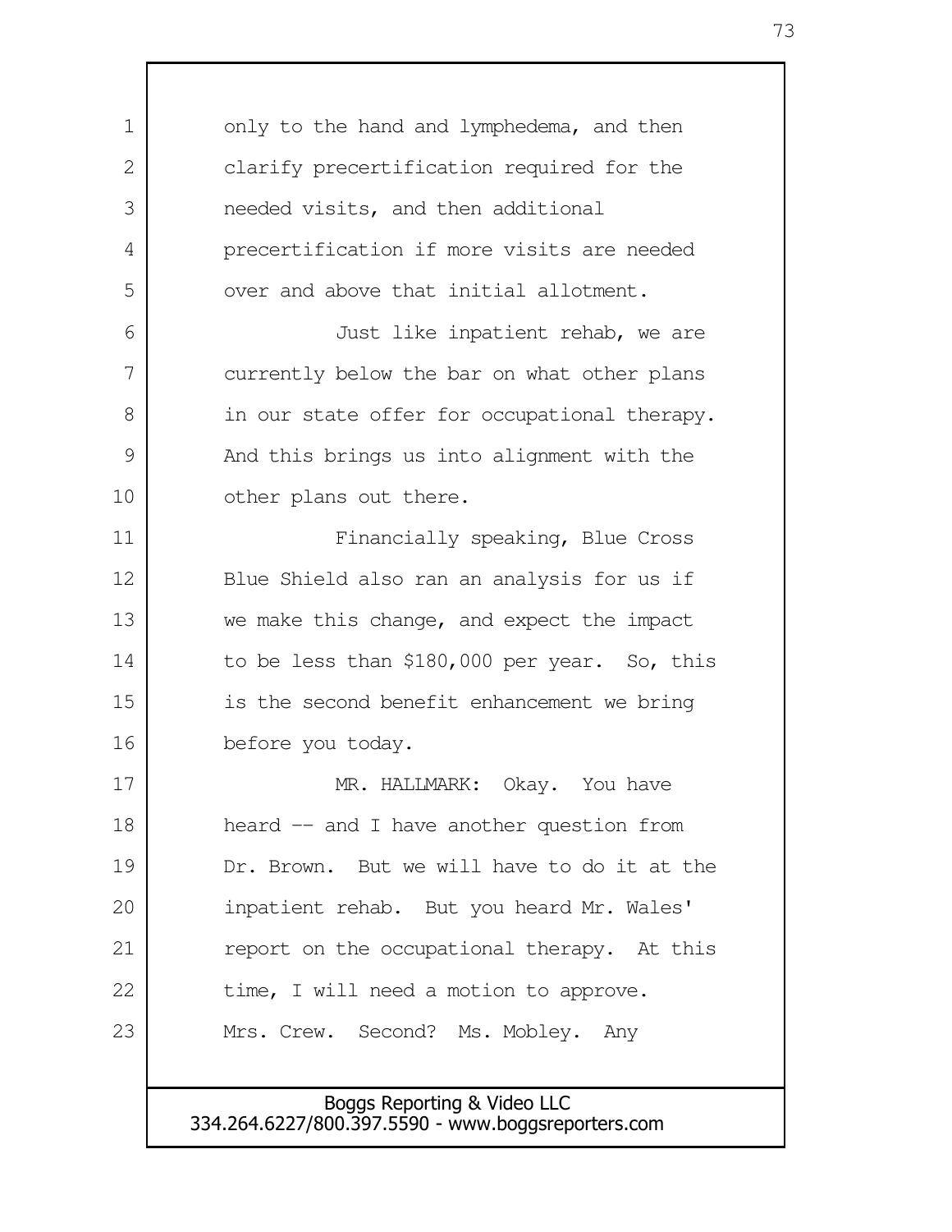only to the hand and lymphedema, and then clarify precertification required for the needed visits, and then additional precertification if more visits are needed over and above that initial allotment.

Just like inpatient rehab, we are currently below the bar on what other plans in our state offer for occupational therapy. And this brings us into alignment with the other plans out there.

Financially speaking, Blue Cross Blue Shield also ran an analysis for us if we make this change, and expect the impact to be less than $180,000 per year. So, this is the second benefit enhancement we bring before you today.

MR. HALLMARK: Okay. You have heard -- and I have another question from Dr. Brown. But we will have to do it at the inpatient rehab. But you heard Mr. Wales' report on the occupational therapy. At this time, I will need a motion to approve. Mrs. Crew. Second? Ms. Mobley. Any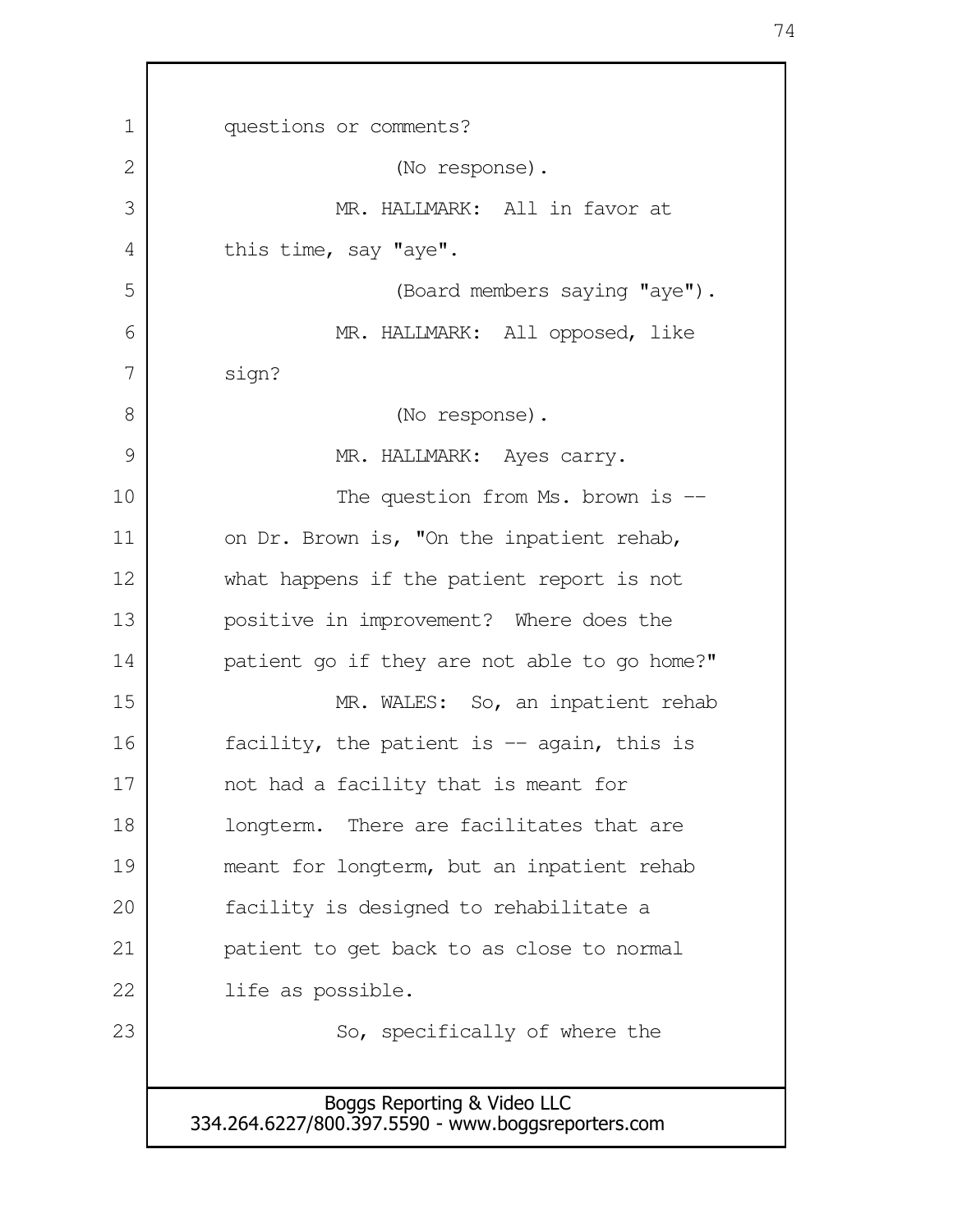questions or comments?

(No response).

MR. HALLMARK: All in favor at this time, say "aye".

(Board members saying "aye").

MR. HALLMARK: All opposed, like sign?

(No response).

MR. HALLMARK: Ayes carry.

The question from Ms. brown is -- on Dr. Brown is, "On the inpatient rehab, what happens if the patient report is not positive in improvement? Where does the patient go if they are not able to go home?"

MR. WALES: So, an inpatient rehab facility, the patient is -- again, this is not had a facility that is meant for longterm. There are facilitates that are meant for longterm, but an inpatient rehab facility is designed to rehabilitate a patient to get back to as close to normal life as possible.

So, specifically of where the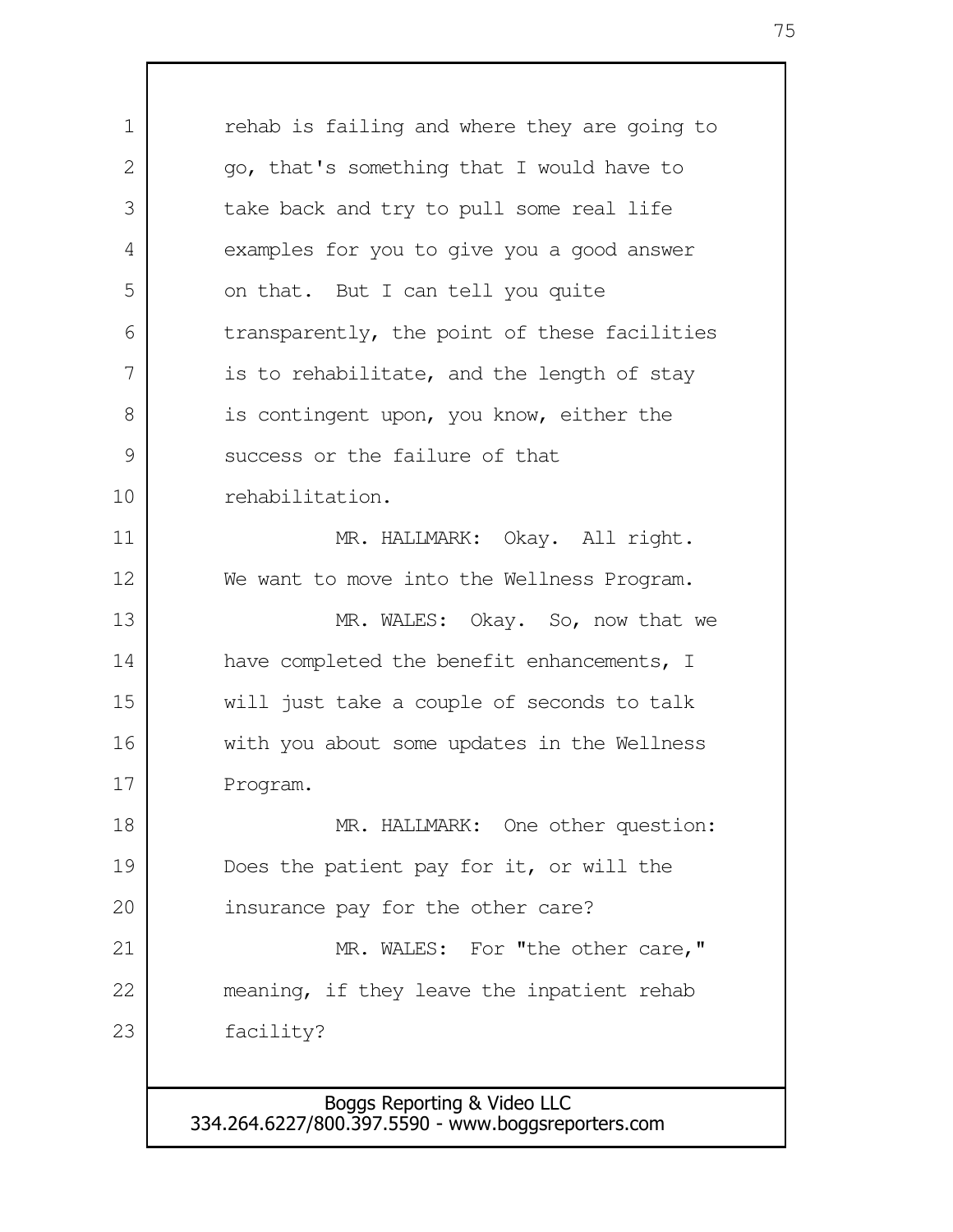rehab is failing and where they are going to go, that's something that I would have to take back and try to pull some real life examples for you to give you a good answer on that. But I can tell you quite transparently, the point of these facilities is to rehabilitate, and the length of stay is contingent upon, you know, either the success or the failure of that rehabilitation.

MR. HALLMARK: Okay. All right. We want to move into the Wellness Program.

MR. WALES: Okay. So, now that we have completed the benefit enhancements, I will just take a couple of seconds to talk with you about some updates in the Wellness Program.

MR. HALLMARK: One other question: Does the patient pay for it, or will the insurance pay for the other care?

MR. WALES: For "the other care," meaning, if they leave the inpatient rehab facility?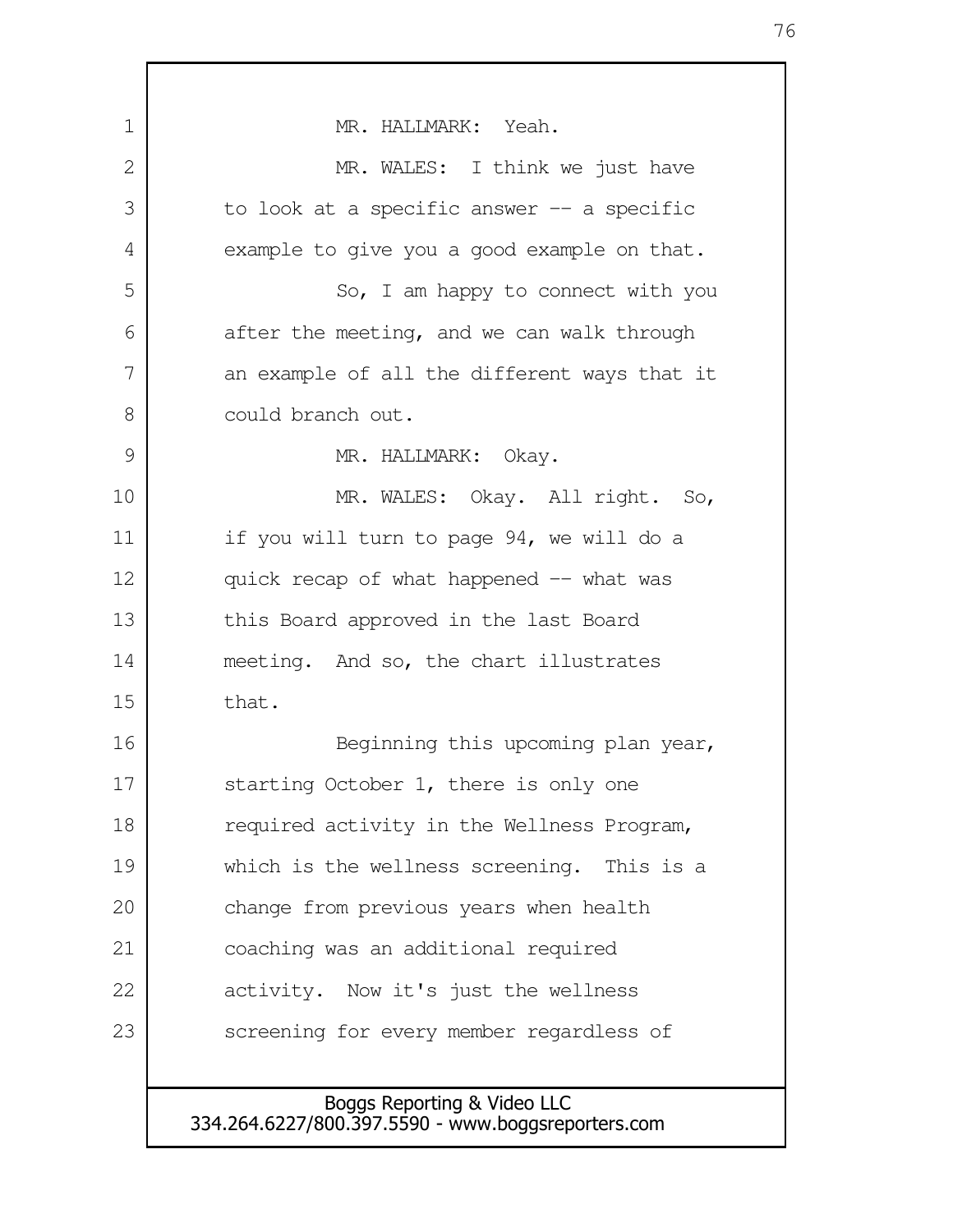MR. HALLMARK: Yeah.

MR. WALES: I think we just have to look at a specific answer -- a specific example to give you a good example on that.

So, I am happy to connect with you after the meeting, and we can walk through an example of all the different ways that it could branch out.

MR. HALLMARK: Okay.

MR. WALES: Okay. All right. So, if you will turn to page 94, we will do a quick recap of what happened -- what was this Board approved in the last Board meeting. And so, the chart illustrates that.

Beginning this upcoming plan year, starting October 1, there is only one required activity in the Wellness Program, which is the wellness screening. This is a change from previous years when health coaching was an additional required activity. Now it's just the wellness screening for every member regardless of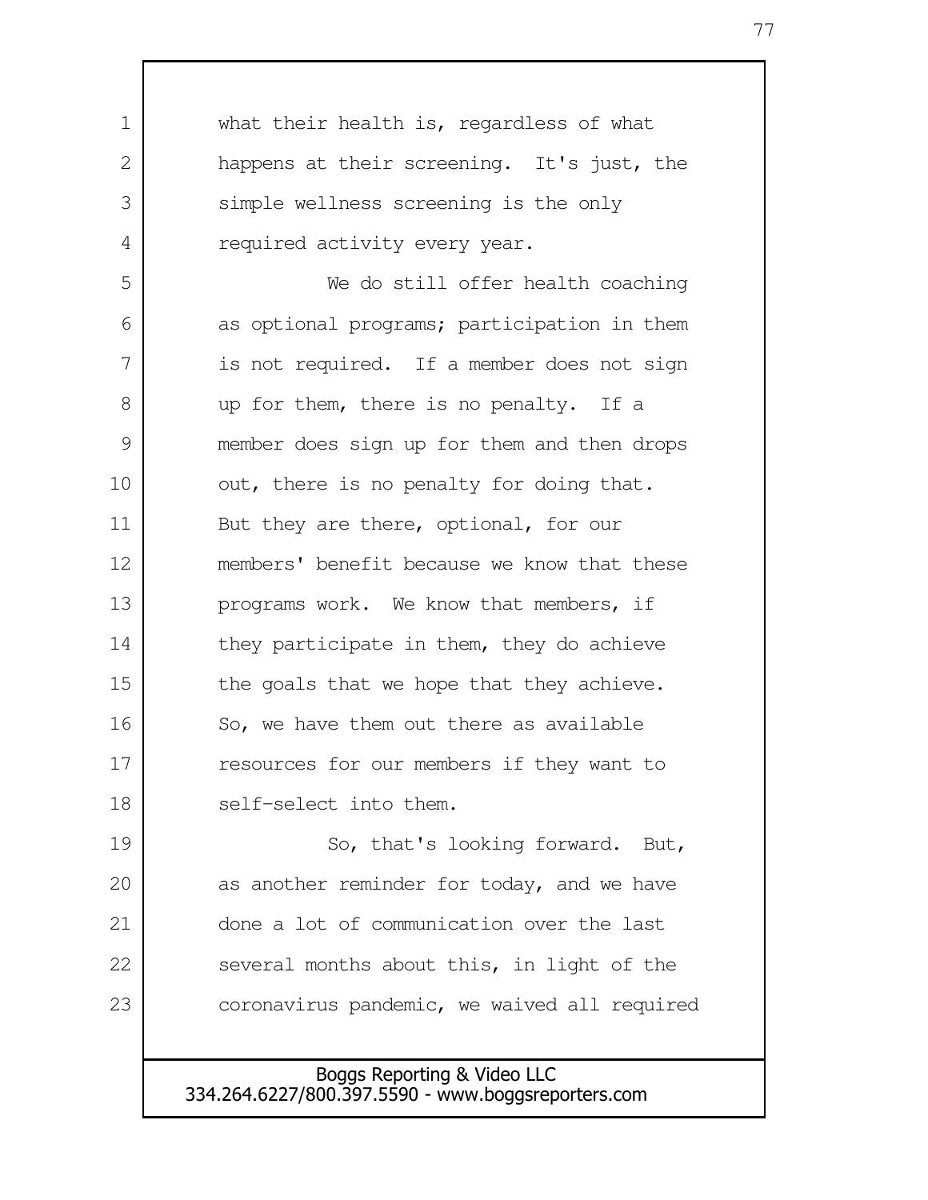what their health is, regardless of what happens at their screening. It's just, the simple wellness screening is the only required activity every year.

We do still offer health coaching as optional programs; participation in them is not required. If a member does not sign up for them, there is no penalty. If a member does sign up for them and then drops out, there is no penalty for doing that. But they are there, optional, for our members' benefit because we know that these programs work. We know that members, if they participate in them, they do achieve the goals that we hope that they achieve. So, we have them out there as available resources for our members if they want to self-select into them.

So, that's looking forward. But, as another reminder for today, and we have done a lot of communication over the last several months about this, in light of the coronavirus pandemic, we waived all required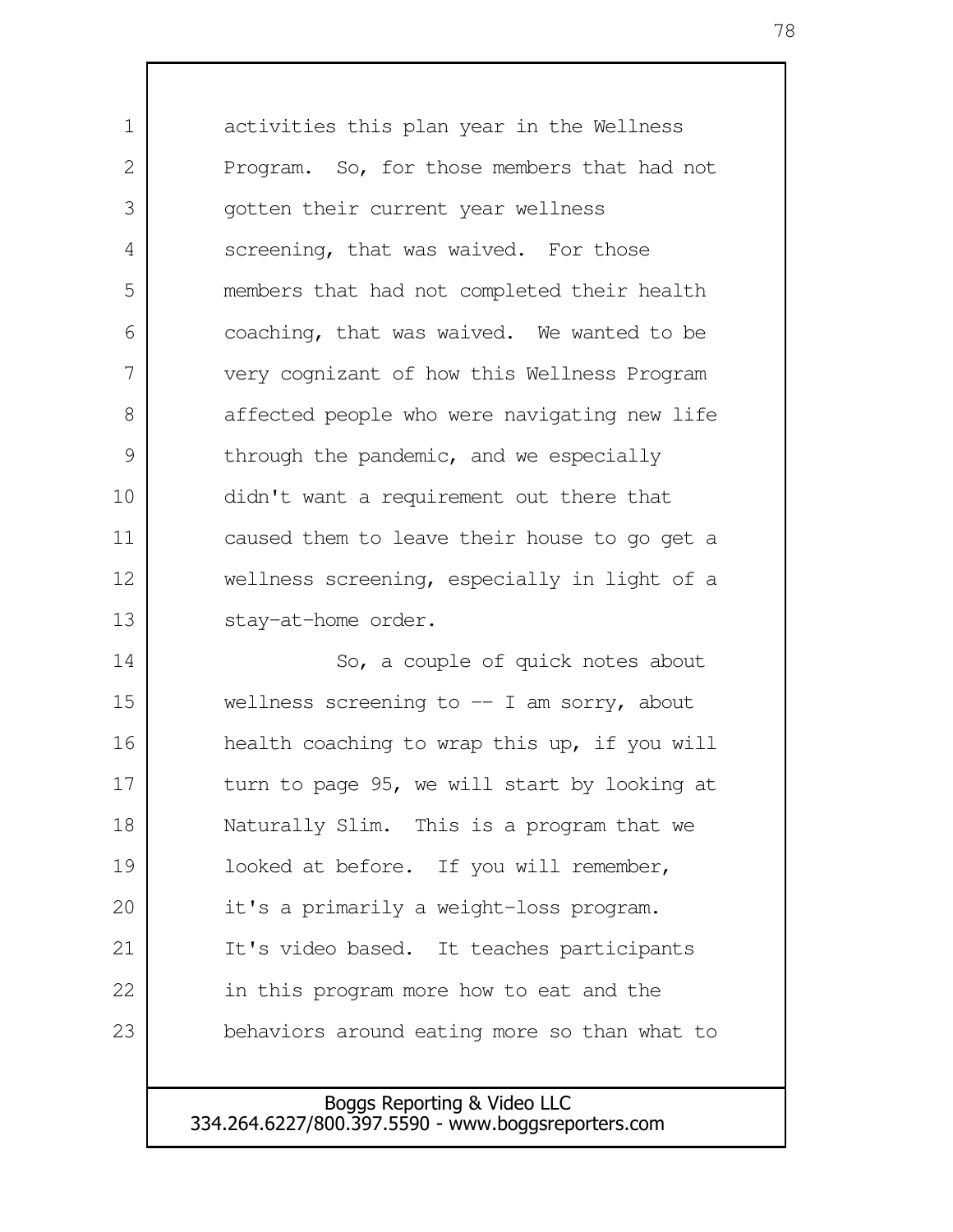activities this plan year in the Wellness Program. So, for those members that had not gotten their current year wellness screening, that was waived. For those members that had not completed their health coaching, that was waived. We wanted to be very cognizant of how this Wellness Program affected people who were navigating new life through the pandemic, and we especially didn't want a requirement out there that caused them to leave their house to go get a wellness screening, especially in light of a stay-at-home order.

So, a couple of quick notes about wellness screening to -- I am sorry, about health coaching to wrap this up, if you will turn to page 95, we will start by looking at Naturally Slim. This is a program that we looked at before. If you will remember, it's a primarily a weight-loss program. It's video based. It teaches participants in this program more how to eat and the behaviors around eating more so than what to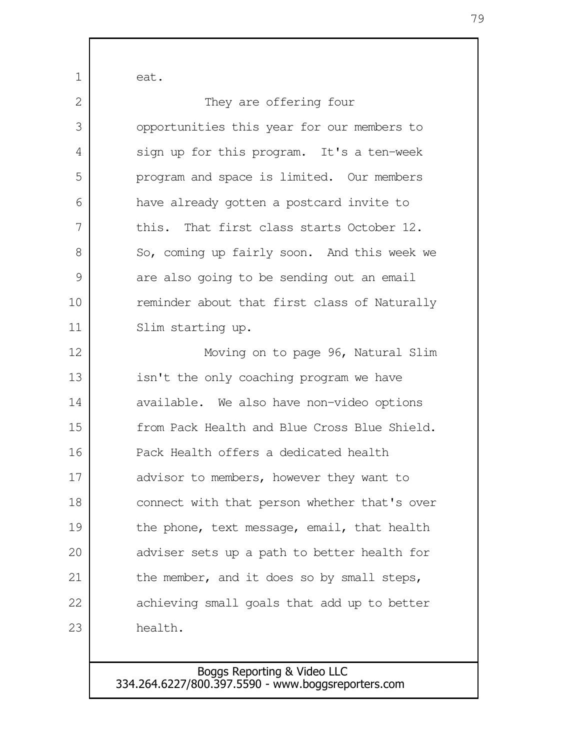eat.

They are offering four opportunities this year for our members to sign up for this program. It's a ten-week program and space is limited. Our members have already gotten a postcard invite to this. That first class starts October 12. So, coming up fairly soon. And this week we are also going to be sending out an email reminder about that first class of Naturally Slim starting up.

Moving on to page 96, Natural Slim isn't the only coaching program we have available. We also have non-video options from Pack Health and Blue Cross Blue Shield. Pack Health offers a dedicated health advisor to members, however they want to connect with that person whether that's over the phone, text message, email, that health adviser sets up a path to better health for the member, and it does so by small steps, achieving small goals that add up to better health.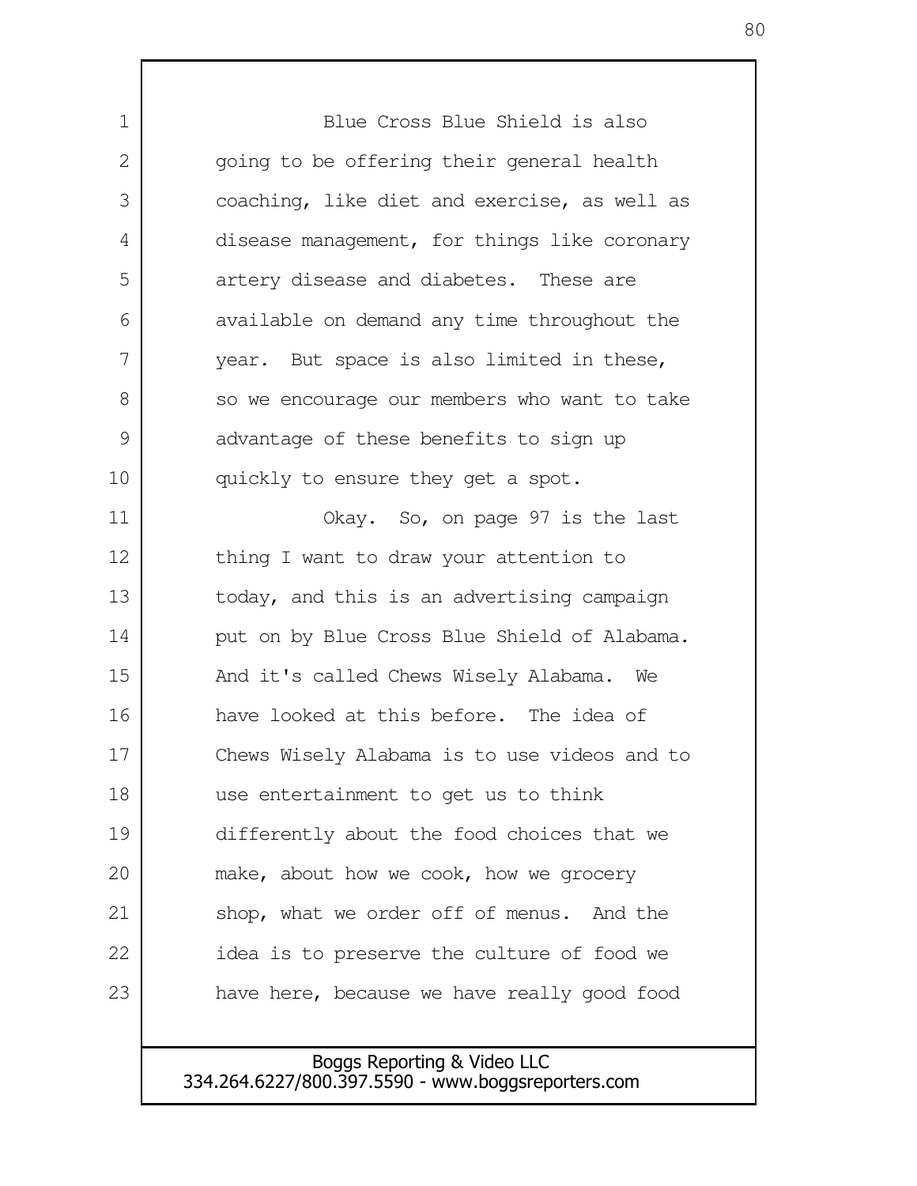Blue Cross Blue Shield is also going to be offering their general health coaching, like diet and exercise, as well as disease management, for things like coronary artery disease and diabetes. These are available on demand any time throughout the year. But space is also limited in these, so we encourage our members who want to take advantage of these benefits to sign up quickly to ensure they get a spot.

Okay. So, on page 97 is the last thing I want to draw your attention to today, and this is an advertising campaign put on by Blue Cross Blue Shield of Alabama. And it's called Chews Wisely Alabama. We have looked at this before. The idea of Chews Wisely Alabama is to use videos and to use entertainment to get us to think differently about the food choices that we make, about how we cook, how we grocery shop, what we order off of menus. And the idea is to preserve the culture of food we have here, because we have really good food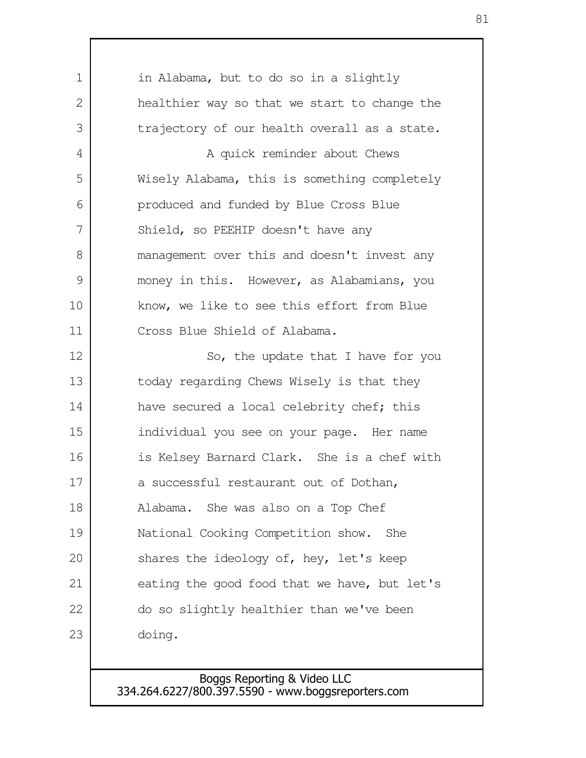in Alabama, but to do so in a slightly healthier way so that we start to change the trajectory of our health overall as a state.

A quick reminder about Chews Wisely Alabama, this is something completely produced and funded by Blue Cross Blue Shield, so PEEHIP doesn't have any management over this and doesn't invest any money in this. However, as Alabamians, you know, we like to see this effort from Blue Cross Blue Shield of Alabama.

So, the update that I have for you today regarding Chews Wisely is that they have secured a local celebrity chef; this individual you see on your page. Her name is Kelsey Barnard Clark. She is a chef with a successful restaurant out of Dothan, Alabama. She was also on a Top Chef National Cooking Competition show. She shares the ideology of, hey, let's keep eating the good food that we have, but let's do so slightly healthier than we've been doing.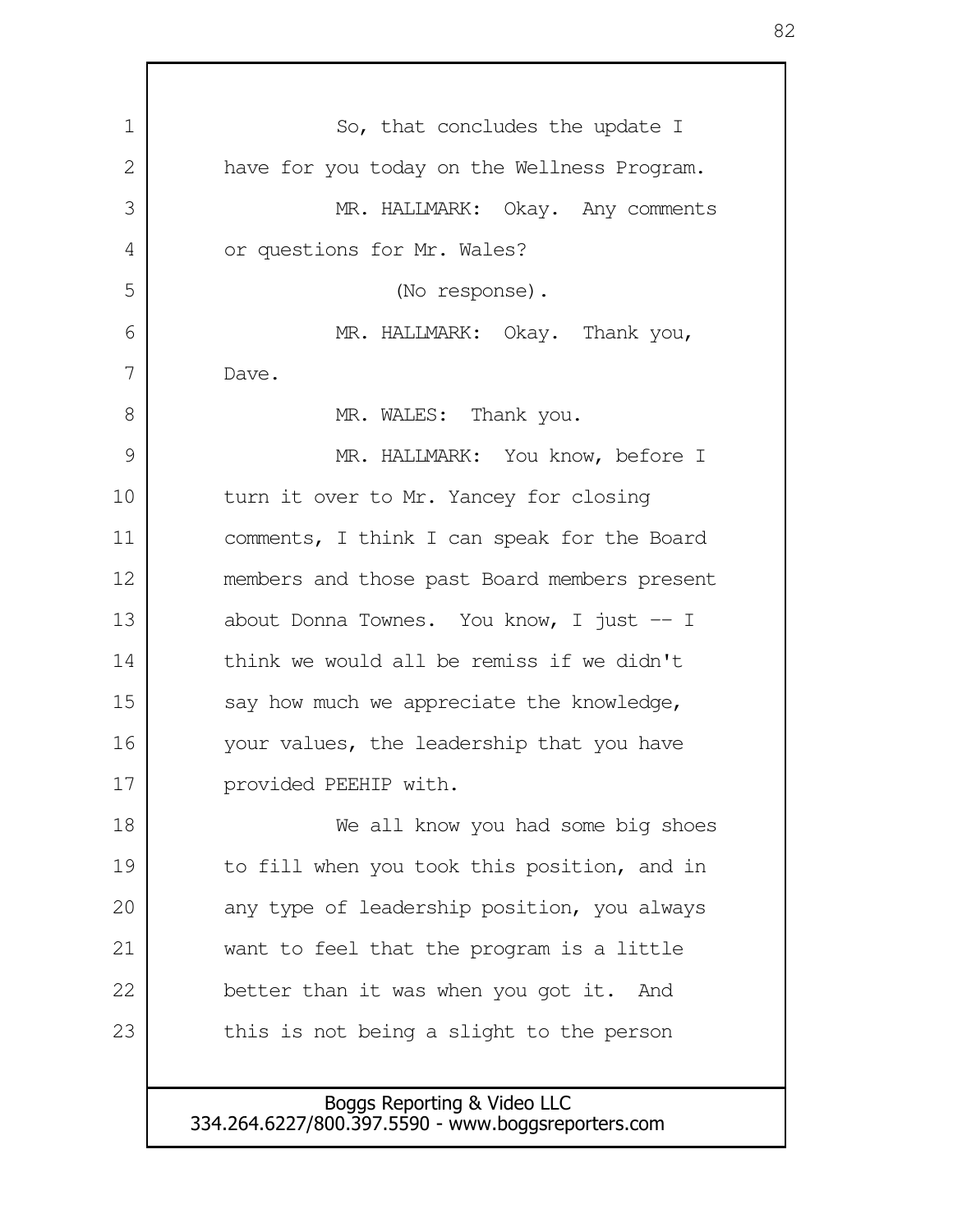So, that concludes the update I have for you today on the Wellness Program.

MR. HALLMARK: Okay. Any comments or questions for Mr. Wales?

(No response).

MR. HALLMARK: Okay. Thank you, Dave.

MR. WALES: Thank you.

MR. HALLMARK: You know, before I turn it over to Mr. Yancey for closing comments, I think I can speak for the Board members and those past Board members present about Donna Townes. You know, I just -- I think we would all be remiss if we didn't say how much we appreciate the knowledge, your values, the leadership that you have provided PEEHIP with.

We all know you had some big shoes to fill when you took this position, and in any type of leadership position, you always want to feel that the program is a little better than it was when you got it. And this is not being a slight to the person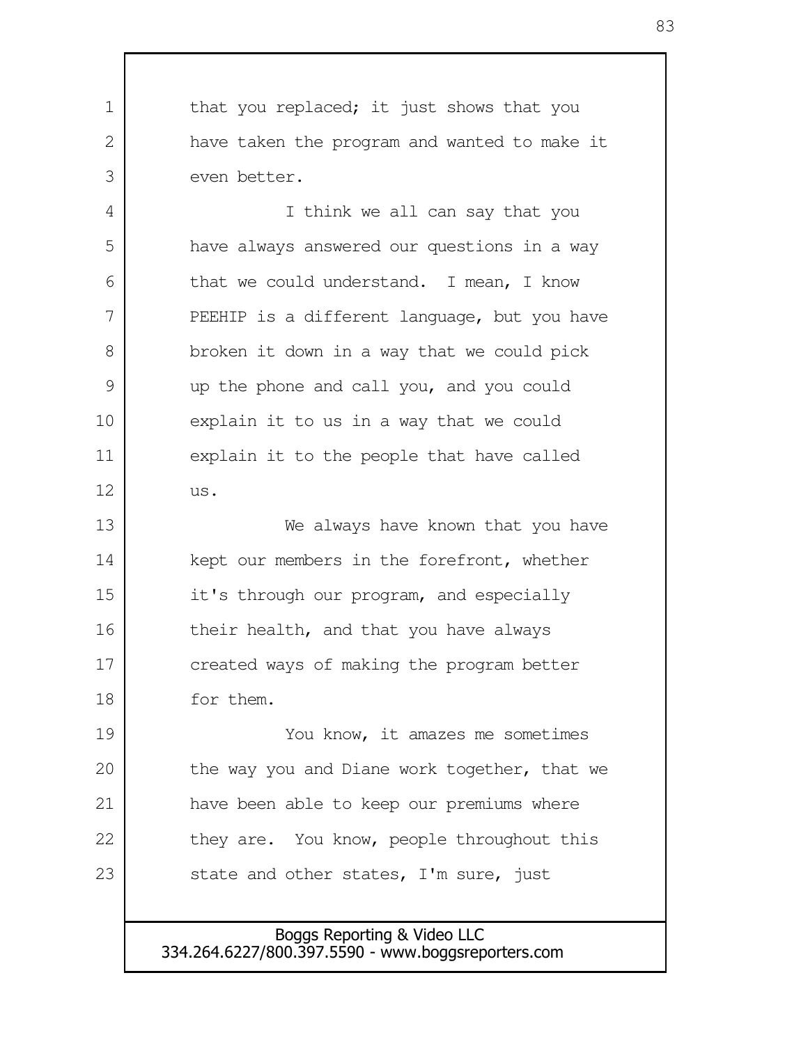that you replaced; it just shows that you have taken the program and wanted to make it even better.

I think we all can say that you have always answered our questions in a way that we could understand. I mean, I know PEEHIP is a different language, but you have broken it down in a way that we could pick up the phone and call you, and you could explain it to us in a way that we could explain it to the people that have called us.

We always have known that you have kept our members in the forefront, whether it's through our program, and especially their health, and that you have always created ways of making the program better for them.

You know, it amazes me sometimes the way you and Diane work together, that we have been able to keep our premiums where they are. You know, people throughout this state and other states, I'm sure, just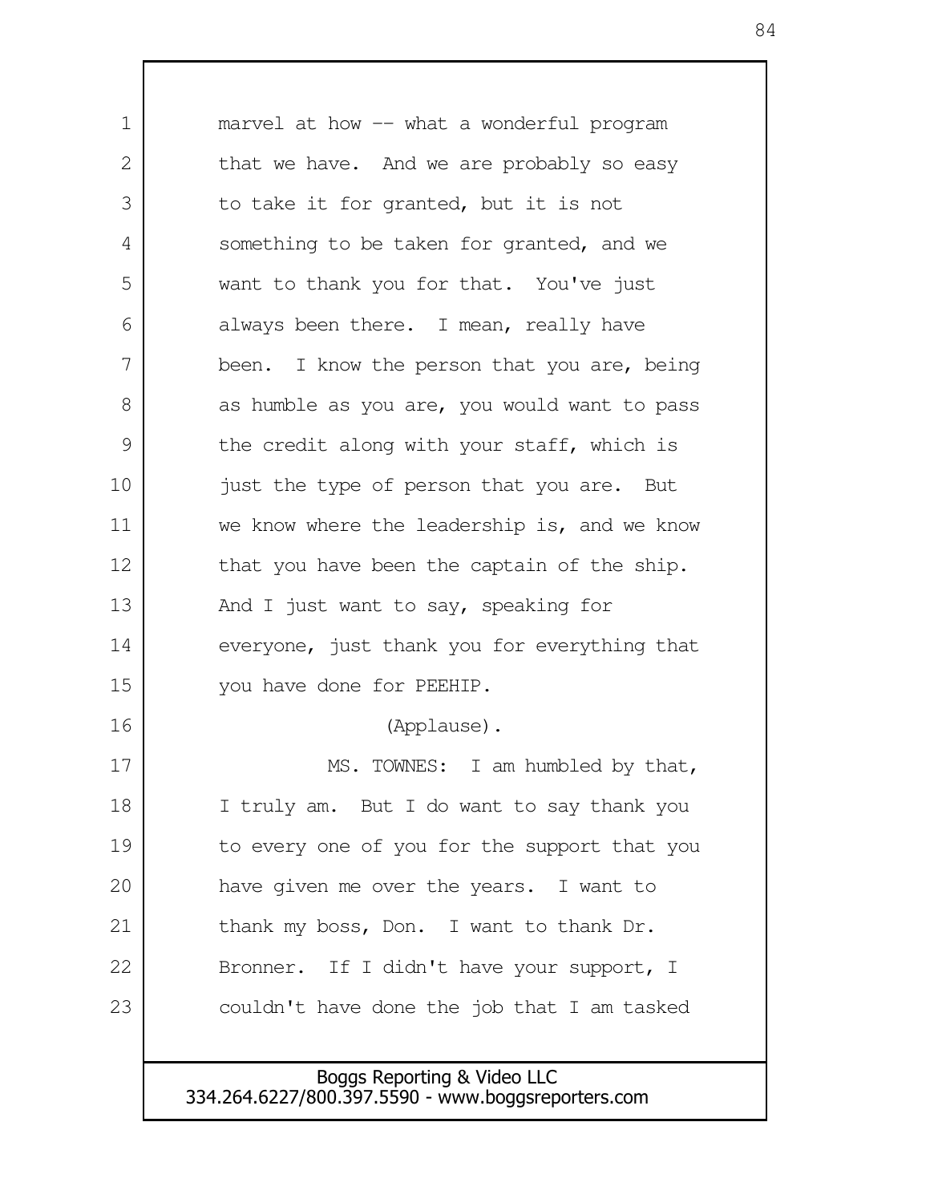marvel at how -- what a wonderful program that we have. And we are probably so easy to take it for granted, but it is not something to be taken for granted, and we want to thank you for that. You've just always been there. I mean, really have been. I know the person that you are, being as humble as you are, you would want to pass the credit along with your staff, which is just the type of person that you are. But we know where the leadership is, and we know that you have been the captain of the ship. And I just want to say, speaking for everyone, just thank you for everything that you have done for PEEHIP.

(Applause).

MS. TOWNES: I am humbled by that, I truly am. But I do want to say thank you to every one of you for the support that you have given me over the years. I want to thank my boss, Don. I want to thank Dr. Bronner. If I didn't have your support, I couldn't have done the job that I am tasked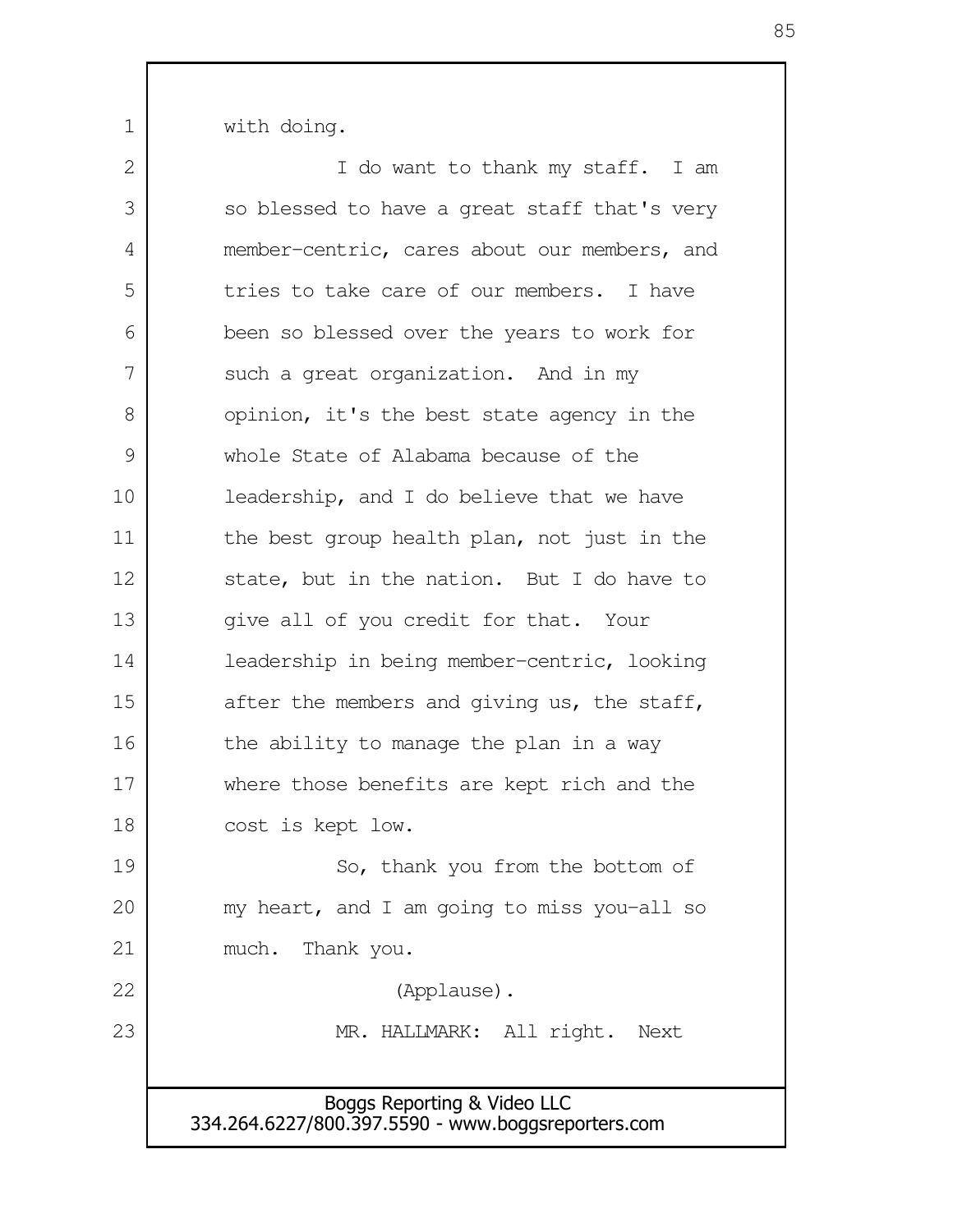with doing.

I do want to thank my staff. I am so blessed to have a great staff that's very member-centric, cares about our members, and tries to take care of our members. I have been so blessed over the years to work for such a great organization. And in my opinion, it's the best state agency in the whole State of Alabama because of the leadership, and I do believe that we have the best group health plan, not just in the state, but in the nation. But I do have to give all of you credit for that. Your leadership in being member-centric, looking after the members and giving us, the staff, the ability to manage the plan in a way where those benefits are kept rich and the cost is kept low.

So, thank you from the bottom of my heart, and I am going to miss you-all so much. Thank you.

(Applause).

MR. HALLMARK: All right. Next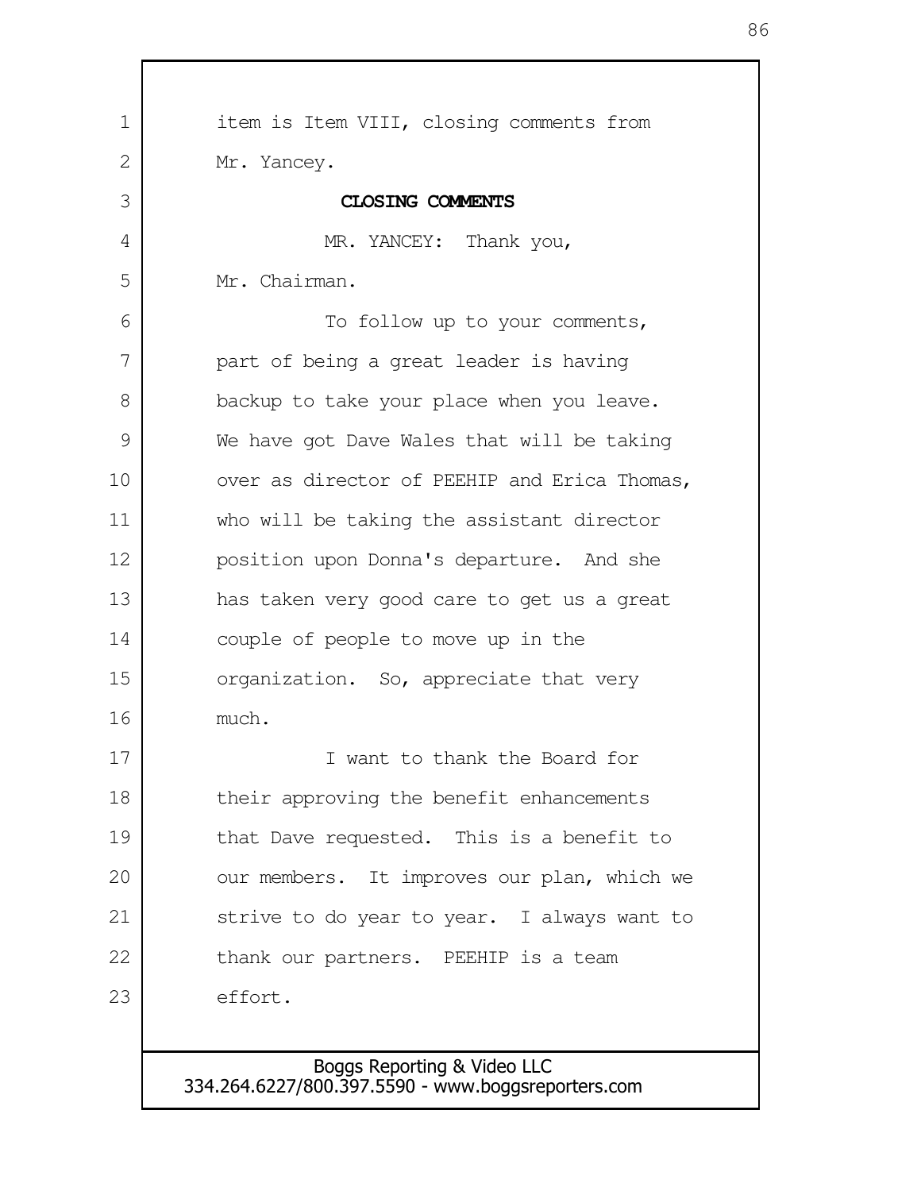item is Item VIII, closing comments from Mr. Yancey.

**CLOSING COMMENTS**

MR. YANCEY: Thank you, Mr. Chairman.

To follow up to your comments, part of being a great leader is having backup to take your place when you leave. We have got Dave Wales that will be taking over as director of PEEHIP and Erica Thomas, who will be taking the assistant director position upon Donna's departure. And she has taken very good care to get us a great couple of people to move up in the organization. So, appreciate that very much.

I want to thank the Board for their approving the benefit enhancements that Dave requested. This is a benefit to our members. It improves our plan, which we strive to do year to year. I always want to thank our partners. PEEHIP is a team effort.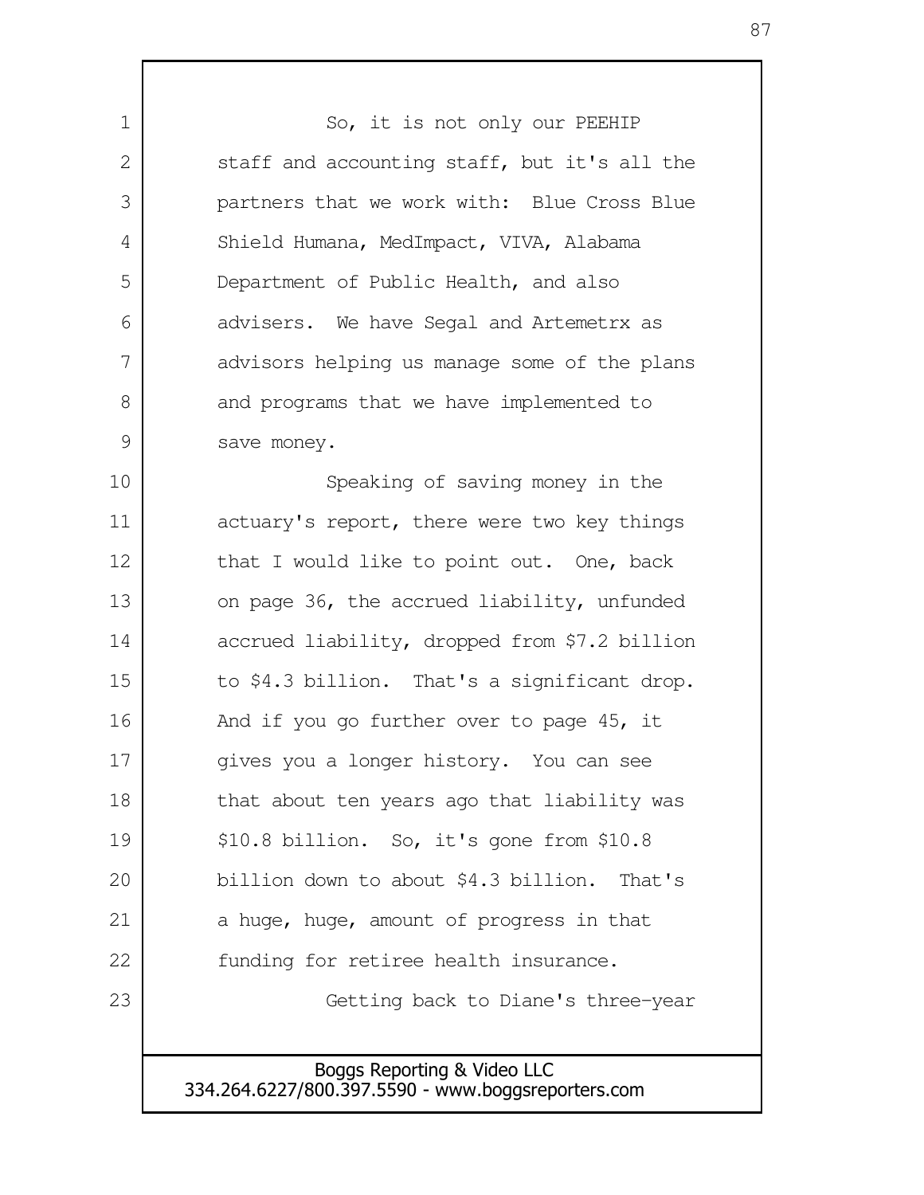So, it is not only our PEEHIP staff and accounting staff, but it's all the partners that we work with: Blue Cross Blue Shield Humana, MedImpact, VIVA, Alabama Department of Public Health, and also advisers. We have Segal and Artemetrx as advisors helping us manage some of the plans and programs that we have implemented to save money.

Speaking of saving money in the actuary's report, there were two key things that I would like to point out. One, back on page 36, the accrued liability, unfunded accrued liability, dropped from $7.2 billion to $4.3 billion. That's a significant drop. And if you go further over to page 45, it gives you a longer history. You can see that about ten years ago that liability was $10.8 billion. So, it's gone from $10.8 billion down to about $4.3 billion. That's a huge, huge, amount of progress in that funding for retiree health insurance.

Getting back to Diane's three-year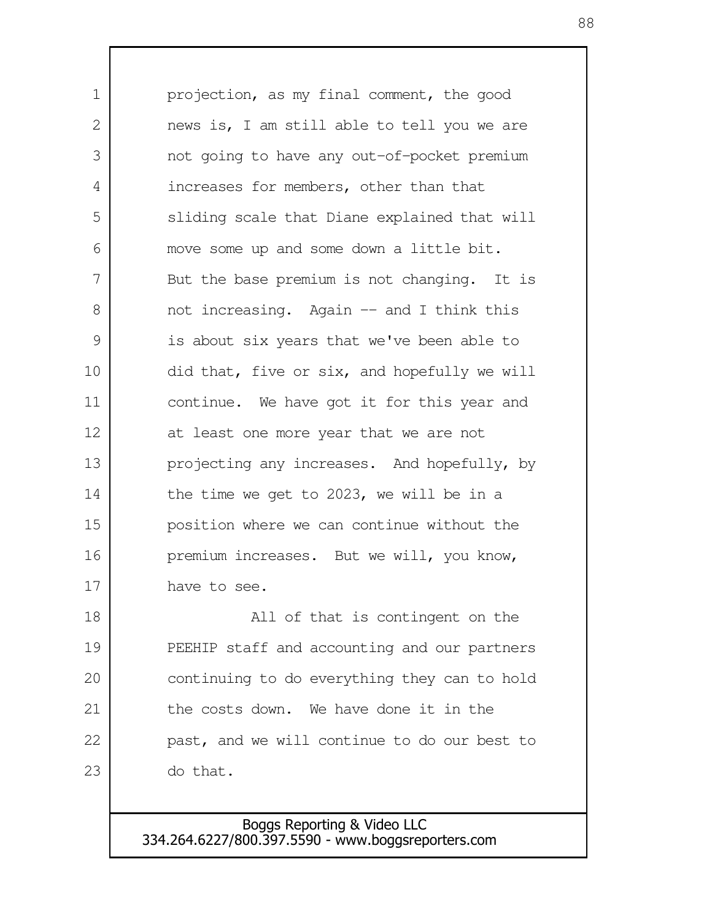projection, as my final comment, the good news is, I am still able to tell you we are not going to have any out-of-pocket premium increases for members, other than that sliding scale that Diane explained that will move some up and some down a little bit. But the base premium is not changing. It is not increasing. Again -- and I think this is about six years that we've been able to did that, five or six, and hopefully we will continue. We have got it for this year and at least one more year that we are not projecting any increases. And hopefully, by the time we get to 2023, we will be in a position where we can continue without the premium increases. But we will, you know, have to see.

All of that is contingent on the PEEHIP staff and accounting and our partners continuing to do everything they can to hold the costs down. We have done it in the past, and we will continue to do our best to do that.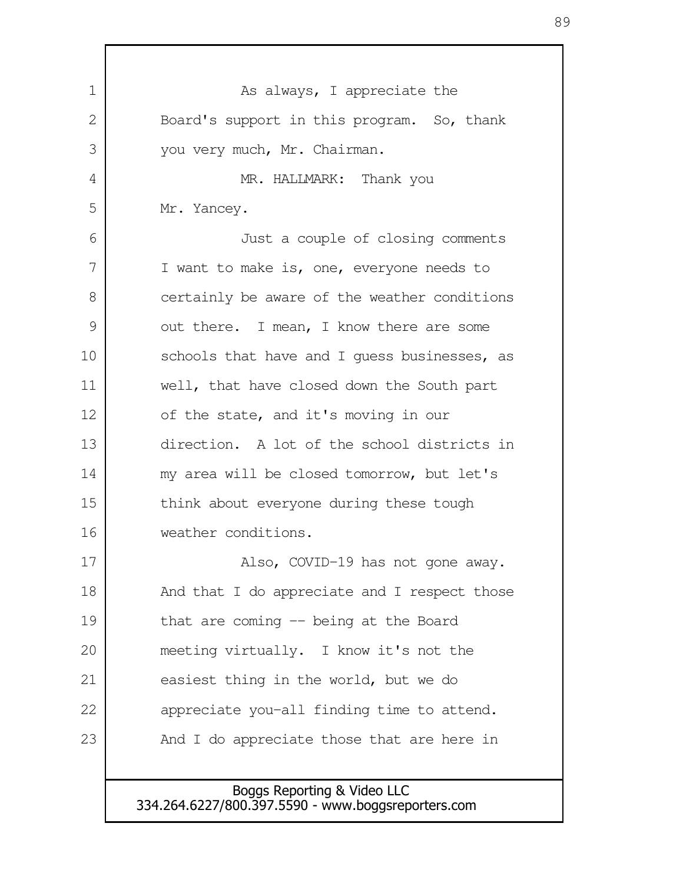As always, I appreciate the Board's support in this program. So, thank you very much, Mr. Chairman.

MR. HALLMARK: Thank you Mr. Yancey.

Just a couple of closing comments I want to make is, one, everyone needs to certainly be aware of the weather conditions out there. I mean, I know there are some schools that have and I guess businesses, as well, that have closed down the South part of the state, and it's moving in our direction. A lot of the school districts in my area will be closed tomorrow, but let's think about everyone during these tough weather conditions.

Also, COVID-19 has not gone away. And that I do appreciate and I respect those that are coming -- being at the Board meeting virtually. I know it's not the easiest thing in the world, but we do appreciate you-all finding time to attend. And I do appreciate those that are here in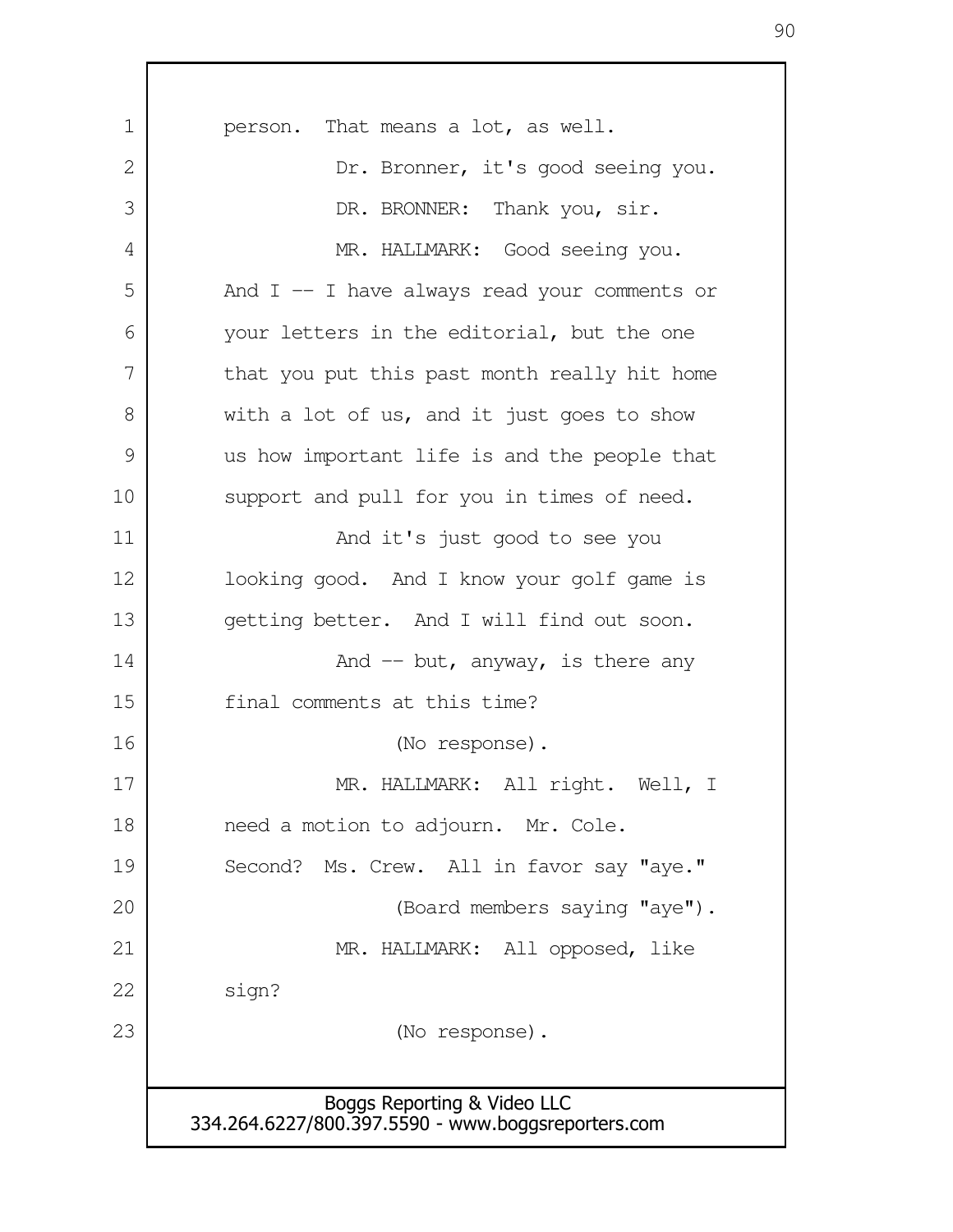person. That means a lot, as well.

Dr. Bronner, it's good seeing you.

DR. BRONNER: Thank you, sir.

MR. HALLMARK: Good seeing you. And I -- I have always read your comments or your letters in the editorial, but the one that you put this past month really hit home with a lot of us, and it just goes to show us how important life is and the people that support and pull for you in times of need.

And it's just good to see you looking good. And I know your golf game is getting better. And I will find out soon.

And -- but, anyway, is there any final comments at this time?

(No response).

MR. HALLMARK: All right. Well, I need a motion to adjourn. Mr. Cole. Second? Ms. Crew. All in favor say "aye."

(Board members saying "aye").

MR. HALLMARK: All opposed, like sign?

(No response).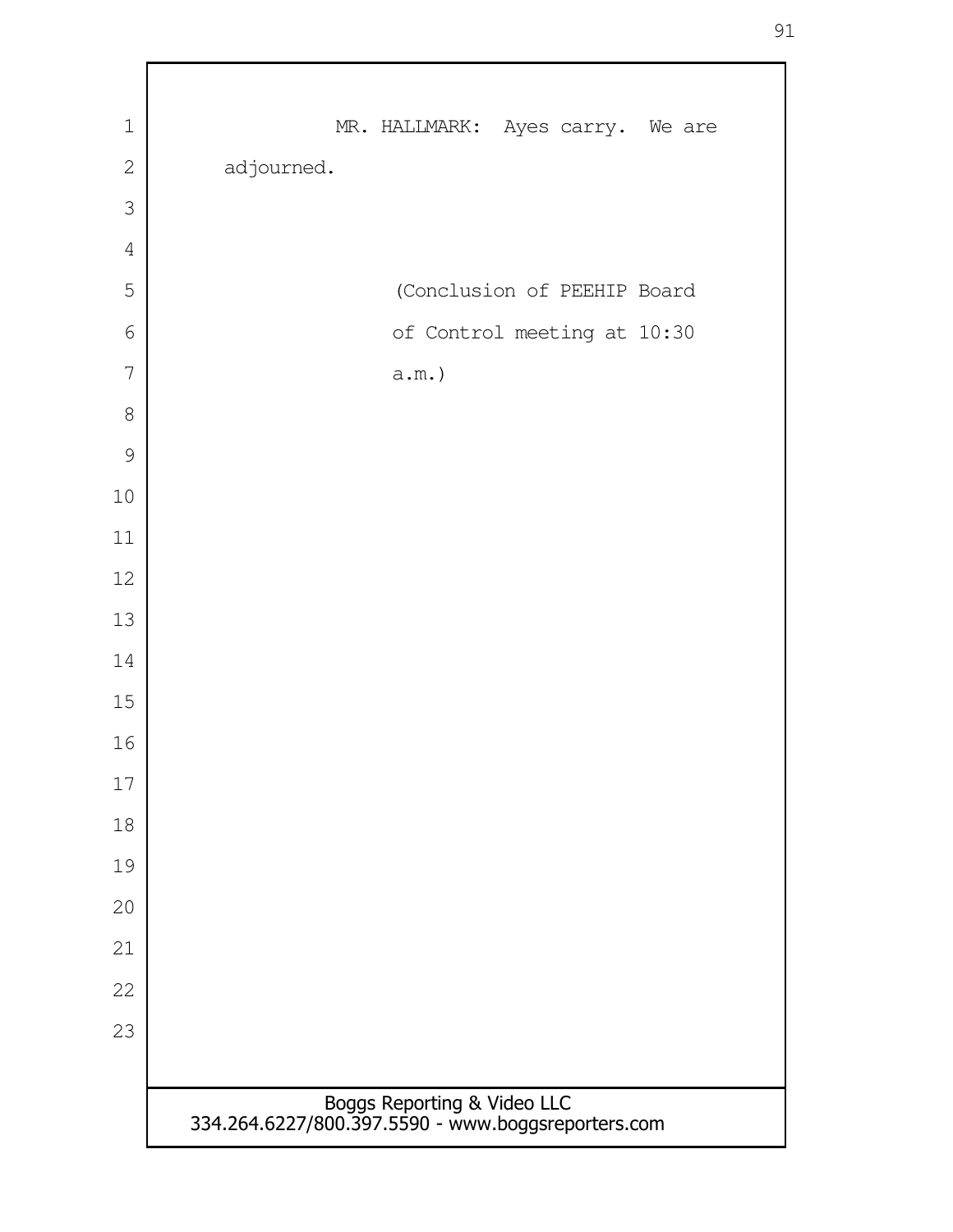MR. HALLMARK: Ayes carry. We are adjourned.

(Conclusion of PEEHIP Board of Control meeting at 10:30 a.m.)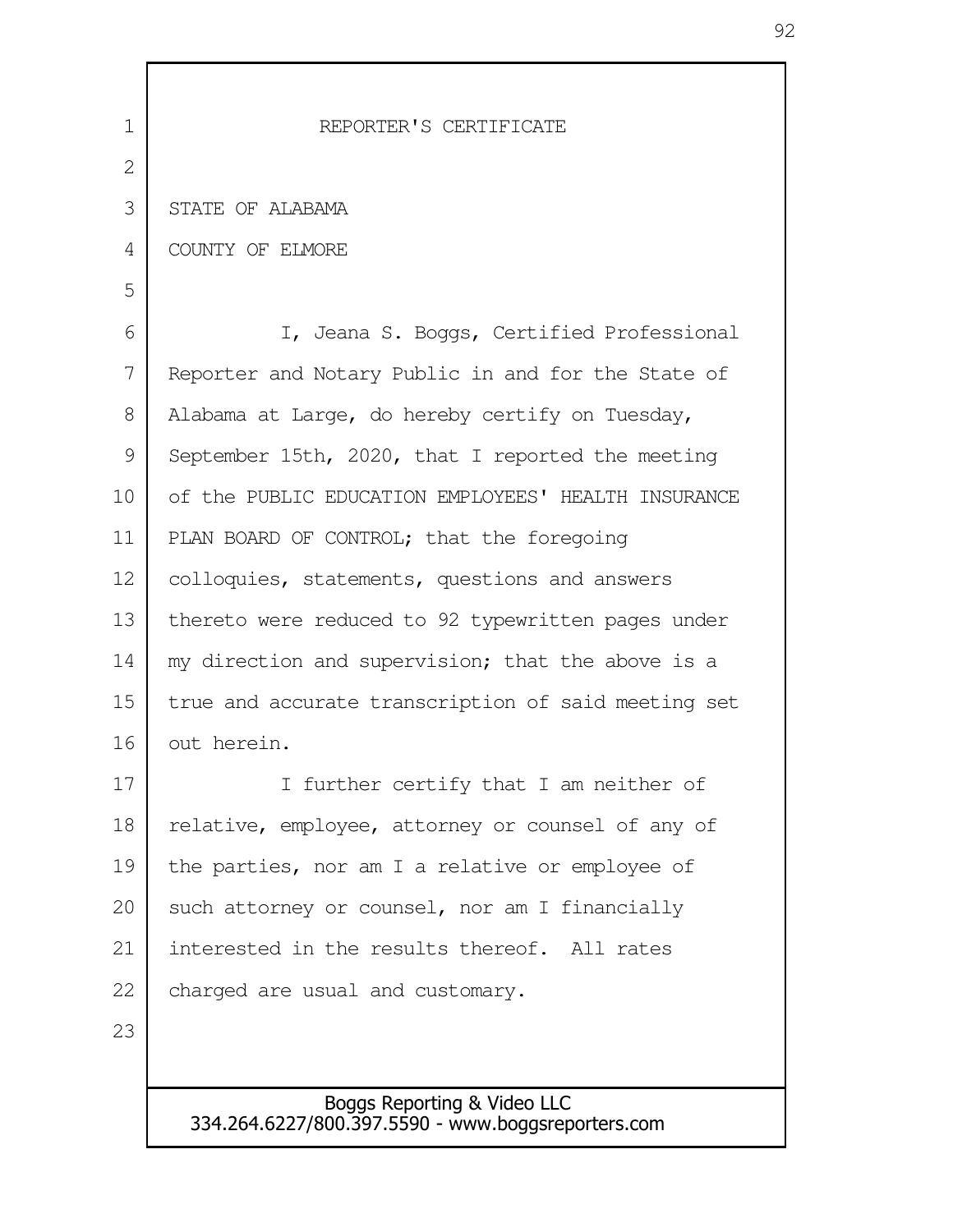# REPORTER'S CERTIFICATE

STATE OF ALABAMA

COUNTY OF ELMORE

I, Jeana S. Boggs, Certified Professional Reporter and Notary Public in and for the State of Alabama at Large, do hereby certify on Tuesday, September 15th, 2020, that I reported the meeting of the PUBLIC EDUCATION EMPLOYEES' HEALTH INSURANCE PLAN BOARD OF CONTROL; that the foregoing colloquies, statements, questions and answers thereto were reduced to 92 typewritten pages under my direction and supervision; that the above is a true and accurate transcription of said meeting set out herein.

I further certify that I am neither of relative, employee, attorney or counsel of any of the parties, nor am I a relative or employee of such attorney or counsel, nor am I financially interested in the results thereof. All rates charged are usual and customary.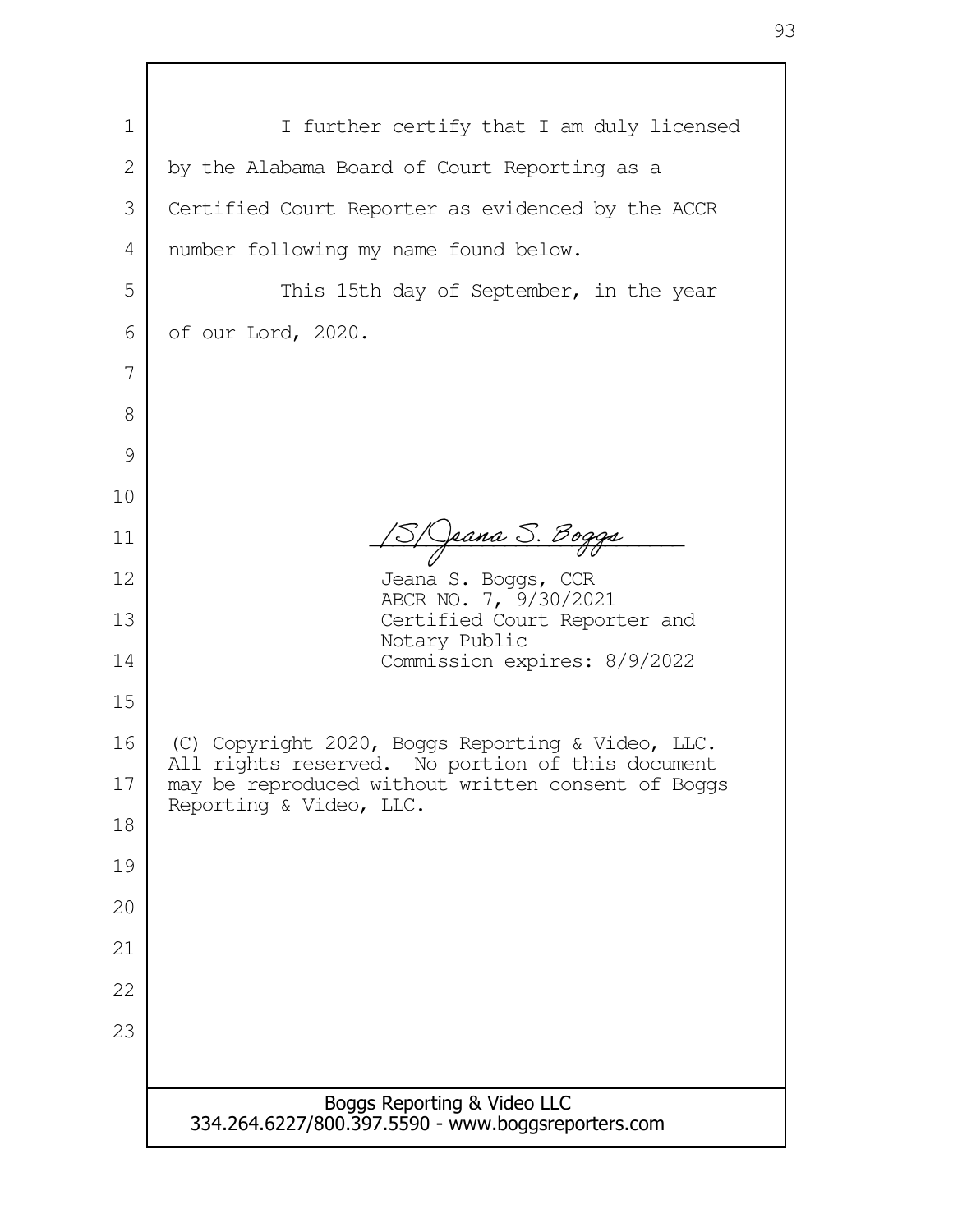I further certify that I am duly licensed by the Alabama Board of Court Reporting as a Certified Court Reporter as evidenced by the ACCR number following my name found below.

This 15th day of September, in the year of our Lord, 2020.

/S/Jeana S. Boggs

Jeana S. Boggs, CCR
ABCR NO. 7, 9/30/2021
Certified Court Reporter and Notary Public
Commission expires: 8/9/2022

(C) Copyright 2020, Boggs Reporting & Video, LLC. All rights reserved. No portion of this document may be reproduced without written consent of Boggs Reporting & Video, LLC.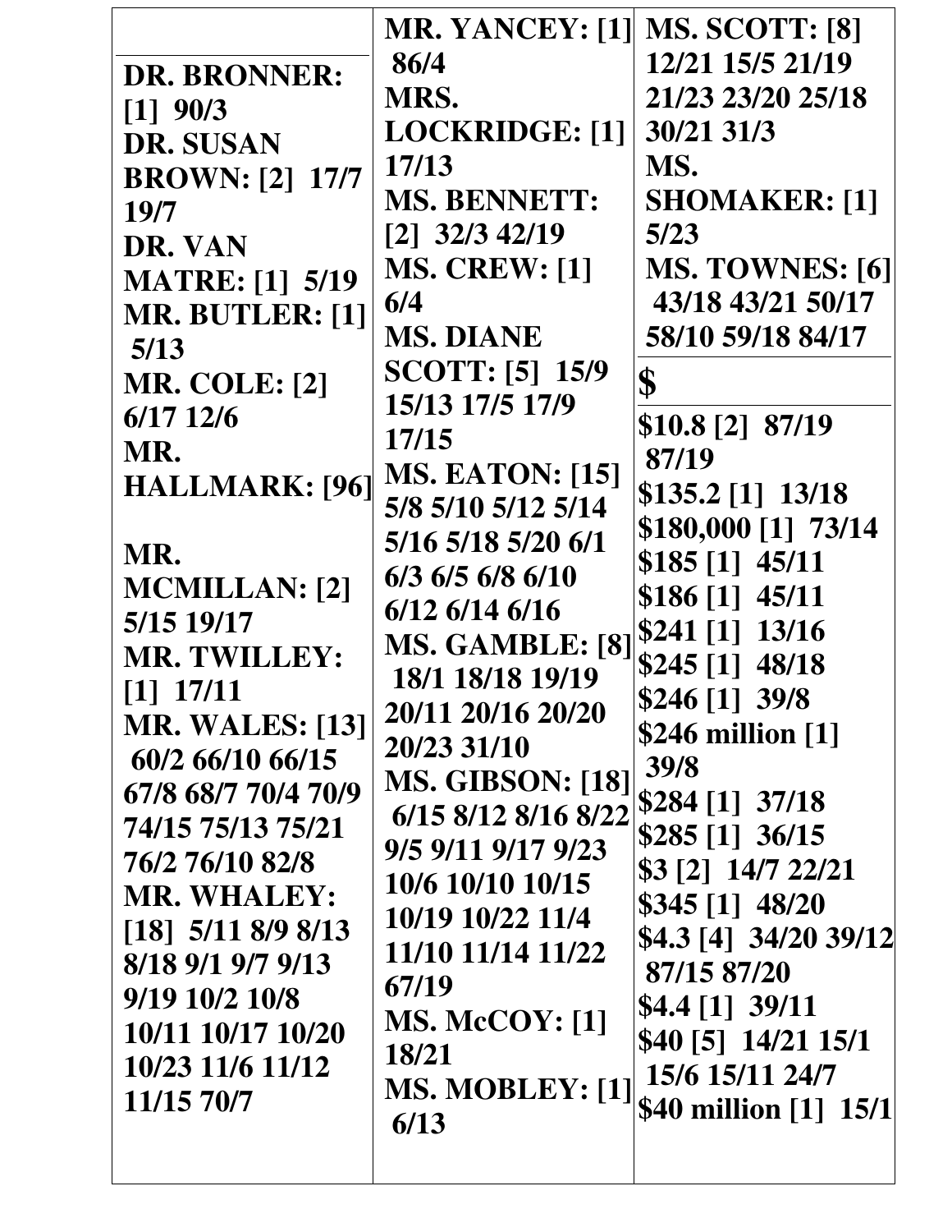**DR. BRONNER: [1]** 90/3
**DR. SUSAN BROWN: [2]** 17/7 19/7
**DR. VAN MATRE: [1]** 5/19
**MR. BUTLER: [1]** 5/13
**MR. COLE: [2]** 6/17 12/6
**MR. HALLMARK: [96]**

**MR. MCMILLAN: [2]** 5/15 19/17
**MR. TWILLEY: [1]** 17/11
**MR. WALES: [13]** 60/2 66/10 66/15 67/8 68/7 70/4 70/9 74/15 75/13 75/21 76/2 76/10 82/8
**MR. WHALEY: [18]** 5/11 8/9 8/13 8/18 9/1 9/7 9/13 9/19 10/2 10/8 10/11 10/17 10/20 10/23 11/6 11/12 11/15 70/7

**MR. YANCEY: [1]** 86/4
**MRS. LOCKRIDGE: [1]** 17/13
**MS. BENNETT: [2]** 32/3 42/19
**MS. CREW: [1]** 6/4
**MS. DIANE SCOTT: [5]** 15/9 15/13 17/5 17/9 17/15
**MS. EATON: [15]** 5/8 5/10 5/12 5/14 5/16 5/18 5/20 6/1 6/3 6/5 6/8 6/10 6/12 6/14 6/16
**MS. GAMBLE: [8]** 18/1 18/18 19/19 20/11 20/16 20/20 20/23 31/10
**MS. GIBSON: [18]** 6/15 8/12 8/16 8/22 9/5 9/11 9/17 9/23 10/6 10/10 10/15 10/19 10/22 11/4 11/10 11/14 11/22 67/19
**MS. McCOY: [1]** 18/21
**MS. MOBLEY: [1]** 6/13

**MS. SCOTT: [8]** 12/21 15/5 21/19 21/23 23/20 25/18 30/21 31/3
**MS. SHOMAKER: [1]** 5/23
**MS. TOWNES: [6]** 43/18 43/21 50/17 58/10 59/18 84/17

## $

**$10.8 [2]** 87/19 87/19
**$135.2 [1]** 13/18
**$180,000 [1]** 73/14
**$185 [1]** 45/11
**$186 [1]** 45/11
**$241 [1]** 13/16
**$245 [1]** 48/18
**$246 [1]** 39/8
**$246 million [1]** 39/8
**$284 [1]** 37/18
**$285 [1]** 36/15
**$3 [2]** 14/7 22/21
**$345 [1]** 48/20
**$4.3 [4]** 34/20 39/12 87/15 87/20
**$4.4 [1]** 39/11
**$40 [5]** 14/21 15/1 15/6 15/11 24/7
**$40 million [1]** 15/1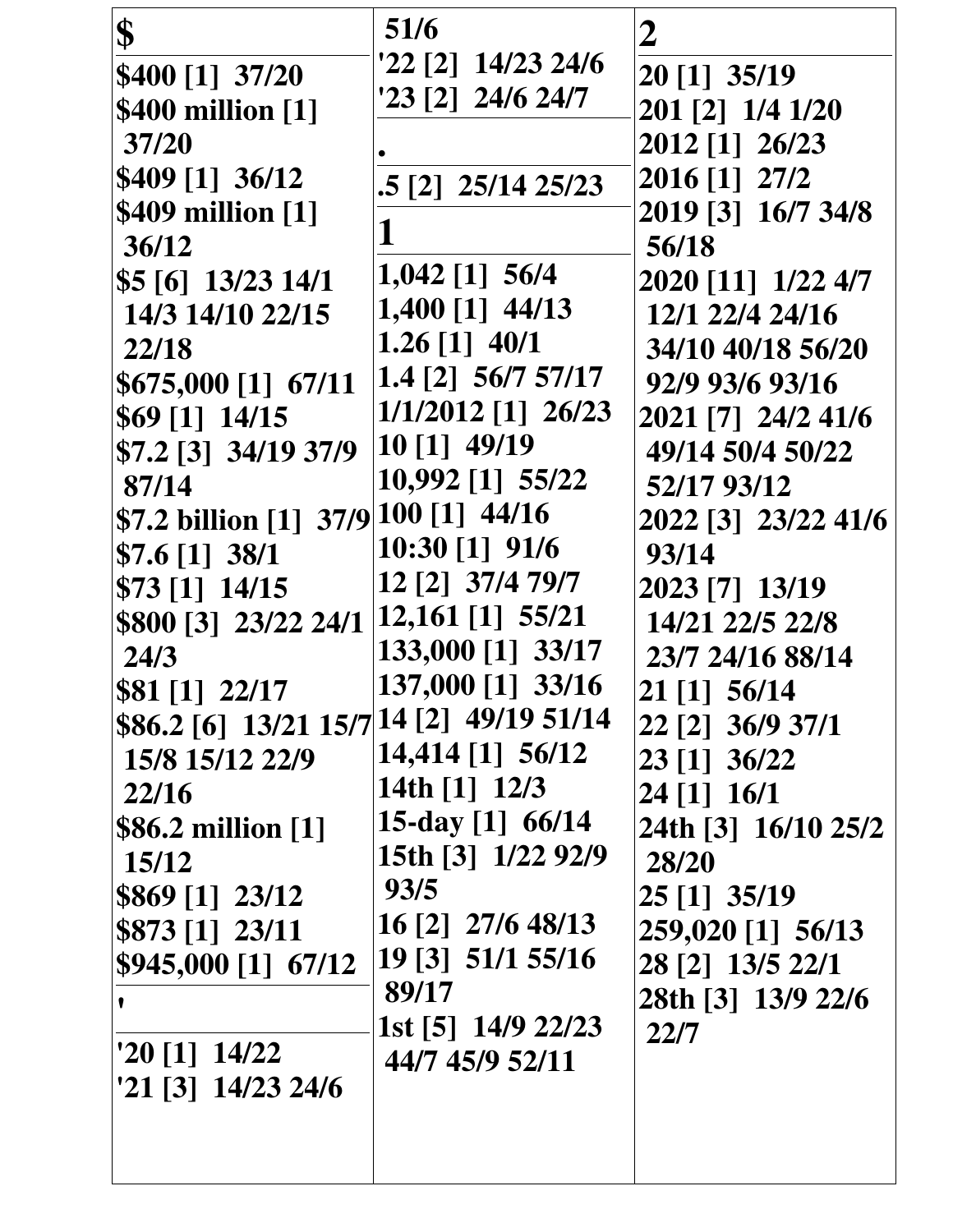## $

$400 [1] 37/20
$400 million [1] 37/20
$409 [1] 36/12
$409 million [1] 36/12
$5 [6] 13/23 14/1 14/3 14/10 22/15 22/18
$675,000 [1] 67/11
$69 [1] 14/15
$7.2 [3] 34/19 37/9 87/14
$7.2 billion [1] 37/9
$7.6 [1] 38/1
$73 [1] 14/15
$800 [3] 23/22 24/1 24/3
$81 [1] 22/17
$86.2 [6] 13/21 15/7 15/8 15/12 22/9 22/16
$86.2 million [1] 15/12
$869 [1] 23/12
$873 [1] 23/11
$945,000 [1] 67/12

## '

'20 [1] 14/22
'21 [3] 14/23 24/6 51/6
'22 [2] 14/23 24/6
'23 [2] 24/6 24/7

## .

.5 [2] 25/14 25/23

## 1

1,042 [1] 56/4
1,400 [1] 44/13
1.26 [1] 40/1
1.4 [2] 56/7 57/17
1/1/2012 [1] 26/23
10 [1] 49/19
10,992 [1] 55/22
100 [1] 44/16
10:30 [1] 91/6
12 [2] 37/4 79/7
12,161 [1] 55/21
133,000 [1] 33/17
137,000 [1] 33/16
14 [2] 49/19 51/14
14,414 [1] 56/12
14th [1] 12/3
15-day [1] 66/14
15th [3] 1/22 92/9 93/5
16 [2] 27/6 48/13
19 [3] 51/1 55/16 89/17
1st [5] 14/9 22/23 44/7 45/9 52/11

## 2

20 [1] 35/19
201 [2] 1/4 1/20
2012 [1] 26/23
2016 [1] 27/2
2019 [3] 16/7 34/8 56/18
2020 [11] 1/22 4/7 12/1 22/4 24/16 34/10 40/18 56/20 92/9 93/6 93/16
2021 [7] 24/2 41/6 49/14 50/4 50/22 52/17 93/12
2022 [3] 23/22 41/6 93/14
2023 [7] 13/19 14/21 22/5 22/8 23/7 24/16 88/14
21 [1] 56/14
22 [2] 36/9 37/1
23 [1] 36/22
24 [1] 16/1
24th [3] 16/10 25/2 28/20
25 [1] 35/19
259,020 [1] 56/13
28 [2] 13/5 22/1
28th [3] 13/9 22/6 22/7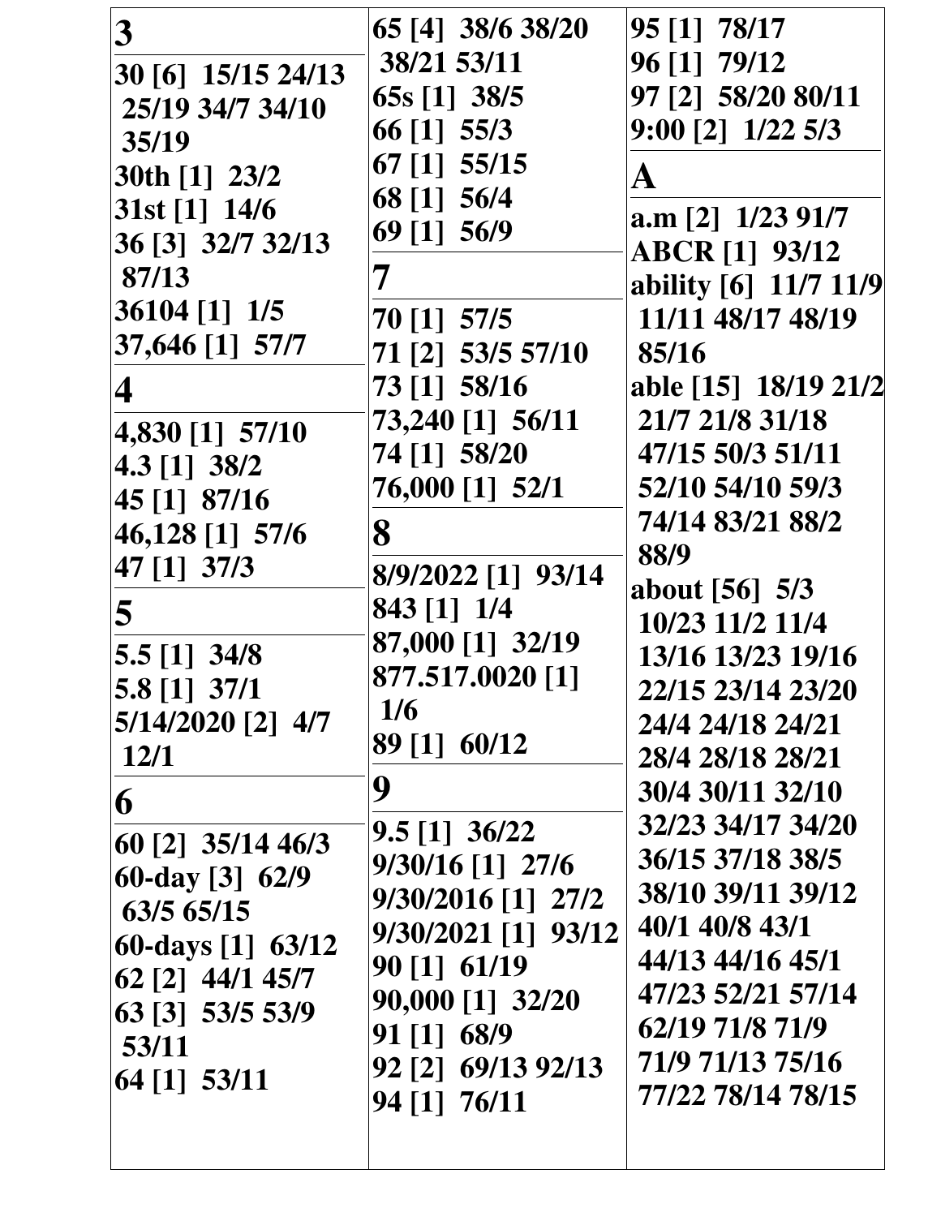## 3

**30 [6] 15/15 24/13 25/19 34/7 34/10 35/19**
**30th [1] 23/2**
**31st [1] 14/6**
**36 [3] 32/7 32/13 87/13**
**36104 [1] 1/5**
**37,646 [1] 57/7**

## 4

**4,830 [1] 57/10**
**4.3 [1] 38/2**
**45 [1] 87/16**
**46,128 [1] 57/6**
**47 [1] 37/3**

## 5

**5.5 [1] 34/8**
**5.8 [1] 37/1**
**5/14/2020 [2] 4/7 12/1**

## 6

**60 [2] 35/14 46/3**
**60-day [3] 62/9 63/5 65/15**
**60-days [1] 63/12**
**62 [2] 44/1 45/7**
**63 [3] 53/5 53/9 53/11**
**64 [1] 53/11**
**65 [4] 38/6 38/20 38/21 53/11**
**65s [1] 38/5**
**66 [1] 55/3**
**67 [1] 55/15**
**68 [1] 56/4**
**69 [1] 56/9**

## 7

**70 [1] 57/5**
**71 [2] 53/5 57/10**
**73 [1] 58/16**
**73,240 [1] 56/11**
**74 [1] 58/20**
**76,000 [1] 52/1**

## 8

**8/9/2022 [1] 93/14**
**843 [1] 1/4**
**87,000 [1] 32/19**
**877.517.0020 [1] 1/6**
**89 [1] 60/12**

## 9

**9.5 [1] 36/22**
**9/30/16 [1] 27/6**
**9/30/2016 [1] 27/2**
**9/30/2021 [1] 93/12**
**90 [1] 61/19**
**90,000 [1] 32/20**
**91 [1] 68/9**
**92 [2] 69/13 92/13**
**94 [1] 76/11**
**95 [1] 78/17**
**96 [1] 79/12**
**97 [2] 58/20 80/11**
**9:00 [2] 1/22 5/3**

## A

**a.m [2] 1/23 91/7**
**ABCR [1] 93/12**
**ability [6] 11/7 11/9 11/11 48/17 48/19 85/16**
**able [15] 18/19 21/2 21/7 21/8 31/18 47/15 50/3 51/11 52/10 54/10 59/3 74/14 83/21 88/2 88/9**
**about [56] 5/3 10/23 11/2 11/4 13/16 13/23 19/16 22/15 23/14 23/20 24/4 24/18 24/21 28/4 28/18 28/21 30/4 30/11 32/10 32/23 34/17 34/20 36/15 37/18 38/5 38/10 39/11 39/12 40/1 40/8 43/1 44/13 44/16 45/1 47/23 52/21 57/14 62/19 71/8 71/9 71/9 71/13 75/16 77/22 78/14 78/15**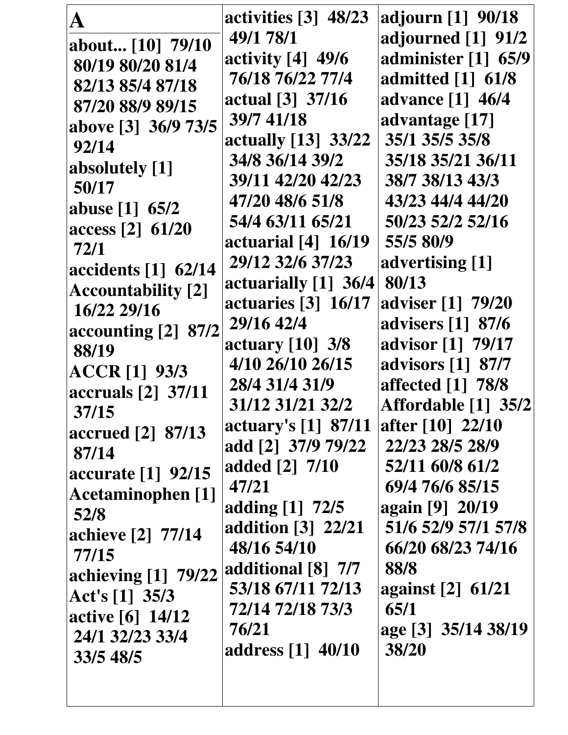# A

about... [10] 79/10 80/19 80/20 81/4 82/13 85/4 87/18 87/20 88/9 89/15
above [3] 36/9 73/5 92/14
absolutely [1] 50/17
abuse [1] 65/2
access [2] 61/20 72/1
accidents [1] 62/14
Accountability [2] 16/22 29/16
accounting [2] 87/2 88/19
ACCR [1] 93/3
accruals [2] 37/11 37/15
accrued [2] 87/13 87/14
accurate [1] 92/15
Acetaminophen [1] 52/8
achieve [2] 77/14 77/15
achieving [1] 79/22
Act's [1] 35/3
active [6] 14/12 24/1 32/23 33/4 33/5 48/5
activities [3] 48/23 49/1 78/1
activity [4] 49/6 76/18 76/22 77/4
actual [3] 37/16 39/7 41/18
actually [13] 33/22 34/8 36/14 39/2 39/11 42/20 42/23 47/20 48/6 51/8 54/4 63/11 65/21
actuarial [4] 16/19 29/12 32/6 37/23
actuarially [1] 36/4
actuaries [3] 16/17 29/16 42/4
actuary [10] 3/8 4/10 26/10 26/15 28/4 31/4 31/9 31/12 31/21 32/2
actuary's [1] 87/11
add [2] 37/9 79/22
added [2] 7/10 47/21
adding [1] 72/5
addition [3] 22/21 48/16 54/10
additional [8] 7/7 53/18 67/11 72/13 72/14 72/18 73/3 76/21
address [1] 40/10
adjourn [1] 90/18
adjourned [1] 91/2
administer [1] 65/9
admitted [1] 61/8
advance [1] 46/4
advantage [17] 35/1 35/5 35/8 35/18 35/21 36/11 38/7 38/13 43/3 43/23 44/4 44/20 50/23 52/2 52/16 55/5 80/9
advertising [1] 80/13
adviser [1] 79/20
advisers [1] 87/6
advisor [1] 79/17
advisors [1] 87/7
affected [1] 78/8
Affordable [1] 35/2
after [10] 22/10 22/23 28/5 28/9 52/11 60/8 61/2 69/4 76/6 85/15
again [9] 20/19 51/6 52/9 57/1 57/8 66/20 68/23 74/16 88/8
against [2] 61/21 65/1
age [3] 35/14 38/19 38/20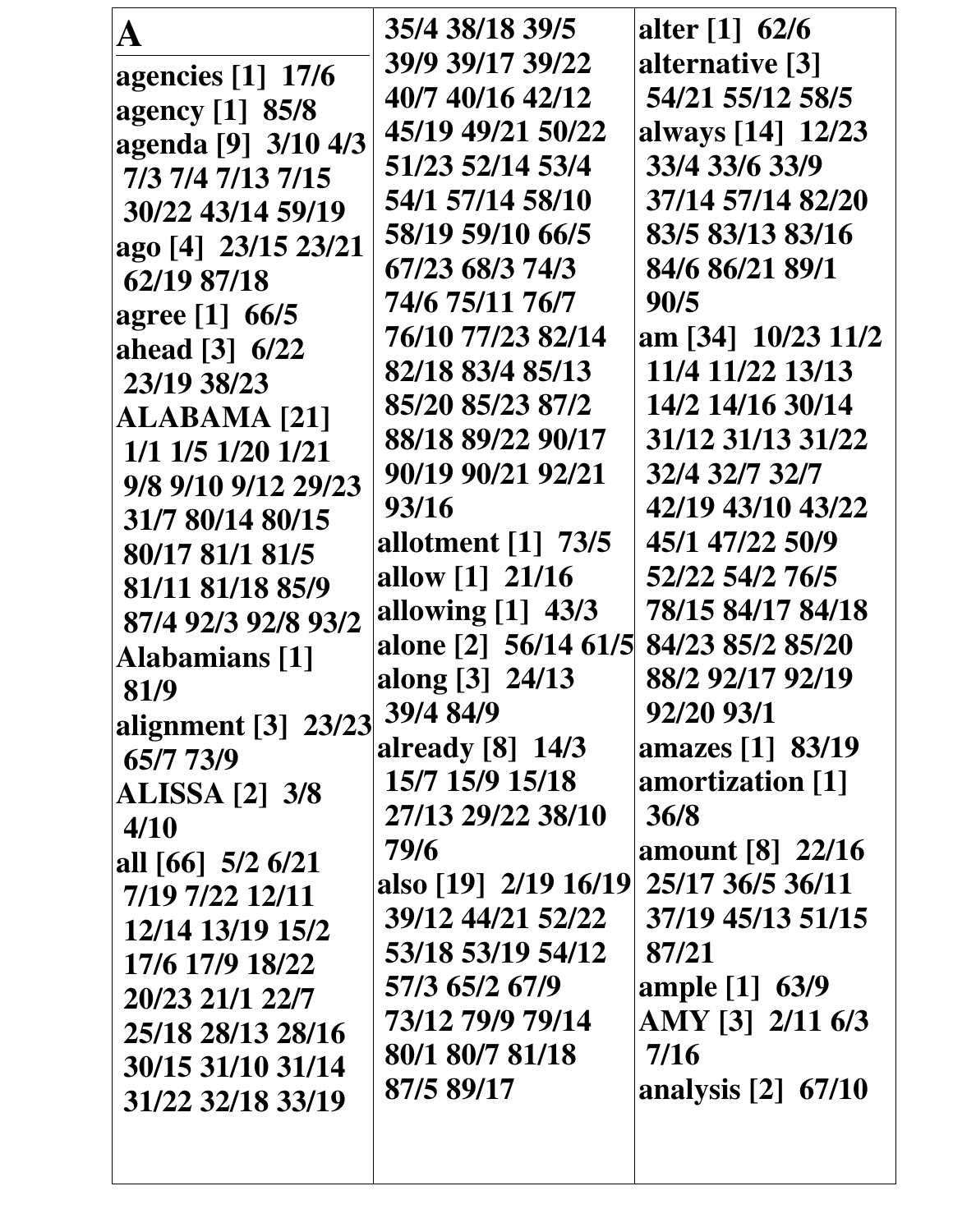# A

**agencies [1]** 17/6
**agency [1]** 85/8
**agenda [9]** 3/10 4/3 7/3 7/4 7/13 7/15 30/22 43/14 59/19
**ago [4]** 23/15 23/21 62/19 87/18
**agree [1]** 66/5
**ahead [3]** 6/22 23/19 38/23
**ALABAMA [21]** 1/1 1/5 1/20 1/21 9/8 9/10 9/12 29/23 31/7 80/14 80/15 80/17 81/1 81/5 81/11 81/18 85/9 87/4 92/3 92/8 93/2
**Alabamians [1]** 81/9
**alignment [3]** 23/23 65/7 73/9
**ALISSA [2]** 3/8 4/10
**all [66]** 5/2 6/21 7/19 7/22 12/11 12/14 13/19 15/2 17/6 17/9 18/22 20/23 21/1 22/7 25/18 28/13 28/16 30/15 31/10 31/14 31/22 32/18 33/19 35/4 38/18 39/5 39/9 39/17 39/22 40/7 40/16 42/12 45/19 49/21 50/22 51/23 52/14 53/4 54/1 57/14 58/10 58/19 59/10 66/5 67/23 68/3 74/3 74/6 75/11 76/7 76/10 77/23 82/14 82/18 83/4 85/13 85/20 85/23 87/2 88/18 89/22 90/17 90/19 90/21 92/21 93/16
**allotment [1]** 73/5
**allow [1]** 21/16
**allowing [1]** 43/3
**alone [2]** 56/14 61/5
**along [3]** 24/13 39/4 84/9
**already [8]** 14/3 15/7 15/9 15/18 27/13 29/22 38/10 79/6
**also [19]** 2/19 16/19 39/12 44/21 52/22 53/18 53/19 54/12 57/3 65/2 67/9 73/12 79/9 79/14 80/1 80/7 81/18 87/5 89/17
**alter [1]** 62/6
**alternative [3]** 54/21 55/12 58/5
**always [14]** 12/23 33/4 33/6 33/9 37/14 57/14 82/20 83/5 83/13 83/16 84/6 86/21 89/1 90/5
**am [34]** 10/23 11/2 11/4 11/22 13/13 14/2 14/16 30/14 31/12 31/13 31/22 32/4 32/7 32/7 42/19 43/10 43/22 45/1 47/22 50/9 52/22 54/2 76/5 78/15 84/17 84/18 84/23 85/2 85/20 88/2 92/17 92/19 92/20 93/1
**amazes [1]** 83/19
**amortization [1]** 36/8
**amount [8]** 22/16 25/17 36/5 36/11 37/19 45/13 51/15 87/21
**ample [1]** 63/9
**AMY [3]** 2/11 6/3 7/16
**analysis [2]** 67/10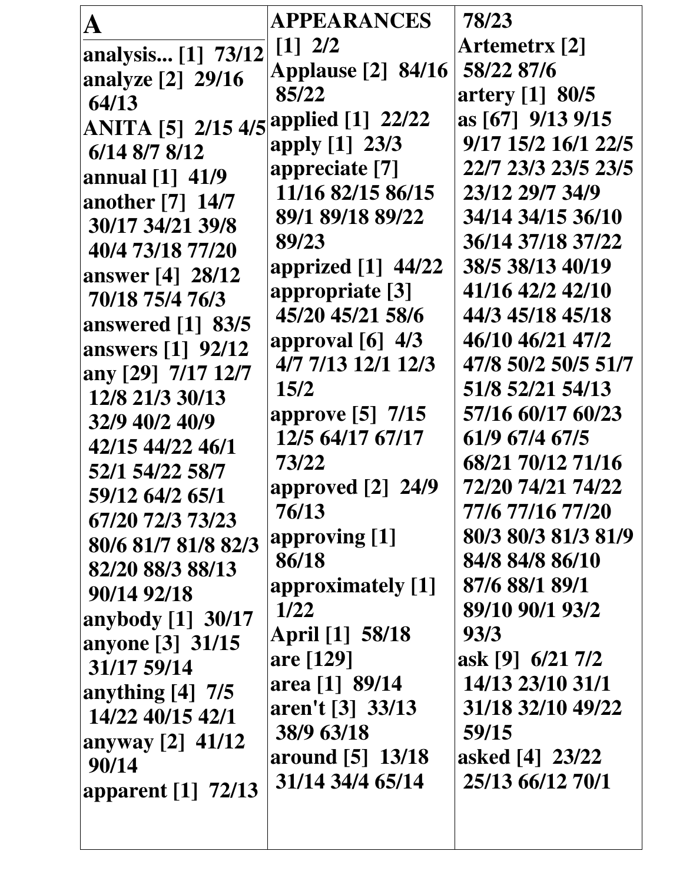# A

**analysis... [1] 73/12**
**analyze [2] 29/16 64/13**
**ANITA [5] 2/15 4/5 6/14 8/7 8/12**
**annual [1] 41/9**
**another [7] 14/7 30/17 34/21 39/8 40/4 73/18 77/20**
**answer [4] 28/12 70/18 75/4 76/3**
**answered [1] 83/5**
**answers [1] 92/12**
**any [29] 7/17 12/7 12/8 21/3 30/13 32/9 40/2 40/9 42/15 44/22 46/1 52/1 54/22 58/7 59/12 64/2 65/1 67/20 72/3 73/23 80/6 81/7 81/8 82/3 82/20 88/3 88/13 90/14 92/18**
**anybody [1] 30/17**
**anyone [3] 31/15 31/17 59/14**
**anything [4] 7/5 14/22 40/15 42/1**
**anyway [2] 41/12 90/14**
**apparent [1] 72/13**
**APPEARANCES [1] 2/2**
**Applause [2] 84/16 85/22**
**applied [1] 22/22**
**apply [1] 23/3**
**appreciate [7] 11/16 82/15 86/15 89/1 89/18 89/22 89/23**
**apprized [1] 44/22**
**appropriate [3] 45/20 45/21 58/6**
**approval [6] 4/3 4/7 7/13 12/1 12/3 15/2**
**approve [5] 7/15 12/5 64/17 67/17 73/22**
**approved [2] 24/9 76/13**
**approving [1] 86/18**
**approximately [1] 1/22**
**April [1] 58/18**
**are [129]**
**area [1] 89/14**
**aren't [3] 33/13 38/9 63/18**
**around [5] 13/18 31/14 34/4 65/14 78/23**
**Artemetrx [2] 58/22 87/6**
**artery [1] 80/5**
**as [67] 9/13 9/15 9/17 15/2 16/1 22/5 22/7 23/3 23/5 23/5 23/12 29/7 34/9 34/14 34/15 36/10 36/14 37/18 37/22 38/5 38/13 40/19 41/16 42/2 42/10 44/3 45/18 45/18 46/10 46/21 47/2 47/8 50/2 50/5 51/7 51/8 52/21 54/13 57/16 60/17 60/23 61/9 67/4 67/5 68/21 70/12 71/16 72/20 74/21 74/22 77/6 77/16 77/20 80/3 80/3 81/3 81/9 84/8 84/8 86/10 87/6 88/1 89/1 89/10 90/1 93/2 93/3**
**ask [9] 6/21 7/2 14/13 23/10 31/1 31/18 32/10 49/22 59/15**
**asked [4] 23/22 25/13 66/12 70/1**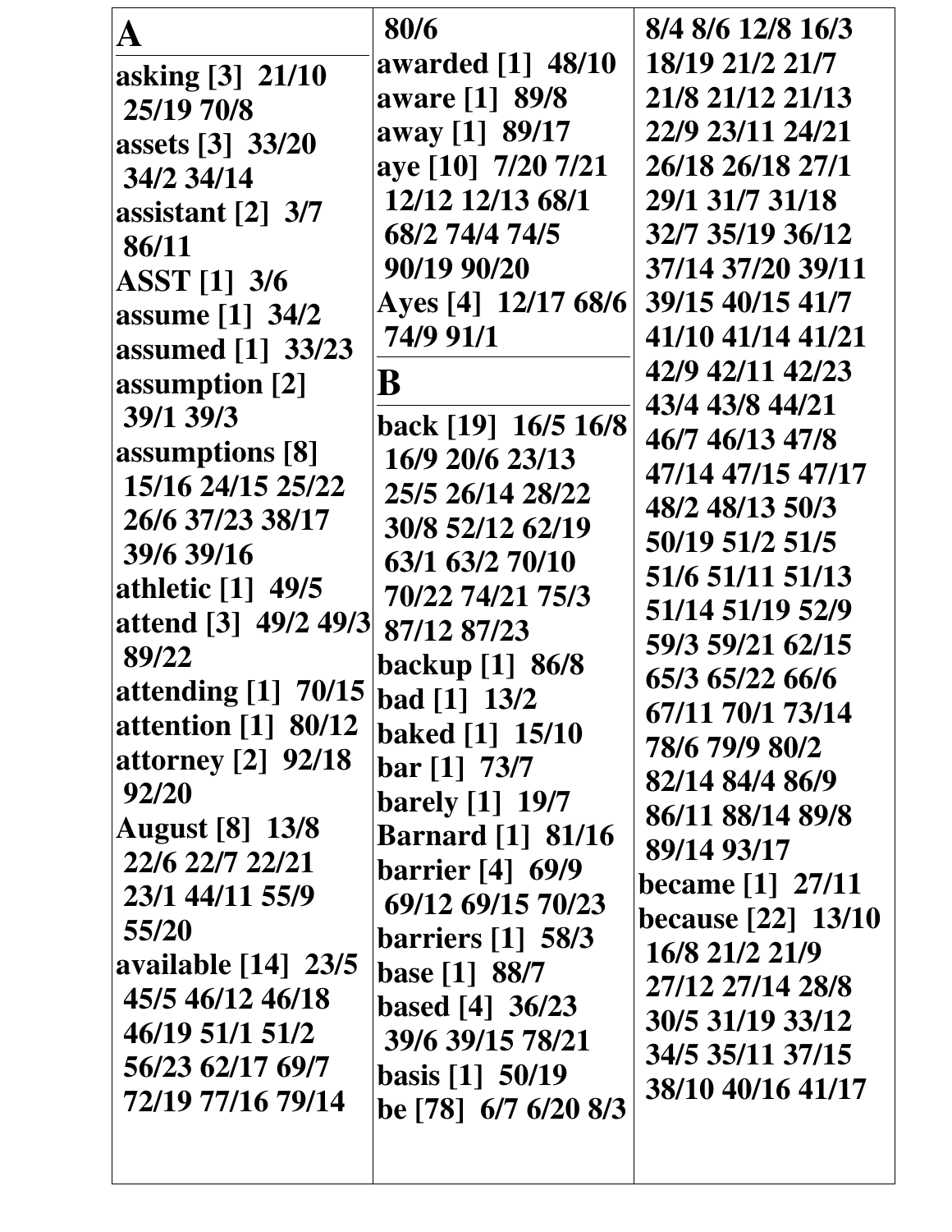## A

**asking [3] 21/10 25/19 70/8**
**assets [3] 33/20 34/2 34/14**
**assistant [2] 3/7 86/11**
**ASST [1] 3/6**
**assume [1] 34/2**
**assumed [1] 33/23**
**assumption [2] 39/1 39/3**
**assumptions [8] 15/16 24/15 25/22 26/6 37/23 38/17 39/6 39/16**
**athletic [1] 49/5**
**attend [3] 49/2 49/3 89/22**
**attending [1] 70/15**
**attention [1] 80/12**
**attorney [2] 92/18 92/20**
**August [8] 13/8 22/6 22/7 22/21 23/1 44/11 55/9 55/20**
**available [14] 23/5 45/5 46/12 46/18 46/19 51/1 51/2 56/23 62/17 69/7 72/19 77/16 79/14 80/6**
**awarded [1] 48/10**
**aware [1] 89/8**
**away [1] 89/17**
**aye [10] 7/20 7/21 12/12 12/13 68/1 68/2 74/4 74/5 90/19 90/20**
**Ayes [4] 12/17 68/6 74/9 91/1**

## B

**back [19] 16/5 16/8 16/9 20/6 23/13 25/5 26/14 28/22 30/8 52/12 62/19 63/1 63/2 70/10 70/22 74/21 75/3 87/12 87/23**
**backup [1] 86/8**
**bad [1] 13/2**
**baked [1] 15/10**
**bar [1] 73/7**
**barely [1] 19/7**
**Barnard [1] 81/16**
**barrier [4] 69/9 69/12 69/15 70/23**
**barriers [1] 58/3**
**base [1] 88/7**
**based [4] 36/23 39/6 39/15 78/21**
**basis [1] 50/19**
**be [78] 6/7 6/20 8/3 8/4 8/6 12/8 16/3 18/19 21/2 21/7 21/8 21/12 21/13 22/9 23/11 24/21 26/18 26/18 27/1 29/1 31/7 31/18 32/7 35/19 36/12 37/14 37/20 39/11 39/15 40/15 41/7 41/10 41/14 41/21 42/9 42/11 42/23 43/4 43/8 44/21 46/7 46/13 47/8 47/14 47/15 47/17 48/2 48/13 50/3 50/19 51/2 51/5 51/6 51/11 51/13 51/14 51/19 52/9 59/3 59/21 62/15 65/3 65/22 66/6 67/11 70/1 73/14 78/6 79/9 80/2 82/14 84/4 86/9 86/11 88/14 89/8 89/14 93/17**
**became [1] 27/11**
**because [22] 13/10 16/8 21/2 21/9 27/12 27/14 28/8 30/5 31/19 33/12 34/5 35/11 37/15 38/10 40/16 41/17**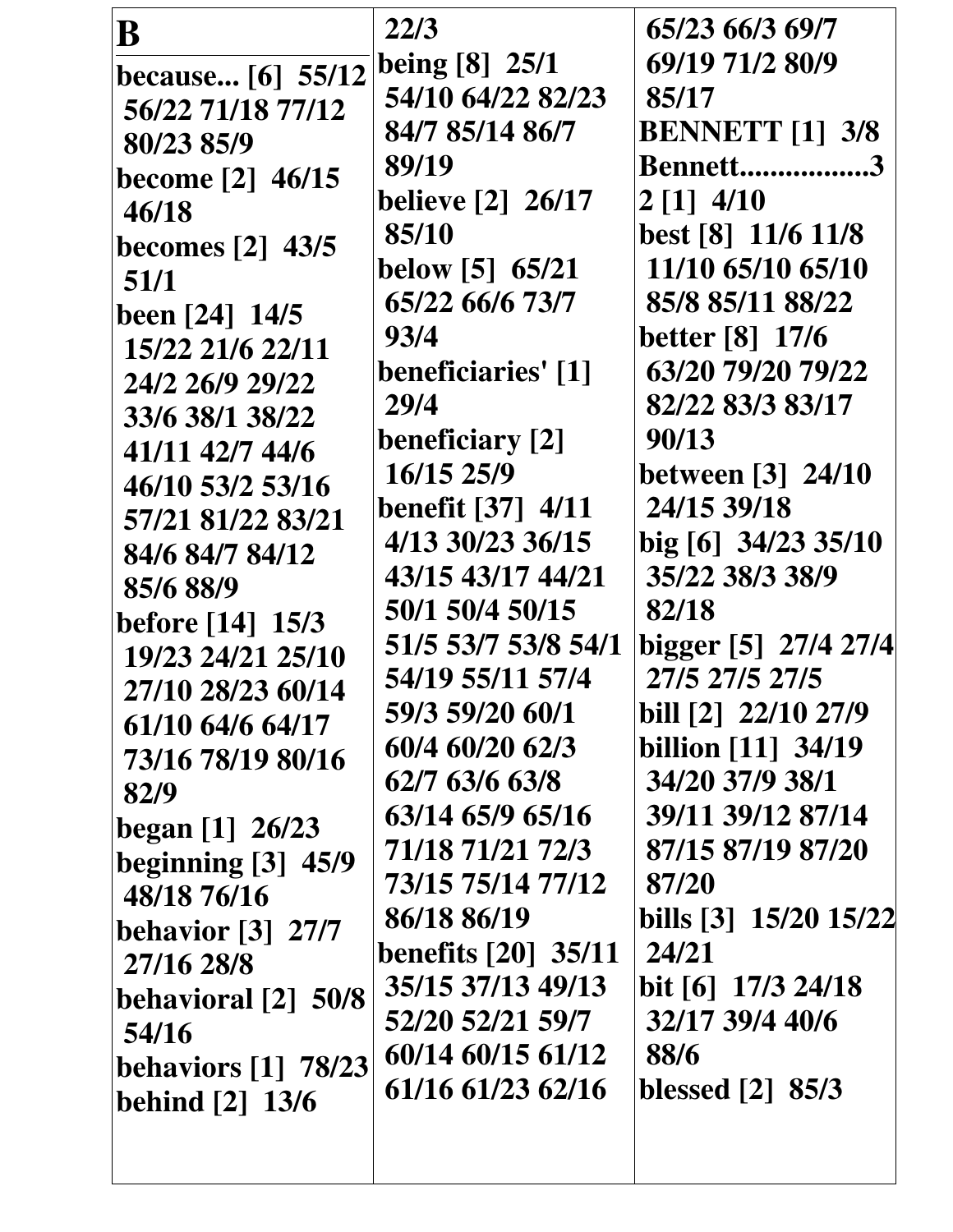# B

**because... [6]** 55/12 56/22 71/18 77/12 80/23 85/9

**become [2]** 46/15 46/18

**becomes [2]** 43/5 51/1

**been [24]** 14/5 15/22 21/6 22/11 24/2 26/9 29/22 33/6 38/1 38/22 41/11 42/7 44/6 46/10 53/2 53/16 57/21 81/22 83/21 84/6 84/7 84/12 85/6 88/9

**before [14]** 15/3 19/23 24/21 25/10 27/10 28/23 60/14 61/10 64/6 64/17 73/16 78/19 80/16 82/9

**began [1]** 26/23

**beginning [3]** 45/9 48/18 76/16

**behavior [3]** 27/7 27/16 28/8

**behavioral [2]** 50/8 54/16

**behaviors [1]** 78/23

**behind [2]** 13/6 22/3

**being [8]** 25/1 54/10 64/22 82/23 84/7 85/14 86/7 89/19

**believe [2]** 26/17 85/10

**below [5]** 65/21 65/22 66/6 73/7 93/4

**beneficiaries' [1]** 29/4

**beneficiary [2]** 16/15 25/9

**benefit [37]** 4/11 4/13 30/23 36/15 43/15 43/17 44/21 50/1 50/4 50/15 51/5 53/7 53/8 54/1 54/19 55/11 57/4 59/3 59/20 60/1 60/4 60/20 62/3 62/7 63/6 63/8 63/14 65/9 65/16 71/18 71/21 72/3 73/15 75/14 77/12 86/18 86/19

**benefits [20]** 35/11 35/15 37/13 49/13 52/20 52/21 59/7 60/14 60/15 61/12 61/16 61/23 62/16 65/23 66/3 69/7 69/19 71/2 80/9 85/17

**BENNETT [1]** 3/8

**Bennett.................32 [1]** 4/10

**best [8]** 11/6 11/8 11/10 65/10 65/10 85/8 85/11 88/22

**better [8]** 17/6 63/20 79/20 79/22 82/22 83/3 83/17 90/13

**between [3]** 24/10 24/15 39/18

**big [6]** 34/23 35/10 35/22 38/3 38/9 82/18

**bigger [5]** 27/4 27/4 27/5 27/5 27/5

**bill [2]** 22/10 27/9

**billion [11]** 34/19 34/20 37/9 38/1 39/11 39/12 87/14 87/15 87/19 87/20 87/20

**bills [3]** 15/20 15/22 24/21

**bit [6]** 17/3 24/18 32/17 39/4 40/6 88/6

**blessed [2]** 85/3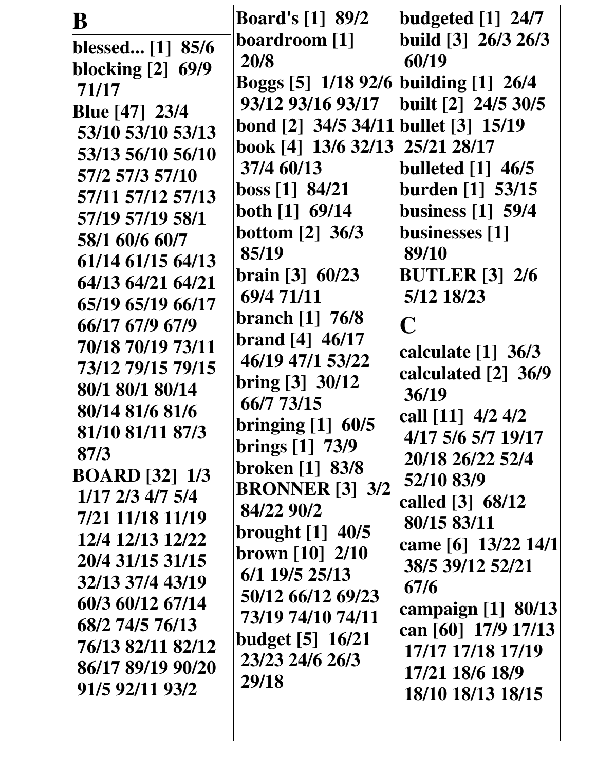## B

**blessed... [1] 85/6**
**blocking [2] 69/9 71/17**
**Blue [47] 23/4 53/10 53/10 53/13 53/13 56/10 56/10 57/2 57/3 57/10 57/11 57/12 57/13 57/19 57/19 58/1 58/1 60/6 60/7 61/14 61/15 64/13 64/13 64/21 64/21 65/19 65/19 66/17 66/17 67/9 67/9 70/18 70/19 73/11 73/12 79/15 79/15 80/1 80/1 80/14 80/14 81/6 81/6 81/10 81/11 87/3 87/3**
**BOARD [32] 1/3 1/17 2/3 4/7 5/4 7/21 11/18 11/19 12/4 12/13 12/22 20/4 31/15 31/15 32/13 37/4 43/19 60/3 60/12 67/14 68/2 74/5 76/13 76/13 82/11 82/12 86/17 89/19 90/20 91/5 92/11 93/2**
**Board's [1] 89/2**
**boardroom [1] 20/8**
**Boggs [5] 1/18 92/6 93/12 93/16 93/17**
**bond [2] 34/5 34/11**
**book [4] 13/6 32/13 37/4 60/13**
**boss [1] 84/21**
**both [1] 69/14**
**bottom [2] 36/3 85/19**
**brain [3] 60/23 69/4 71/11**
**branch [1] 76/8**
**brand [4] 46/17 46/19 47/1 53/22**
**bring [3] 30/12 66/7 73/15**
**bringing [1] 60/5**
**brings [1] 73/9**
**broken [1] 83/8**
**BRONNER [3] 3/2 84/22 90/2**
**brought [1] 40/5**
**brown [10] 2/10 6/1 19/5 25/13 50/12 66/12 69/23 73/19 74/10 74/11**
**budget [5] 16/21 23/23 24/6 26/3 29/18**
**budgeted [1] 24/7**
**build [3] 26/3 26/3 60/19**
**building [1] 26/4**
**built [2] 24/5 30/5**
**bullet [3] 15/19 25/21 28/17**
**bulleted [1] 46/5**
**burden [1] 53/15**
**business [1] 59/4**
**businesses [1] 89/10**
**BUTLER [3] 2/6 5/12 18/23**

## C

**calculate [1] 36/3**
**calculated [2] 36/9 36/19**
**call [11] 4/2 4/2 4/17 5/6 5/7 19/17 20/18 26/22 52/4 52/10 83/9**
**called [3] 68/12 80/15 83/11**
**came [6] 13/22 14/1 38/5 39/12 52/21 67/6**
**campaign [1] 80/13**
**can [60] 17/9 17/13 17/17 17/18 17/19 17/21 18/6 18/9 18/10 18/13 18/15**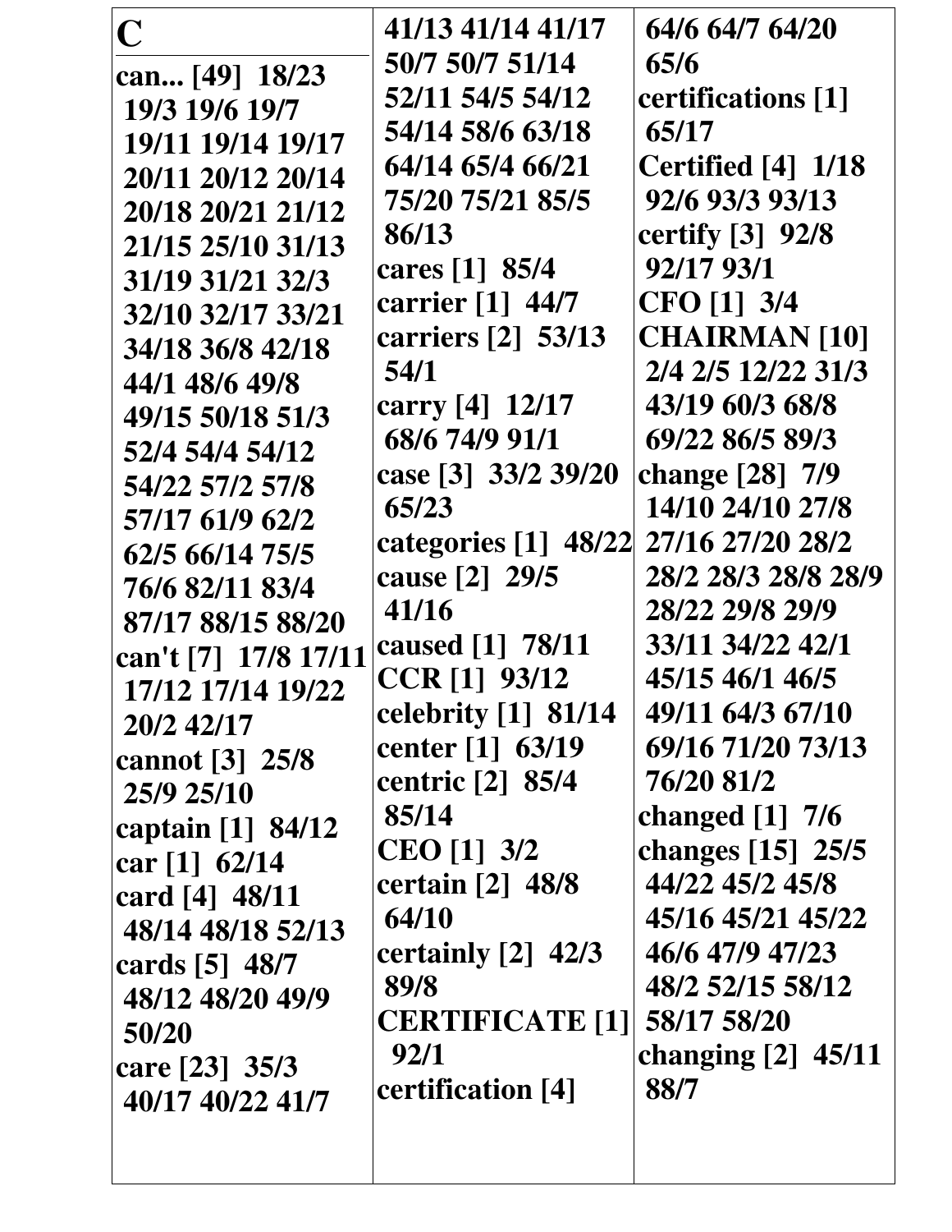# C

can... [49] 18/23 19/3 19/6 19/7 19/11 19/14 19/17 20/11 20/12 20/14 20/18 20/21 21/12 21/15 25/10 31/13 31/19 31/21 32/3 32/10 32/17 33/21 34/18 36/8 42/18 44/1 48/6 49/8 49/15 50/18 51/3 52/4 54/4 54/12 54/22 57/2 57/8 57/17 61/9 62/2 62/5 66/14 75/5 76/6 82/11 83/4 87/17 88/15 88/20

can't [7] 17/8 17/11 17/12 17/14 19/22 20/2 42/17

cannot [3] 25/8 25/9 25/10

captain [1] 84/12

car [1] 62/14

card [4] 48/11 48/14 48/18 52/13

cards [5] 48/7 48/12 48/20 49/9 50/20

care [23] 35/3 40/17 40/22 41/7 41/13 41/14 41/17 50/7 50/7 51/14 52/11 54/5 54/12 54/14 58/6 63/18 64/14 65/4 66/21 75/20 75/21 85/5 86/13

cares [1] 85/4

carrier [1] 44/7

carriers [2] 53/13 54/1

carry [4] 12/17 68/6 74/9 91/1

case [3] 33/2 39/20 65/23

categories [1] 48/22

cause [2] 29/5 41/16

caused [1] 78/11

CCR [1] 93/12

celebrity [1] 81/14

center [1] 63/19

centric [2] 85/4 85/14

CEO [1] 3/2

certain [2] 48/8 64/10

certainly [2] 42/3 89/8

CERTIFICATE [1] 92/1

certification [4] 64/6 64/7 64/20 65/6

certifications [1] 65/17

Certified [4] 1/18 92/6 93/3 93/13

certify [3] 92/8 92/17 93/1

CFO [1] 3/4

CHAIRMAN [10] 2/4 2/5 12/22 31/3 43/19 60/3 68/8 69/22 86/5 89/3

change [28] 7/9 14/10 24/10 27/8 27/16 27/20 28/2 28/2 28/3 28/8 28/9 28/22 29/8 29/9 33/11 34/22 42/1 45/15 46/1 46/5 49/11 64/3 67/10 69/16 71/20 73/13 76/20 81/2

changed [1] 7/6

changes [15] 25/5 44/22 45/2 45/8 45/16 45/21 45/22 46/6 47/9 47/23 48/2 52/15 58/12 58/17 58/20

changing [2] 45/11 88/7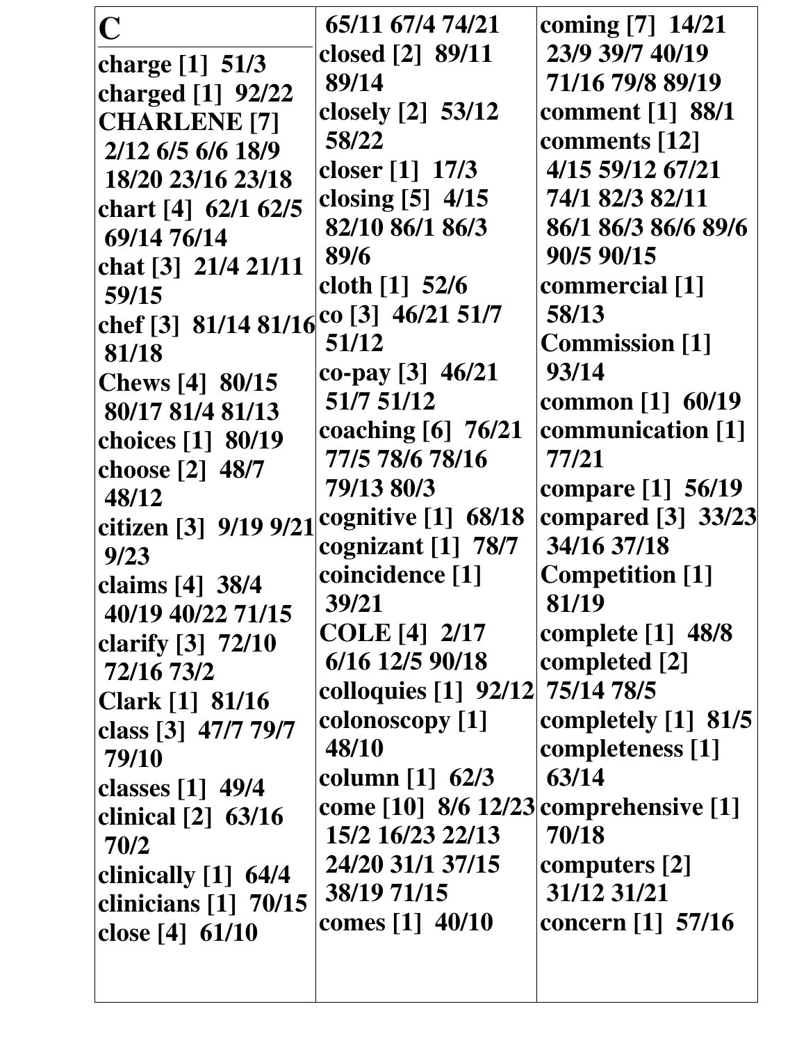# C

**charge [1] 51/3**
**charged [1] 92/22**
**CHARLENE [7] 2/12 6/5 6/6 18/9 18/20 23/16 23/18**
**chart [4] 62/1 62/5 69/14 76/14**
**chat [3] 21/4 21/11 59/15**
**chef [3] 81/14 81/16 81/18**
**Chews [4] 80/15 80/17 81/4 81/13**
**choices [1] 80/19**
**choose [2] 48/7 48/12**
**citizen [3] 9/19 9/21 9/23**
**claims [4] 38/4 40/19 40/22 71/15**
**clarify [3] 72/10 72/16 73/2**
**Clark [1] 81/16**
**class [3] 47/7 79/7 79/10**
**classes [1] 49/4**
**clinical [2] 63/16 70/2**
**clinically [1] 64/4**
**clinicians [1] 70/15**
**close [4] 61/10 65/11 67/4 74/21**
**closed [2] 89/11 89/14**
**closely [2] 53/12 58/22**
**closer [1] 17/3**
**closing [5] 4/15 82/10 86/1 86/3 89/6**
**cloth [1] 52/6**
**co [3] 46/21 51/7 51/12**
**co-pay [3] 46/21 51/7 51/12**
**coaching [6] 76/21 77/5 78/6 78/16 79/13 80/3**
**cognitive [1] 68/18**
**cognizant [1] 78/7**
**coincidence [1] 39/21**
**COLE [4] 2/17 6/16 12/5 90/18**
**colloquies [1] 92/12**
**colonoscopy [1] 48/10**
**column [1] 62/3**
**come [10] 8/6 12/23 15/2 16/23 22/13 24/20 31/1 37/15 38/19 71/15**
**comes [1] 40/10**
**coming [7] 14/21 23/9 39/7 40/19 71/16 79/8 89/19**
**comment [1] 88/1**
**comments [12] 4/15 59/12 67/21 74/1 82/3 82/11 86/1 86/3 86/6 89/6 90/5 90/15**
**commercial [1] 58/13**
**Commission [1] 93/14**
**common [1] 60/19**
**communication [1] 77/21**
**compare [1] 56/19**
**compared [3] 33/23 34/16 37/18**
**Competition [1] 81/19**
**complete [1] 48/8**
**completed [2] 75/14 78/5**
**completely [1] 81/5**
**completeness [1] 63/14**
**comprehensive [1] 70/18**
**computers [2] 31/12 31/21**
**concern [1] 57/16**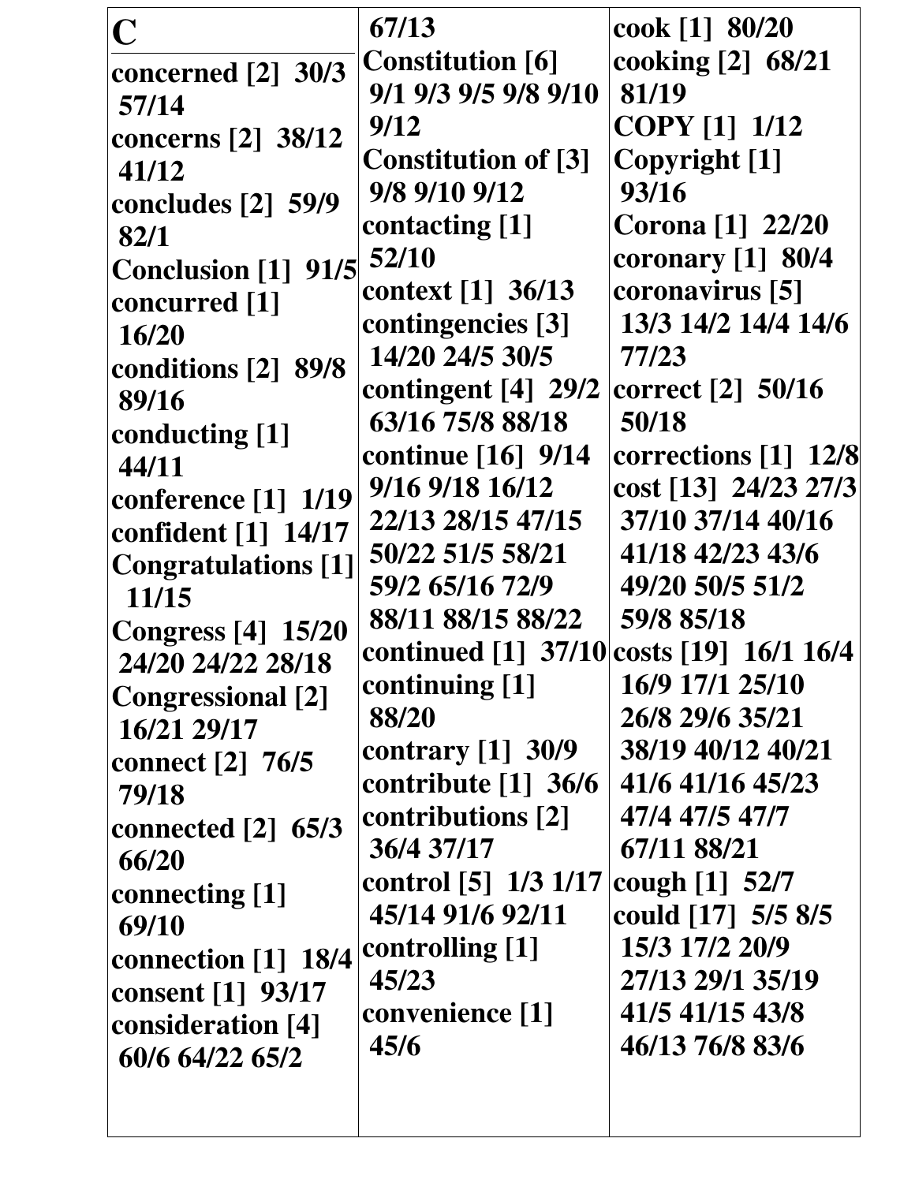# C

concerned [2] 30/3 57/14
concerns [2] 38/12 41/12
concludes [2] 59/9 82/1
Conclusion [1] 91/5
concurred [1] 16/20
conditions [2] 89/8 89/16
conducting [1] 44/11
conference [1] 1/19
confident [1] 14/17
Congratulations [1] 11/15
Congress [4] 15/20 24/20 24/22 28/18
Congressional [2] 16/21 29/17
connect [2] 76/5 79/18
connected [2] 65/3 66/20
connecting [1] 69/10
connection [1] 18/4
consent [1] 93/17
consideration [4] 60/6 64/22 65/2 67/13
Constitution [6] 9/1 9/3 9/5 9/8 9/10 9/12
Constitution of [3] 9/8 9/10 9/12
contacting [1] 52/10
context [1] 36/13
contingencies [3] 14/20 24/5 30/5
contingent [4] 29/2 63/16 75/8 88/18
continue [16] 9/14 9/16 9/18 16/12 22/13 28/15 47/15 50/22 51/5 58/21 59/2 65/16 72/9 88/11 88/15 88/22
continued [1] 37/10
continuing [1] 88/20
contrary [1] 30/9
contribute [1] 36/6
contributions [2] 36/4 37/17
control [5] 1/3 1/17 45/14 91/6 92/11
controlling [1] 45/23
convenience [1] 45/6
cook [1] 80/20
cooking [2] 68/21 81/19
COPY [1] 1/12
Copyright [1] 93/16
Corona [1] 22/20
coronary [1] 80/4
coronavirus [5] 13/3 14/2 14/4 14/6 77/23
correct [2] 50/16 50/18
corrections [1] 12/8
cost [13] 24/23 27/3 37/10 37/14 40/16 41/18 42/23 43/6 49/20 50/5 51/2 59/8 85/18
costs [19] 16/1 16/4 16/9 17/1 25/10 26/8 29/6 35/21 38/19 40/12 40/21 41/6 41/16 45/23 47/4 47/5 47/7 67/11 88/21
cough [1] 52/7
could [17] 5/5 8/5 15/3 17/2 20/9 27/13 29/1 35/19 41/5 41/15 43/8 46/13 76/8 83/6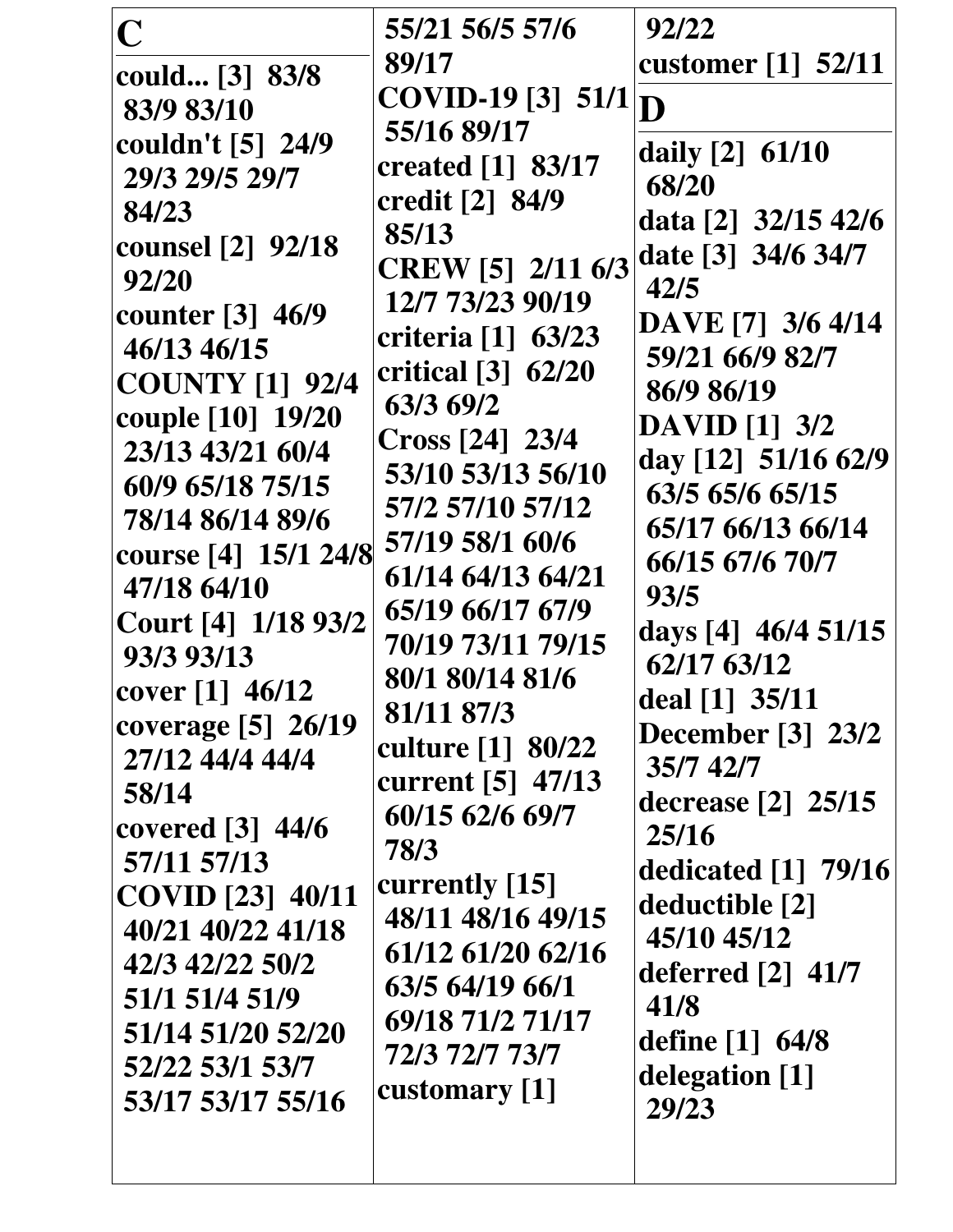# C

could... [3] 83/8 83/9 83/10
couldn't [5] 24/9 29/3 29/5 29/7 84/23
counsel [2] 92/18 92/20
counter [3] 46/9 46/13 46/15
COUNTY [1] 92/4
couple [10] 19/20 23/13 43/21 60/4 60/9 65/18 75/15 78/14 86/14 89/6
course [4] 15/1 24/8 47/18 64/10
Court [4] 1/18 93/2 93/3 93/13
cover [1] 46/12
coverage [5] 26/19 27/12 44/4 44/4 58/14
covered [3] 44/6 57/11 57/13
COVID [23] 40/11 40/21 40/22 41/18 42/3 42/22 50/2 51/1 51/4 51/9 51/14 51/20 52/20 52/22 53/1 53/7 53/17 53/17 55/16 55/21 56/5 57/6 89/17
COVID-19 [3] 51/1 55/16 89/17
created [1] 83/17
credit [2] 84/9 85/13
CREW [5] 2/11 6/3 12/7 73/23 90/19
criteria [1] 63/23
critical [3] 62/20 63/3 69/2
Cross [24] 23/4 53/10 53/13 56/10 57/2 57/10 57/12 57/19 58/1 60/6 61/14 64/13 64/21 65/19 66/17 67/9 70/19 73/11 79/15 80/1 80/14 81/6 81/11 87/3
culture [1] 80/22
current [5] 47/13 60/15 62/6 69/7 78/3
currently [15] 48/11 48/16 49/15 61/12 61/20 62/16 63/5 64/19 66/1 69/18 71/2 71/17 72/3 72/7 73/7
customary [1] 92/22
customer [1] 52/11

# D

daily [2] 61/10 68/20
data [2] 32/15 42/6
date [3] 34/6 34/7 42/5
DAVE [7] 3/6 4/14 59/21 66/9 82/7 86/9 86/19
DAVID [1] 3/2
day [12] 51/16 62/9 63/5 65/6 65/15 65/17 66/13 66/14 66/15 67/6 70/7 93/5
days [4] 46/4 51/15 62/17 63/12
deal [1] 35/11
December [3] 23/2 35/7 42/7
decrease [2] 25/15 25/16
dedicated [1] 79/16
deductible [2] 45/10 45/12
deferred [2] 41/7 41/8
define [1] 64/8
delegation [1] 29/23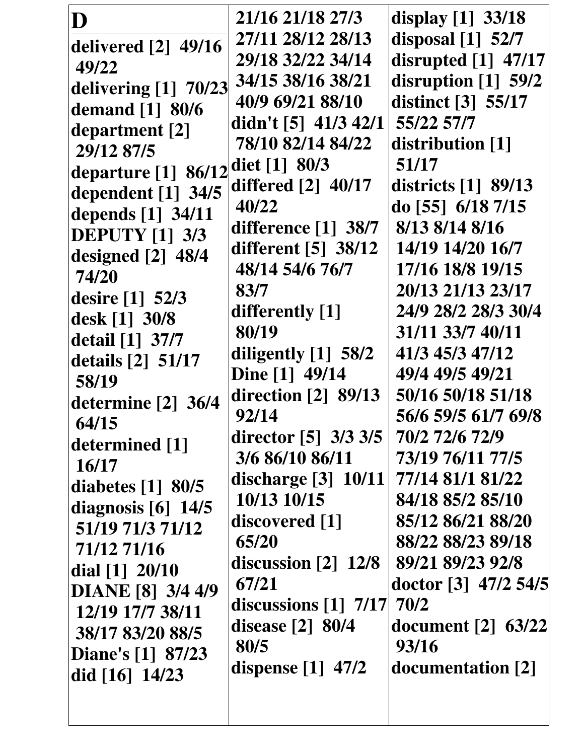# D

**delivered [2]** 49/16 49/22
**delivering [1]** 70/23
**demand [1]** 80/6
**department [2]** 29/12 87/5
**departure [1]** 86/12
**dependent [1]** 34/5
**depends [1]** 34/11
**DEPUTY [1]** 3/3
**designed [2]** 48/4 74/20
**desire [1]** 52/3
**desk [1]** 30/8
**detail [1]** 37/7
**details [2]** 51/17 58/19
**determine [2]** 36/4 64/15
**determined [1]** 16/17
**diabetes [1]** 80/5
**diagnosis [6]** 14/5 51/19 71/3 71/12 71/12 71/16
**dial [1]** 20/10
**DIANE [8]** 3/4 4/9 12/19 17/7 38/11 38/17 83/20 88/5
**Diane's [1]** 87/23
**did [16]** 14/23 21/16 21/18 27/3 27/11 28/12 28/13 29/18 32/22 34/14 34/15 38/16 38/21 40/9 69/21 88/10
**didn't [5]** 41/3 42/1 78/10 82/14 84/22
**diet [1]** 80/3
**differed [2]** 40/17 40/22
**difference [1]** 38/7
**different [5]** 38/12 48/14 54/6 76/7 83/7
**differently [1]** 80/19
**diligently [1]** 58/2
**Dine [1]** 49/14
**direction [2]** 89/13 92/14
**director [5]** 3/3 3/5 3/6 86/10 86/11
**discharge [3]** 10/11 10/13 10/15
**discovered [1]** 65/20
**discussion [2]** 12/8 67/21
**discussions [1]** 7/17
**disease [2]** 80/4 80/5
**dispense [1]** 47/2
**display [1]** 33/18
**disposal [1]** 52/7
**disrupted [1]** 47/17
**disruption [1]** 59/2
**distinct [3]** 55/17 55/22 57/7
**distribution [1]** 51/17
**districts [1]** 89/13
**do [55]** 6/18 7/15 8/13 8/14 8/16 14/19 14/20 16/7 17/16 18/8 19/15 20/13 21/13 23/17 24/9 28/2 28/3 30/4 31/11 33/7 40/11 41/3 45/3 47/12 49/4 49/5 49/21 50/16 50/18 51/18 56/6 59/5 61/7 69/8 70/2 72/6 72/9 73/19 76/11 77/5 77/14 81/1 81/22 84/18 85/2 85/10 85/12 86/21 88/20 88/22 88/23 89/18 89/21 89/23 92/8
**doctor [3]** 47/2 54/5 70/2
**document [2]** 63/22 93/16
**documentation [2]**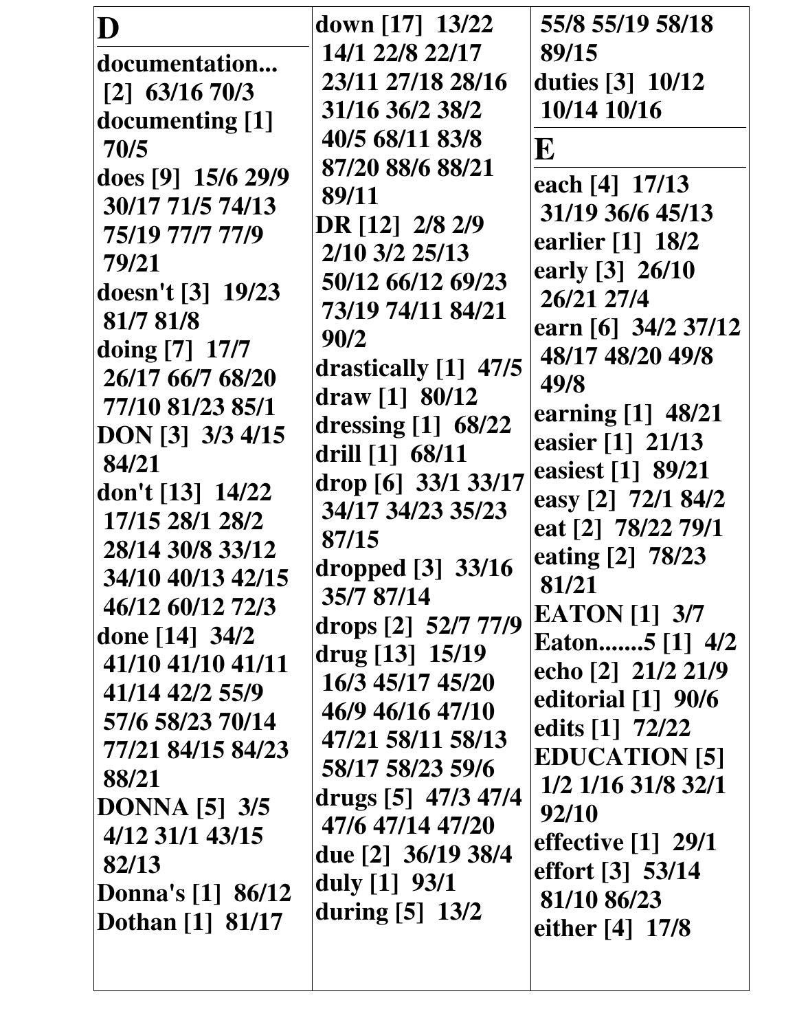# D

**documentation... [2] 63/16 70/3**
**documenting [1] 70/5**
**does [9] 15/6 29/9 30/17 71/5 74/13 75/19 77/7 77/9 79/21**
**doesn't [3] 19/23 81/7 81/8**
**doing [7] 17/7 26/17 66/7 68/20 77/10 81/23 85/1**
**DON [3] 3/3 4/15 84/21**
**don't [13] 14/22 17/15 28/1 28/2 28/14 30/8 33/12 34/10 40/13 42/15 46/12 60/12 72/3**
**done [14] 34/2 41/10 41/10 41/11 41/14 42/2 55/9 57/6 58/23 70/14 77/21 84/15 84/23 88/21**
**DONNA [5] 3/5 4/12 31/1 43/15 82/13**
**Donna's [1] 86/12**
**Dothan [1] 81/17**
**down [17] 13/22 14/1 22/8 22/17 23/11 27/18 28/16 31/16 36/2 38/2 40/5 68/11 83/8 87/20 88/6 88/21 89/11**
**DR [12] 2/8 2/9 2/10 3/2 25/13 50/12 66/12 69/23 73/19 74/11 84/21 90/2**
**drastically [1] 47/5**
**draw [1] 80/12**
**dressing [1] 68/22**
**drill [1] 68/11**
**drop [6] 33/1 33/17 34/17 34/23 35/23 87/15**
**dropped [3] 33/16 35/7 87/14**
**drops [2] 52/7 77/9**
**drug [13] 15/19 16/3 45/17 45/20 46/9 46/16 47/10 47/21 58/11 58/13 58/17 58/23 59/6**
**drugs [5] 47/3 47/4 47/6 47/14 47/20**
**due [2] 36/19 38/4**
**duly [1] 93/1**
**during [5] 13/2 55/8 55/19 58/18 89/15**
**duties [3] 10/12 10/14 10/16**

# E

**each [4] 17/13 31/19 36/6 45/13**
**earlier [1] 18/2**
**early [3] 26/10 26/21 27/4**
**earn [6] 34/2 37/12 48/17 48/20 49/8 49/8**
**earning [1] 48/21**
**easier [1] 21/13**
**easiest [1] 89/21**
**easy [2] 72/1 84/2**
**eat [2] 78/22 79/1**
**eating [2] 78/23 81/21**
**EATON [1] 3/7**
**Eaton.......5 [1] 4/2**
**echo [2] 21/2 21/9**
**editorial [1] 90/6**
**edits [1] 72/22**
**EDUCATION [5] 1/2 1/16 31/8 32/1 92/10**
**effective [1] 29/1**
**effort [3] 53/14 81/10 86/23**
**either [4] 17/8**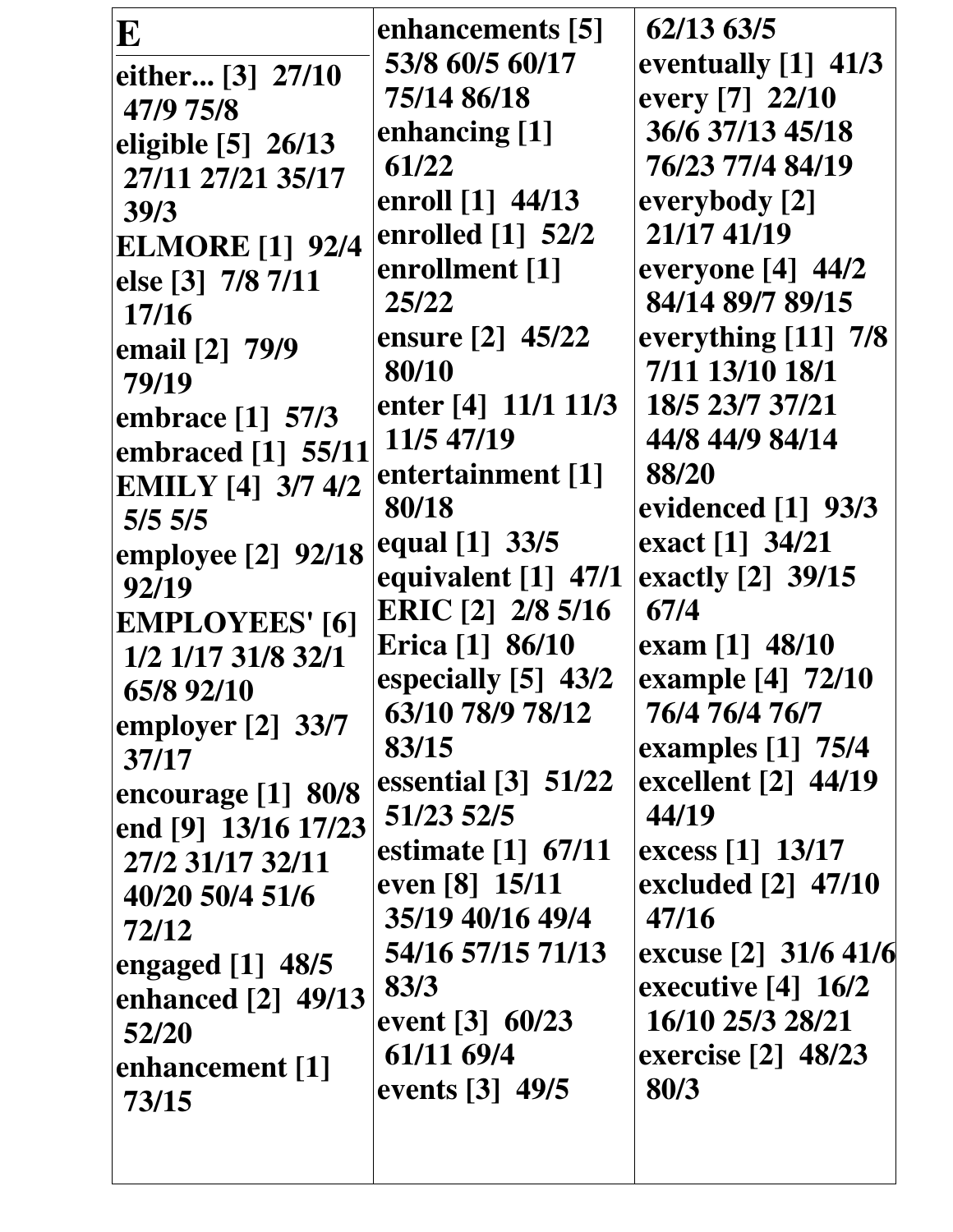# E

either... [3] 27/10 47/9 75/8
eligible [5] 26/13 27/11 27/21 35/17 39/3
ELMORE [1] 92/4
else [3] 7/8 7/11 17/16
email [2] 79/9 79/19
embrace [1] 57/3
embraced [1] 55/11
EMILY [4] 3/7 4/2 5/5 5/5
employee [2] 92/18 92/19
EMPLOYEES' [6] 1/2 1/17 31/8 32/1 65/8 92/10
employer [2] 33/7 37/17
encourage [1] 80/8
end [9] 13/16 17/23 27/2 31/17 32/11 40/20 50/4 51/6 72/12
engaged [1] 48/5
enhanced [2] 49/13 52/20
enhancement [1] 73/15
enhancements [5] 53/8 60/5 60/17 75/14 86/18
enhancing [1] 61/22
enroll [1] 44/13
enrolled [1] 52/2
enrollment [1] 25/22
ensure [2] 45/22 80/10
enter [4] 11/1 11/3 11/5 47/19
entertainment [1] 80/18
equal [1] 33/5
equivalent [1] 47/1
ERIC [2] 2/8 5/16
Erica [1] 86/10
especially [5] 43/2 63/10 78/9 78/12 83/15
essential [3] 51/22 51/23 52/5
estimate [1] 67/11
even [8] 15/11 35/19 40/16 49/4 54/16 57/15 71/13 83/3
event [3] 60/23 61/11 69/4
events [3] 49/5 62/13 63/5
eventually [1] 41/3
every [7] 22/10 36/6 37/13 45/18 76/23 77/4 84/19
everybody [2] 21/17 41/19
everyone [4] 44/2 84/14 89/7 89/15
everything [11] 7/8 7/11 13/10 18/1 18/5 23/7 37/21 44/8 44/9 84/14 88/20
evidenced [1] 93/3
exact [1] 34/21
exactly [2] 39/15 67/4
exam [1] 48/10
example [4] 72/10 76/4 76/4 76/7
examples [1] 75/4
excellent [2] 44/19 44/19
excess [1] 13/17
excluded [2] 47/10 47/16
excuse [2] 31/6 41/6
executive [4] 16/2 16/10 25/3 28/21
exercise [2] 48/23 80/3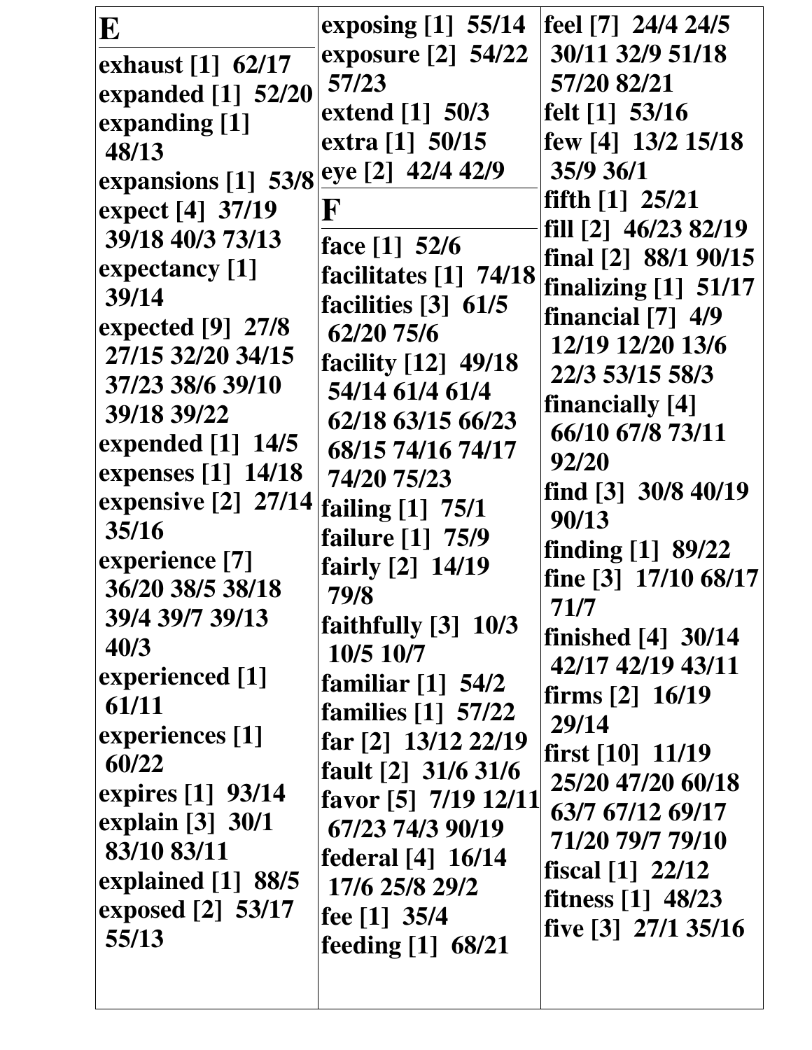## E

**exhaust [1] 62/17**
**expanded [1] 52/20**
**expanding [1] 48/13**
**expansions [1] 53/8**
**expect [4] 37/19 39/18 40/3 73/13**
**expectancy [1] 39/14**
**expected [9] 27/8 27/15 32/20 34/15 37/23 38/6 39/10 39/18 39/22**
**expended [1] 14/5**
**expenses [1] 14/18**
**expensive [2] 27/14 35/16**
**experience [7] 36/20 38/5 38/18 39/4 39/7 39/13 40/3**
**experienced [1] 61/11**
**experiences [1] 60/22**
**expires [1] 93/14**
**explain [3] 30/1 83/10 83/11**
**explained [1] 88/5**
**exposed [2] 53/17 55/13**
**exposing [1] 55/14**
**exposure [2] 54/22 57/23**
**extend [1] 50/3**
**extra [1] 50/15**
**eye [2] 42/4 42/9**

## F

**face [1] 52/6**
**facilitates [1] 74/18**
**facilities [3] 61/5 62/20 75/6**
**facility [12] 49/18 54/14 61/4 61/4 62/18 63/15 66/23 68/15 74/16 74/17 74/20 75/23**
**failing [1] 75/1**
**failure [1] 75/9**
**fairly [2] 14/19 79/8**
**faithfully [3] 10/3 10/5 10/7**
**familiar [1] 54/2**
**families [1] 57/22**
**far [2] 13/12 22/19**
**fault [2] 31/6 31/6**
**favor [5] 7/19 12/11 67/23 74/3 90/19**
**federal [4] 16/14 17/6 25/8 29/2**
**fee [1] 35/4**
**feeding [1] 68/21**
**feel [7] 24/4 24/5 30/11 32/9 51/18 57/20 82/21**
**felt [1] 53/16**
**few [4] 13/2 15/18 35/9 36/1**
**fifth [1] 25/21**
**fill [2] 46/23 82/19**
**final [2] 88/1 90/15**
**finalizing [1] 51/17**
**financial [7] 4/9 12/19 12/20 13/6 22/3 53/15 58/3**
**financially [4] 66/10 67/8 73/11 92/20**
**find [3] 30/8 40/19 90/13**
**finding [1] 89/22**
**fine [3] 17/10 68/17 71/7**
**finished [4] 30/14 42/17 42/19 43/11**
**firms [2] 16/19 29/14**
**first [10] 11/19 25/20 47/20 60/18 63/7 67/12 69/17 71/20 79/7 79/10**
**fiscal [1] 22/12**
**fitness [1] 48/23**
**five [3] 27/1 35/16**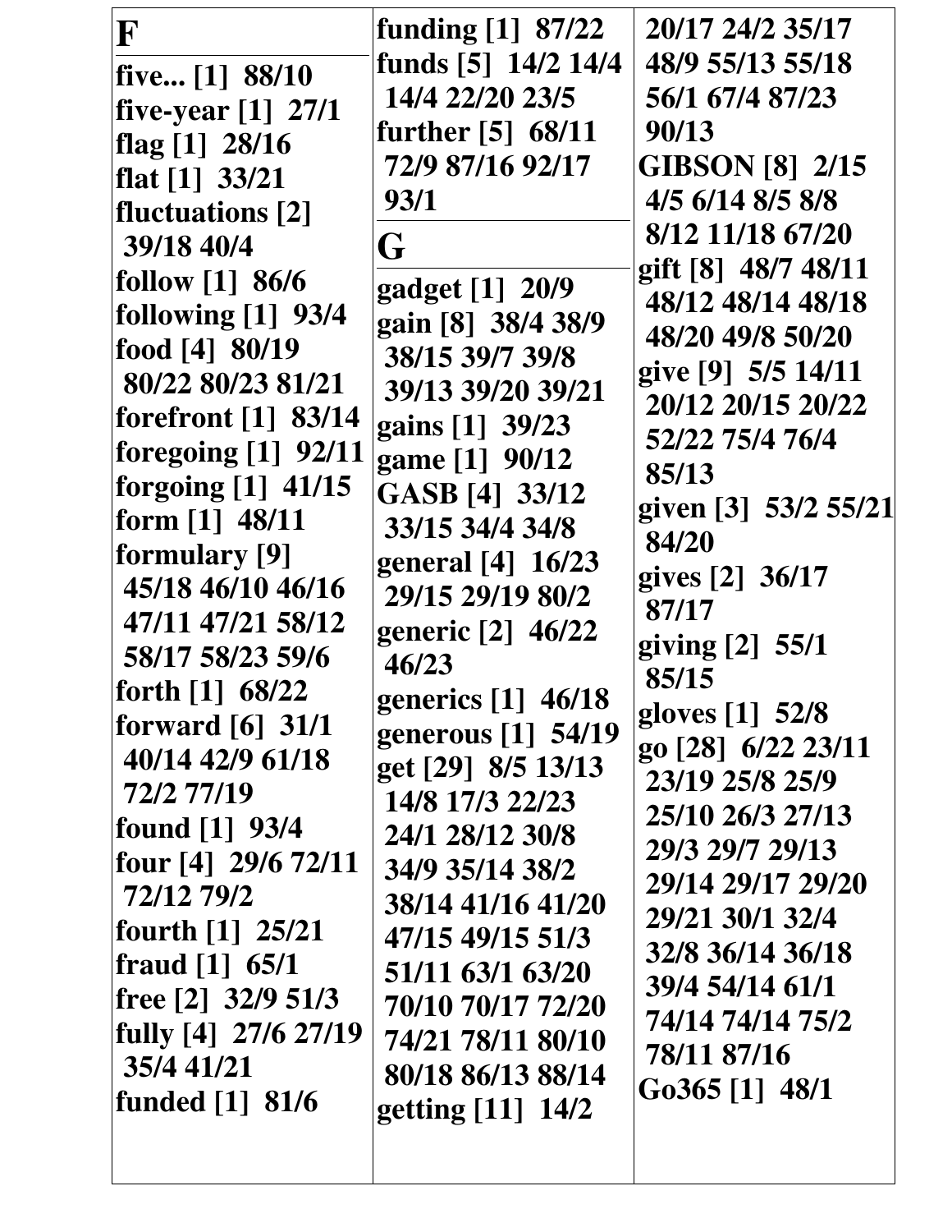**F**

**five... [1] 88/10**
**five-year [1] 27/1**
**flag [1] 28/16**
**flat [1] 33/21**
**fluctuations [2] 39/18 40/4**
**follow [1] 86/6**
**following [1] 93/4**
**food [4] 80/19 80/22 80/23 81/21**
**forefront [1] 83/14**
**foregoing [1] 92/11**
**forgoing [1] 41/15**
**form [1] 48/11**
**formulary [9] 45/18 46/10 46/16 47/11 47/21 58/12 58/17 58/23 59/6**
**forth [1] 68/22**
**forward [6] 31/1 40/14 42/9 61/18 72/2 77/19**
**found [1] 93/4**
**four [4] 29/6 72/11 72/12 79/2**
**fourth [1] 25/21**
**fraud [1] 65/1**
**free [2] 32/9 51/3**
**fully [4] 27/6 27/19 35/4 41/21**
**funded [1] 81/6**
**funding [1] 87/22**
**funds [5] 14/2 14/4 14/4 22/20 23/5**
**further [5] 68/11 72/9 87/16 92/17 93/1**

**G**

**gadget [1] 20/9**
**gain [8] 38/4 38/9 38/15 39/7 39/8 39/13 39/20 39/21**
**gains [1] 39/23**
**game [1] 90/12**
**GASB [4] 33/12 33/15 34/4 34/8**
**general [4] 16/23 29/15 29/19 80/2**
**generic [2] 46/22 46/23**
**generics [1] 46/18**
**generous [1] 54/19**
**get [29] 8/5 13/13 14/8 17/3 22/23 24/1 28/12 30/8 34/9 35/14 38/2 38/14 41/16 41/20 47/15 49/15 51/3 51/11 63/1 63/20 70/10 70/17 72/20 74/21 78/11 80/10 80/18 86/13 88/14**
**getting [11] 14/2 20/17 24/2 35/17 48/9 55/13 55/18 56/1 67/4 87/23 90/13**
**GIBSON [8] 2/15 4/5 6/14 8/5 8/8 8/12 11/18 67/20**
**gift [8] 48/7 48/11 48/12 48/14 48/18 48/20 49/8 50/20**
**give [9] 5/5 14/11 20/12 20/15 20/22 52/22 75/4 76/4 85/13**
**given [3] 53/2 55/21 84/20**
**gives [2] 36/17 87/17**
**giving [2] 55/1 85/15**
**gloves [1] 52/8**
**go [28] 6/22 23/11 23/19 25/8 25/9 25/10 26/3 27/13 29/3 29/7 29/13 29/14 29/17 29/20 29/21 30/1 32/4 32/8 36/14 36/18 39/4 54/14 61/1 74/14 74/14 75/2 78/11 87/16**
**Go365 [1] 48/1**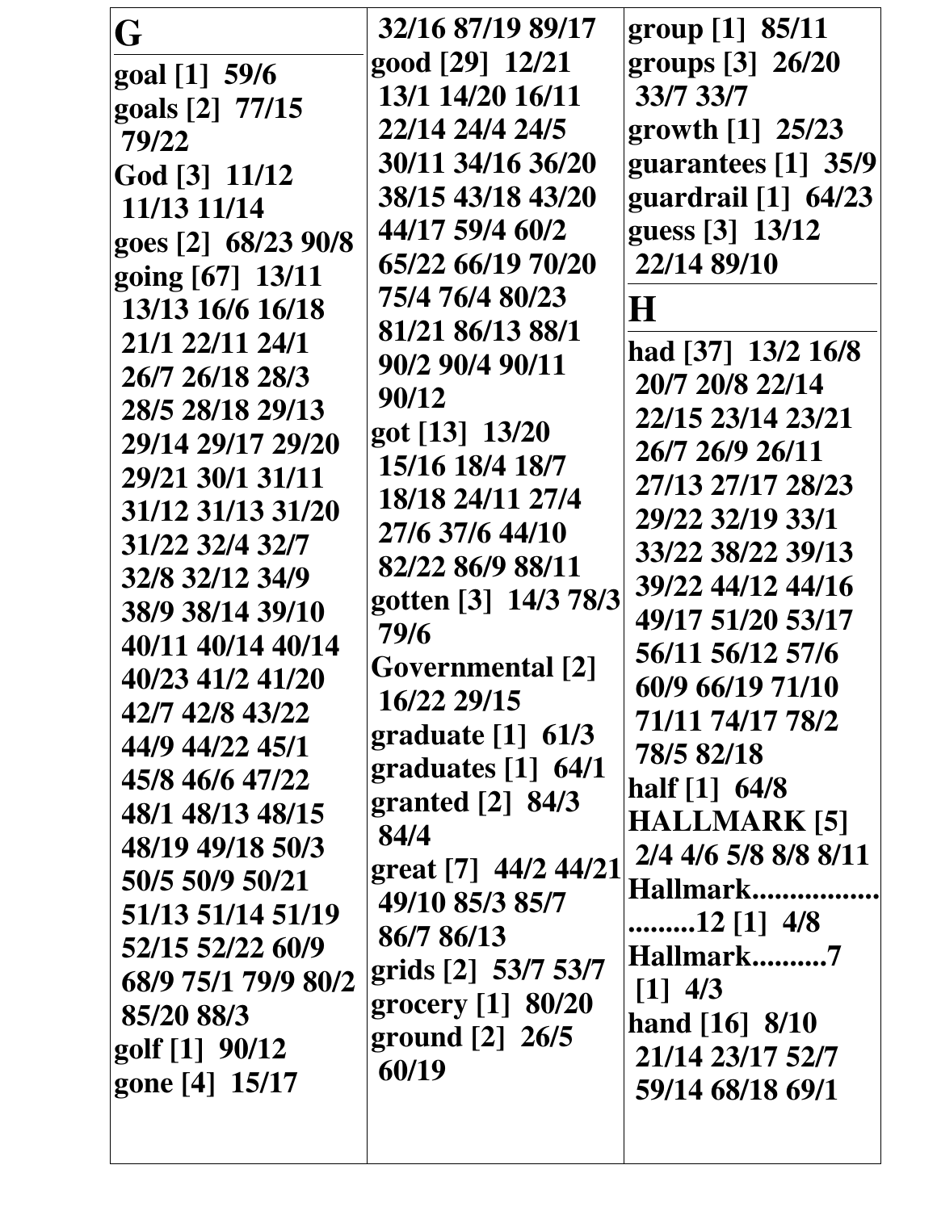## G

**goal [1] 59/6**
**goals [2] 77/15 79/22**
**God [3] 11/12 11/13 11/14**
**goes [2] 68/23 90/8**
**going [67] 13/11 13/13 16/6 16/18 21/1 22/11 24/1 26/7 26/18 28/3 28/5 28/18 29/13 29/14 29/17 29/20 29/21 30/1 31/11 31/12 31/13 31/20 31/22 32/4 32/7 32/8 32/12 34/9 38/9 38/14 39/10 40/11 40/14 40/14 40/23 41/2 41/20 42/7 42/8 43/22 44/9 44/22 45/1 45/8 46/6 47/22 48/1 48/13 48/15 48/19 49/18 50/3 50/5 50/9 50/21 51/13 51/14 51/19 52/15 52/22 60/9 68/9 75/1 79/9 80/2 85/20 88/3**
**golf [1] 90/12**
**gone [4] 15/17 32/16 87/19 89/17**
**good [29] 12/21 13/1 14/20 16/11 22/14 24/4 24/5 30/11 34/16 36/20 38/15 43/18 43/20 44/17 59/4 60/2 65/22 66/19 70/20 75/4 76/4 80/23 81/21 86/13 88/1 90/2 90/4 90/11 90/12**
**got [13] 13/20 15/16 18/4 18/7 18/18 24/11 27/4 27/6 37/6 44/10 82/22 86/9 88/11**
**gotten [3] 14/3 78/3 79/6**
**Governmental [2] 16/22 29/15**
**graduate [1] 61/3**
**graduates [1] 64/1**
**granted [2] 84/3 84/4**
**great [7] 44/2 44/21 49/10 85/3 85/7 86/7 86/13**
**grids [2] 53/7 53/7**
**grocery [1] 80/20**
**ground [2] 26/5 60/19**
**group [1] 85/11**
**groups [3] 26/20 33/7 33/7**
**growth [1] 25/23**
**guarantees [1] 35/9**
**guardrail [1] 64/23**
**guess [3] 13/12 22/14 89/10**

## H

**had [37] 13/2 16/8 20/7 20/8 22/14 22/15 23/14 23/21 26/7 26/9 26/11 27/13 27/17 28/23 29/22 32/19 33/1 33/22 38/22 39/13 39/22 44/12 44/16 49/17 51/20 53/17 56/11 56/12 57/6 60/9 66/19 71/10 71/11 74/17 78/2 78/5 82/18**
**half [1] 64/8**
**HALLMARK [5] 2/4 4/6 5/8 8/8 8/11**
**Hallmark.........................12 [1] 4/8**
**Hallmark..........7 [1] 4/3**
**hand [16] 8/10 21/14 23/17 52/7 59/14 68/18 69/1**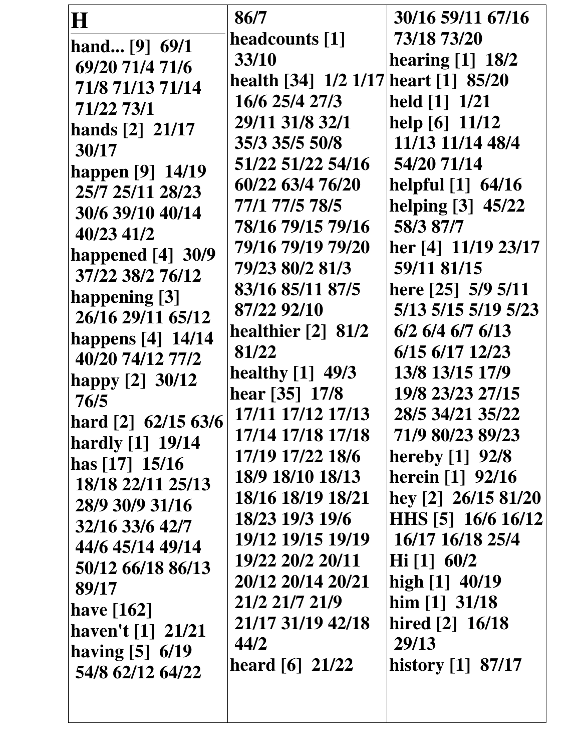# H

**hand... [9]** 69/1 69/20 71/4 71/6 71/8 71/13 71/14 71/22 73/1
**hands [2]** 21/17 30/17
**happen [9]** 14/19 25/7 25/11 28/23 30/6 39/10 40/14 40/23 41/2
**happened [4]** 30/9 37/22 38/2 76/12
**happening [3]** 26/16 29/11 65/12
**happens [4]** 14/14 40/20 74/12 77/2
**happy [2]** 30/12 76/5
**hard [2]** 62/15 63/6
**hardly [1]** 19/14
**has [17]** 15/16 18/18 22/11 25/13 28/9 30/9 31/16 32/16 33/6 42/7 44/6 45/14 49/14 50/12 66/18 86/13 89/17
**have [162]**
**haven't [1]** 21/21
**having [5]** 6/19 54/8 62/12 64/22 86/7
**headcounts [1]** 33/10
**health [34]** 1/2 1/17 16/6 25/4 27/3 29/11 31/8 32/1 35/3 35/5 50/8 51/22 51/22 54/16 60/22 63/4 76/20 77/1 77/5 78/5 78/16 79/15 79/16 79/16 79/19 79/20 79/23 80/2 81/3 83/16 85/11 87/5 87/22 92/10
**healthier [2]** 81/2 81/22
**healthy [1]** 49/3
**hear [35]** 17/8 17/11 17/12 17/13 17/14 17/18 17/18 17/19 17/22 18/6 18/9 18/10 18/13 18/16 18/19 18/21 18/23 19/3 19/6 19/12 19/15 19/19 19/22 20/2 20/11 20/12 20/14 20/21 21/2 21/7 21/9 21/17 31/19 42/18 44/2
**heard [6]** 21/22 30/16 59/11 67/16 73/18 73/20
**hearing [1]** 18/2
**heart [1]** 85/20
**held [1]** 1/21
**help [6]** 11/12 11/13 11/14 48/4 54/20 71/14
**helpful [1]** 64/16
**helping [3]** 45/22 58/3 87/7
**her [4]** 11/19 23/17 59/11 81/15
**here [25]** 5/9 5/11 5/13 5/15 5/19 5/23 6/2 6/4 6/7 6/13 6/15 6/17 12/23 13/8 13/15 17/9 19/8 23/23 27/15 28/5 34/21 35/22 71/9 80/23 89/23
**hereby [1]** 92/8
**herein [1]** 92/16
**hey [2]** 26/15 81/20
**HHS [5]** 16/6 16/12 16/17 16/18 25/4
**Hi [1]** 60/2
**high [1]** 40/19
**him [1]** 31/18
**hired [2]** 16/18 29/13
**history [1]** 87/17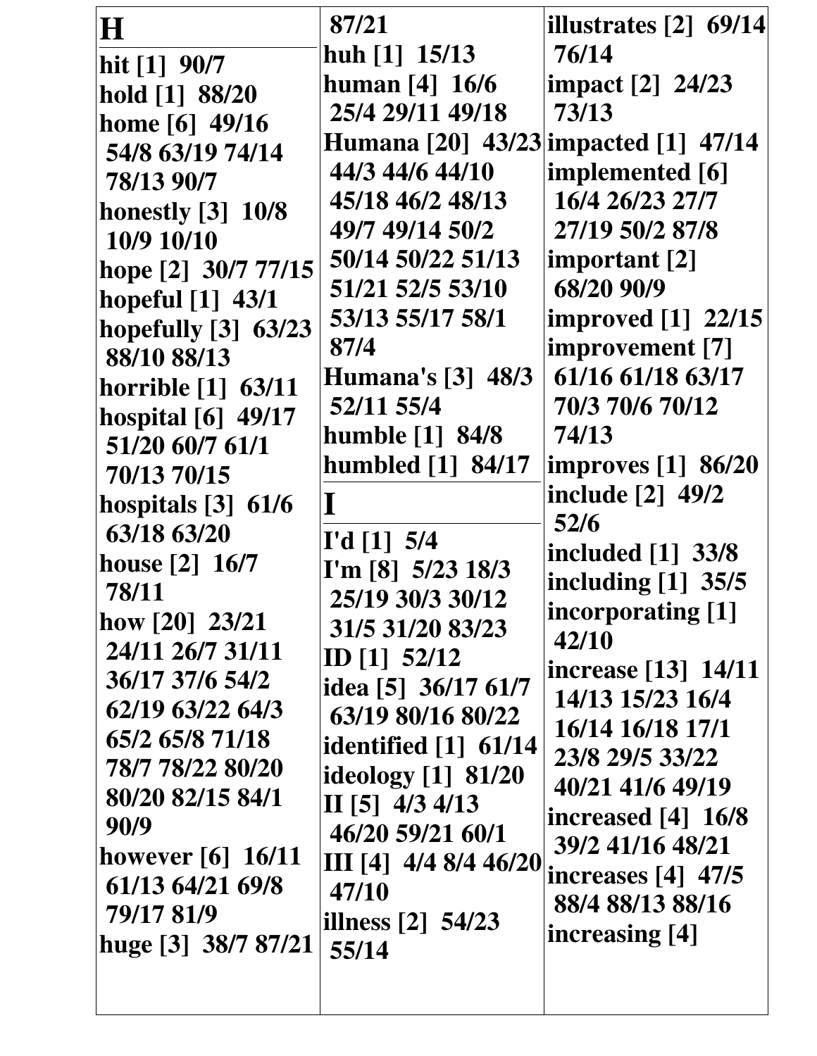## H

hit [1] 90/7
hold [1] 88/20
home [6] 49/16 54/8 63/19 74/14 78/13 90/7
honestly [3] 10/8 10/9 10/10
hope [2] 30/7 77/15
hopeful [1] 43/1
hopefully [3] 63/23 88/10 88/13
horrible [1] 63/11
hospital [6] 49/17 51/20 60/7 61/1 70/13 70/15
hospitals [3] 61/6 63/18 63/20
house [2] 16/7 78/11
how [20] 23/21 24/11 26/7 31/11 36/17 37/6 54/2 62/19 63/22 64/3 65/2 65/8 71/18 78/7 78/22 80/20 80/20 82/15 84/1 90/9
however [6] 16/11 61/13 64/21 69/8 79/17 81/9
huge [3] 38/7 87/21 87/21
huh [1] 15/13
human [4] 16/6 25/4 29/11 49/18
Humana [20] 43/23 44/3 44/6 44/10 45/18 46/2 48/13 49/7 49/14 50/2 50/14 50/22 51/13 51/21 52/5 53/10 53/13 55/17 58/1 87/4
Humana's [3] 48/3 52/11 55/4
humble [1] 84/8
humbled [1] 84/17

## I

I'd [1] 5/4
I'm [8] 5/23 18/3 25/19 30/3 30/12 31/5 31/20 83/23
ID [1] 52/12
idea [5] 36/17 61/7 63/19 80/16 80/22
identified [1] 61/14
ideology [1] 81/20
II [5] 4/3 4/13 46/20 59/21 60/1
III [4] 4/4 8/4 46/20 47/10
illness [2] 54/23 55/14
illustrates [2] 69/14 76/14
impact [2] 24/23 73/13
impacted [1] 47/14
implemented [6] 16/4 26/23 27/7 27/19 50/2 87/8
important [2] 68/20 90/9
improved [1] 22/15
improvement [7] 61/16 61/18 63/17 70/3 70/6 70/12 74/13
improves [1] 86/20
include [2] 49/2 52/6
included [1] 33/8
including [1] 35/5
incorporating [1] 42/10
increase [13] 14/11 14/13 15/23 16/4 16/14 16/18 17/1 23/8 29/5 33/22 40/21 41/6 49/19
increased [4] 16/8 39/2 41/16 48/21
increases [4] 47/5 88/4 88/13 88/16
increasing [4]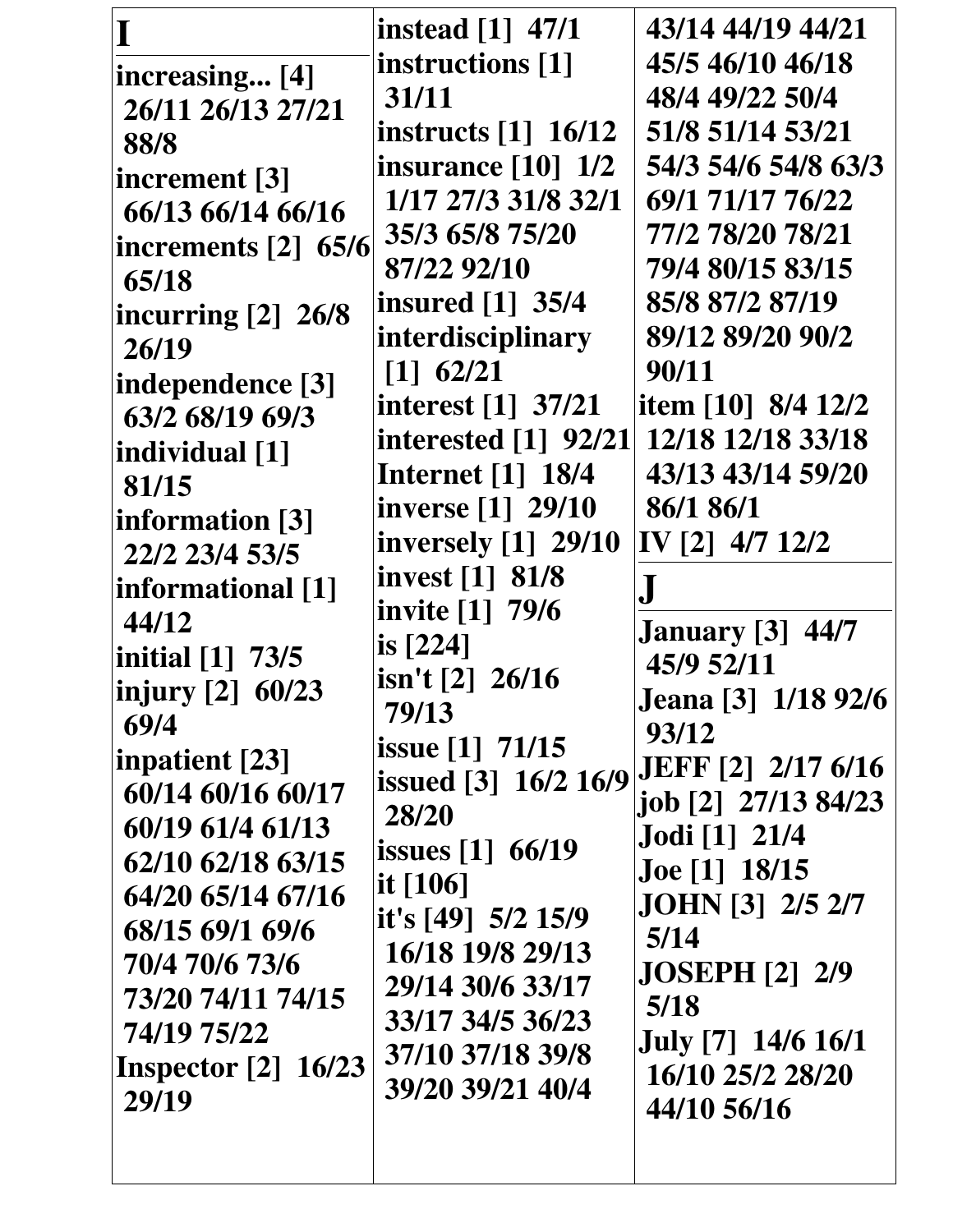**I**

**increasing... [4]** 26/11 26/13 27/21 88/8
**increment [3]** 66/13 66/14 66/16
**increments [2]** 65/6 65/18
**incurring [2]** 26/8 26/19
**independence [3]** 63/2 68/19 69/3
**individual [1]** 81/15
**information [3]** 22/2 23/4 53/5
**informational [1]** 44/12
**initial [1]** 73/5
**injury [2]** 60/23 69/4
**inpatient [23]** 60/14 60/16 60/17 60/19 61/4 61/13 62/10 62/18 63/15 64/20 65/14 67/16 68/15 69/1 69/6 70/4 70/6 73/6 73/20 74/11 74/15 74/19 75/22
**Inspector [2]** 16/23 29/19
**instead [1]** 47/1
**instructions [1]** 31/11
**instructs [1]** 16/12
**insurance [10]** 1/2 1/17 27/3 31/8 32/1 35/3 65/8 75/20 87/22 92/10
**insured [1]** 35/4
**interdisciplinary [1]** 62/21
**interest [1]** 37/21
**interested [1]** 92/21
**Internet [1]** 18/4
**inverse [1]** 29/10
**inversely [1]** 29/10
**invest [1]** 81/8
**invite [1]** 79/6
**is [224]**
**isn't [2]** 26/16 79/13
**issue [1]** 71/15
**issued [3]** 16/2 16/9 28/20
**issues [1]** 66/19
**it [106]**
**it's [49]** 5/2 15/9 16/18 19/8 29/13 29/14 30/6 33/17 33/17 34/5 36/23 37/10 37/18 39/8 39/20 39/21 40/4 43/14 44/19 44/21 45/5 46/10 46/18 48/4 49/22 50/4 51/8 51/14 53/21 54/3 54/6 54/8 63/3 69/1 71/17 76/22 77/2 78/20 78/21 79/4 80/15 83/15 85/8 87/2 87/19 89/12 89/20 90/2 90/11
**item [10]** 8/4 12/2 12/18 12/18 33/18 43/13 43/14 59/20 86/1 86/1
**IV [2]** 4/7 12/2

**J**

**January [3]** 44/7 45/9 52/11
**Jeana [3]** 1/18 92/6 93/12
**JEFF [2]** 2/17 6/16
**job [2]** 27/13 84/23
**Jodi [1]** 21/4
**Joe [1]** 18/15
**JOHN [3]** 2/5 2/7 5/14
**JOSEPH [2]** 2/9 5/18
**July [7]** 14/6 16/1 16/10 25/2 28/20 44/10 56/16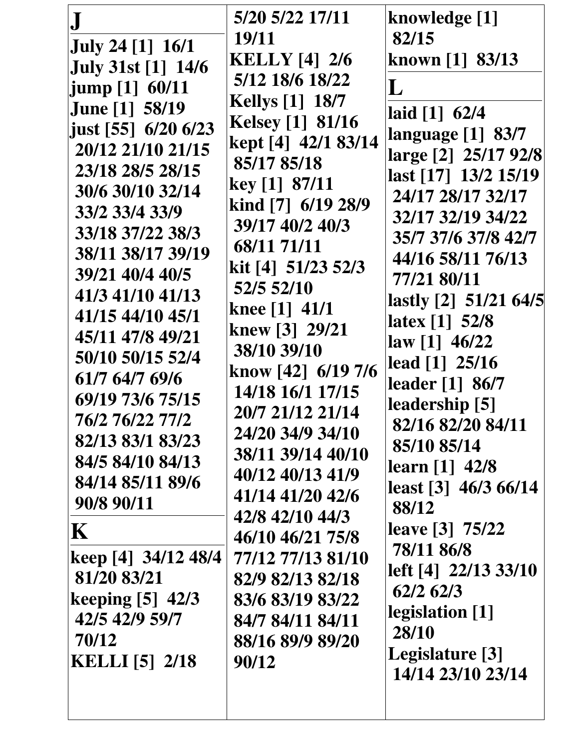## J

**July 24 [1] 16/1**
**July 31st [1] 14/6**
**jump [1] 60/11**
**June [1] 58/19**
**just [55] 6/20 6/23 20/12 21/10 21/15 23/18 28/5 28/15 30/6 30/10 32/14 33/2 33/4 33/9 33/18 37/22 38/3 38/11 38/17 39/19 39/21 40/4 40/5 41/3 41/10 41/13 41/15 44/10 45/1 45/11 47/8 49/21 50/10 50/15 52/4 61/7 64/7 69/6 69/19 73/6 75/15 76/2 76/22 77/2 82/13 83/1 83/23 84/5 84/10 84/13 84/14 85/11 89/6 90/8 90/11**

## K

**keep [4] 34/12 48/4 81/20 83/21**
**keeping [5] 42/3 42/5 42/9 59/7 70/12**
**KELLI [5] 2/18 5/20 5/22 17/11 19/11**
**KELLY [4] 2/6 5/12 18/6 18/22**
**Kellys [1] 18/7**
**Kelsey [1] 81/16**
**kept [4] 42/1 83/14 85/17 85/18**
**key [1] 87/11**
**kind [7] 6/19 28/9 39/17 40/2 40/3 68/11 71/11**
**kit [4] 51/23 52/3 52/5 52/10**
**knee [1] 41/1**
**knew [3] 29/21 38/10 39/10**
**know [42] 6/19 7/6 14/18 16/1 17/15 20/7 21/12 21/14 24/20 34/9 34/10 38/11 39/14 40/10 40/12 40/13 41/9 41/14 41/20 42/6 42/8 42/10 44/3 46/10 46/21 75/8 77/12 77/13 81/10 82/9 82/13 82/18 83/6 83/19 83/22 84/7 84/11 84/11 88/16 89/9 89/20 90/12**
**knowledge [1] 82/15**
**known [1] 83/13**

## L

**laid [1] 62/4**
**language [1] 83/7**
**large [2] 25/17 92/8**
**last [17] 13/2 15/19 24/17 28/17 32/17 32/17 32/19 34/22 35/7 37/6 37/8 42/7 44/16 58/11 76/13 77/21 80/11**
**lastly [2] 51/21 64/5**
**latex [1] 52/8**
**law [1] 46/22**
**lead [1] 25/16**
**leader [1] 86/7**
**leadership [5] 82/16 82/20 84/11 85/10 85/14**
**learn [1] 42/8**
**least [3] 46/3 66/14 88/12**
**leave [3] 75/22 78/11 86/8**
**left [4] 22/13 33/10 62/2 62/3**
**legislation [1] 28/10**
**Legislature [3] 14/14 23/10 23/14**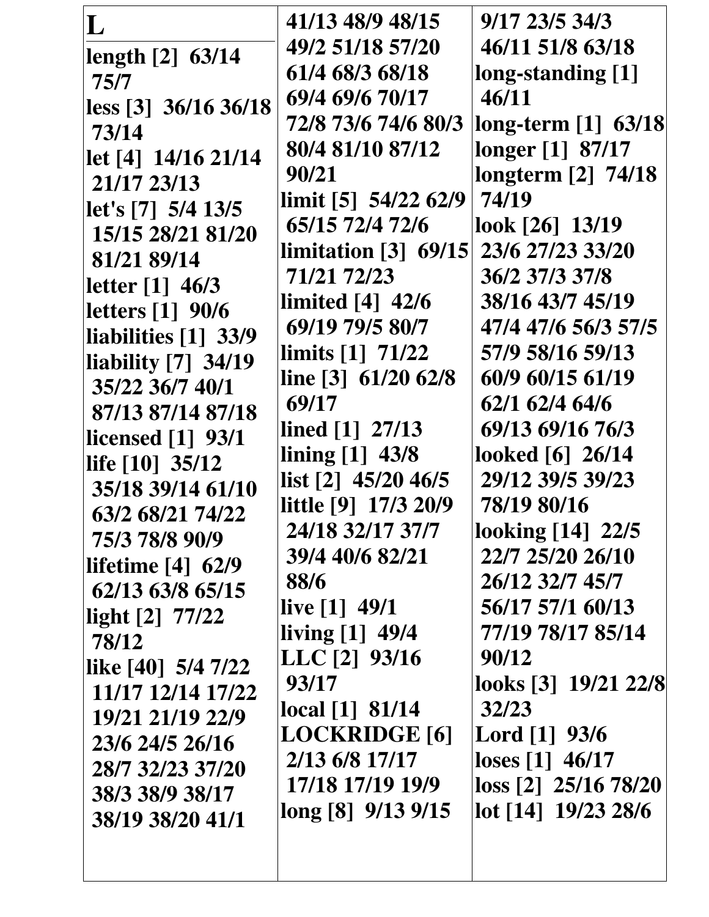# L

length [2] 63/14 75/7
less [3] 36/16 36/18 73/14
let [4] 14/16 21/14 21/17 23/13
let's [7] 5/4 13/5 15/15 28/21 81/20 81/21 89/14
letter [1] 46/3
letters [1] 90/6
liabilities [1] 33/9
liability [7] 34/19 35/22 36/7 40/1 87/13 87/14 87/18
licensed [1] 93/1
life [10] 35/12 35/18 39/14 61/10 63/2 68/21 74/22 75/3 78/8 90/9
lifetime [4] 62/9 62/13 63/8 65/15
light [2] 77/22 78/12
like [40] 5/4 7/22 11/17 12/14 17/22 19/21 21/19 22/9 23/6 24/5 26/16 28/7 32/23 37/20 38/3 38/9 38/17 38/19 38/20 41/1 41/13 48/9 48/15 49/2 51/18 57/20 61/4 68/3 68/18 69/4 69/6 70/17 72/8 73/6 74/6 80/3 80/4 81/10 87/12 90/21
limit [5] 54/22 62/9 65/15 72/4 72/6
limitation [3] 69/15 71/21 72/23
limited [4] 42/6 69/19 79/5 80/7
limits [1] 71/22
line [3] 61/20 62/8 69/17
lined [1] 27/13
lining [1] 43/8
list [2] 45/20 46/5
little [9] 17/3 20/9 24/18 32/17 37/7 39/4 40/6 82/21 88/6
live [1] 49/1
living [1] 49/4
LLC [2] 93/16 93/17
local [1] 81/14
LOCKRIDGE [6] 2/13 6/8 17/17 17/18 17/19 19/9
long [8] 9/13 9/15 9/17 23/5 34/3 46/11 51/8 63/18
long-standing [1] 46/11
long-term [1] 63/18
longer [1] 87/17
longterm [2] 74/18 74/19
look [26] 13/19 23/6 27/23 33/20 36/2 37/3 37/8 38/16 43/7 45/19 47/4 47/6 56/3 57/5 57/9 58/16 59/13 60/9 60/15 61/19 62/1 62/4 64/6 69/13 69/16 76/3
looked [6] 26/14 29/12 39/5 39/23 78/19 80/16
looking [14] 22/5 22/7 25/20 26/10 26/12 32/7 45/7 56/17 57/1 60/13 77/19 78/17 85/14 90/12
looks [3] 19/21 22/8 32/23
Lord [1] 93/6
loses [1] 46/17
loss [2] 25/16 78/20
lot [14] 19/23 28/6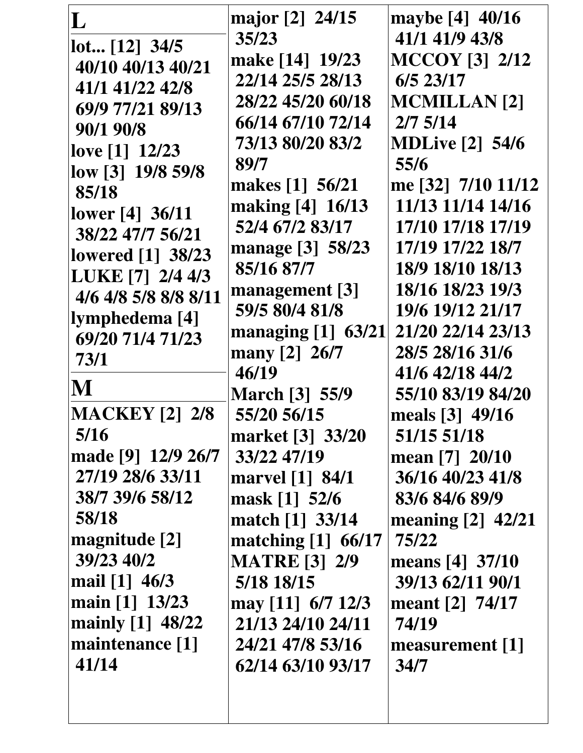## L

**lot... [12]** 34/5 40/10 40/13 40/21 41/1 41/22 42/8 69/9 77/21 89/13 90/1 90/8
**love [1]** 12/23
**low [3]** 19/8 59/8 85/18
**lower [4]** 36/11 38/22 47/7 56/21
**lowered [1]** 38/23
**LUKE [7]** 2/4 4/3 4/6 4/8 5/8 8/8 8/11
**lymphedema [4]** 69/20 71/4 71/23 73/1

## M

**MACKEY [2]** 2/8 5/16
**made [9]** 12/9 26/7 27/19 28/6 33/11 38/7 39/6 58/12 58/18
**magnitude [2]** 39/23 40/2
**mail [1]** 46/3
**main [1]** 13/23
**mainly [1]** 48/22
**maintenance [1]** 41/14
**major [2]** 24/15 35/23
**make [14]** 19/23 22/14 25/5 28/13 28/22 45/20 60/18 66/14 67/10 72/14 73/13 80/20 83/2 89/7
**makes [1]** 56/21
**making [4]** 16/13 52/4 67/2 83/17
**manage [3]** 58/23 85/16 87/7
**management [3]** 59/5 80/4 81/8
**managing [1]** 63/21
**many [2]** 26/7 46/19
**March [3]** 55/9 55/20 56/15
**market [3]** 33/20 33/22 47/19
**marvel [1]** 84/1
**mask [1]** 52/6
**match [1]** 33/14
**matching [1]** 66/17
**MATRE [3]** 2/9 5/18 18/15
**may [11]** 6/7 12/3 21/13 24/10 24/11 24/21 47/8 53/16 62/14 63/10 93/17
**maybe [4]** 40/16 41/1 41/9 43/8
**MCCOY [3]** 2/12 6/5 23/17
**MCMILLAN [2]** 2/7 5/14
**MDLive [2]** 54/6 55/6
**me [32]** 7/10 11/12 11/13 11/14 14/16 17/10 17/18 17/19 17/19 17/22 18/7 18/9 18/10 18/13 18/16 18/23 19/3 19/6 19/12 21/17 21/20 22/14 23/13 28/5 28/16 31/6 41/6 42/18 44/2 55/10 83/19 84/20
**meals [3]** 49/16 51/15 51/18
**mean [7]** 20/10 36/16 40/23 41/8 83/6 84/6 89/9
**meaning [2]** 42/21 75/22
**means [4]** 37/10 39/13 62/11 90/1
**meant [2]** 74/17 74/19
**measurement [1]** 34/7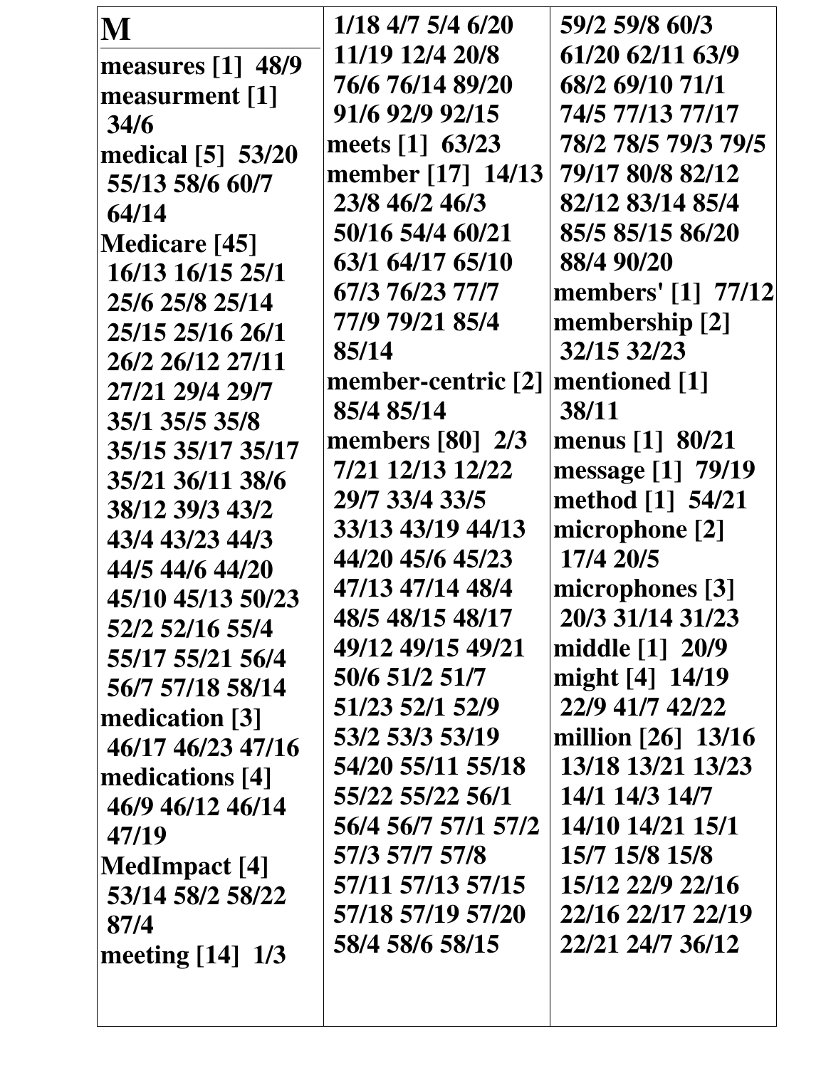# M

**measures [1]** 48/9
**measurment [1]** 34/6
**medical [5]** 53/20 55/13 58/6 60/7 64/14
**Medicare [45]** 16/13 16/15 25/1 25/6 25/8 25/14 25/15 25/16 26/1 26/2 26/12 27/11 27/21 29/4 29/7 35/1 35/5 35/8 35/15 35/17 35/17 35/21 36/11 38/6 38/12 39/3 43/2 43/4 43/23 44/3 44/5 44/6 44/20 45/10 45/13 50/23 52/2 52/16 55/4 55/17 55/21 56/4 56/7 57/18 58/14
**medication [3]** 46/17 46/23 47/16
**medications [4]** 46/9 46/12 46/14 47/19
**MedImpact [4]** 53/14 58/2 58/22 87/4
**meeting [14]** 1/3 1/18 4/7 5/4 6/20 11/19 12/4 20/8 76/6 76/14 89/20 91/6 92/9 92/15
**meets [1]** 63/23
**member [17]** 14/13 23/8 46/2 46/3 50/16 54/4 60/21 63/1 64/17 65/10 67/3 76/23 77/7 77/9 79/21 85/4 85/14
**member-centric [2]** 85/4 85/14
**members [80]** 2/3 7/21 12/13 12/22 29/7 33/4 33/5 33/13 43/19 44/13 44/20 45/6 45/23 47/13 47/14 48/4 48/5 48/15 48/17 49/12 49/15 49/21 50/6 51/2 51/7 51/23 52/1 52/9 53/2 53/3 53/19 54/20 55/11 55/18 55/22 55/22 56/1 56/4 56/7 57/1 57/2 57/3 57/7 57/8 57/11 57/13 57/15 57/18 57/19 57/20 58/4 58/6 58/15 59/2 59/8 60/3 61/20 62/11 63/9 68/2 69/10 71/1 74/5 77/13 77/17 78/2 78/5 79/3 79/5 79/17 80/8 82/12 82/12 83/14 85/4 85/5 85/15 86/20 88/4 90/20
**members' [1]** 77/12
**membership [2]** 32/15 32/23
**mentioned [1]** 38/11
**menus [1]** 80/21
**message [1]** 79/19
**method [1]** 54/21
**microphone [2]** 17/4 20/5
**microphones [3]** 20/3 31/14 31/23
**middle [1]** 20/9
**might [4]** 14/19 22/9 41/7 42/22
**million [26]** 13/16 13/18 13/21 13/23 14/1 14/3 14/7 14/10 14/21 15/1 15/7 15/8 15/8 15/12 22/9 22/16 22/16 22/17 22/19 22/21 24/7 36/12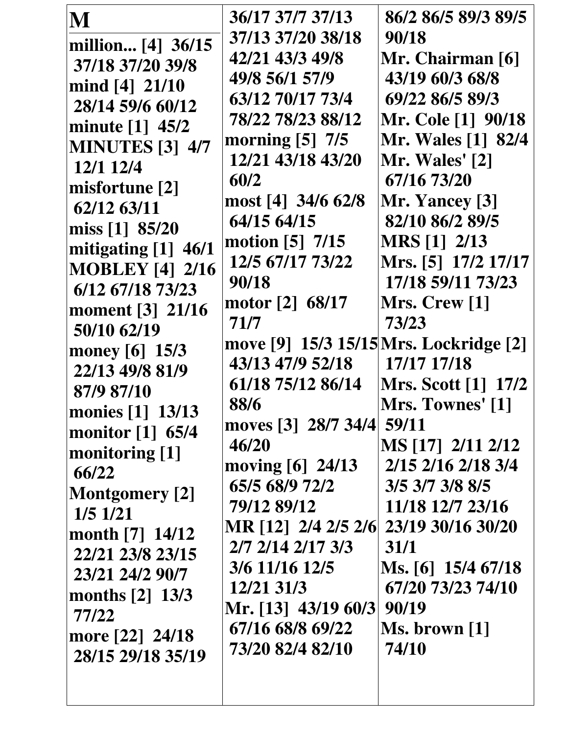# M

**million... [4]** 36/15 37/18 37/20 39/8
**mind [4]** 21/10 28/14 59/6 60/12
**minute [1]** 45/2
**MINUTES [3]** 4/7 12/1 12/4
**misfortune [2]** 62/12 63/11
**miss [1]** 85/20
**mitigating [1]** 46/1
**MOBLEY [4]** 2/16 6/12 67/18 73/23
**moment [3]** 21/16 50/10 62/19
**money [6]** 15/3 22/13 49/8 81/9 87/9 87/10
**monies [1]** 13/13
**monitor [1]** 65/4
**monitoring [1]** 66/22
**Montgomery [2]** 1/5 1/21
**month [7]** 14/12 22/21 23/8 23/15 23/21 24/2 90/7
**months [2]** 13/3 77/22
**more [22]** 24/18 28/15 29/18 35/19 36/17 37/7 37/13 37/13 37/20 38/18 42/21 43/3 49/8 49/8 56/1 57/9 63/12 70/17 73/4 78/22 78/23 88/12
**morning [5]** 7/5 12/21 43/18 43/20 60/2
**most [4]** 34/6 62/8 64/15 64/15
**motion [5]** 7/15 12/5 67/17 73/22 90/18
**motor [2]** 68/17 71/7
**move [9]** 15/3 15/15 43/13 47/9 52/18 61/18 75/12 86/14 88/6
**moves [3]** 28/7 34/4 46/20
**moving [6]** 24/13 65/5 68/9 72/2 79/12 89/12
**MR [12]** 2/4 2/5 2/6 2/7 2/14 2/17 3/3 3/6 11/16 12/5 12/21 31/3
**Mr. [13]** 43/19 60/3 67/16 68/8 69/22 73/20 82/4 82/10 86/2 86/5 89/3 89/5 90/18
**Mr. Chairman [6]** 43/19 60/3 68/8 69/22 86/5 89/3
**Mr. Cole [1]** 90/18
**Mr. Wales [1]** 82/4
**Mr. Wales' [2]** 67/16 73/20
**Mr. Yancey [3]** 82/10 86/2 89/5
**MRS [1]** 2/13
**Mrs. [5]** 17/2 17/17 17/18 59/11 73/23
**Mrs. Crew [1]** 73/23
**Mrs. Lockridge [2]** 17/17 17/18
**Mrs. Scott [1]** 17/2
**Mrs. Townes' [1]** 59/11
**MS [17]** 2/11 2/12 2/15 2/16 2/18 3/4 3/5 3/7 3/8 8/5 11/18 12/7 23/16 23/19 30/16 30/20 31/1
**Ms. [6]** 15/4 67/18 67/20 73/23 74/10 90/19
**Ms. brown [1]** 74/10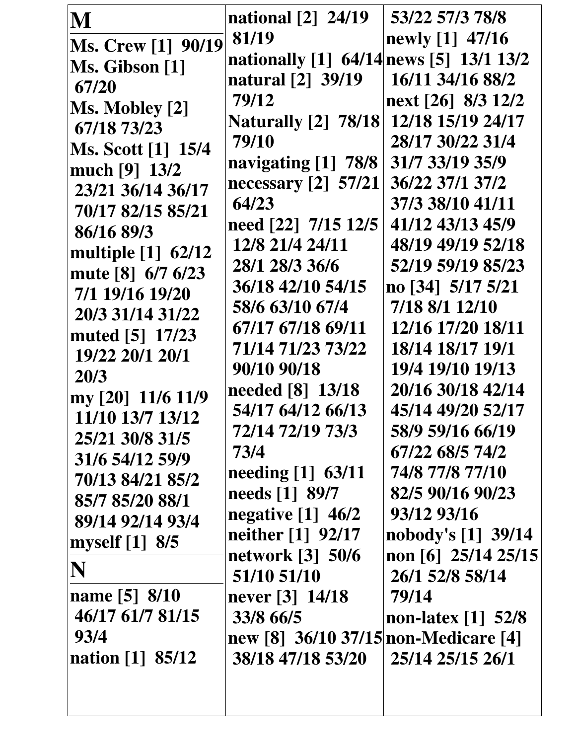## M

**Ms. Crew [1]** 90/19
**Ms. Gibson [1]** 67/20
**Ms. Mobley [2]** 67/18 73/23
**Ms. Scott [1]** 15/4
**much [9]** 13/2 23/21 36/14 36/17 70/17 82/15 85/21 86/16 89/3
**multiple [1]** 62/12
**mute [8]** 6/7 6/23 7/1 19/16 19/20 20/3 31/14 31/22
**muted [5]** 17/23 19/22 20/1 20/1 20/3
**my [20]** 11/6 11/9 11/10 13/7 13/12 25/21 30/8 31/5 31/6 54/12 59/9 70/13 84/21 85/2 85/7 85/20 88/1 89/14 92/14 93/4
**myself [1]** 8/5

## N

**name [5]** 8/10 46/17 61/7 81/15 93/4
**nation [1]** 85/12
**national [2]** 24/19 81/19
**nationally [1]** 64/14
**natural [2]** 39/19 79/12
**Naturally [2]** 78/18 79/10
**navigating [1]** 78/8
**necessary [2]** 57/21 64/23
**need [22]** 7/15 12/5 12/8 21/4 24/11 28/1 28/3 36/6 36/18 42/10 54/15 58/6 63/10 67/4 67/17 67/18 69/11 71/14 71/23 73/22 90/10 90/18
**needed [8]** 13/18 54/17 64/12 66/13 72/14 72/19 73/3 73/4
**needing [1]** 63/11
**needs [1]** 89/7
**negative [1]** 46/2
**neither [1]** 92/17
**network [3]** 50/6 51/10 51/10
**never [3]** 14/18 33/8 66/5
**new [8]** 36/10 37/15 38/18 47/18 53/20 53/22 57/3 78/8
**newly [1]** 47/16
**news [5]** 13/1 13/2 16/11 34/16 88/2
**next [26]** 8/3 12/2 12/18 15/19 24/17 28/17 30/22 31/4 31/7 33/19 35/9 36/22 37/1 37/2 37/3 38/10 41/11 41/12 43/13 45/9 48/19 49/19 52/18 52/19 59/19 85/23
**no [34]** 5/17 5/21 7/18 8/1 12/10 12/16 17/20 18/11 18/14 18/17 19/1 19/4 19/10 19/13 20/16 30/18 42/14 45/14 49/20 52/17 58/9 59/16 66/19 67/22 68/5 74/2 74/8 77/8 77/10 82/5 90/16 90/23 93/12 93/16
**nobody's [1]** 39/14
**non [6]** 25/14 25/15 26/1 52/8 58/14 79/14
**non-latex [1]** 52/8
**non-Medicare [4]** 25/14 25/15 26/1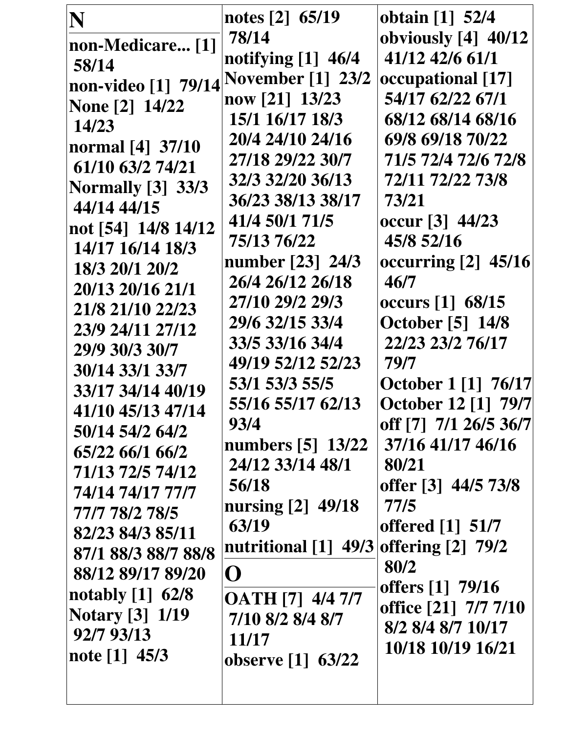# N

**non-Medicare... [1]** 58/14
**non-video [1]** 79/14
**None [2]** 14/22 14/23
**normal [4]** 37/10 61/10 63/2 74/21
**Normally [3]** 33/3 44/14 44/15
**not [54]** 14/8 14/12 14/17 16/14 18/3 18/3 20/1 20/2 20/13 20/16 21/1 21/8 21/10 22/23 23/9 24/11 27/12 29/9 30/3 30/7 30/14 33/1 33/7 33/17 34/14 40/19 41/10 45/13 47/14 50/14 54/2 64/2 65/22 66/1 66/2 71/13 72/5 74/12 74/14 74/17 77/7 77/7 78/2 78/5 82/23 84/3 85/11 87/1 88/3 88/7 88/8 88/12 89/17 89/20
**notably [1]** 62/8
**Notary [3]** 1/19 92/7 93/13
**note [1]** 45/3
**notes [2]** 65/19 78/14
**notifying [1]** 46/4
**November [1]** 23/2
**now [21]** 13/23 15/1 16/17 18/3 20/4 24/10 24/16 27/18 29/22 30/7 32/3 32/20 36/13 36/23 38/13 38/17 41/4 50/1 71/5 75/13 76/22
**number [23]** 24/3 26/4 26/12 26/18 27/10 29/2 29/3 29/6 32/15 33/4 33/5 33/16 34/4 49/19 52/12 52/23 53/1 53/3 55/5 55/16 55/17 62/13 93/4
**numbers [5]** 13/22 24/12 33/14 48/1 56/18
**nursing [2]** 49/18 63/19
**nutritional [1]** 49/3

# O

**OATH [7]** 4/4 7/7 7/10 8/2 8/4 8/7 11/17
**observe [1]** 63/22
**obtain [1]** 52/4
**obviously [4]** 40/12 41/12 42/6 61/1
**occupational [17]** 54/17 62/22 67/1 68/12 68/14 68/16 69/8 69/18 70/22 71/5 72/4 72/6 72/8 72/11 72/22 73/8 73/21
**occur [3]** 44/23 45/8 52/16
**occurring [2]** 45/16 46/7
**occurs [1]** 68/15
**October [5]** 14/8 22/23 23/2 76/17 79/7
**October 1 [1]** 76/17
**October 12 [1]** 79/7
**off [7]** 7/1 26/5 36/7 37/16 41/17 46/16 80/21
**offer [3]** 44/5 73/8 77/5
**offered [1]** 51/7
**offering [2]** 79/2 80/2
**offers [1]** 79/16
**office [21]** 7/7 7/10 8/2 8/4 8/7 10/17 10/18 10/19 16/21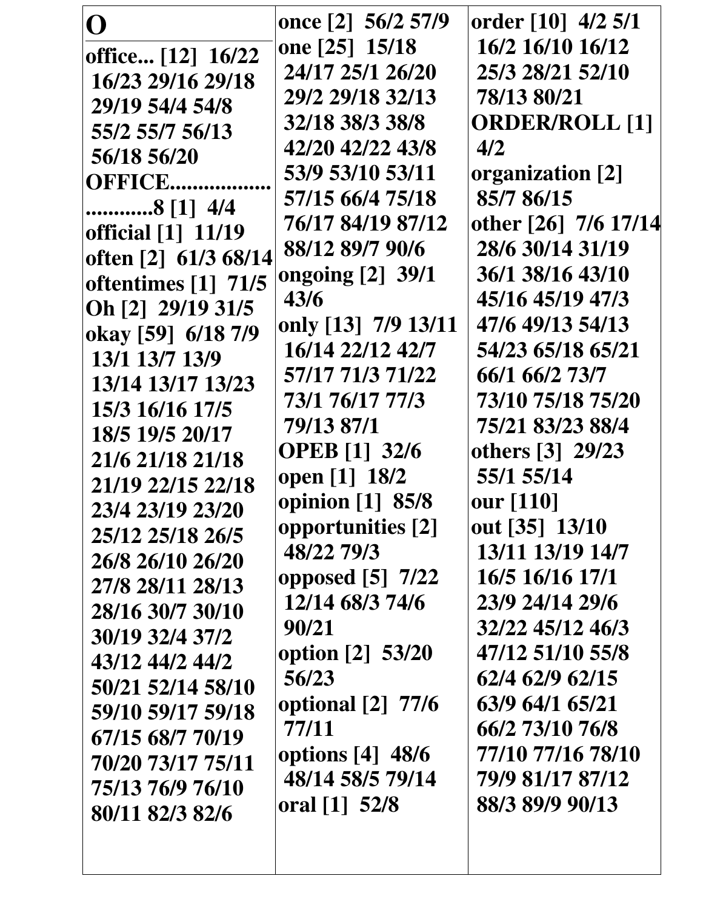# O

**office... [12]** 16/22 16/23 29/16 29/18 29/19 54/4 54/8 55/2 55/7 56/13 56/18 56/20

**OFFICE..............................8 [1]** 4/4

**official [1]** 11/19

**often [2]** 61/3 68/14

**oftentimes [1]** 71/5

**Oh [2]** 29/19 31/5

**okay [59]** 6/18 7/9 13/1 13/7 13/9 13/14 13/17 13/23 15/3 16/16 17/5 18/5 19/5 20/17 21/6 21/18 21/18 21/19 22/15 22/18 23/4 23/19 23/20 25/12 25/18 26/5 26/8 26/10 26/20 27/8 28/11 28/13 28/16 30/7 30/10 30/19 32/4 37/2 43/12 44/2 44/2 50/21 52/14 58/10 59/10 59/17 59/18 67/15 68/7 70/19 70/20 73/17 75/11 75/13 76/9 76/10 80/11 82/3 82/6

**once [2]** 56/2 57/9

**one [25]** 15/18 24/17 25/1 26/20 29/2 29/18 32/13 32/18 38/3 38/8 42/20 42/22 43/8 53/9 53/10 53/11 57/15 66/4 75/18 76/17 84/19 87/12 88/12 89/7 90/6

**ongoing [2]** 39/1 43/6

**only [13]** 7/9 13/11 16/14 22/12 42/7 57/17 71/3 71/22 73/1 76/17 77/3 79/13 87/1

**OPEB [1]** 32/6

**open [1]** 18/2

**opinion [1]** 85/8

**opportunities [2]** 48/22 79/3

**opposed [5]** 7/22 12/14 68/3 74/6 90/21

**option [2]** 53/20 56/23

**optional [2]** 77/6 77/11

**options [4]** 48/6 48/14 58/5 79/14

**oral [1]** 52/8

**order [10]** 4/2 5/1 16/2 16/10 16/12 25/3 28/21 52/10 78/13 80/21

**ORDER/ROLL [1]** 4/2

**organization [2]** 85/7 86/15

**other [26]** 7/6 17/14 28/6 30/14 31/19 36/1 38/16 43/10 45/16 45/19 47/3 47/6 49/13 54/13 54/23 65/18 65/21 66/1 66/2 73/7 73/10 75/18 75/20 75/21 83/23 88/4

**others [3]** 29/23 55/1 55/14

**our [110]**

**out [35]** 13/10 13/11 13/19 14/7 16/5 16/16 17/1 23/9 24/14 29/6 32/22 45/12 46/3 47/12 51/10 55/8 62/4 62/9 62/15 63/9 64/1 65/21 66/2 73/10 76/8 77/10 77/16 78/10 79/9 81/17 87/12 88/3 89/9 90/13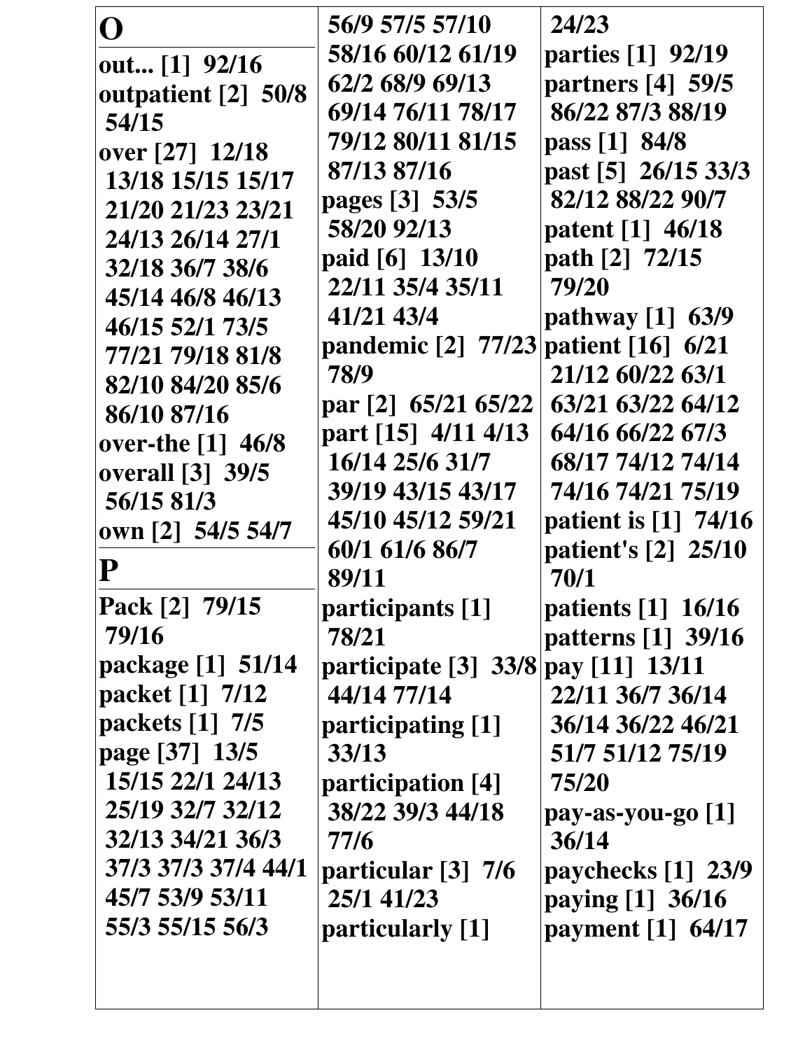## O

**out... [1] 92/16**
**outpatient [2] 50/8 54/15**
**over [27] 12/18 13/18 15/15 15/17 21/20 21/23 23/21 24/13 26/14 27/1 32/18 36/7 38/6 45/14 46/8 46/13 46/15 52/1 73/5 77/21 79/18 81/8 82/10 84/20 85/6 86/10 87/16**
**over-the [1] 46/8**
**overall [3] 39/5 56/15 81/3**
**own [2] 54/5 54/7**

## P

**Pack [2] 79/15 79/16**
**package [1] 51/14**
**packet [1] 7/12**
**packets [1] 7/5**
**page [37] 13/5 15/15 22/1 24/13 25/19 32/7 32/12 32/13 34/21 36/3 37/3 37/3 37/4 44/1 45/7 53/9 53/11 55/3 55/15 56/3 56/9 57/5 57/10 58/16 60/12 61/19 62/2 68/9 69/13 69/14 76/11 78/17 79/12 80/11 81/15 87/13 87/16**
**pages [3] 53/5 58/20 92/13**
**paid [6] 13/10 22/11 35/4 35/11 41/21 43/4**
**pandemic [2] 77/23 78/9**
**par [2] 65/21 65/22**
**part [15] 4/11 4/13 16/14 25/6 31/7 39/19 43/15 43/17 45/10 45/12 59/21 60/1 61/6 86/7 89/11**
**participants [1] 78/21**
**participate [3] 33/8 44/14 77/14**
**participating [1] 33/13**
**participation [4] 38/22 39/3 44/18 77/6**
**particular [3] 7/6 25/1 41/23**
**particularly [1] 24/23**
**parties [1] 92/19**
**partners [4] 59/5 86/22 87/3 88/19**
**pass [1] 84/8**
**past [5] 26/15 33/3 82/12 88/22 90/7**
**patent [1] 46/18**
**path [2] 72/15 79/20**
**pathway [1] 63/9**
**patient [16] 6/21 21/12 60/22 63/1 63/21 63/22 64/12 64/16 66/22 67/3 68/17 74/12 74/14 74/16 74/21 75/19**
**patient is [1] 74/16**
**patient's [2] 25/10 70/1**
**patients [1] 16/16**
**patterns [1] 39/16**
**pay [11] 13/11 22/11 36/7 36/14 36/14 36/22 46/21 51/7 51/12 75/19 75/20**
**pay-as-you-go [1] 36/14**
**paychecks [1] 23/9**
**paying [1] 36/16**
**payment [1] 64/17**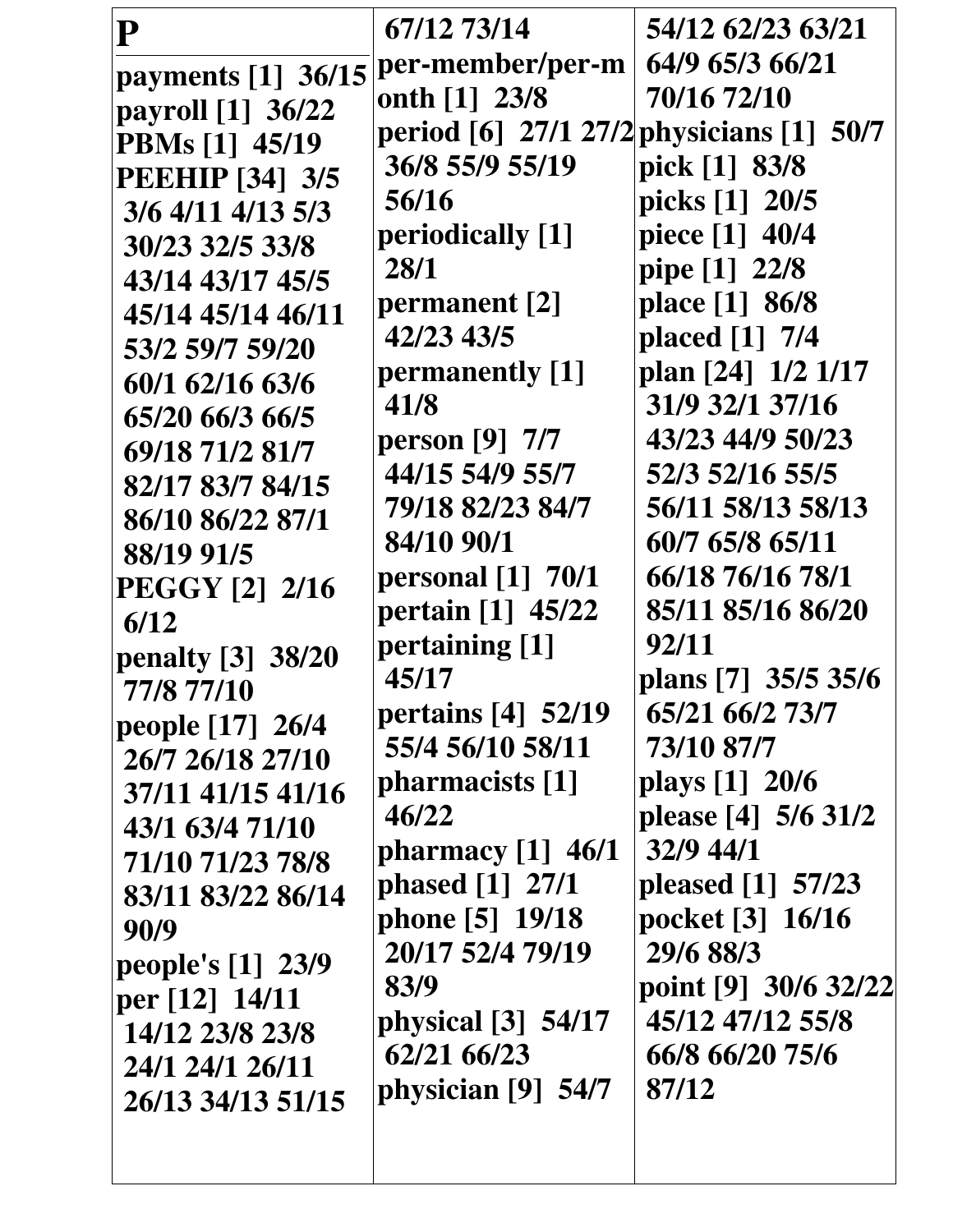# P

**payments [1]** 36/15
**payroll [1]** 36/22
**PBMs [1]** 45/19
**PEEHIP [34]** 3/5 3/6 4/11 4/13 5/3 30/23 32/5 33/8 43/14 43/17 45/5 45/14 45/14 46/11 53/2 59/7 59/20 60/1 62/16 63/6 65/20 66/3 66/5 69/18 71/2 81/7 82/17 83/7 84/15 86/10 86/22 87/1 88/19 91/5
**PEGGY [2]** 2/16 6/12
**penalty [3]** 38/20 77/8 77/10
**people [17]** 26/4 26/7 26/18 27/10 37/11 41/15 41/16 43/1 63/4 71/10 71/10 71/23 78/8 83/11 83/22 86/14 90/9
**people's [1]** 23/9
**per [12]** 14/11 14/12 23/8 23/8 24/1 24/1 26/11 26/13 34/13 51/15 67/12 73/14
**per-member/per-month [1]** 23/8
**period [6]** 27/1 27/2 36/8 55/9 55/19 56/16
**periodically [1]** 28/1
**permanent [2]** 42/23 43/5
**permanently [1]** 41/8
**person [9]** 7/7 44/15 54/9 55/7 79/18 82/23 84/7 84/10 90/1
**personal [1]** 70/1
**pertain [1]** 45/22
**pertaining [1]** 45/17
**pertains [4]** 52/19 55/4 56/10 58/11
**pharmacists [1]** 46/22
**pharmacy [1]** 46/1
**phased [1]** 27/1
**phone [5]** 19/18 20/17 52/4 79/19 83/9
**physical [3]** 54/17 62/21 66/23
**physician [9]** 54/7 54/12 62/23 63/21 64/9 65/3 66/21 70/16 72/10
**physicians [1]** 50/7
**pick [1]** 83/8
**picks [1]** 20/5
**piece [1]** 40/4
**pipe [1]** 22/8
**place [1]** 86/8
**placed [1]** 7/4
**plan [24]** 1/2 1/17 31/9 32/1 37/16 43/23 44/9 50/23 52/3 52/16 55/5 56/11 58/13 58/13 60/7 65/8 65/11 66/18 76/16 78/1 85/11 85/16 86/20 92/11
**plans [7]** 35/5 35/6 65/21 66/2 73/7 73/10 87/7
**plays [1]** 20/6
**please [4]** 5/6 31/2 32/9 44/1
**pleased [1]** 57/23
**pocket [3]** 16/16 29/6 88/3
**point [9]** 30/6 32/22 45/12 47/12 55/8 66/8 66/20 75/6 87/12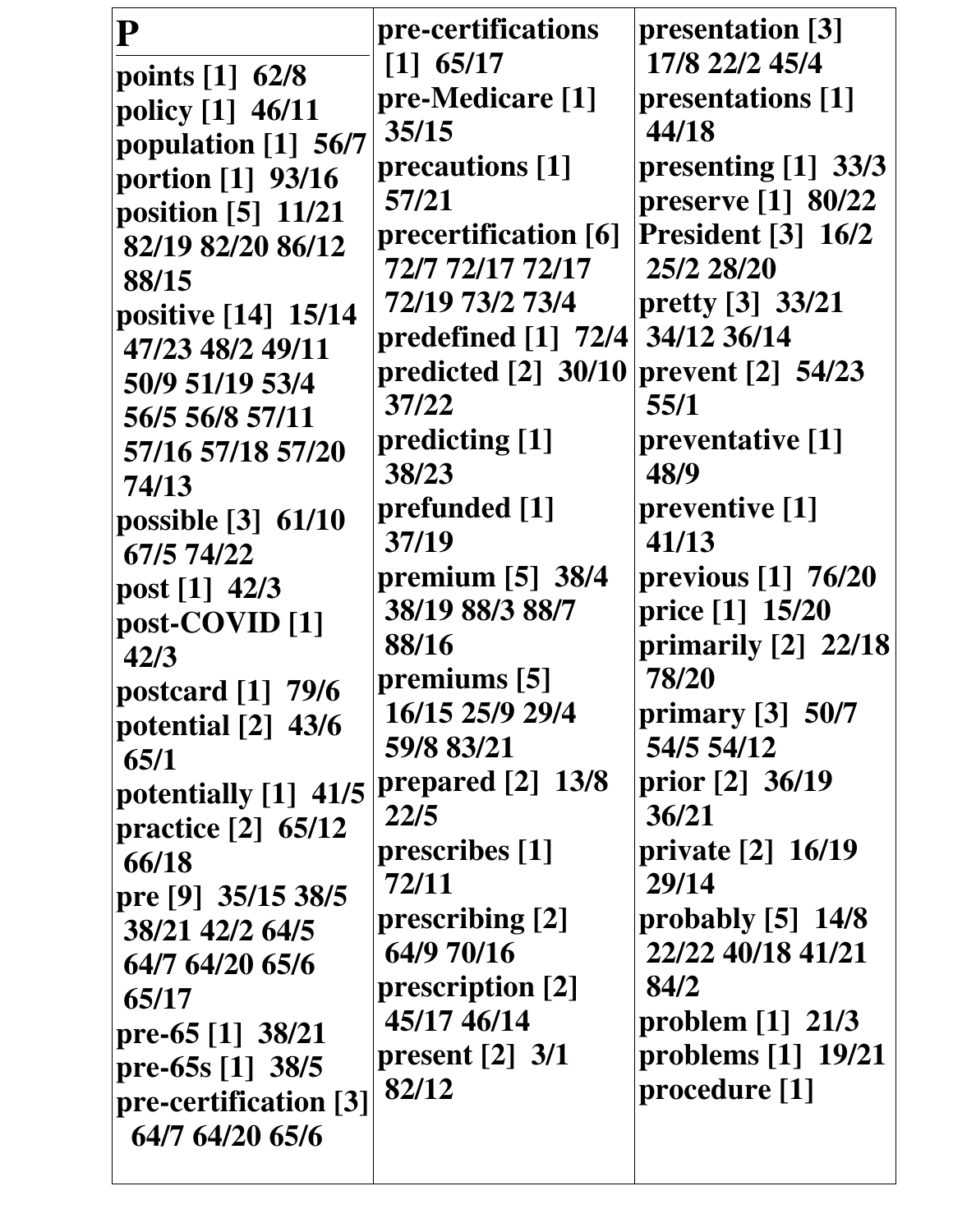# P

points [1] 62/8
policy [1] 46/11
population [1] 56/7
portion [1] 93/16
position [5] 11/21 82/19 82/20 86/12 88/15
positive [14] 15/14 47/23 48/2 49/11 50/9 51/19 53/4 56/5 56/8 57/11 57/16 57/18 57/20 74/13
possible [3] 61/10 67/5 74/22
post [1] 42/3
post-COVID [1] 42/3
postcard [1] 79/6
potential [2] 43/6 65/1
potentially [1] 41/5
practice [2] 65/12 66/18
pre [9] 35/15 38/5 38/21 42/2 64/5 64/7 64/20 65/6 65/17
pre-65 [1] 38/21
pre-65s [1] 38/5
pre-certification [3] 64/7 64/20 65/6
pre-certifications [1] 65/17
pre-Medicare [1] 35/15
precautions [1] 57/21
precertification [6] 72/7 72/17 72/17 72/19 73/2 73/4
predefined [1] 72/4
predicted [2] 30/10 37/22
predicting [1] 38/23
prefunded [1] 37/19
premium [5] 38/4 38/19 88/3 88/7 88/16
premiums [5] 16/15 25/9 29/4 59/8 83/21
prepared [2] 13/8 22/5
prescribes [1] 72/11
prescribing [2] 64/9 70/16
prescription [2] 45/17 46/14
present [2] 3/1 82/12
presentation [3] 17/8 22/2 45/4
presentations [1] 44/18
presenting [1] 33/3
preserve [1] 80/22
President [3] 16/2 25/2 28/20
pretty [3] 33/21 34/12 36/14
prevent [2] 54/23 55/1
preventative [1] 48/9
preventive [1] 41/13
previous [1] 76/20
price [1] 15/20
primarily [2] 22/18 78/20
primary [3] 50/7 54/5 54/12
prior [2] 36/19 36/21
private [2] 16/19 29/14
probably [5] 14/8 22/22 40/18 41/21 84/2
problem [1] 21/3
problems [1] 19/21
procedure [1]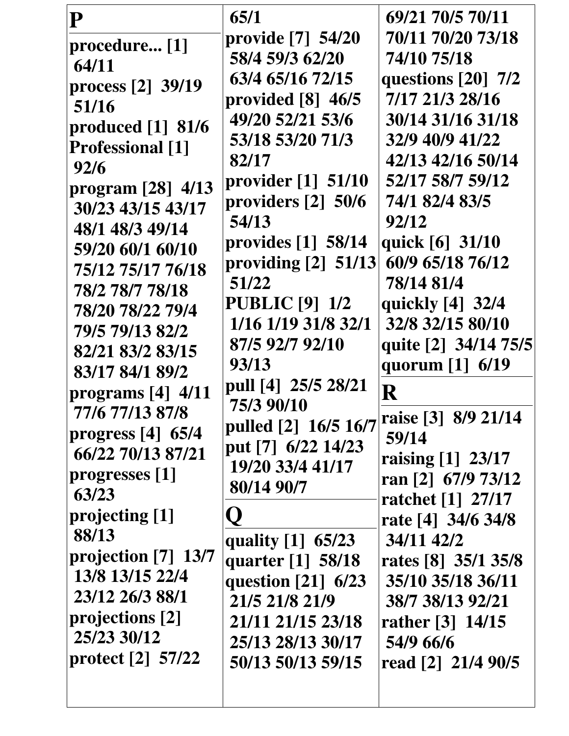**P**

**procedure... [1]** 64/11
**process [2]** 39/19 51/16
**produced [1]** 81/6
**Professional [1]** 92/6
**program [28]** 4/13 30/23 43/15 43/17 48/1 48/3 49/14 59/20 60/1 60/10 75/12 75/17 76/18 78/2 78/7 78/18 78/20 78/22 79/4 79/5 79/13 82/2 82/21 83/2 83/15 83/17 84/1 89/2
**programs [4]** 4/11 77/6 77/13 87/8
**progress [4]** 65/4 66/22 70/13 87/21
**progresses [1]** 63/23
**projecting [1]** 88/13
**projection [7]** 13/7 13/8 13/15 22/4 23/12 26/3 88/1
**projections [2]** 25/23 30/12
**protect [2]** 57/22 65/1
**provide [7]** 54/20 58/4 59/3 62/20 63/4 65/16 72/15
**provided [8]** 46/5 49/20 52/21 53/6 53/18 53/20 71/3 82/17
**provider [1]** 51/10
**providers [2]** 50/6 54/13
**provides [1]** 58/14
**providing [2]** 51/13 51/22
**PUBLIC [9]** 1/2 1/16 1/19 31/8 32/1 87/5 92/7 92/10 93/13
**pull [4]** 25/5 28/21 75/3 90/10
**pulled [2]** 16/5 16/7
**put [7]** 6/22 14/23 19/20 33/4 41/17 80/14 90/7

**Q**

**quality [1]** 65/23
**quarter [1]** 58/18
**question [21]** 6/23 21/5 21/8 21/9 21/11 21/15 23/18 25/13 28/13 30/17 50/13 50/13 59/15 69/21 70/5 70/11 70/11 70/20 73/18 74/10 75/18
**questions [20]** 7/2 7/17 21/3 28/16 30/14 31/16 31/18 32/9 40/9 41/22 42/13 42/16 50/14 52/17 58/7 59/12 74/1 82/4 83/5 92/12
**quick [6]** 31/10 60/9 65/18 76/12 78/14 81/4
**quickly [4]** 32/4 32/8 32/15 80/10
**quite [2]** 34/14 75/5
**quorum [1]** 6/19

**R**

**raise [3]** 8/9 21/14 59/14
**raising [1]** 23/17
**ran [2]** 67/9 73/12
**ratchet [1]** 27/17
**rate [4]** 34/6 34/8 34/11 42/2
**rates [8]** 35/1 35/8 35/10 35/18 36/11 38/7 38/13 92/21
**rather [3]** 14/15 54/9 66/6
**read [2]** 21/4 90/5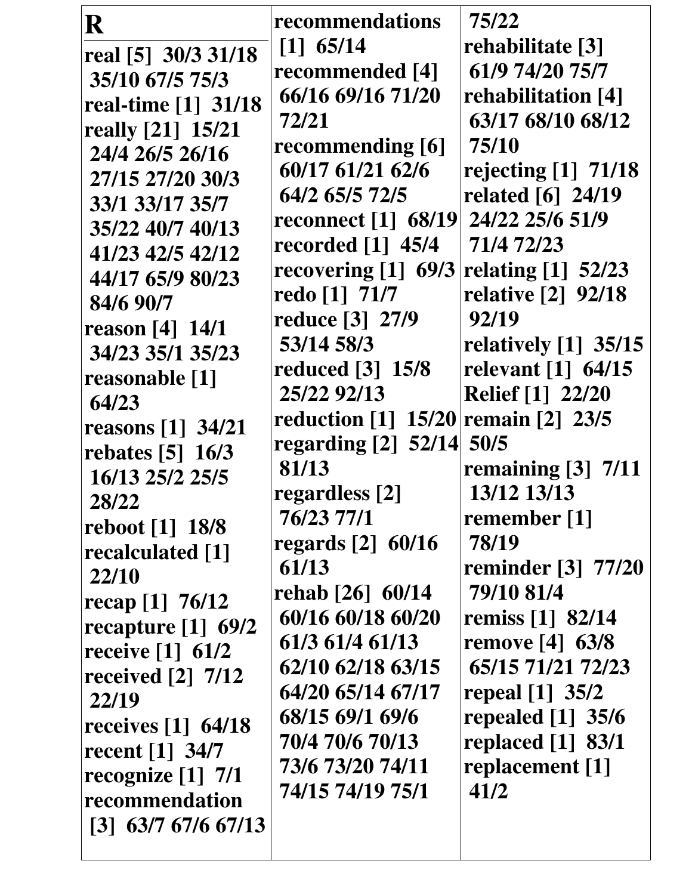# R

real [5] 30/3 31/18 35/10 67/5 75/3
real-time [1] 31/18
really [21] 15/21 24/4 26/5 26/16 27/15 27/20 30/3 33/1 33/17 35/7 35/22 40/7 40/13 41/23 42/5 42/12 44/17 65/9 80/23 84/6 90/7
reason [4] 14/1 34/23 35/1 35/23
reasonable [1] 64/23
reasons [1] 34/21
rebates [5] 16/3 16/13 25/2 25/5 28/22
reboot [1] 18/8
recalculated [1] 22/10
recap [1] 76/12
recapture [1] 69/2
receive [1] 61/2
received [2] 7/12 22/19
receives [1] 64/18
recent [1] 34/7
recognize [1] 7/1
recommendation [3] 63/7 67/6 67/13
recommendations [1] 65/14
recommended [4] 66/16 69/16 71/20 72/21
recommending [6] 60/17 61/21 62/6 64/2 65/5 72/5
reconnect [1] 68/19
recorded [1] 45/4
recovering [1] 69/3
redo [1] 71/7
reduce [3] 27/9 53/14 58/3
reduced [3] 15/8 25/22 92/13
reduction [1] 15/20
regarding [2] 52/14 81/13
regardless [2] 76/23 77/1
regards [2] 60/16 61/13
rehab [26] 60/14 60/16 60/18 60/20 61/3 61/4 61/13 62/10 62/18 63/15 64/20 65/14 67/17 68/15 69/1 69/6 70/4 70/6 70/13 73/6 73/20 74/11 74/15 74/19 75/1 75/22
rehabilitate [3] 61/9 74/20 75/7
rehabilitation [4] 63/17 68/10 68/12 75/10
rejecting [1] 71/18
related [6] 24/19 24/22 25/6 51/9 71/4 72/23
relating [1] 52/23
relative [2] 92/18 92/19
relatively [1] 35/15
relevant [1] 64/15
Relief [1] 22/20
remain [2] 23/5 50/5
remaining [3] 7/11 13/12 13/13
remember [1] 78/19
reminder [3] 77/20 79/10 81/4
remiss [1] 82/14
remove [4] 63/8 65/15 71/21 72/23
repeal [1] 35/2
repealed [1] 35/6
replaced [1] 83/1
replacement [1] 41/2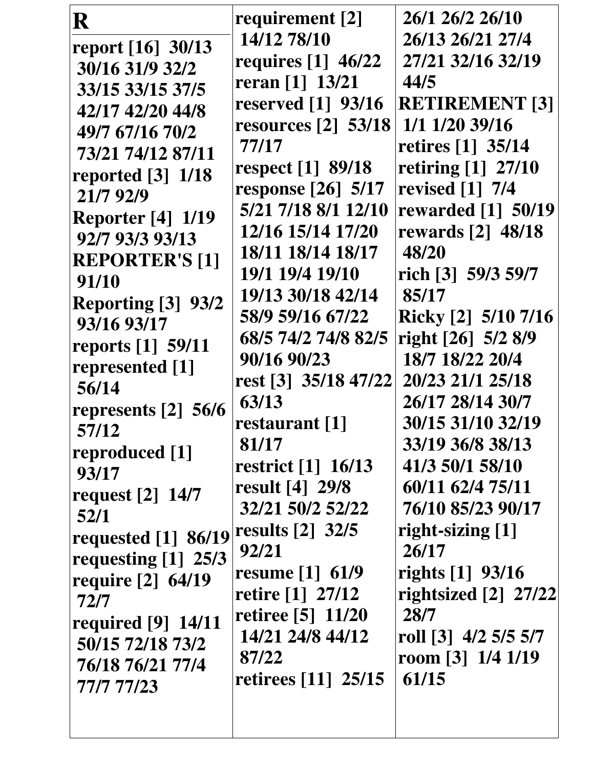# R

**report [16]** 30/13 30/16 31/9 32/2 33/15 33/15 37/5 42/17 42/20 44/8 49/7 67/16 70/2 73/21 74/12 87/11
**reported [3]** 1/18 21/7 92/9
**Reporter [4]** 1/19 92/7 93/3 93/13
**REPORTER'S [1]** 91/10
**Reporting [3]** 93/2 93/16 93/17
**reports [1]** 59/11
**represented [1]** 56/14
**represents [2]** 56/6 57/12
**reproduced [1]** 93/17
**request [2]** 14/7 52/1
**requested [1]** 86/19
**requesting [1]** 25/3
**require [2]** 64/19 72/7
**required [9]** 14/11 50/15 72/18 73/2 76/18 76/21 77/4 77/7 77/23
**requirement [2]** 14/12 78/10
**requires [1]** 46/22
**reran [1]** 13/21
**reserved [1]** 93/16
**resources [2]** 53/18 77/17
**respect [1]** 89/18
**response [26]** 5/17 5/21 7/18 8/1 12/10 12/16 15/14 17/20 18/11 18/14 18/17 19/1 19/4 19/10 19/13 30/18 42/14 58/9 59/16 67/22 68/5 74/2 74/8 82/5 90/16 90/23
**rest [3]** 35/18 47/22 63/13
**restaurant [1]** 81/17
**restrict [1]** 16/13
**result [4]** 29/8 32/21 50/2 52/22
**results [2]** 32/5 92/21
**resume [1]** 61/9
**retire [1]** 27/12
**retiree [5]** 11/20 14/21 24/8 44/12 87/22
**retirees [11]** 25/15 26/1 26/2 26/10 26/13 26/21 27/4 27/21 32/16 32/19 44/5
**RETIREMENT [3]** 1/1 1/20 39/16
**retires [1]** 35/14
**retiring [1]** 27/10
**revised [1]** 7/4
**rewarded [1]** 50/19
**rewards [2]** 48/18 48/20
**rich [3]** 59/3 59/7 85/17
**Ricky [2]** 5/10 7/16
**right [26]** 5/2 8/9 18/7 18/22 20/4 20/23 21/1 25/18 26/17 28/14 30/7 30/15 31/10 32/19 33/19 36/8 38/13 41/3 50/1 58/10 60/11 62/4 75/11 76/10 85/23 90/17
**right-sizing [1]** 26/17
**rights [1]** 93/16
**rightsized [2]** 27/22 28/7
**roll [3]** 4/2 5/5 5/7
**room [3]** 1/4 1/19 61/15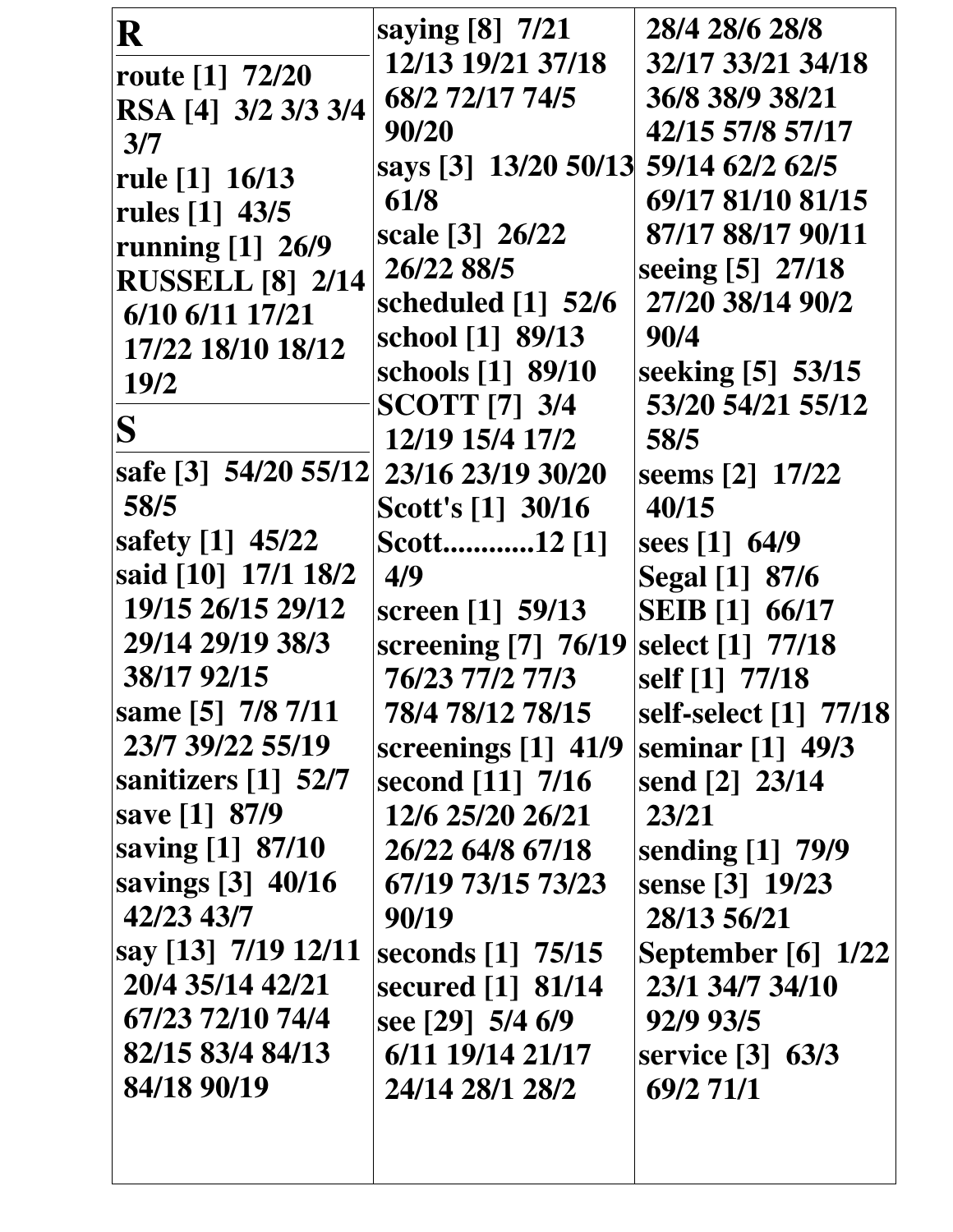## R

**route [1] 72/20**
**RSA [4] 3/2 3/3 3/4 3/7**
**rule [1] 16/13**
**rules [1] 43/5**
**running [1] 26/9**
**RUSSELL [8] 2/14 6/10 6/11 17/21 17/22 18/10 18/12 19/2**

## S

**safe [3] 54/20 55/12 58/5**
**safety [1] 45/22**
**said [10] 17/1 18/2 19/15 26/15 29/12 29/14 29/19 38/3 38/17 92/15**
**same [5] 7/8 7/11 23/7 39/22 55/19**
**sanitizers [1] 52/7**
**save [1] 87/9**
**saving [1] 87/10**
**savings [3] 40/16 42/23 43/7**
**say [13] 7/19 12/11 20/4 35/14 42/21 67/23 72/10 74/4 82/15 83/4 84/13 84/18 90/19**
**saying [8] 7/21 12/13 19/21 37/18 68/2 72/17 74/5 90/20**
**says [3] 13/20 50/13 61/8**
**scale [3] 26/22 26/22 88/5**
**scheduled [1] 52/6**
**school [1] 89/13**
**schools [1] 89/10**
**SCOTT [7] 3/4 12/19 15/4 17/2 23/16 23/19 30/20**
**Scott's [1] 30/16**
**Scott............12 [1] 4/9**
**screen [1] 59/13**
**screening [7] 76/19 76/23 77/2 77/3 78/4 78/12 78/15**
**screenings [1] 41/9**
**second [11] 7/16 12/6 25/20 26/21 26/22 64/8 67/18 67/19 73/15 73/23 90/19**
**seconds [1] 75/15**
**secured [1] 81/14**
**see [29] 5/4 6/9 6/11 19/14 21/17 24/14 28/1 28/2 28/4 28/6 28/8 32/17 33/21 34/18 36/8 38/9 38/21 42/15 57/8 57/17 59/14 62/2 62/5 69/17 81/10 81/15 87/17 88/17 90/11**
**seeing [5] 27/18 27/20 38/14 90/2 90/4**
**seeking [5] 53/15 53/20 54/21 55/12 58/5**
**seems [2] 17/22 40/15**
**sees [1] 64/9**
**Segal [1] 87/6**
**SEIB [1] 66/17**
**select [1] 77/18**
**self [1] 77/18**
**self-select [1] 77/18**
**seminar [1] 49/3**
**send [2] 23/14 23/21**
**sending [1] 79/9**
**sense [3] 19/23 28/13 56/21**
**September [6] 1/22 23/1 34/7 34/10 92/9 93/5**
**service [3] 63/3 69/2 71/1**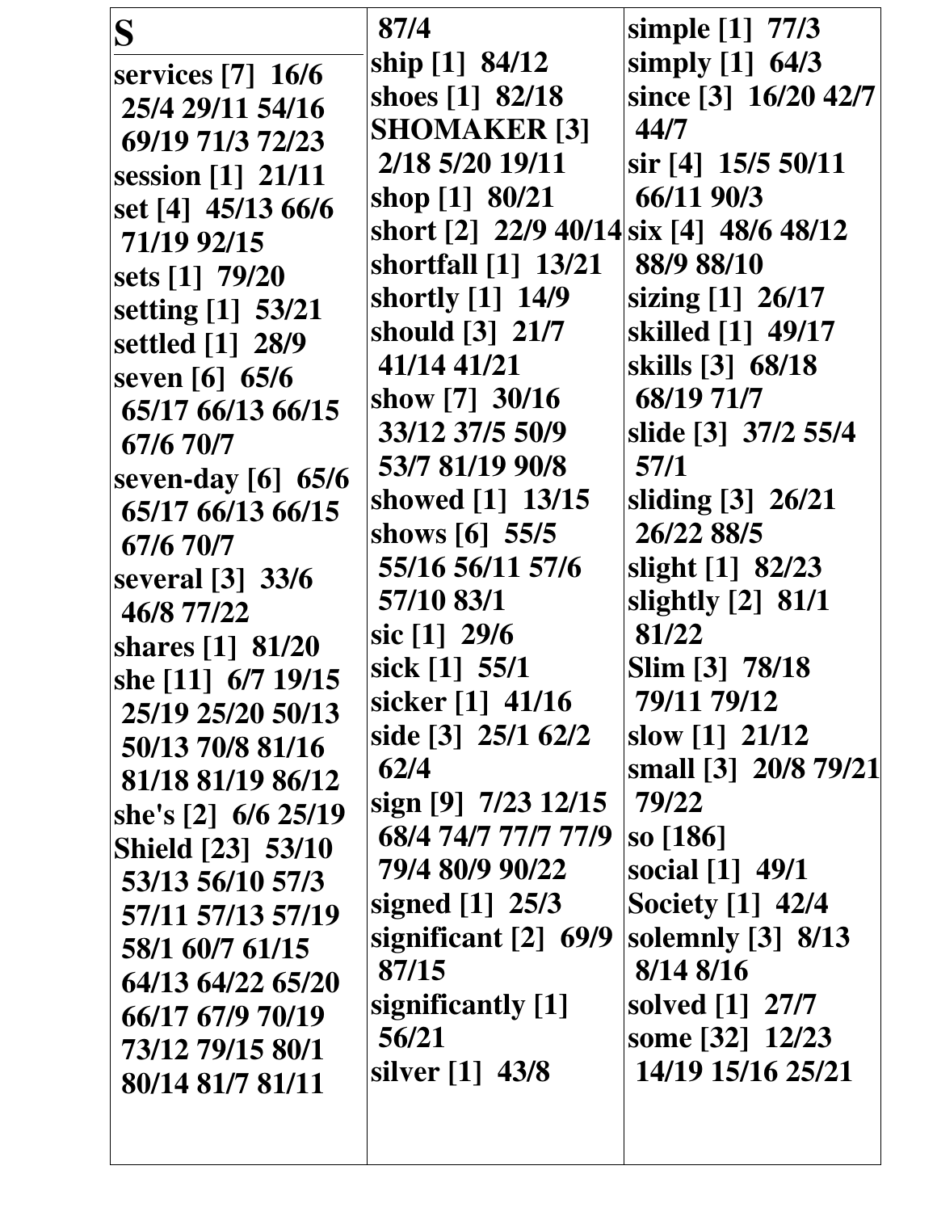# S

**services [7]** 16/6 25/4 29/11 54/16 69/19 71/3 72/23
**session [1]** 21/11
**set [4]** 45/13 66/6 71/19 92/15
**sets [1]** 79/20
**setting [1]** 53/21
**settled [1]** 28/9
**seven [6]** 65/6 65/17 66/13 66/15 67/6 70/7
**seven-day [6]** 65/6 65/17 66/13 66/15 67/6 70/7
**several [3]** 33/6 46/8 77/22
**shares [1]** 81/20
**she [11]** 6/7 19/15 25/19 25/20 50/13 50/13 70/8 81/16 81/18 81/19 86/12
**she's [2]** 6/6 25/19
**Shield [23]** 53/10 53/13 56/10 57/3 57/11 57/13 57/19 58/1 60/7 61/15 64/13 64/22 65/20 66/17 67/9 70/19 73/12 79/15 80/1 80/14 81/7 81/11 87/4
**ship [1]** 84/12
**shoes [1]** 82/18
**SHOMAKER [3]** 2/18 5/20 19/11
**shop [1]** 80/21
**short [2]** 22/9 40/14
**shortfall [1]** 13/21
**shortly [1]** 14/9
**should [3]** 21/7 41/14 41/21
**show [7]** 30/16 33/12 37/5 50/9 53/7 81/19 90/8
**showed [1]** 13/15
**shows [6]** 55/5 55/16 56/11 57/6 57/10 83/1
**sic [1]** 29/6
**sick [1]** 55/1
**sicker [1]** 41/16
**side [3]** 25/1 62/2 62/4
**sign [9]** 7/23 12/15 68/4 74/7 77/7 77/9 79/4 80/9 90/22
**signed [1]** 25/3
**significant [2]** 69/9 87/15
**significantly [1]** 56/21
**silver [1]** 43/8
**simple [1]** 77/3
**simply [1]** 64/3
**since [3]** 16/20 42/7 44/7
**sir [4]** 15/5 50/11 66/11 90/3
**six [4]** 48/6 48/12 88/9 88/10
**sizing [1]** 26/17
**skilled [1]** 49/17
**skills [3]** 68/18 68/19 71/7
**slide [3]** 37/2 55/4 57/1
**sliding [3]** 26/21 26/22 88/5
**slight [1]** 82/23
**slightly [2]** 81/1 81/22
**Slim [3]** 78/18 79/11 79/12
**slow [1]** 21/12
**small [3]** 20/8 79/21 79/22
**so [186]**
**social [1]** 49/1
**Society [1]** 42/4
**solemnly [3]** 8/13 8/14 8/16
**solved [1]** 27/7
**some [32]** 12/23 14/19 15/16 25/21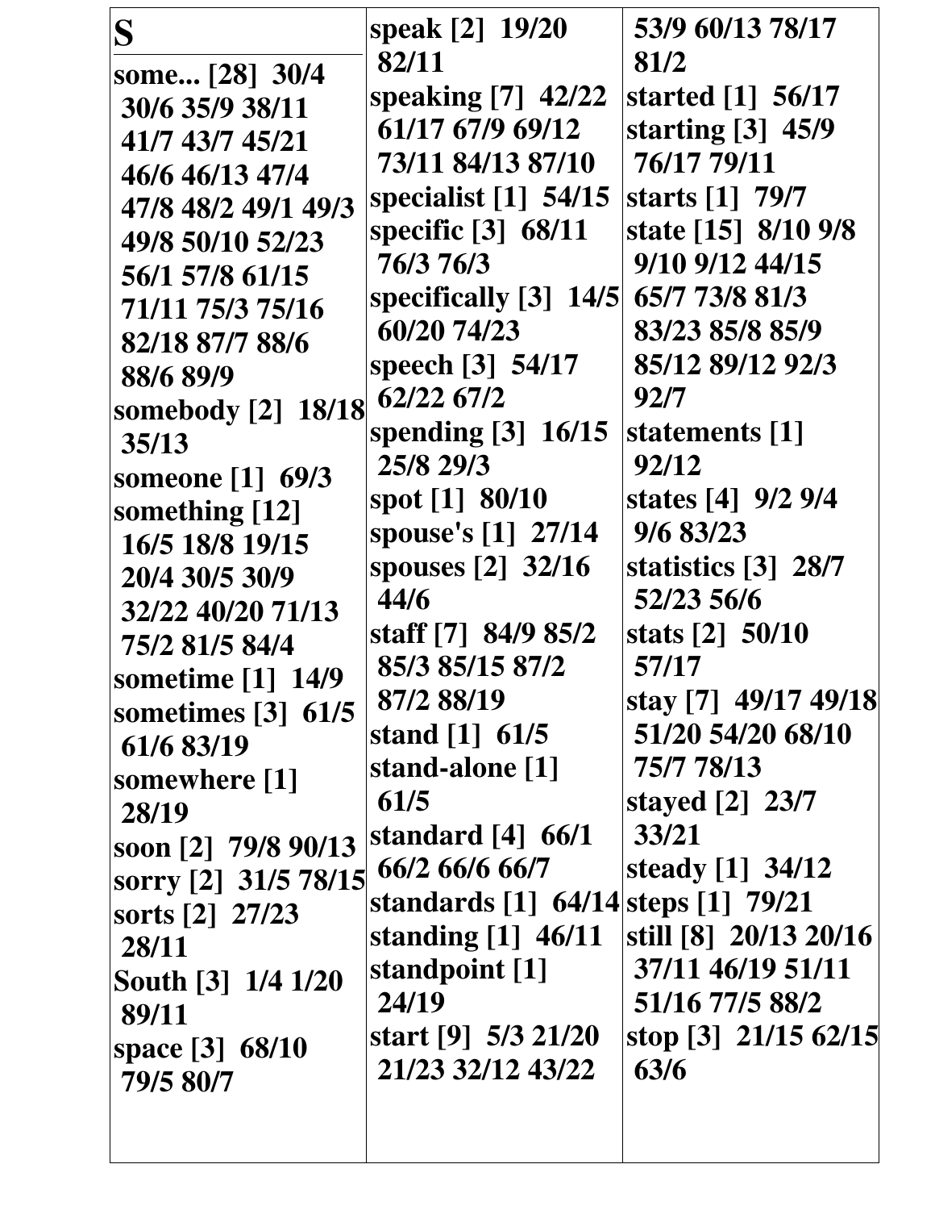# S

some... [28] 30/4 30/6 35/9 38/11 41/7 43/7 45/21 46/6 46/13 47/4 47/8 48/2 49/1 49/3 49/8 50/10 52/23 56/1 57/8 61/15 71/11 75/3 75/16 82/18 87/7 88/6 88/6 89/9
somebody [2] 18/18 35/13
someone [1] 69/3
something [12] 16/5 18/8 19/15 20/4 30/5 30/9 32/22 40/20 71/13 75/2 81/5 84/4
sometime [1] 14/9
sometimes [3] 61/5 61/6 83/19
somewhere [1] 28/19
soon [2] 79/8 90/13
sorry [2] 31/5 78/15
sorts [2] 27/23 28/11
South [3] 1/4 1/20 89/11
space [3] 68/10 79/5 80/7
speak [2] 19/20 82/11
speaking [7] 42/22 61/17 67/9 69/12 73/11 84/13 87/10
specialist [1] 54/15
specific [3] 68/11 76/3 76/3
specifically [3] 14/5 60/20 74/23
speech [3] 54/17 62/22 67/2
spending [3] 16/15 25/8 29/3
spot [1] 80/10
spouse's [1] 27/14
spouses [2] 32/16 44/6
staff [7] 84/9 85/2 85/3 85/15 87/2 87/2 88/19
stand [1] 61/5
stand-alone [1] 61/5
standard [4] 66/1 66/2 66/6 66/7
standards [1] 64/14
standing [1] 46/11
standpoint [1] 24/19
start [9] 5/3 21/20 21/23 32/12 43/22 53/9 60/13 78/17 81/2
started [1] 56/17
starting [3] 45/9 76/17 79/11
starts [1] 79/7
state [15] 8/10 9/8 9/10 9/12 44/15 65/7 73/8 81/3 83/23 85/8 85/9 85/12 89/12 92/3 92/7
statements [1] 92/12
states [4] 9/2 9/4 9/6 83/23
statistics [3] 28/7 52/23 56/6
stats [2] 50/10 57/17
stay [7] 49/17 49/18 51/20 54/20 68/10 75/7 78/13
stayed [2] 23/7 33/21
steady [1] 34/12
steps [1] 79/21
still [8] 20/13 20/16 37/11 46/19 51/11 51/16 77/5 88/2
stop [3] 21/15 62/15 63/6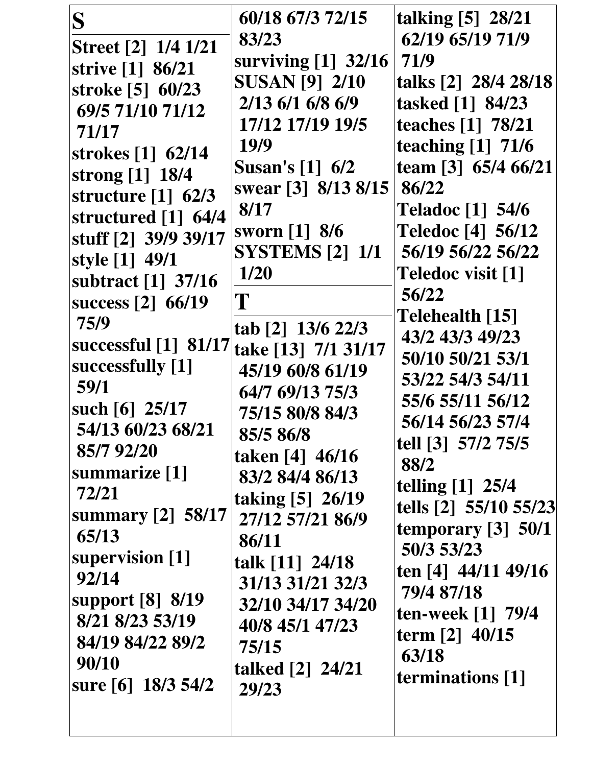# S

**Street [2] 1/4 1/21**
**strive [1] 86/21**
**stroke [5] 60/23 69/5 71/10 71/12 71/17**
**strokes [1] 62/14**
**strong [1] 18/4**
**structure [1] 62/3**
**structured [1] 64/4**
**stuff [2] 39/9 39/17**
**style [1] 49/1**
**subtract [1] 37/16**
**success [2] 66/19 75/9**
**successful [1] 81/17**
**successfully [1] 59/1**
**such [6] 25/17 54/13 60/23 68/21 85/7 92/20**
**summarize [1] 72/21**
**summary [2] 58/17 65/13**
**supervision [1] 92/14**
**support [8] 8/19 8/21 8/23 53/19 84/19 84/22 89/2 90/10**
**sure [6] 18/3 54/2 60/18 67/3 72/15 83/23**
**surviving [1] 32/16**
**SUSAN [9] 2/10 2/13 6/1 6/8 6/9 17/12 17/19 19/5 19/9**
**Susan's [1] 6/2**
**swear [3] 8/13 8/15 8/17**
**sworn [1] 8/6**
**SYSTEMS [2] 1/1 1/20**

# T

**tab [2] 13/6 22/3**
**take [13] 7/1 31/17 45/19 60/8 61/19 64/7 69/13 75/3 75/15 80/8 84/3 85/5 86/8**
**taken [4] 46/16 83/2 84/4 86/13**
**taking [5] 26/19 27/12 57/21 86/9 86/11**
**talk [11] 24/18 31/13 31/21 32/3 32/10 34/17 34/20 40/8 45/1 47/23 75/15**
**talked [2] 24/21 29/23**
**talking [5] 28/21 62/19 65/19 71/9 71/9**
**talks [2] 28/4 28/18**
**tasked [1] 84/23**
**teaches [1] 78/21**
**teaching [1] 71/6**
**team [3] 65/4 66/21 86/22**
**Teladoc [1] 54/6**
**Teledoc [4] 56/12 56/19 56/22 56/22**
**Teledoc visit [1] 56/22**
**Telehealth [15] 43/2 43/3 49/23 50/10 50/21 53/1 53/22 54/3 54/11 55/6 55/11 56/12 56/14 56/23 57/4**
**tell [3] 57/2 75/5 88/2**
**telling [1] 25/4**
**tells [2] 55/10 55/23**
**temporary [3] 50/1 50/3 53/23**
**ten [4] 44/11 49/16 79/4 87/18**
**ten-week [1] 79/4**
**term [2] 40/15 63/18**
**terminations [1]**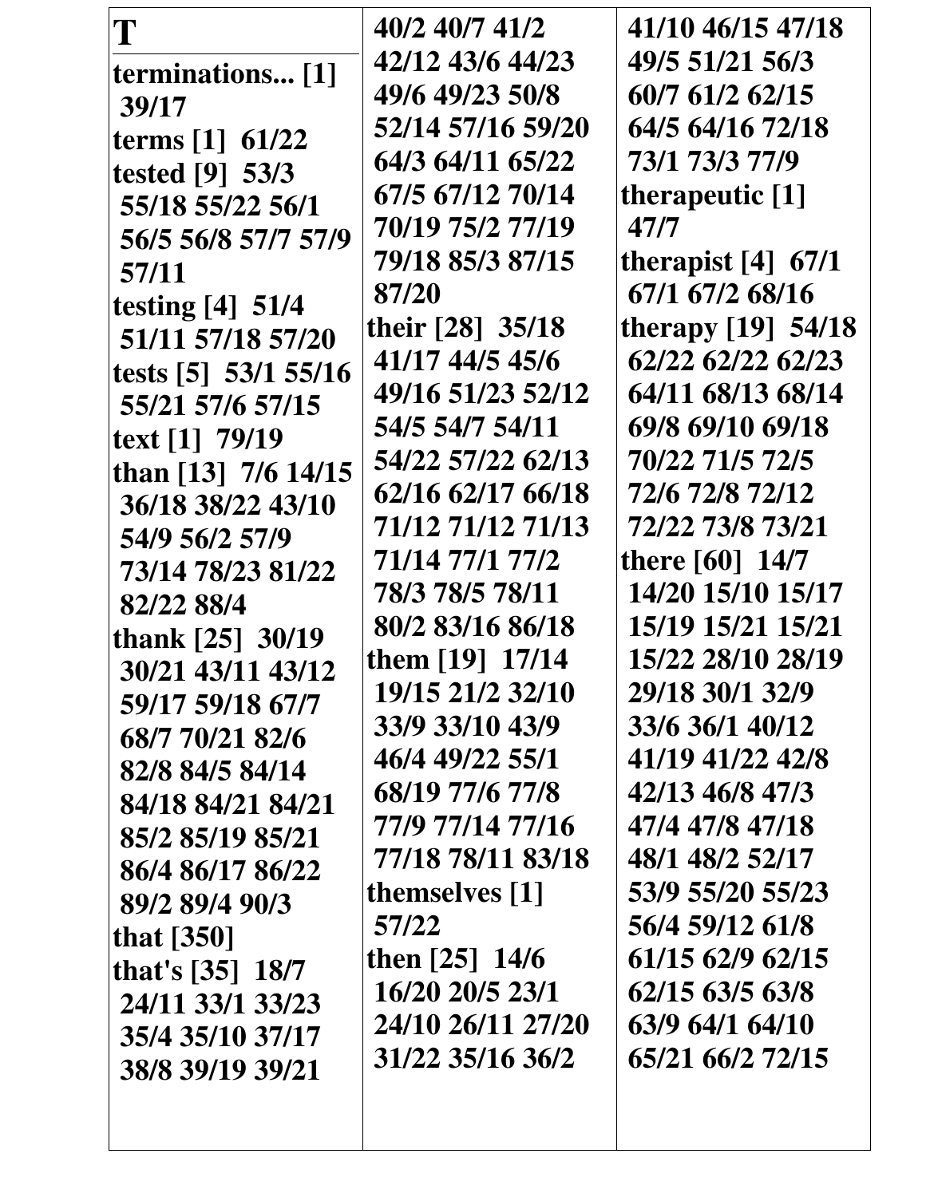**T**

**terminations... [1]** 39/17
**terms [1]** 61/22
**tested [9]** 53/3 55/18 55/22 56/1 56/5 56/8 57/7 57/9 57/11
**testing [4]** 51/4 51/11 57/18 57/20
**tests [5]** 53/1 55/16 55/21 57/6 57/15
**text [1]** 79/19
**than [13]** 7/6 14/15 36/18 38/22 43/10 54/9 56/2 57/9 73/14 78/23 81/22 82/22 88/4
**thank [25]** 30/19 30/21 43/11 43/12 59/17 59/18 67/7 68/7 70/21 82/6 82/8 84/5 84/14 84/18 84/21 84/21 85/2 85/19 85/21 86/4 86/17 86/22 89/2 89/4 90/3
**that [350]**
**that's [35]** 18/7 24/11 33/1 33/23 35/4 35/10 37/17 38/8 39/19 39/21 40/2 40/7 41/2 42/12 43/6 44/23 49/6 49/23 50/8 52/14 57/16 59/20 64/3 64/11 65/22 67/5 67/12 70/14 70/19 75/2 77/19 79/18 85/3 87/15 87/20
**their [28]** 35/18 41/17 44/5 45/6 49/16 51/23 52/12 54/5 54/7 54/11 54/22 57/22 62/13 62/16 62/17 66/18 71/12 71/12 71/13 71/14 77/1 77/2 78/3 78/5 78/11 80/2 83/16 86/18
**them [19]** 17/14 19/15 21/2 32/10 33/9 33/10 43/9 46/4 49/22 55/1 68/19 77/6 77/8 77/9 77/14 77/16 77/18 78/11 83/18
**themselves [1]** 57/22
**then [25]** 14/6 16/20 20/5 23/1 24/10 26/11 27/20 31/22 35/16 36/2 41/10 46/15 47/18 49/5 51/21 56/3 60/7 61/2 62/15 64/5 64/16 72/18 73/1 73/3 77/9
**therapeutic [1]** 47/7
**therapist [4]** 67/1 67/1 67/2 68/16
**therapy [19]** 54/18 62/22 62/22 62/23 64/11 68/13 68/14 69/8 69/10 69/18 70/22 71/5 72/5 72/6 72/8 72/12 72/22 73/8 73/21
**there [60]** 14/7 14/20 15/10 15/17 15/19 15/21 15/21 15/22 28/10 28/19 29/18 30/1 32/9 33/6 36/1 40/12 41/19 41/22 42/8 42/13 46/8 47/3 47/4 47/8 47/18 48/1 48/2 52/17 53/9 55/20 55/23 56/4 59/12 61/8 61/15 62/9 62/15 62/15 63/5 63/8 63/9 64/1 64/10 65/21 66/2 72/15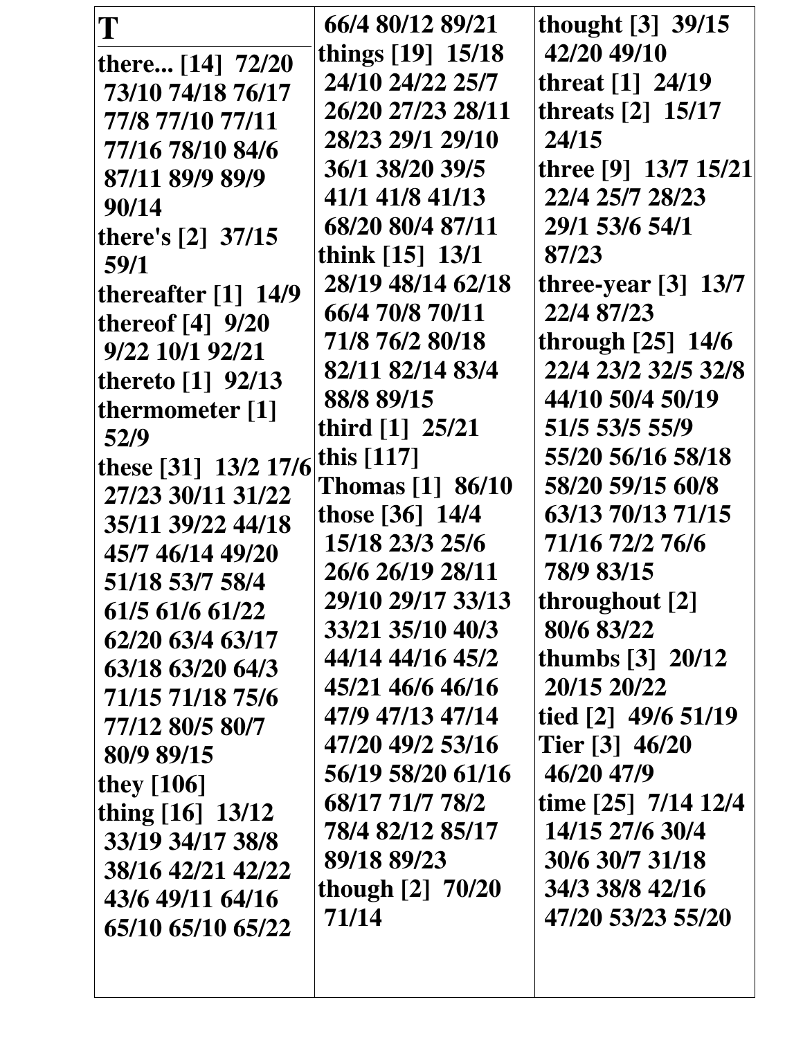# T

**there... [14]** 72/20 73/10 74/18 76/17 77/8 77/10 77/11 77/16 78/10 84/6 87/11 89/9 89/9 90/14
**there's [2]** 37/15 59/1
**thereafter [1]** 14/9
**thereof [4]** 9/20 9/22 10/1 92/21
**thereto [1]** 92/13
**thermometer [1]** 52/9
**these [31]** 13/2 17/6 27/23 30/11 31/22 35/11 39/22 44/18 45/7 46/14 49/20 51/18 53/7 58/4 61/5 61/6 61/22 62/20 63/4 63/17 63/18 63/20 64/3 71/15 71/18 75/6 77/12 80/5 80/7 80/9 89/15
**they [106]**
**thing [16]** 13/12 33/19 34/17 38/8 38/16 42/21 42/22 43/6 49/11 64/16 65/10 65/10 65/22 66/4 80/12 89/21
**things [19]** 15/18 24/10 24/22 25/7 26/20 27/23 28/11 28/23 29/1 29/10 36/1 38/20 39/5 41/1 41/8 41/13 68/20 80/4 87/11
**think [15]** 13/1 28/19 48/14 62/18 66/4 70/8 70/11 71/8 76/2 80/18 82/11 82/14 83/4 88/8 89/15
**third [1]** 25/21
**this [117]**
**Thomas [1]** 86/10
**those [36]** 14/4 15/18 23/3 25/6 26/6 26/19 28/11 29/10 29/17 33/13 33/21 35/10 40/3 44/14 44/16 45/2 45/21 46/6 46/16 47/9 47/13 47/14 47/20 49/2 53/16 56/19 58/20 61/16 68/17 71/7 78/2 78/4 82/12 85/17 89/18 89/23
**though [2]** 70/20 71/14
**thought [3]** 39/15 42/20 49/10
**threat [1]** 24/19
**threats [2]** 15/17 24/15
**three [9]** 13/7 15/21 22/4 25/7 28/23 29/1 53/6 54/1 87/23
**three-year [3]** 13/7 22/4 87/23
**through [25]** 14/6 22/4 23/2 32/5 32/8 44/10 50/4 50/19 51/5 53/5 55/9 55/20 56/16 58/18 58/20 59/15 60/8 63/13 70/13 71/15 71/16 72/2 76/6 78/9 83/15
**throughout [2]** 80/6 83/22
**thumbs [3]** 20/12 20/15 20/22
**tied [2]** 49/6 51/19
**Tier [3]** 46/20 46/20 47/9
**time [25]** 7/14 12/4 14/15 27/6 30/4 30/6 30/7 31/18 34/3 38/8 42/16 47/20 53/23 55/20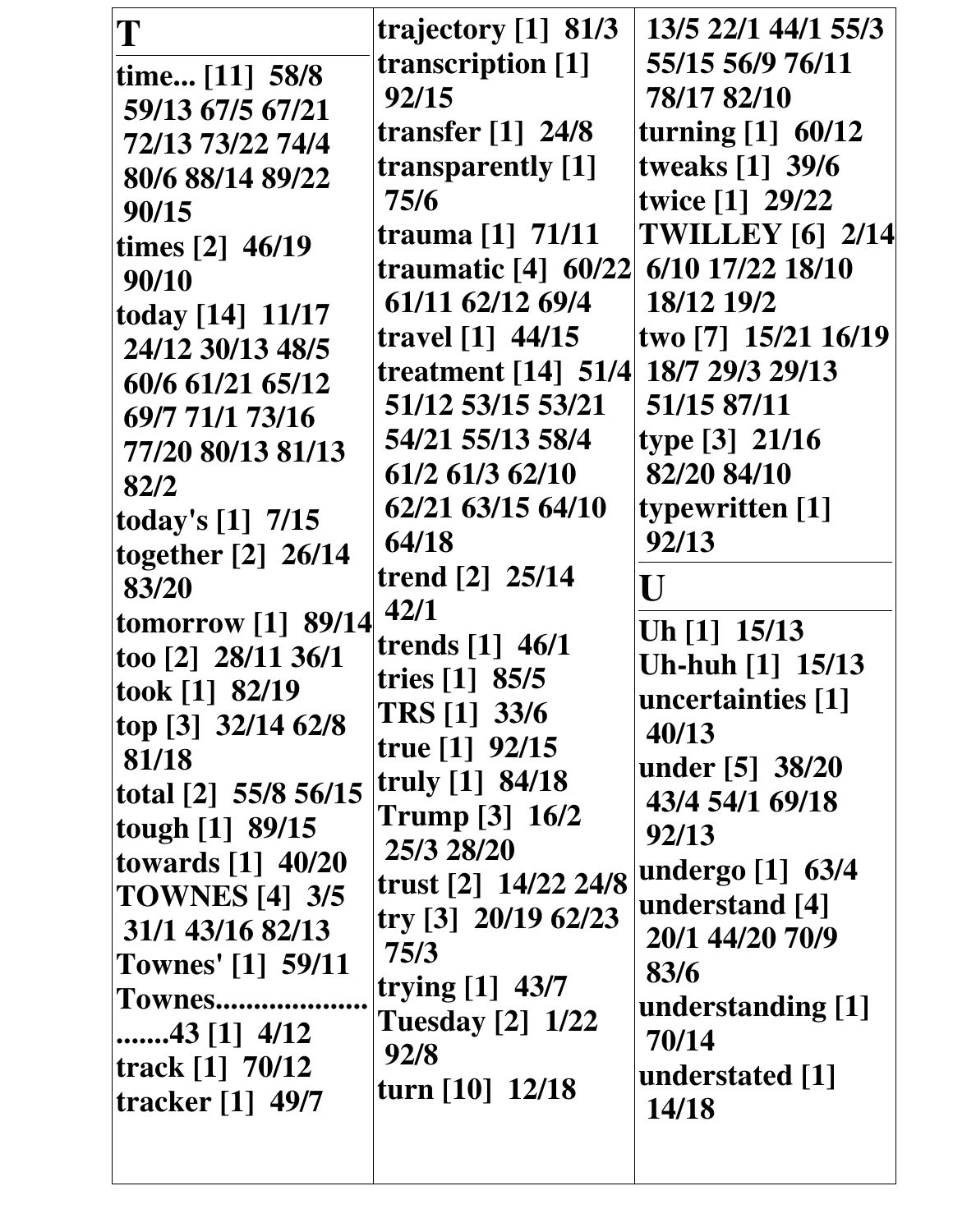# T

**time... [11] 58/8 59/13 67/5 67/21 72/13 73/22 74/4 80/6 88/14 89/22 90/15**
**times [2] 46/19 90/10**
**today [14] 11/17 24/12 30/13 48/5 60/6 61/21 65/12 69/7 71/1 73/16 77/20 80/13 81/13 82/2**
**today's [1] 7/15**
**together [2] 26/14 83/20**
**tomorrow [1] 89/14**
**too [2] 28/11 36/1**
**took [1] 82/19**
**top [3] 32/14 62/8 81/18**
**total [2] 55/8 56/15**
**tough [1] 89/15**
**towards [1] 40/20**
**TOWNES [4] 3/5 31/1 43/16 82/13**
**Townes' [1] 59/11**
**Townes...........................43 [1] 4/12**
**track [1] 70/12**
**tracker [1] 49/7**
**trajectory [1] 81/3**
**transcription [1] 92/15**
**transfer [1] 24/8**
**transparently [1] 75/6**
**trauma [1] 71/11**
**traumatic [4] 60/22 61/11 62/12 69/4**
**travel [1] 44/15**
**treatment [14] 51/4 51/12 53/15 53/21 54/21 55/13 58/4 61/2 61/3 62/10 62/21 63/15 64/10 64/18**
**trend [2] 25/14 42/1**
**trends [1] 46/1**
**tries [1] 85/5**
**TRS [1] 33/6**
**true [1] 92/15**
**truly [1] 84/18**
**Trump [3] 16/2 25/3 28/20**
**trust [2] 14/22 24/8**
**try [3] 20/19 62/23 75/3**
**trying [1] 43/7**
**Tuesday [2] 1/22 92/8**
**turn [10] 12/18 13/5 22/1 44/1 55/3 55/15 56/9 76/11 78/17 82/10**
**turning [1] 60/12**
**tweaks [1] 39/6**
**twice [1] 29/22**
**TWILLEY [6] 2/14 6/10 17/22 18/10 18/12 19/2**
**two [7] 15/21 16/19 18/7 29/3 29/13 51/15 87/11**
**type [3] 21/16 82/20 84/10**
**typewritten [1] 92/13**

# U

**Uh [1] 15/13**
**Uh-huh [1] 15/13**
**uncertainties [1] 40/13**
**under [5] 38/20 43/4 54/1 69/18 92/13**
**undergo [1] 63/4**
**understand [4] 20/1 44/20 70/9 83/6**
**understanding [1] 70/14**
**understated [1] 14/18**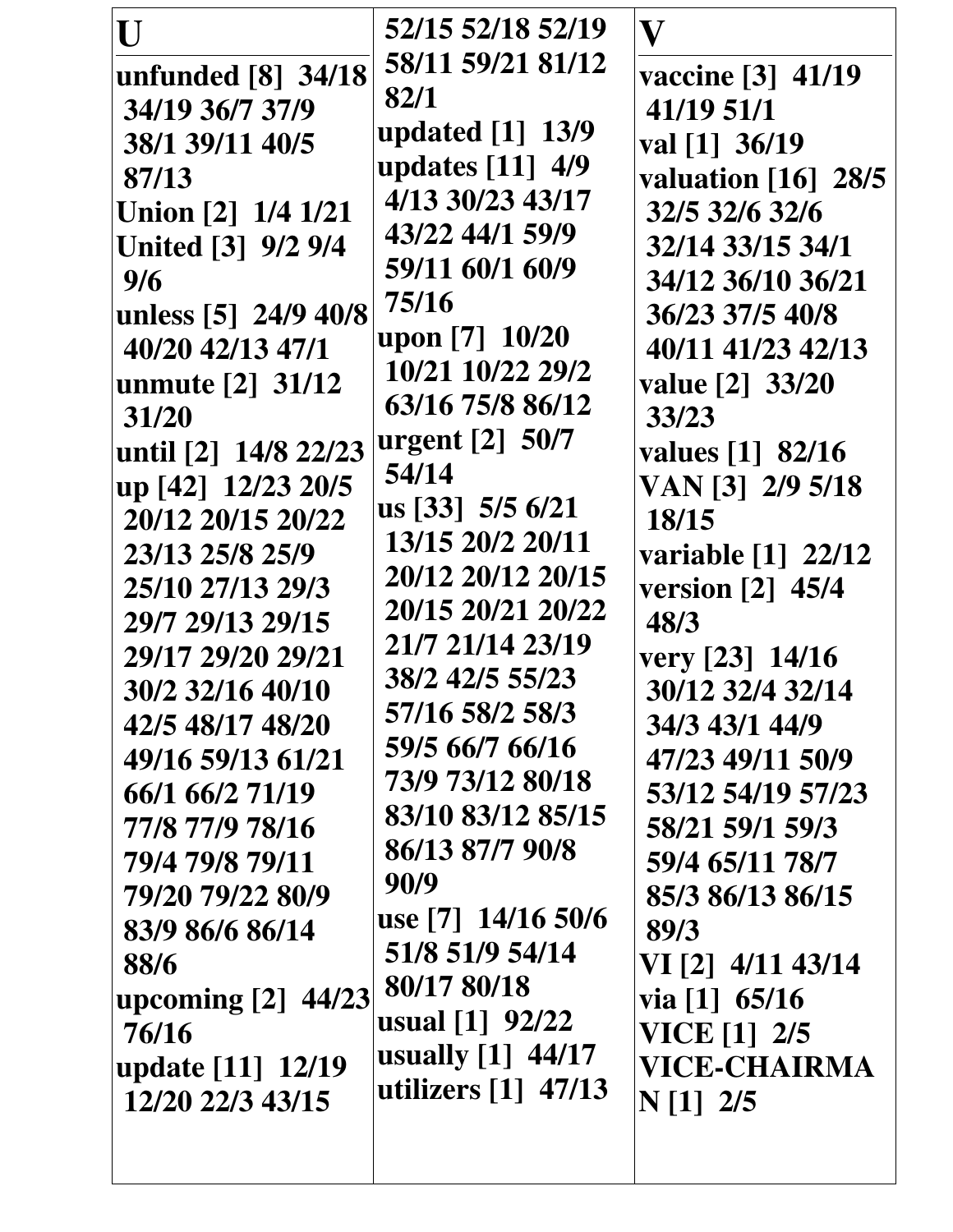## U

**unfunded [8]** 34/18 34/19 36/7 37/9 38/1 39/11 40/5 87/13

**Union [2]** 1/4 1/21

**United [3]** 9/2 9/4 9/6

**unless [5]** 24/9 40/8 40/20 42/13 47/1

**unmute [2]** 31/12 31/20

**until [2]** 14/8 22/23

**up [42]** 12/23 20/5 20/12 20/15 20/22 23/13 25/8 25/9 25/10 27/13 29/3 29/7 29/13 29/15 29/17 29/20 29/21 30/2 32/16 40/10 42/5 48/17 48/20 49/16 59/13 61/21 66/1 66/2 71/19 77/8 77/9 78/16 79/4 79/8 79/11 79/20 79/22 80/9 83/9 86/6 86/14 88/6

**upcoming [2]** 44/23 76/16

**update [11]** 12/19 12/20 22/3 43/15 52/15 52/18 52/19 58/11 59/21 81/12 82/1

**updated [1]** 13/9

**updates [11]** 4/9 4/13 30/23 43/17 43/22 44/1 59/9 59/11 60/1 60/9 75/16

**upon [7]** 10/20 10/21 10/22 29/2 63/16 75/8 86/12

**urgent [2]** 50/7 54/14

**us [33]** 5/5 6/21 13/15 20/2 20/11 20/12 20/12 20/15 20/15 20/21 20/22 21/7 21/14 23/19 38/2 42/5 55/23 57/16 58/2 58/3 59/5 66/7 66/16 73/9 73/12 80/18 83/10 83/12 85/15 86/13 87/7 90/8 90/9

**use [7]** 14/16 50/6 51/8 51/9 54/14 80/17 80/18

**usual [1]** 92/22

**usually [1]** 44/17

**utilizers [1]** 47/13

## V

**vaccine [3]** 41/19 41/19 51/1

**val [1]** 36/19

**valuation [16]** 28/5 32/5 32/6 32/6 32/14 33/15 34/1 34/12 36/10 36/21 36/23 37/5 40/8 40/11 41/23 42/13

**value [2]** 33/20 33/23

**values [1]** 82/16

**VAN [3]** 2/9 5/18 18/15

**variable [1]** 22/12

**version [2]** 45/4 48/3

**very [23]** 14/16 30/12 32/4 32/14 34/3 43/1 44/9 47/23 49/11 50/9 53/12 54/19 57/23 58/21 59/1 59/3 59/4 65/11 78/7 85/3 86/13 86/15 89/3

**VI [2]** 4/11 43/14

**via [1]** 65/16

**VICE [1]** 2/5

**VICE-CHAIRMAN [1]** 2/5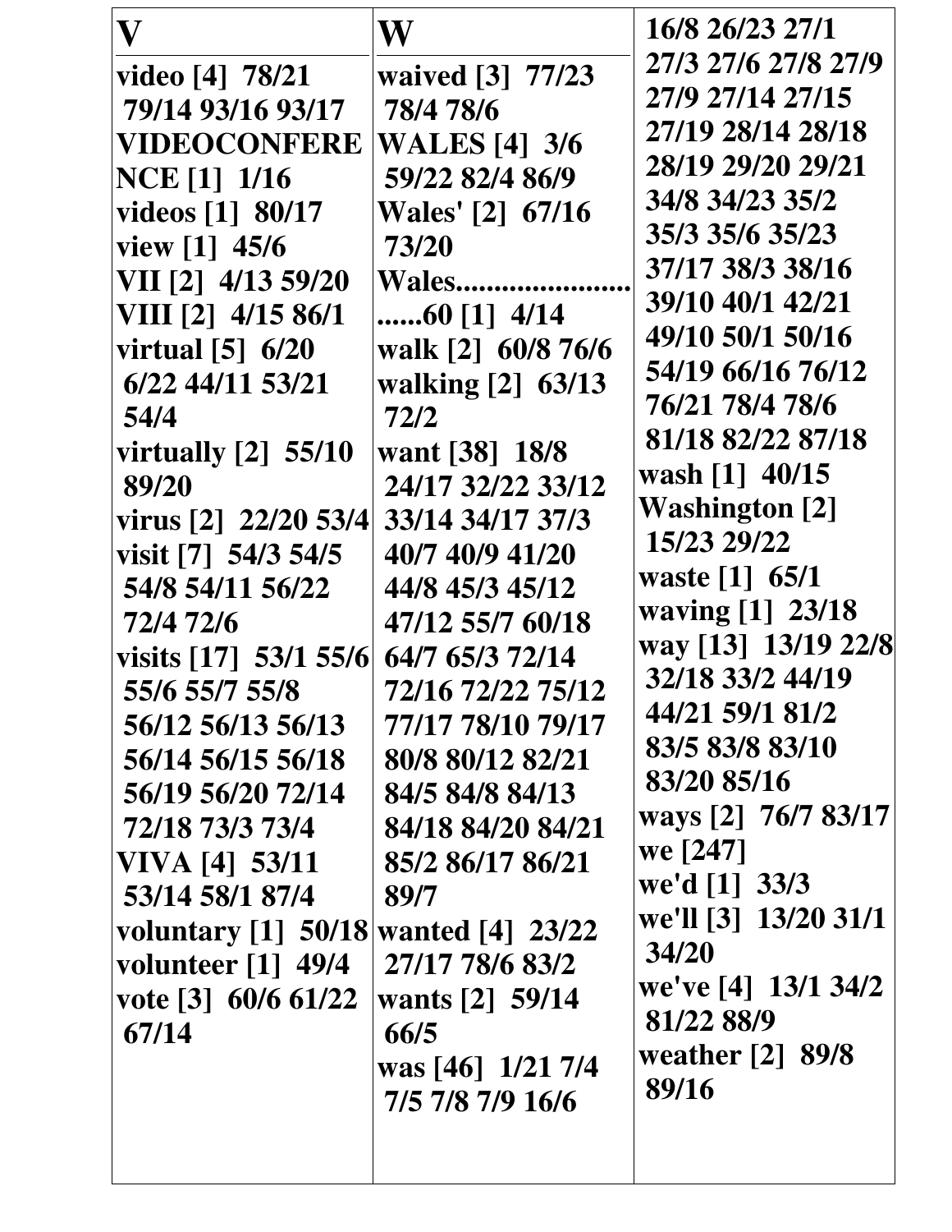## V

**video [4] 78/21 79/14 93/16 93/17**
**VIDEOCONFERENCE [1] 1/16**
**videos [1] 80/17**
**view [1] 45/6**
**VII [2] 4/13 59/20**
**VIII [2] 4/15 86/1**
**virtual [5] 6/20 6/22 44/11 53/21 54/4**
**virtually [2] 55/10 89/20**
**virus [2] 22/20 53/4**
**visit [7] 54/3 54/5 54/8 54/11 56/22 72/4 72/6**
**visits [17] 53/1 55/6 55/6 55/7 55/8 56/12 56/13 56/13 56/14 56/15 56/18 56/19 56/20 72/14 72/18 73/3 73/4**
**VIVA [4] 53/11 53/14 58/1 87/4**
**voluntary [1] 50/18**
**volunteer [1] 49/4**
**vote [3] 60/6 61/22 67/14**

## W

**waived [3] 77/23 78/4 78/6**
**WALES [4] 3/6 59/22 82/4 86/9**
**Wales' [2] 67/16 73/20**
**Wales............................60 [1] 4/14**
**walk [2] 60/8 76/6**
**walking [2] 63/13 72/2**
**want [38] 18/8 24/17 32/22 33/12 33/14 34/17 37/3 40/7 40/9 41/20 44/8 45/3 45/12 47/12 55/7 60/18 64/7 65/3 72/14 72/16 72/22 75/12 77/17 78/10 79/17 80/8 80/12 82/21 84/5 84/8 84/13 84/18 84/20 84/21 85/2 86/17 86/21 89/7**
**wanted [4] 23/22 27/17 78/6 83/2**
**wants [2] 59/14 66/5**
**was [46] 1/21 7/4 7/5 7/8 7/9 16/6 16/8 26/23 27/1 27/3 27/6 27/8 27/9 27/9 27/14 27/15 27/19 28/14 28/18 28/19 29/20 29/21 34/8 34/23 35/2 35/3 35/6 35/23 37/17 38/3 38/16 39/10 40/1 42/21 49/10 50/1 50/16 54/19 66/16 76/12 76/21 78/4 78/6 81/18 82/22 87/18**
**wash [1] 40/15**
**Washington [2] 15/23 29/22**
**waste [1] 65/1**
**waving [1] 23/18**
**way [13] 13/19 22/8 32/18 33/2 44/19 44/21 59/1 81/2 83/5 83/8 83/10 83/20 85/16**
**ways [2] 76/7 83/17**
**we [247]**
**we'd [1] 33/3**
**we'll [3] 13/20 31/1 34/20**
**we've [4] 13/1 34/2 81/22 88/9**
**weather [2] 89/8 89/16**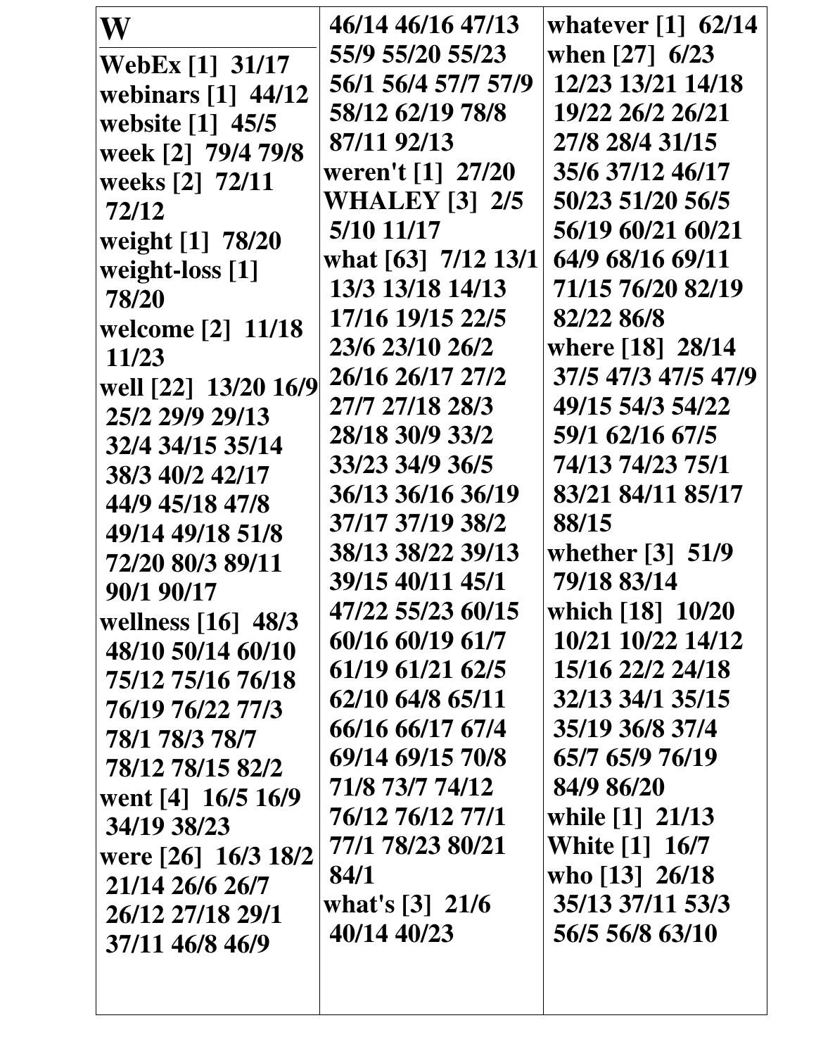# W

**WebEx [1]** 31/17
**webinars [1]** 44/12
**website [1]** 45/5
**week [2]** 79/4 79/8
**weeks [2]** 72/11 72/12
**weight [1]** 78/20
**weight-loss [1]** 78/20
**welcome [2]** 11/18 11/23
**well [22]** 13/20 16/9 25/2 29/9 29/13 32/4 34/15 35/14 38/3 40/2 42/17 44/9 45/18 47/8 49/14 49/18 51/8 72/20 80/3 89/11 90/1 90/17
**wellness [16]** 48/3 48/10 50/14 60/10 75/12 75/16 76/18 76/19 76/22 77/3 78/1 78/3 78/7 78/12 78/15 82/2
**went [4]** 16/5 16/9 34/19 38/23
**were [26]** 16/3 18/2 21/14 26/6 26/7 26/12 27/18 29/1 37/11 46/8 46/9 46/14 46/16 47/13 55/9 55/20 55/23 56/1 56/4 57/7 57/9 58/12 62/19 78/8 87/11 92/13
**weren't [1]** 27/20
**WHALEY [3]** 2/5 5/10 11/17
**what [63]** 7/12 13/1 13/3 13/18 14/13 17/16 19/15 22/5 23/6 23/10 26/2 26/16 26/17 27/2 27/7 27/18 28/3 28/18 30/9 33/2 33/23 34/9 36/5 36/13 36/16 36/19 37/17 37/19 38/2 38/13 38/22 39/13 39/15 40/11 45/1 47/22 55/23 60/15 60/16 60/19 61/7 61/19 61/21 62/5 62/10 64/8 65/11 66/16 66/17 67/4 69/14 69/15 70/8 71/8 73/7 74/12 76/12 76/12 77/1 77/1 78/23 80/21 84/1
**what's [3]** 21/6 40/14 40/23
**whatever [1]** 62/14
**when [27]** 6/23 12/23 13/21 14/18 19/22 26/2 26/21 27/8 28/4 31/15 35/6 37/12 46/17 50/23 51/20 56/5 56/19 60/21 60/21 64/9 68/16 69/11 71/15 76/20 82/19 82/22 86/8
**where [18]** 28/14 37/5 47/3 47/5 47/9 49/15 54/3 54/22 59/1 62/16 67/5 74/13 74/23 75/1 83/21 84/11 85/17 88/15
**whether [3]** 51/9 79/18 83/14
**which [18]** 10/20 10/21 10/22 14/12 15/16 22/2 24/18 32/13 34/1 35/15 35/19 36/8 37/4 65/7 65/9 76/19 84/9 86/20
**while [1]** 21/13
**White [1]** 16/7
**who [13]** 26/18 35/13 37/11 53/3 56/5 56/8 63/10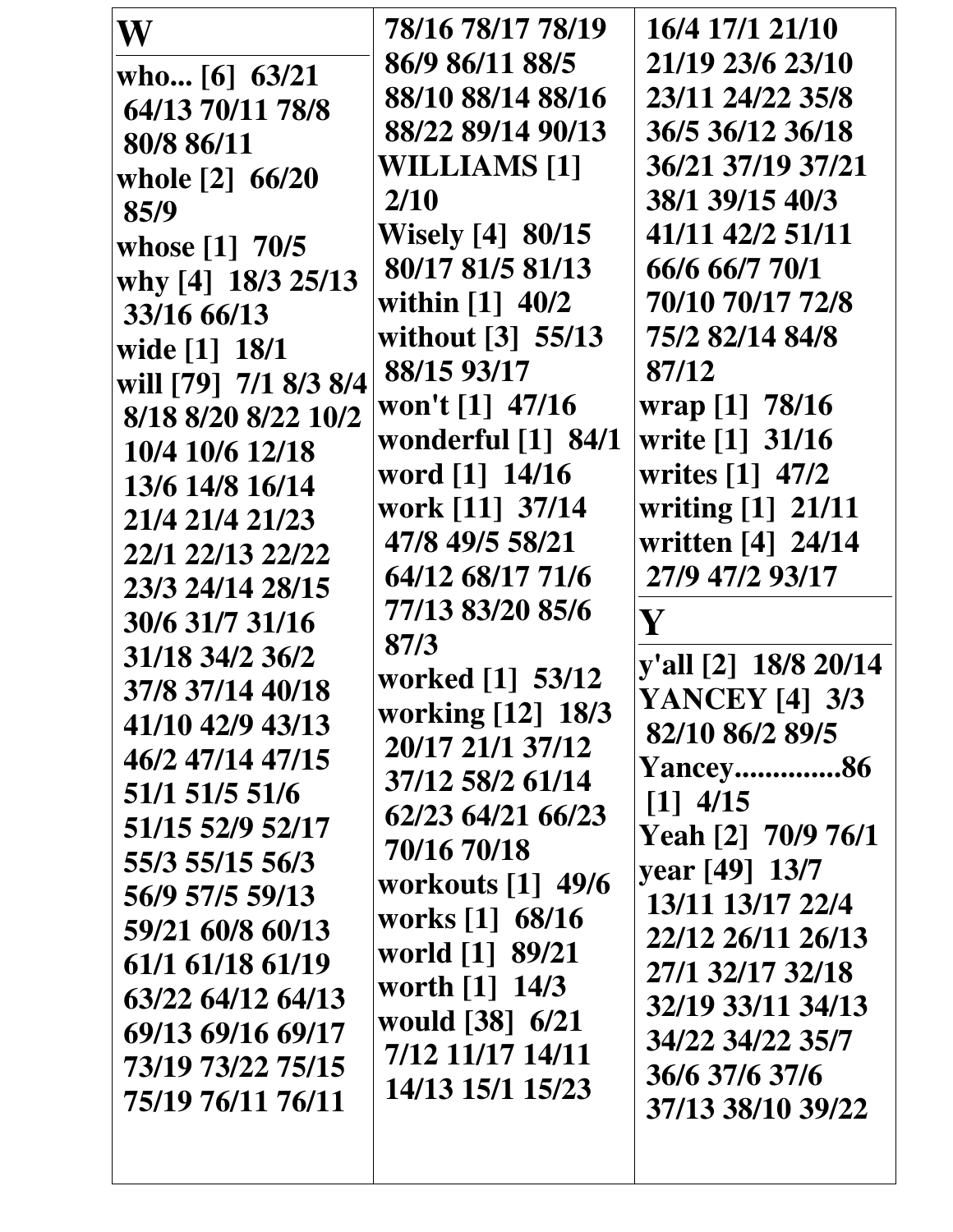## W

who... [6] 63/21 64/13 70/11 78/8 80/8 86/11
whole [2] 66/20 85/9
whose [1] 70/5
why [4] 18/3 25/13 33/16 66/13
wide [1] 18/1
will [79] 7/1 8/3 8/4 8/18 8/20 8/22 10/2 10/4 10/6 12/18 13/6 14/8 16/14 21/4 21/4 21/23 22/1 22/13 22/22 23/3 24/14 28/15 30/6 31/7 31/16 31/18 34/2 36/2 37/8 37/14 40/18 41/10 42/9 43/13 46/2 47/14 47/15 51/1 51/5 51/6 51/15 52/9 52/17 55/3 55/15 56/3 56/9 57/5 59/13 59/21 60/8 60/13 61/1 61/18 61/19 63/22 64/12 64/13 69/13 69/16 69/17 73/19 73/22 75/15 75/19 76/11 76/11 78/16 78/17 78/19 86/9 86/11 88/5 88/10 88/14 88/16 88/22 89/14 90/13
WILLIAMS [1] 2/10
Wisely [4] 80/15 80/17 81/5 81/13
within [1] 40/2
without [3] 55/13 88/15 93/17
won't [1] 47/16
wonderful [1] 84/1
word [1] 14/16
work [11] 37/14 47/8 49/5 58/21 64/12 68/17 71/6 77/13 83/20 85/6 87/3
worked [1] 53/12
working [12] 18/3 20/17 21/1 37/12 37/12 58/2 61/14 62/23 64/21 66/23 70/16 70/18
workouts [1] 49/6
works [1] 68/16
world [1] 89/21
worth [1] 14/3
would [38] 6/21 7/12 11/17 14/11 14/13 15/1 15/23 16/4 17/1 21/10 21/19 23/6 23/10 23/11 24/22 35/8 36/5 36/12 36/18 36/21 37/19 37/21 38/1 39/15 40/3 41/11 42/2 51/11 66/6 66/7 70/1 70/10 70/17 72/8 75/2 82/14 84/8 87/12
wrap [1] 78/16
write [1] 31/16
writes [1] 47/2
writing [1] 21/11
written [4] 24/14 27/9 47/2 93/17

## Y

y'all [2] 18/8 20/14
YANCEY [4] 3/3 82/10 86/2 89/5
Yancey..............86 [1] 4/15
Yeah [2] 70/9 76/1
year [49] 13/7 13/11 13/17 22/4 22/12 26/11 26/13 27/1 32/17 32/18 32/19 33/11 34/13 34/22 34/22 35/7 36/6 37/6 37/6 37/13 38/10 39/22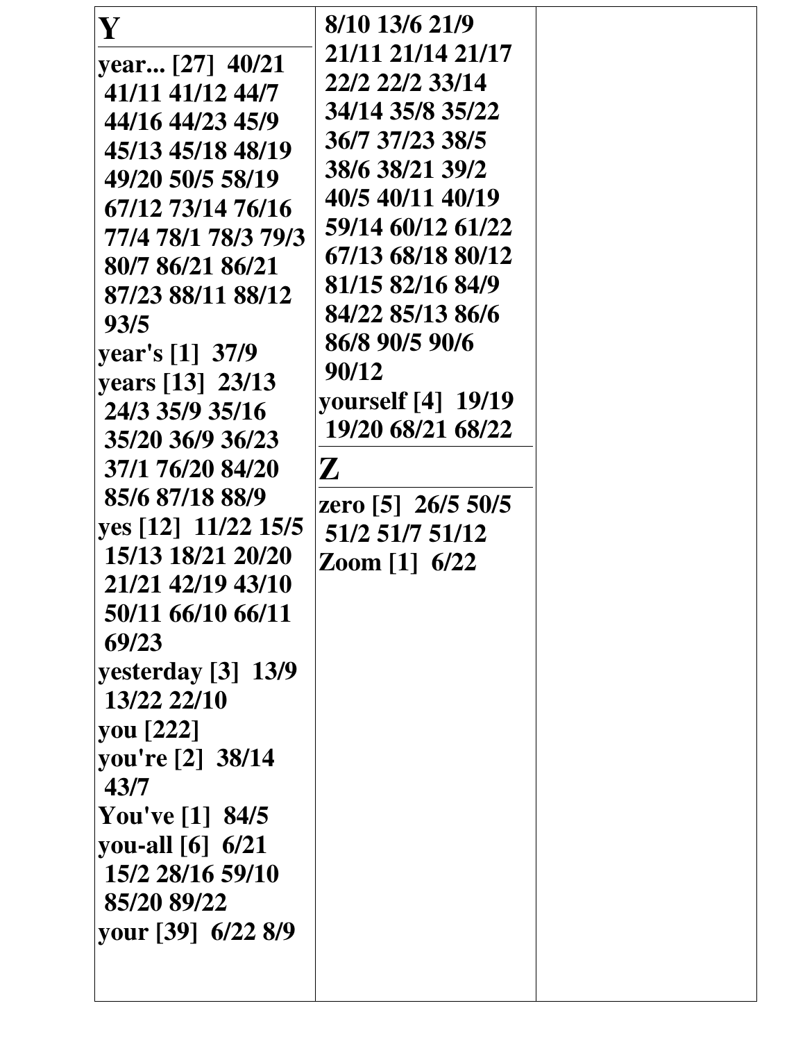**Y**

**year... [27]** 40/21 41/11 41/12 44/7 44/16 44/23 45/9 45/13 45/18 48/19 49/20 50/5 58/19 67/12 73/14 76/16 77/4 78/1 78/3 79/3 80/7 86/21 86/21 87/23 88/11 88/12 93/5

**year's [1]** 37/9

**years [13]** 23/13 24/3 35/9 35/16 35/20 36/9 36/23 37/1 76/20 84/20 85/6 87/18 88/9

**yes [12]** 11/22 15/5 15/13 18/21 20/20 21/21 42/19 43/10 50/11 66/10 66/11 69/23

**yesterday [3]** 13/9 13/22 22/10

**you [222]**

**you're [2]** 38/14 43/7

**You've [1]** 84/5

**you-all [6]** 6/21 15/2 28/16 59/10 85/20 89/22

**your [39]** 6/22 8/9 8/10 13/6 21/9 21/11 21/14 21/17 22/2 22/2 33/14 34/14 35/8 35/22 36/7 37/23 38/5 38/6 38/21 39/2 40/5 40/11 40/19 59/14 60/12 61/22 67/13 68/18 80/12 81/15 82/16 84/9 84/22 85/13 86/6 86/8 90/5 90/6 90/12

**yourself [4]** 19/19 19/20 68/21 68/22

**Z**

**zero [5]** 26/5 50/5 51/2 51/7 51/12

**Zoom [1]** 6/22